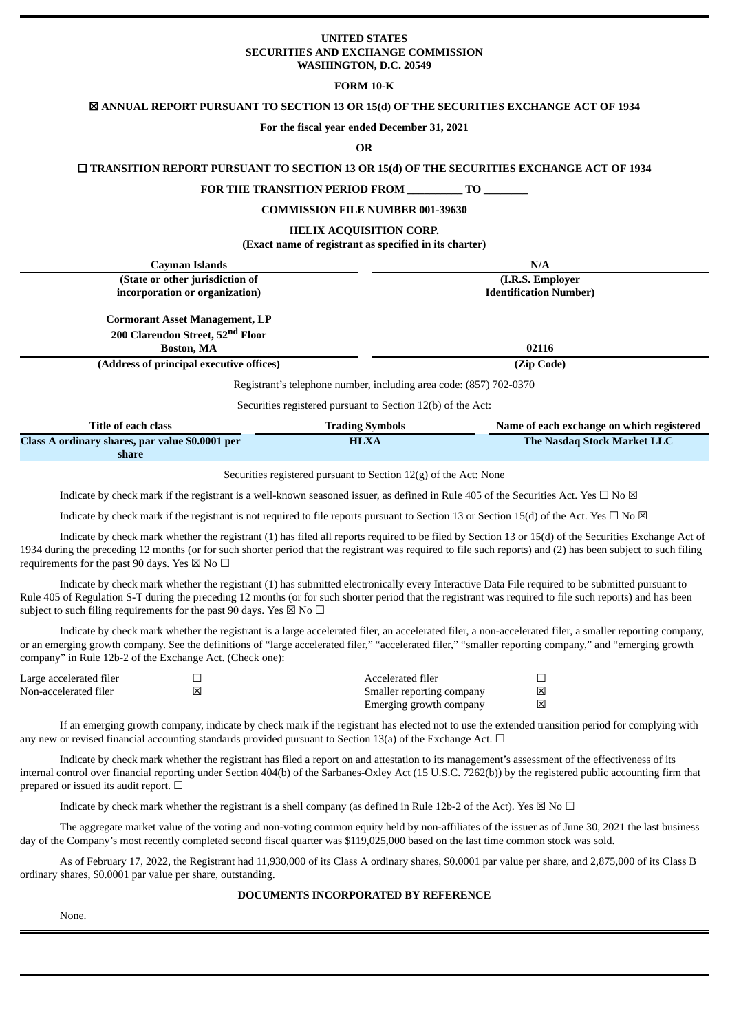**UNITED STATES**
**SECURITIES AND EXCHANGE COMMISSION**
**WASHINGTON, D.C. 20549**

**FORM 10-K**

☒ **ANNUAL REPORT PURSUANT TO SECTION 13 OR 15(d) OF THE SECURITIES EXCHANGE ACT OF 1934**

**For the fiscal year ended December 31, 2021**

**OR**

☐ **TRANSITION REPORT PURSUANT TO SECTION 13 OR 15(d) OF THE SECURITIES EXCHANGE ACT OF 1934**

**FOR THE TRANSITION PERIOD FROM __________ TO ________**

**COMMISSION FILE NUMBER 001-39630**

**HELIX ACQUISITION CORP.**
**(Exact name of registrant as specified in its charter)**

| Cayman Islands | N/A |
|---|---|
| **(State or other jurisdiction of incorporation or organization)** | **(I.R.S. Employer Identification Number)** |

| Cormorant Asset Management, LP 200 Clarendon Street, 52nd Floor Boston, MA | 02116 |
|---|---|
| **(Address of principal executive offices)** | **(Zip Code)** |

Registrant's telephone number, including area code: (857) 702-0370

Securities registered pursuant to Section 12(b) of the Act:

| Title of each class | Trading Symbols | Name of each exchange on which registered |
|---|---|---|
| **Class A ordinary shares, par value $0.0001 per share** | **HLXA** | **The Nasdaq Stock Market LLC** |

Securities registered pursuant to Section 12(g) of the Act: None

Indicate by check mark if the registrant is a well-known seasoned issuer, as defined in Rule 405 of the Securities Act. Yes ☐ No ☒

Indicate by check mark if the registrant is not required to file reports pursuant to Section 13 or Section 15(d) of the Act. Yes ☐ No ☒

Indicate by check mark whether the registrant (1) has filed all reports required to be filed by Section 13 or 15(d) of the Securities Exchange Act of 1934 during the preceding 12 months (or for such shorter period that the registrant was required to file such reports) and (2) has been subject to such filing requirements for the past 90 days. Yes ☒ No ☐

Indicate by check mark whether the registrant (1) has submitted electronically every Interactive Data File required to be submitted pursuant to Rule 405 of Regulation S-T during the preceding 12 months (or for such shorter period that the registrant was required to file such reports) and has been subject to such filing requirements for the past 90 days. Yes ☒ No ☐

Indicate by check mark whether the registrant is a large accelerated filer, an accelerated filer, a non-accelerated filer, a smaller reporting company, or an emerging growth company. See the definitions of "large accelerated filer," "accelerated filer," "smaller reporting company," and "emerging growth company" in Rule 12b-2 of the Exchange Act. (Check one):

| | | | |
|---|---|---|---|
| Large accelerated filer | ☐ | Accelerated filer | ☐ |
| Non-accelerated filer | ☒ | Smaller reporting company | ☒ |
| | | Emerging growth company | ☒ |

If an emerging growth company, indicate by check mark if the registrant has elected not to use the extended transition period for complying with any new or revised financial accounting standards provided pursuant to Section 13(a) of the Exchange Act. ☐

Indicate by check mark whether the registrant has filed a report on and attestation to its management's assessment of the effectiveness of its internal control over financial reporting under Section 404(b) of the Sarbanes-Oxley Act (15 U.S.C. 7262(b)) by the registered public accounting firm that prepared or issued its audit report. ☐

Indicate by check mark whether the registrant is a shell company (as defined in Rule 12b-2 of the Act). Yes ☒ No ☐

The aggregate market value of the voting and non-voting common equity held by non-affiliates of the issuer as of June 30, 2021 the last business day of the Company's most recently completed second fiscal quarter was $119,025,000 based on the last time common stock was sold.

As of February 17, 2022, the Registrant had 11,930,000 of its Class A ordinary shares, $0.0001 par value per share, and 2,875,000 of its Class B ordinary shares, $0.0001 par value per share, outstanding.

**DOCUMENTS INCORPORATED BY REFERENCE**

None.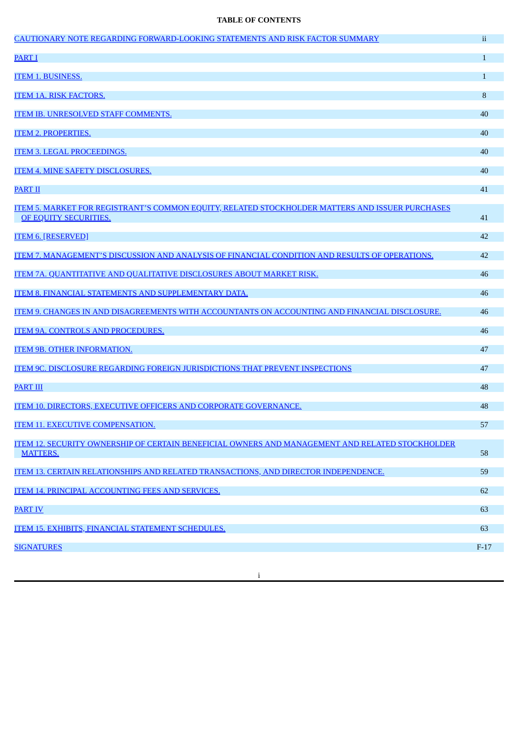**TABLE OF CONTENTS**

| | |
|---|---|
| CAUTIONARY NOTE REGARDING FORWARD-LOOKING STATEMENTS AND RISK FACTOR SUMMARY | ii |
| PART I | 1 |
| ITEM 1. BUSINESS. | 1 |
| ITEM 1A. RISK FACTORS. | 8 |
| ITEM IB. UNRESOLVED STAFF COMMENTS. | 40 |
| ITEM 2. PROPERTIES. | 40 |
| ITEM 3. LEGAL PROCEEDINGS. | 40 |
| ITEM 4. MINE SAFETY DISCLOSURES. | 40 |
| PART II | 41 |
| ITEM 5. MARKET FOR REGISTRANT'S COMMON EQUITY, RELATED STOCKHOLDER MATTERS AND ISSUER PURCHASES OF EQUITY SECURITIES. | 41 |
| ITEM 6. [RESERVED] | 42 |
| ITEM 7. MANAGEMENT'S DISCUSSION AND ANALYSIS OF FINANCIAL CONDITION AND RESULTS OF OPERATIONS. | 42 |
| ITEM 7A. QUANTITATIVE AND QUALITATIVE DISCLOSURES ABOUT MARKET RISK. | 46 |
| ITEM 8. FINANCIAL STATEMENTS AND SUPPLEMENTARY DATA. | 46 |
| ITEM 9. CHANGES IN AND DISAGREEMENTS WITH ACCOUNTANTS ON ACCOUNTING AND FINANCIAL DISCLOSURE. | 46 |
| ITEM 9A. CONTROLS AND PROCEDURES. | 46 |
| ITEM 9B. OTHER INFORMATION. | 47 |
| ITEM 9C. DISCLOSURE REGARDING FOREIGN JURISDICTIONS THAT PREVENT INSPECTIONS | 47 |
| PART III | 48 |
| ITEM 10. DIRECTORS, EXECUTIVE OFFICERS AND CORPORATE GOVERNANCE. | 48 |
| ITEM 11. EXECUTIVE COMPENSATION. | 57 |
| ITEM 12. SECURITY OWNERSHIP OF CERTAIN BENEFICIAL OWNERS AND MANAGEMENT AND RELATED STOCKHOLDER MATTERS. | 58 |
| ITEM 13. CERTAIN RELATIONSHIPS AND RELATED TRANSACTIONS, AND DIRECTOR INDEPENDENCE. | 59 |
| ITEM 14. PRINCIPAL ACCOUNTING FEES AND SERVICES. | 62 |
| PART IV | 63 |
| ITEM 15. EXHIBITS, FINANCIAL STATEMENT SCHEDULES. | 63 |
| SIGNATURES | F-17 |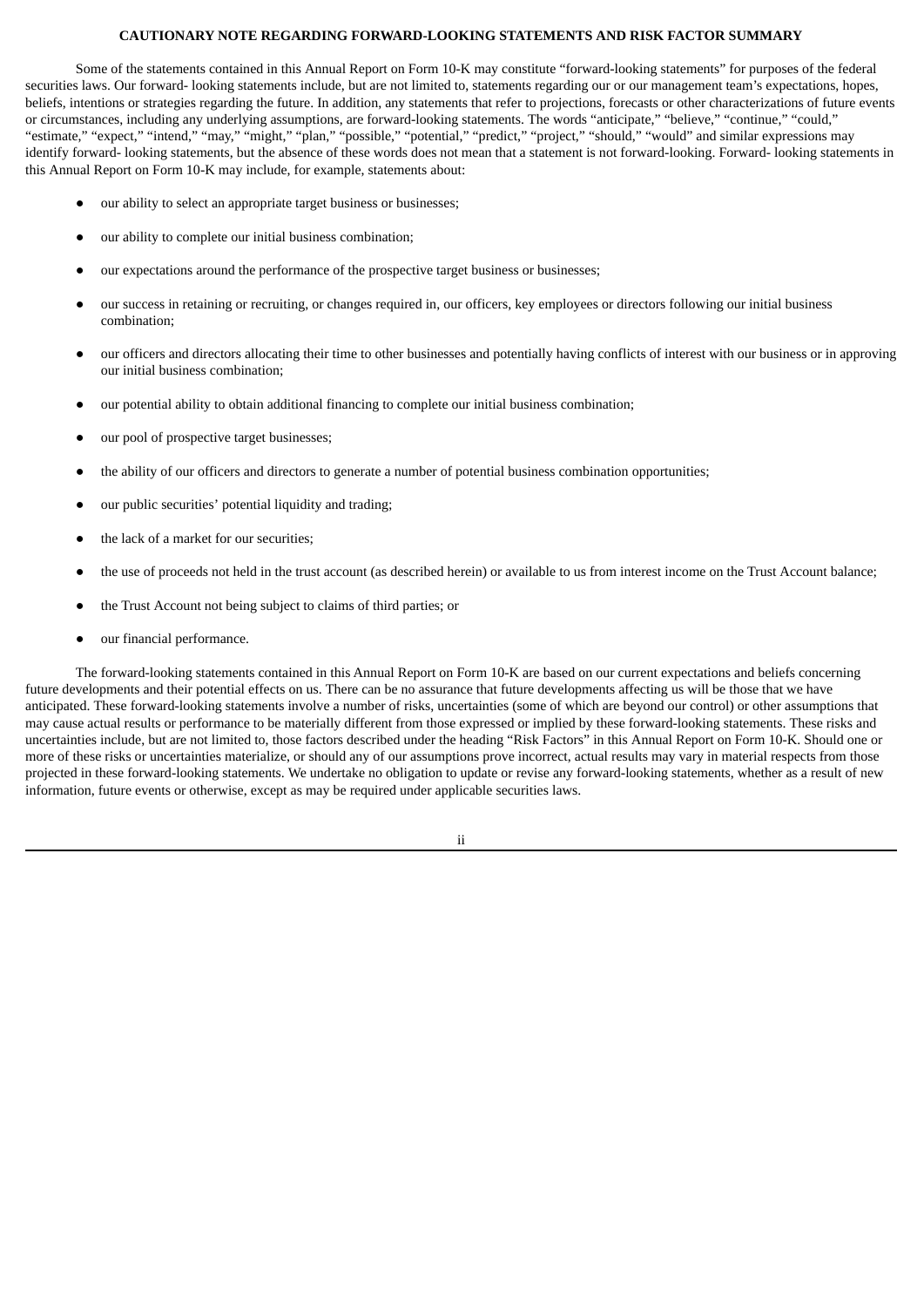**CAUTIONARY NOTE REGARDING FORWARD-LOOKING STATEMENTS AND RISK FACTOR SUMMARY**

Some of the statements contained in this Annual Report on Form 10-K may constitute "forward-looking statements" for purposes of the federal securities laws. Our forward- looking statements include, but are not limited to, statements regarding our or our management team's expectations, hopes, beliefs, intentions or strategies regarding the future. In addition, any statements that refer to projections, forecasts or other characterizations of future events or circumstances, including any underlying assumptions, are forward-looking statements. The words "anticipate," "believe," "continue," "could," "estimate," "expect," "intend," "may," "might," "plan," "possible," "potential," "predict," "project," "should," "would" and similar expressions may identify forward- looking statements, but the absence of these words does not mean that a statement is not forward-looking. Forward- looking statements in this Annual Report on Form 10-K may include, for example, statements about:

- our ability to select an appropriate target business or businesses;
- our ability to complete our initial business combination;
- our expectations around the performance of the prospective target business or businesses;
- our success in retaining or recruiting, or changes required in, our officers, key employees or directors following our initial business combination;
- our officers and directors allocating their time to other businesses and potentially having conflicts of interest with our business or in approving our initial business combination;
- our potential ability to obtain additional financing to complete our initial business combination;
- our pool of prospective target businesses;
- the ability of our officers and directors to generate a number of potential business combination opportunities;
- our public securities' potential liquidity and trading;
- the lack of a market for our securities;
- the use of proceeds not held in the trust account (as described herein) or available to us from interest income on the Trust Account balance;
- the Trust Account not being subject to claims of third parties; or
- our financial performance.

The forward-looking statements contained in this Annual Report on Form 10-K are based on our current expectations and beliefs concerning future developments and their potential effects on us. There can be no assurance that future developments affecting us will be those that we have anticipated. These forward-looking statements involve a number of risks, uncertainties (some of which are beyond our control) or other assumptions that may cause actual results or performance to be materially different from those expressed or implied by these forward-looking statements. These risks and uncertainties include, but are not limited to, those factors described under the heading "Risk Factors" in this Annual Report on Form 10-K. Should one or more of these risks or uncertainties materialize, or should any of our assumptions prove incorrect, actual results may vary in material respects from those projected in these forward-looking statements. We undertake no obligation to update or revise any forward-looking statements, whether as a result of new information, future events or otherwise, except as may be required under applicable securities laws.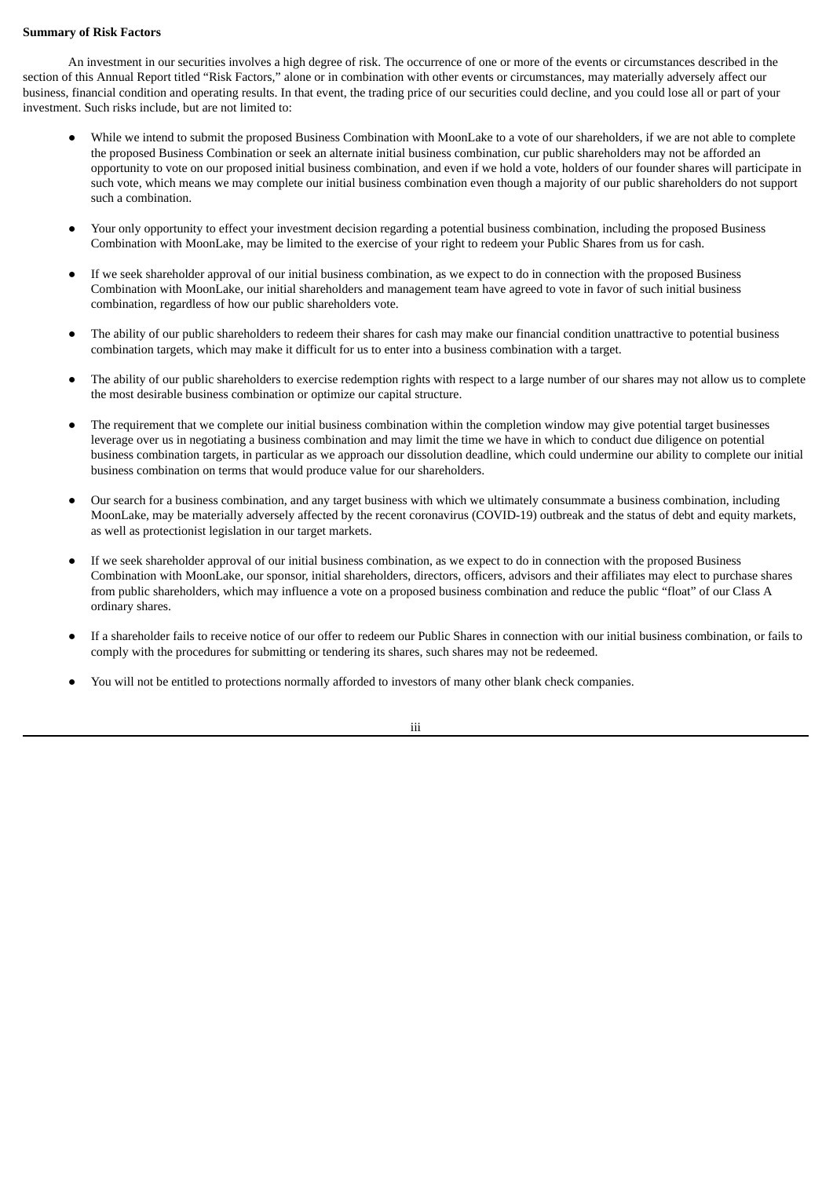**Summary of Risk Factors**

An investment in our securities involves a high degree of risk. The occurrence of one or more of the events or circumstances described in the section of this Annual Report titled "Risk Factors," alone or in combination with other events or circumstances, may materially adversely affect our business, financial condition and operating results. In that event, the trading price of our securities could decline, and you could lose all or part of your investment. Such risks include, but are not limited to:

- While we intend to submit the proposed Business Combination with MoonLake to a vote of our shareholders, if we are not able to complete the proposed Business Combination or seek an alternate initial business combination, cur public shareholders may not be afforded an opportunity to vote on our proposed initial business combination, and even if we hold a vote, holders of our founder shares will participate in such vote, which means we may complete our initial business combination even though a majority of our public shareholders do not support such a combination.

- Your only opportunity to effect your investment decision regarding a potential business combination, including the proposed Business Combination with MoonLake, may be limited to the exercise of your right to redeem your Public Shares from us for cash.

- If we seek shareholder approval of our initial business combination, as we expect to do in connection with the proposed Business Combination with MoonLake, our initial shareholders and management team have agreed to vote in favor of such initial business combination, regardless of how our public shareholders vote.

- The ability of our public shareholders to redeem their shares for cash may make our financial condition unattractive to potential business combination targets, which may make it difficult for us to enter into a business combination with a target.

- The ability of our public shareholders to exercise redemption rights with respect to a large number of our shares may not allow us to complete the most desirable business combination or optimize our capital structure.

- The requirement that we complete our initial business combination within the completion window may give potential target businesses leverage over us in negotiating a business combination and may limit the time we have in which to conduct due diligence on potential business combination targets, in particular as we approach our dissolution deadline, which could undermine our ability to complete our initial business combination on terms that would produce value for our shareholders.

- Our search for a business combination, and any target business with which we ultimately consummate a business combination, including MoonLake, may be materially adversely affected by the recent coronavirus (COVID-19) outbreak and the status of debt and equity markets, as well as protectionist legislation in our target markets.

- If we seek shareholder approval of our initial business combination, as we expect to do in connection with the proposed Business Combination with MoonLake, our sponsor, initial shareholders, directors, officers, advisors and their affiliates may elect to purchase shares from public shareholders, which may influence a vote on a proposed business combination and reduce the public "float" of our Class A ordinary shares.

- If a shareholder fails to receive notice of our offer to redeem our Public Shares in connection with our initial business combination, or fails to comply with the procedures for submitting or tendering its shares, such shares may not be redeemed.

- You will not be entitled to protections normally afforded to investors of many other blank check companies.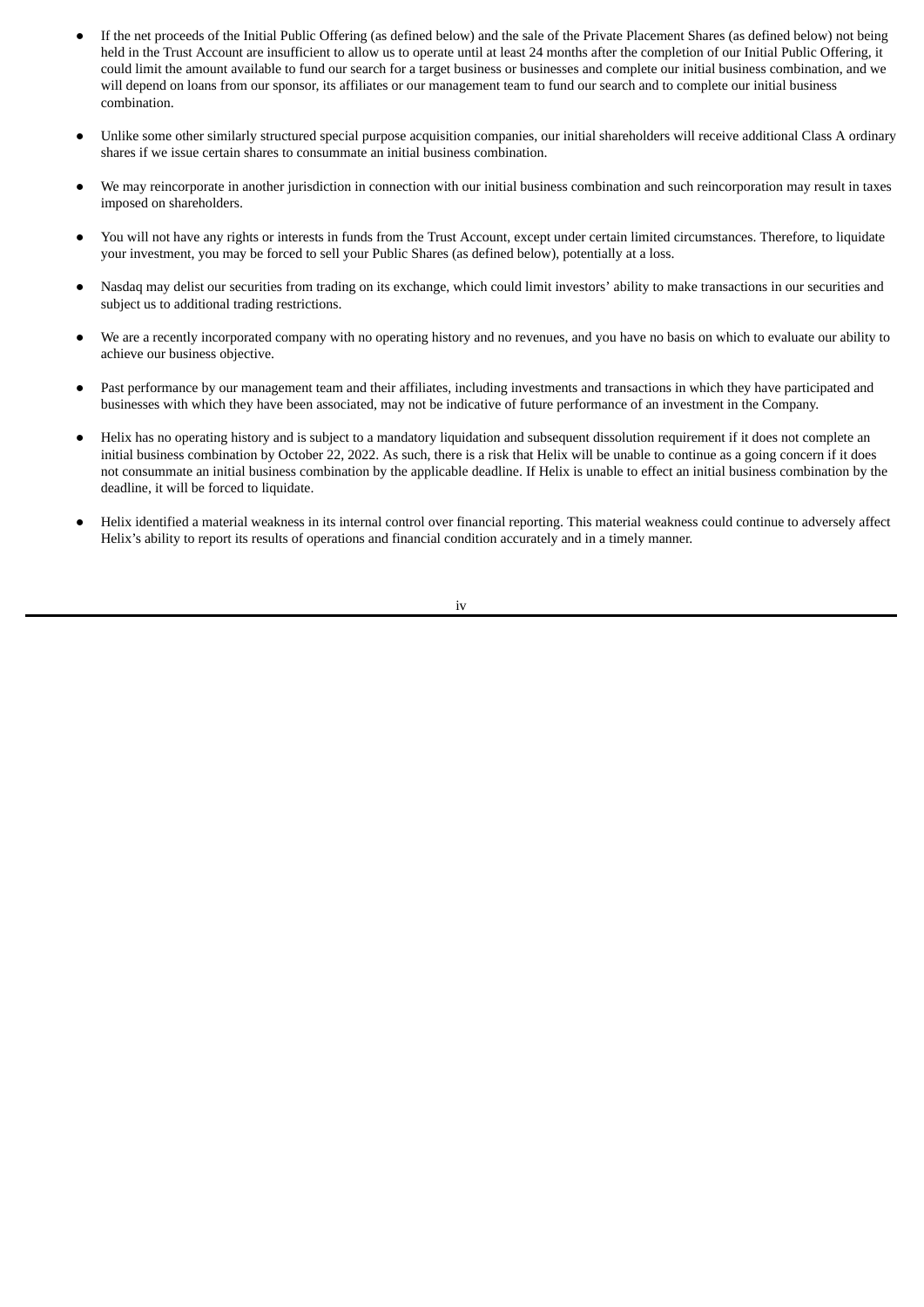- If the net proceeds of the Initial Public Offering (as defined below) and the sale of the Private Placement Shares (as defined below) not being held in the Trust Account are insufficient to allow us to operate until at least 24 months after the completion of our Initial Public Offering, it could limit the amount available to fund our search for a target business or businesses and complete our initial business combination, and we will depend on loans from our sponsor, its affiliates or our management team to fund our search and to complete our initial business combination.

- Unlike some other similarly structured special purpose acquisition companies, our initial shareholders will receive additional Class A ordinary shares if we issue certain shares to consummate an initial business combination.

- We may reincorporate in another jurisdiction in connection with our initial business combination and such reincorporation may result in taxes imposed on shareholders.

- You will not have any rights or interests in funds from the Trust Account, except under certain limited circumstances. Therefore, to liquidate your investment, you may be forced to sell your Public Shares (as defined below), potentially at a loss.

- Nasdaq may delist our securities from trading on its exchange, which could limit investors' ability to make transactions in our securities and subject us to additional trading restrictions.

- We are a recently incorporated company with no operating history and no revenues, and you have no basis on which to evaluate our ability to achieve our business objective.

- Past performance by our management team and their affiliates, including investments and transactions in which they have participated and businesses with which they have been associated, may not be indicative of future performance of an investment in the Company.

- Helix has no operating history and is subject to a mandatory liquidation and subsequent dissolution requirement if it does not complete an initial business combination by October 22, 2022. As such, there is a risk that Helix will be unable to continue as a going concern if it does not consummate an initial business combination by the applicable deadline. If Helix is unable to effect an initial business combination by the deadline, it will be forced to liquidate.

- Helix identified a material weakness in its internal control over financial reporting. This material weakness could continue to adversely affect Helix's ability to report its results of operations and financial condition accurately and in a timely manner.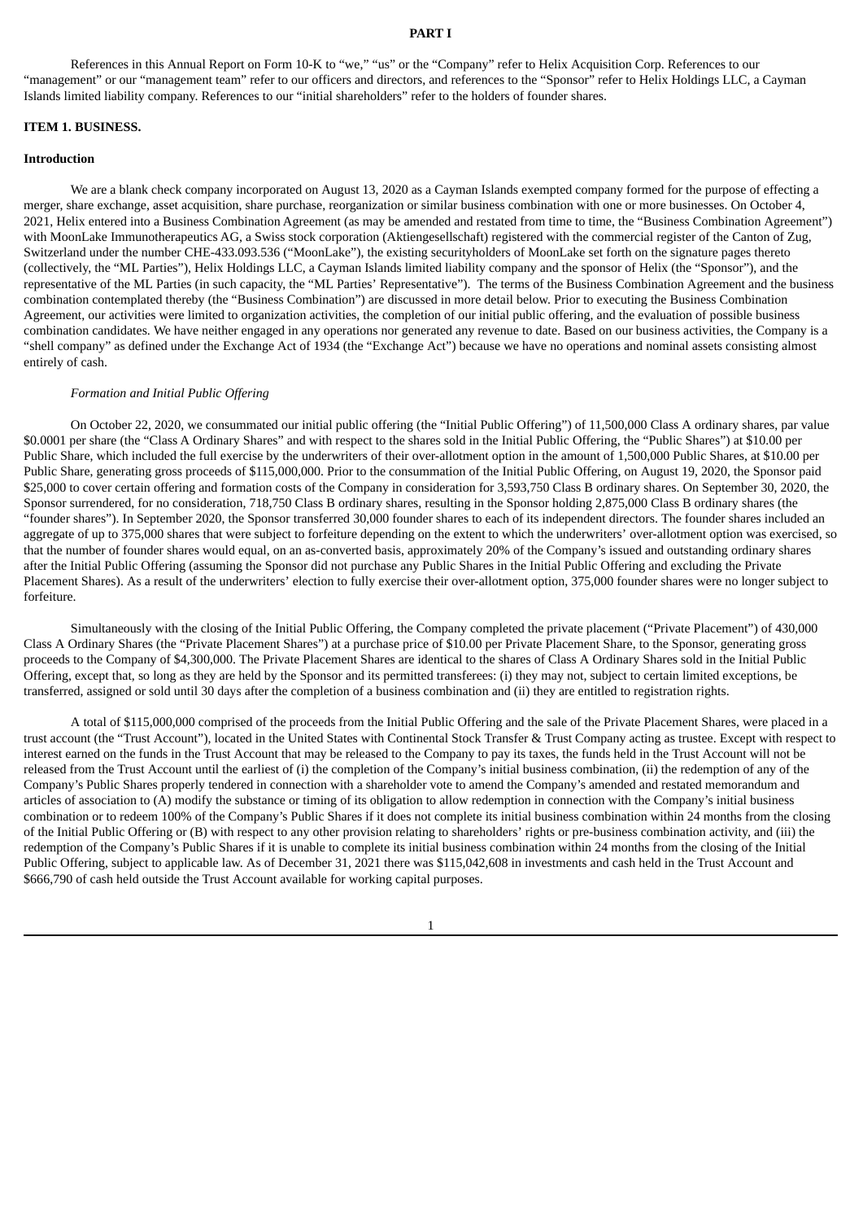**PART I**

References in this Annual Report on Form 10-K to "we," "us" or the "Company" refer to Helix Acquisition Corp. References to our "management" or our "management team" refer to our officers and directors, and references to the "Sponsor" refer to Helix Holdings LLC, a Cayman Islands limited liability company. References to our "initial shareholders" refer to the holders of founder shares.

**ITEM 1. BUSINESS.**

**Introduction**

We are a blank check company incorporated on August 13, 2020 as a Cayman Islands exempted company formed for the purpose of effecting a merger, share exchange, asset acquisition, share purchase, reorganization or similar business combination with one or more businesses. On October 4, 2021, Helix entered into a Business Combination Agreement (as may be amended and restated from time to time, the "Business Combination Agreement") with MoonLake Immunotherapeutics AG, a Swiss stock corporation (Aktiengesellschaft) registered with the commercial register of the Canton of Zug, Switzerland under the number CHE-433.093.536 ("MoonLake"), the existing securityholders of MoonLake set forth on the signature pages thereto (collectively, the "ML Parties"), Helix Holdings LLC, a Cayman Islands limited liability company and the sponsor of Helix (the "Sponsor"), and the representative of the ML Parties (in such capacity, the "ML Parties' Representative"). The terms of the Business Combination Agreement and the business combination contemplated thereby (the "Business Combination") are discussed in more detail below. Prior to executing the Business Combination Agreement, our activities were limited to organization activities, the completion of our initial public offering, and the evaluation of possible business combination candidates. We have neither engaged in any operations nor generated any revenue to date. Based on our business activities, the Company is a "shell company" as defined under the Exchange Act of 1934 (the "Exchange Act") because we have no operations and nominal assets consisting almost entirely of cash.

*Formation and Initial Public Offering*

On October 22, 2020, we consummated our initial public offering (the "Initial Public Offering") of 11,500,000 Class A ordinary shares, par value $0.0001 per share (the "Class A Ordinary Shares" and with respect to the shares sold in the Initial Public Offering, the "Public Shares") at $10.00 per Public Share, which included the full exercise by the underwriters of their over-allotment option in the amount of 1,500,000 Public Shares, at $10.00 per Public Share, generating gross proceeds of $115,000,000. Prior to the consummation of the Initial Public Offering, on August 19, 2020, the Sponsor paid $25,000 to cover certain offering and formation costs of the Company in consideration for 3,593,750 Class B ordinary shares. On September 30, 2020, the Sponsor surrendered, for no consideration, 718,750 Class B ordinary shares, resulting in the Sponsor holding 2,875,000 Class B ordinary shares (the "founder shares"). In September 2020, the Sponsor transferred 30,000 founder shares to each of its independent directors. The founder shares included an aggregate of up to 375,000 shares that were subject to forfeiture depending on the extent to which the underwriters' over-allotment option was exercised, so that the number of founder shares would equal, on an as-converted basis, approximately 20% of the Company's issued and outstanding ordinary shares after the Initial Public Offering (assuming the Sponsor did not purchase any Public Shares in the Initial Public Offering and excluding the Private Placement Shares). As a result of the underwriters' election to fully exercise their over-allotment option, 375,000 founder shares were no longer subject to forfeiture.

Simultaneously with the closing of the Initial Public Offering, the Company completed the private placement ("Private Placement") of 430,000 Class A Ordinary Shares (the "Private Placement Shares") at a purchase price of $10.00 per Private Placement Share, to the Sponsor, generating gross proceeds to the Company of $4,300,000. The Private Placement Shares are identical to the shares of Class A Ordinary Shares sold in the Initial Public Offering, except that, so long as they are held by the Sponsor and its permitted transferees: (i) they may not, subject to certain limited exceptions, be transferred, assigned or sold until 30 days after the completion of a business combination and (ii) they are entitled to registration rights.

A total of $115,000,000 comprised of the proceeds from the Initial Public Offering and the sale of the Private Placement Shares, were placed in a trust account (the "Trust Account"), located in the United States with Continental Stock Transfer & Trust Company acting as trustee. Except with respect to interest earned on the funds in the Trust Account that may be released to the Company to pay its taxes, the funds held in the Trust Account will not be released from the Trust Account until the earliest of (i) the completion of the Company's initial business combination, (ii) the redemption of any of the Company's Public Shares properly tendered in connection with a shareholder vote to amend the Company's amended and restated memorandum and articles of association to (A) modify the substance or timing of its obligation to allow redemption in connection with the Company's initial business combination or to redeem 100% of the Company's Public Shares if it does not complete its initial business combination within 24 months from the closing of the Initial Public Offering or (B) with respect to any other provision relating to shareholders' rights or pre-business combination activity, and (iii) the redemption of the Company's Public Shares if it is unable to complete its initial business combination within 24 months from the closing of the Initial Public Offering, subject to applicable law. As of December 31, 2021 there was $115,042,608 in investments and cash held in the Trust Account and $666,790 of cash held outside the Trust Account available for working capital purposes.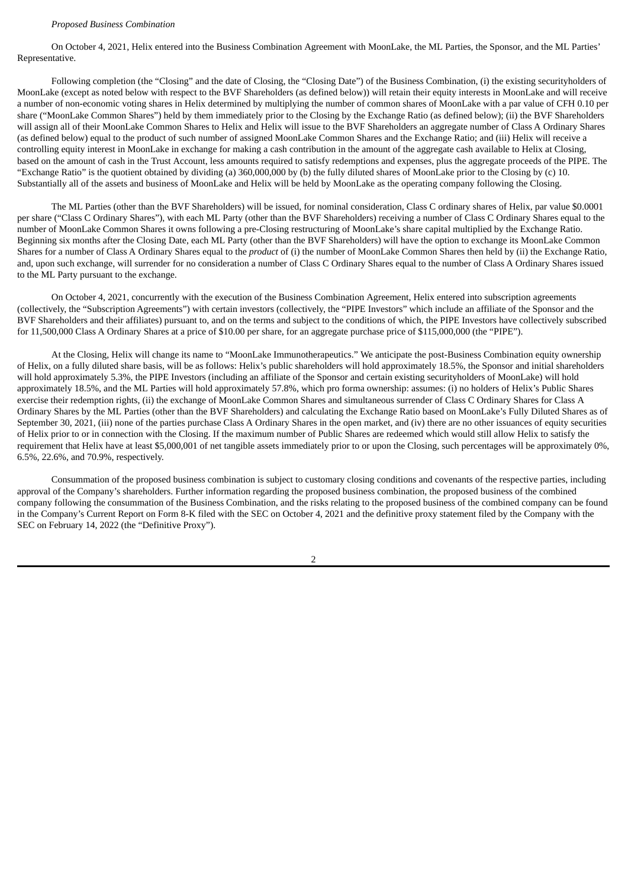*Proposed Business Combination*

On October 4, 2021, Helix entered into the Business Combination Agreement with MoonLake, the ML Parties, the Sponsor, and the ML Parties' Representative.

Following completion (the "Closing" and the date of Closing, the "Closing Date") of the Business Combination, (i) the existing securityholders of MoonLake (except as noted below with respect to the BVF Shareholders (as defined below)) will retain their equity interests in MoonLake and will receive a number of non-economic voting shares in Helix determined by multiplying the number of common shares of MoonLake with a par value of CFH 0.10 per share ("MoonLake Common Shares") held by them immediately prior to the Closing by the Exchange Ratio (as defined below); (ii) the BVF Shareholders will assign all of their MoonLake Common Shares to Helix and Helix will issue to the BVF Shareholders an aggregate number of Class A Ordinary Shares (as defined below) equal to the product of such number of assigned MoonLake Common Shares and the Exchange Ratio; and (iii) Helix will receive a controlling equity interest in MoonLake in exchange for making a cash contribution in the amount of the aggregate cash available to Helix at Closing, based on the amount of cash in the Trust Account, less amounts required to satisfy redemptions and expenses, plus the aggregate proceeds of the PIPE. The "Exchange Ratio" is the quotient obtained by dividing (a) 360,000,000 by (b) the fully diluted shares of MoonLake prior to the Closing by (c) 10. Substantially all of the assets and business of MoonLake and Helix will be held by MoonLake as the operating company following the Closing.

The ML Parties (other than the BVF Shareholders) will be issued, for nominal consideration, Class C ordinary shares of Helix, par value $0.0001 per share ("Class C Ordinary Shares"), with each ML Party (other than the BVF Shareholders) receiving a number of Class C Ordinary Shares equal to the number of MoonLake Common Shares it owns following a pre-Closing restructuring of MoonLake's share capital multiplied by the Exchange Ratio. Beginning six months after the Closing Date, each ML Party (other than the BVF Shareholders) will have the option to exchange its MoonLake Common Shares for a number of Class A Ordinary Shares equal to the *product* of (i) the number of MoonLake Common Shares then held by (ii) the Exchange Ratio, and, upon such exchange, will surrender for no consideration a number of Class C Ordinary Shares equal to the number of Class A Ordinary Shares issued to the ML Party pursuant to the exchange.

On October 4, 2021, concurrently with the execution of the Business Combination Agreement, Helix entered into subscription agreements (collectively, the "Subscription Agreements") with certain investors (collectively, the "PIPE Investors" which include an affiliate of the Sponsor and the BVF Shareholders and their affiliates) pursuant to, and on the terms and subject to the conditions of which, the PIPE Investors have collectively subscribed for 11,500,000 Class A Ordinary Shares at a price of $10.00 per share, for an aggregate purchase price of $115,000,000 (the "PIPE").

At the Closing, Helix will change its name to "MoonLake Immunotherapeutics." We anticipate the post-Business Combination equity ownership of Helix, on a fully diluted share basis, will be as follows: Helix's public shareholders will hold approximately 18.5%, the Sponsor and initial shareholders will hold approximately 5.3%, the PIPE Investors (including an affiliate of the Sponsor and certain existing securityholders of MoonLake) will hold approximately 18.5%, and the ML Parties will hold approximately 57.8%, which pro forma ownership: assumes: (i) no holders of Helix's Public Shares exercise their redemption rights, (ii) the exchange of MoonLake Common Shares and simultaneous surrender of Class C Ordinary Shares for Class A Ordinary Shares by the ML Parties (other than the BVF Shareholders) and calculating the Exchange Ratio based on MoonLake's Fully Diluted Shares as of September 30, 2021, (iii) none of the parties purchase Class A Ordinary Shares in the open market, and (iv) there are no other issuances of equity securities of Helix prior to or in connection with the Closing. If the maximum number of Public Shares are redeemed which would still allow Helix to satisfy the requirement that Helix have at least $5,000,001 of net tangible assets immediately prior to or upon the Closing, such percentages will be approximately 0%, 6.5%, 22.6%, and 70.9%, respectively.

Consummation of the proposed business combination is subject to customary closing conditions and covenants of the respective parties, including approval of the Company's shareholders. Further information regarding the proposed business combination, the proposed business of the combined company following the consummation of the Business Combination, and the risks relating to the proposed business of the combined company can be found in the Company's Current Report on Form 8-K filed with the SEC on October 4, 2021 and the definitive proxy statement filed by the Company with the SEC on February 14, 2022 (the "Definitive Proxy").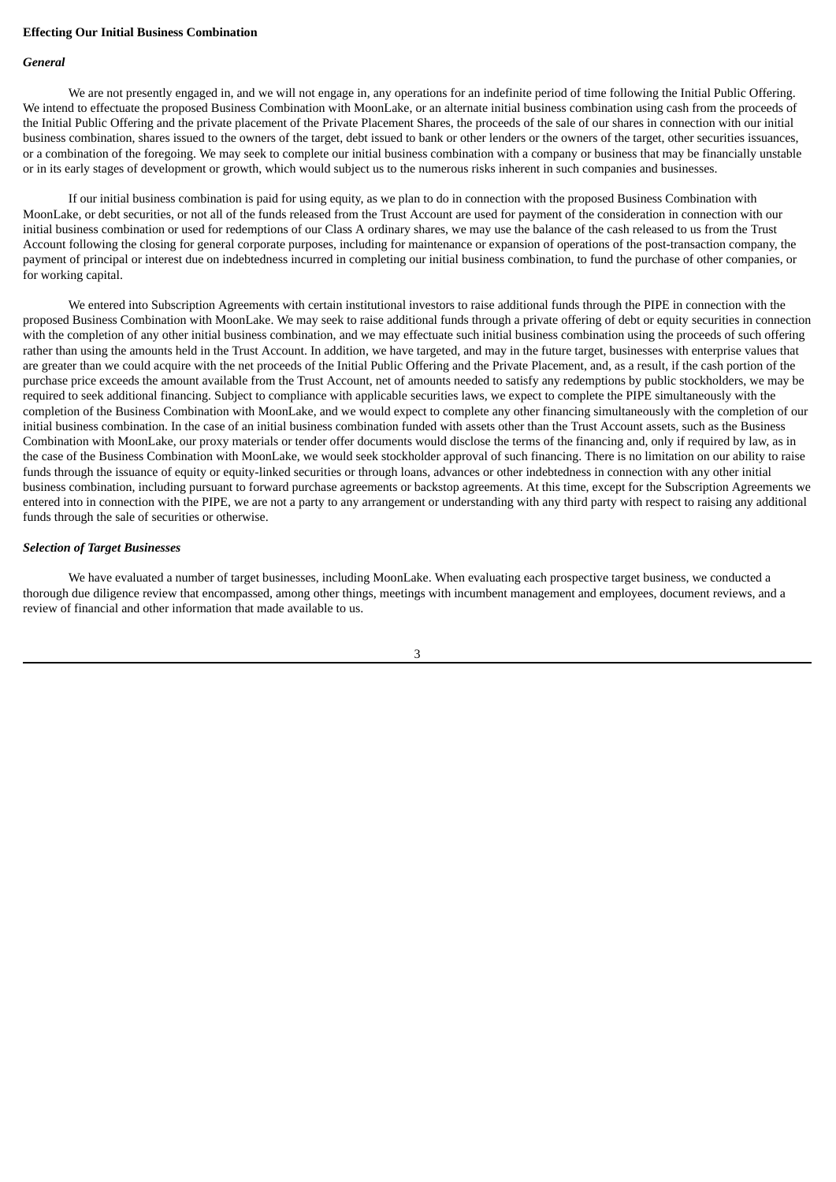**Effecting Our Initial Business Combination**

***General***

We are not presently engaged in, and we will not engage in, any operations for an indefinite period of time following the Initial Public Offering. We intend to effectuate the proposed Business Combination with MoonLake, or an alternate initial business combination using cash from the proceeds of the Initial Public Offering and the private placement of the Private Placement Shares, the proceeds of the sale of our shares in connection with our initial business combination, shares issued to the owners of the target, debt issued to bank or other lenders or the owners of the target, other securities issuances, or a combination of the foregoing. We may seek to complete our initial business combination with a company or business that may be financially unstable or in its early stages of development or growth, which would subject us to the numerous risks inherent in such companies and businesses.

If our initial business combination is paid for using equity, as we plan to do in connection with the proposed Business Combination with MoonLake, or debt securities, or not all of the funds released from the Trust Account are used for payment of the consideration in connection with our initial business combination or used for redemptions of our Class A ordinary shares, we may use the balance of the cash released to us from the Trust Account following the closing for general corporate purposes, including for maintenance or expansion of operations of the post-transaction company, the payment of principal or interest due on indebtedness incurred in completing our initial business combination, to fund the purchase of other companies, or for working capital.

We entered into Subscription Agreements with certain institutional investors to raise additional funds through the PIPE in connection with the proposed Business Combination with MoonLake. We may seek to raise additional funds through a private offering of debt or equity securities in connection with the completion of any other initial business combination, and we may effectuate such initial business combination using the proceeds of such offering rather than using the amounts held in the Trust Account. In addition, we have targeted, and may in the future target, businesses with enterprise values that are greater than we could acquire with the net proceeds of the Initial Public Offering and the Private Placement, and, as a result, if the cash portion of the purchase price exceeds the amount available from the Trust Account, net of amounts needed to satisfy any redemptions by public stockholders, we may be required to seek additional financing. Subject to compliance with applicable securities laws, we expect to complete the PIPE simultaneously with the completion of the Business Combination with MoonLake, and we would expect to complete any other financing simultaneously with the completion of our initial business combination. In the case of an initial business combination funded with assets other than the Trust Account assets, such as the Business Combination with MoonLake, our proxy materials or tender offer documents would disclose the terms of the financing and, only if required by law, as in the case of the Business Combination with MoonLake, we would seek stockholder approval of such financing. There is no limitation on our ability to raise funds through the issuance of equity or equity-linked securities or through loans, advances or other indebtedness in connection with any other initial business combination, including pursuant to forward purchase agreements or backstop agreements. At this time, except for the Subscription Agreements we entered into in connection with the PIPE, we are not a party to any arrangement or understanding with any third party with respect to raising any additional funds through the sale of securities or otherwise.

***Selection of Target Businesses***

We have evaluated a number of target businesses, including MoonLake. When evaluating each prospective target business, we conducted a thorough due diligence review that encompassed, among other things, meetings with incumbent management and employees, document reviews, and a review of financial and other information that made available to us.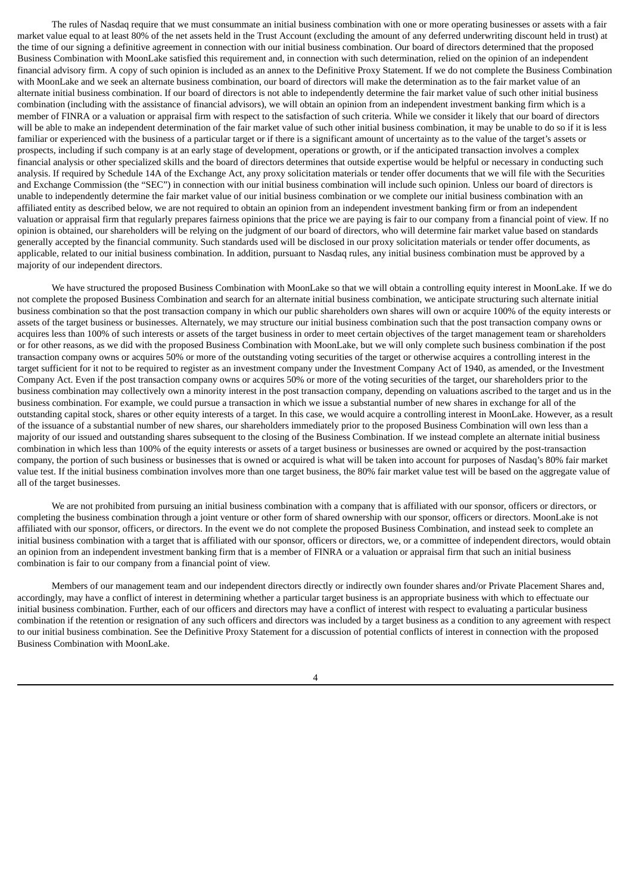The rules of Nasdaq require that we must consummate an initial business combination with one or more operating businesses or assets with a fair market value equal to at least 80% of the net assets held in the Trust Account (excluding the amount of any deferred underwriting discount held in trust) at the time of our signing a definitive agreement in connection with our initial business combination. Our board of directors determined that the proposed Business Combination with MoonLake satisfied this requirement and, in connection with such determination, relied on the opinion of an independent financial advisory firm. A copy of such opinion is included as an annex to the Definitive Proxy Statement. If we do not complete the Business Combination with MoonLake and we seek an alternate business combination, our board of directors will make the determination as to the fair market value of an alternate initial business combination. If our board of directors is not able to independently determine the fair market value of such other initial business combination (including with the assistance of financial advisors), we will obtain an opinion from an independent investment banking firm which is a member of FINRA or a valuation or appraisal firm with respect to the satisfaction of such criteria. While we consider it likely that our board of directors will be able to make an independent determination of the fair market value of such other initial business combination, it may be unable to do so if it is less familiar or experienced with the business of a particular target or if there is a significant amount of uncertainty as to the value of the target's assets or prospects, including if such company is at an early stage of development, operations or growth, or if the anticipated transaction involves a complex financial analysis or other specialized skills and the board of directors determines that outside expertise would be helpful or necessary in conducting such analysis. If required by Schedule 14A of the Exchange Act, any proxy solicitation materials or tender offer documents that we will file with the Securities and Exchange Commission (the "SEC") in connection with our initial business combination will include such opinion. Unless our board of directors is unable to independently determine the fair market value of our initial business combination or we complete our initial business combination with an affiliated entity as described below, we are not required to obtain an opinion from an independent investment banking firm or from an independent valuation or appraisal firm that regularly prepares fairness opinions that the price we are paying is fair to our company from a financial point of view. If no opinion is obtained, our shareholders will be relying on the judgment of our board of directors, who will determine fair market value based on standards generally accepted by the financial community. Such standards used will be disclosed in our proxy solicitation materials or tender offer documents, as applicable, related to our initial business combination. In addition, pursuant to Nasdaq rules, any initial business combination must be approved by a majority of our independent directors.

We have structured the proposed Business Combination with MoonLake so that we will obtain a controlling equity interest in MoonLake. If we do not complete the proposed Business Combination and search for an alternate initial business combination, we anticipate structuring such alternate initial business combination so that the post transaction company in which our public shareholders own shares will own or acquire 100% of the equity interests or assets of the target business or businesses. Alternately, we may structure our initial business combination such that the post transaction company owns or acquires less than 100% of such interests or assets of the target business in order to meet certain objectives of the target management team or shareholders or for other reasons, as we did with the proposed Business Combination with MoonLake, but we will only complete such business combination if the post transaction company owns or acquires 50% or more of the outstanding voting securities of the target or otherwise acquires a controlling interest in the target sufficient for it not to be required to register as an investment company under the Investment Company Act of 1940, as amended, or the Investment Company Act. Even if the post transaction company owns or acquires 50% or more of the voting securities of the target, our shareholders prior to the business combination may collectively own a minority interest in the post transaction company, depending on valuations ascribed to the target and us in the business combination. For example, we could pursue a transaction in which we issue a substantial number of new shares in exchange for all of the outstanding capital stock, shares or other equity interests of a target. In this case, we would acquire a controlling interest in MoonLake. However, as a result of the issuance of a substantial number of new shares, our shareholders immediately prior to the proposed Business Combination will own less than a majority of our issued and outstanding shares subsequent to the closing of the Business Combination. If we instead complete an alternate initial business combination in which less than 100% of the equity interests or assets of a target business or businesses are owned or acquired by the post-transaction company, the portion of such business or businesses that is owned or acquired is what will be taken into account for purposes of Nasdaq's 80% fair market value test. If the initial business combination involves more than one target business, the 80% fair market value test will be based on the aggregate value of all of the target businesses.

We are not prohibited from pursuing an initial business combination with a company that is affiliated with our sponsor, officers or directors, or completing the business combination through a joint venture or other form of shared ownership with our sponsor, officers or directors. MoonLake is not affiliated with our sponsor, officers, or directors. In the event we do not complete the proposed Business Combination, and instead seek to complete an initial business combination with a target that is affiliated with our sponsor, officers or directors, we, or a committee of independent directors, would obtain an opinion from an independent investment banking firm that is a member of FINRA or a valuation or appraisal firm that such an initial business combination is fair to our company from a financial point of view.

Members of our management team and our independent directors directly or indirectly own founder shares and/or Private Placement Shares and, accordingly, may have a conflict of interest in determining whether a particular target business is an appropriate business with which to effectuate our initial business combination. Further, each of our officers and directors may have a conflict of interest with respect to evaluating a particular business combination if the retention or resignation of any such officers and directors was included by a target business as a condition to any agreement with respect to our initial business combination. See the Definitive Proxy Statement for a discussion of potential conflicts of interest in connection with the proposed Business Combination with MoonLake.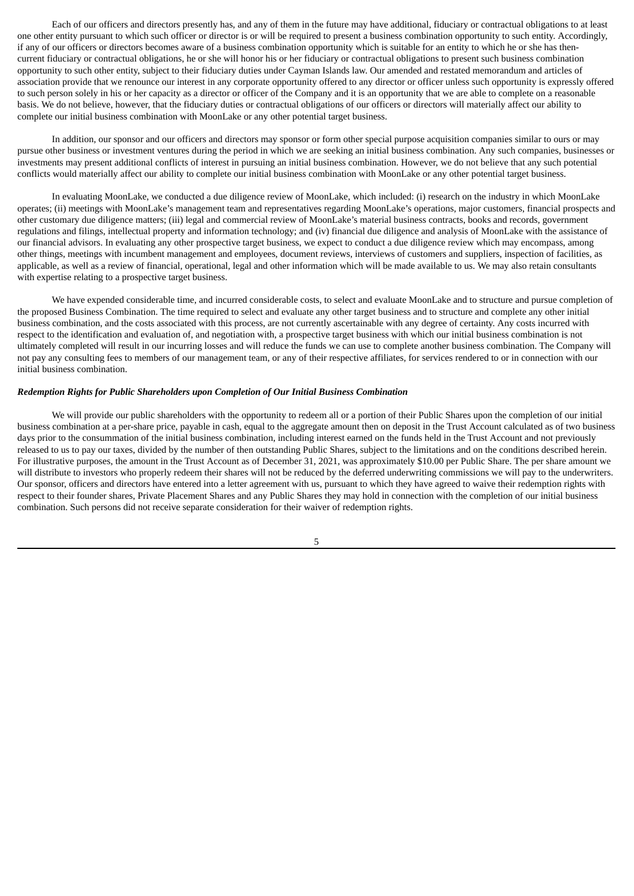Each of our officers and directors presently has, and any of them in the future may have additional, fiduciary or contractual obligations to at least one other entity pursuant to which such officer or director is or will be required to present a business combination opportunity to such entity. Accordingly, if any of our officers or directors becomes aware of a business combination opportunity which is suitable for an entity to which he or she has then-current fiduciary or contractual obligations, he or she will honor his or her fiduciary or contractual obligations to present such business combination opportunity to such other entity, subject to their fiduciary duties under Cayman Islands law. Our amended and restated memorandum and articles of association provide that we renounce our interest in any corporate opportunity offered to any director or officer unless such opportunity is expressly offered to such person solely in his or her capacity as a director or officer of the Company and it is an opportunity that we are able to complete on a reasonable basis. We do not believe, however, that the fiduciary duties or contractual obligations of our officers or directors will materially affect our ability to complete our initial business combination with MoonLake or any other potential target business.

In addition, our sponsor and our officers and directors may sponsor or form other special purpose acquisition companies similar to ours or may pursue other business or investment ventures during the period in which we are seeking an initial business combination. Any such companies, businesses or investments may present additional conflicts of interest in pursuing an initial business combination. However, we do not believe that any such potential conflicts would materially affect our ability to complete our initial business combination with MoonLake or any other potential target business.

In evaluating MoonLake, we conducted a due diligence review of MoonLake, which included: (i) research on the industry in which MoonLake operates; (ii) meetings with MoonLake's management team and representatives regarding MoonLake's operations, major customers, financial prospects and other customary due diligence matters; (iii) legal and commercial review of MoonLake's material business contracts, books and records, government regulations and filings, intellectual property and information technology; and (iv) financial due diligence and analysis of MoonLake with the assistance of our financial advisors. In evaluating any other prospective target business, we expect to conduct a due diligence review which may encompass, among other things, meetings with incumbent management and employees, document reviews, interviews of customers and suppliers, inspection of facilities, as applicable, as well as a review of financial, operational, legal and other information which will be made available to us. We may also retain consultants with expertise relating to a prospective target business.

We have expended considerable time, and incurred considerable costs, to select and evaluate MoonLake and to structure and pursue completion of the proposed Business Combination. The time required to select and evaluate any other target business and to structure and complete any other initial business combination, and the costs associated with this process, are not currently ascertainable with any degree of certainty. Any costs incurred with respect to the identification and evaluation of, and negotiation with, a prospective target business with which our initial business combination is not ultimately completed will result in our incurring losses and will reduce the funds we can use to complete another business combination. The Company will not pay any consulting fees to members of our management team, or any of their respective affiliates, for services rendered to or in connection with our initial business combination.

***Redemption Rights for Public Shareholders upon Completion of Our Initial Business Combination***

We will provide our public shareholders with the opportunity to redeem all or a portion of their Public Shares upon the completion of our initial business combination at a per-share price, payable in cash, equal to the aggregate amount then on deposit in the Trust Account calculated as of two business days prior to the consummation of the initial business combination, including interest earned on the funds held in the Trust Account and not previously released to us to pay our taxes, divided by the number of then outstanding Public Shares, subject to the limitations and on the conditions described herein. For illustrative purposes, the amount in the Trust Account as of December 31, 2021, was approximately $10.00 per Public Share. The per share amount we will distribute to investors who properly redeem their shares will not be reduced by the deferred underwriting commissions we will pay to the underwriters. Our sponsor, officers and directors have entered into a letter agreement with us, pursuant to which they have agreed to waive their redemption rights with respect to their founder shares, Private Placement Shares and any Public Shares they may hold in connection with the completion of our initial business combination. Such persons did not receive separate consideration for their waiver of redemption rights.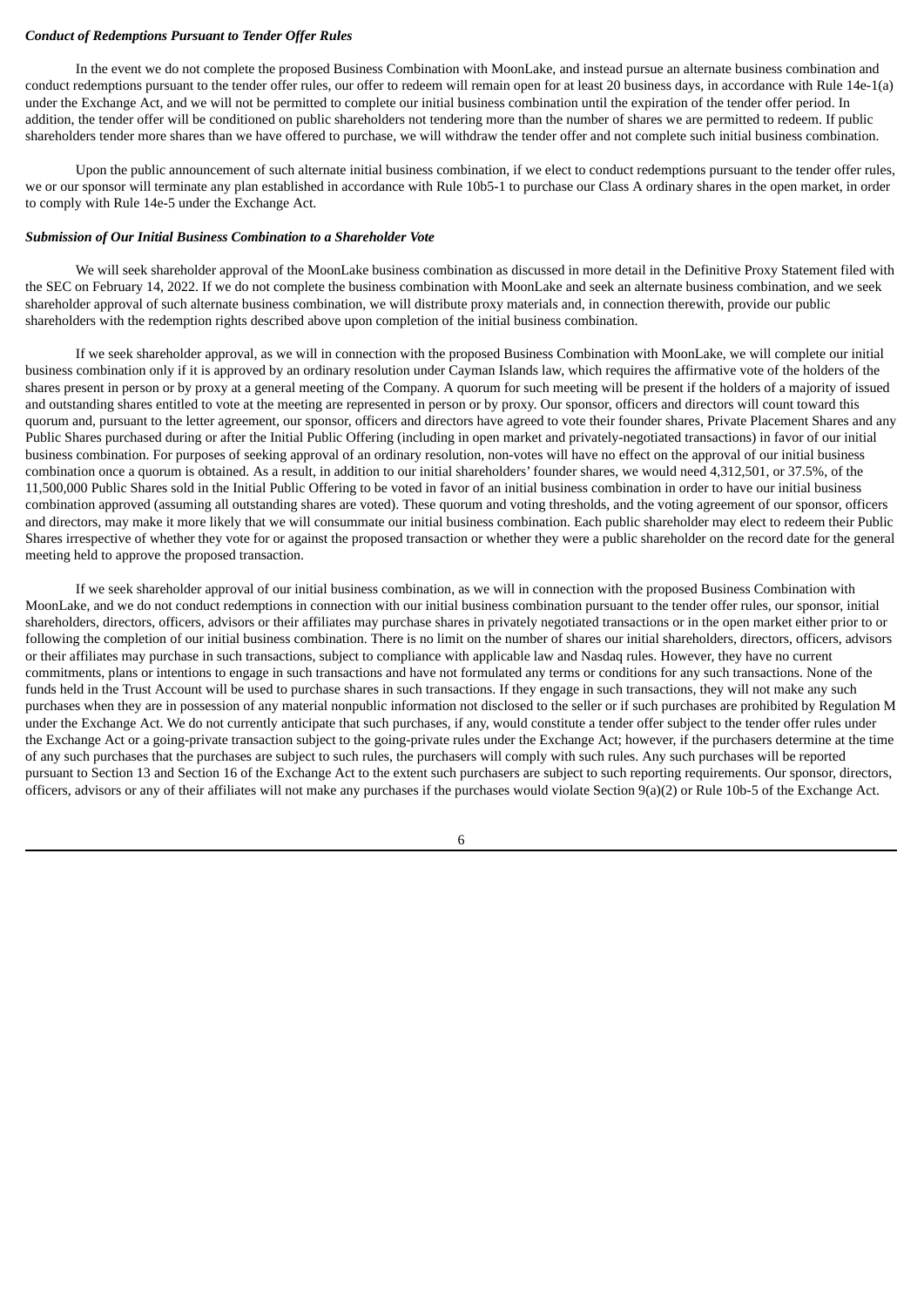***Conduct of Redemptions Pursuant to Tender Offer Rules***

In the event we do not complete the proposed Business Combination with MoonLake, and instead pursue an alternate business combination and conduct redemptions pursuant to the tender offer rules, our offer to redeem will remain open for at least 20 business days, in accordance with Rule 14e-1(a) under the Exchange Act, and we will not be permitted to complete our initial business combination until the expiration of the tender offer period. In addition, the tender offer will be conditioned on public shareholders not tendering more than the number of shares we are permitted to redeem. If public shareholders tender more shares than we have offered to purchase, we will withdraw the tender offer and not complete such initial business combination.

Upon the public announcement of such alternate initial business combination, if we elect to conduct redemptions pursuant to the tender offer rules, we or our sponsor will terminate any plan established in accordance with Rule 10b5-1 to purchase our Class A ordinary shares in the open market, in order to comply with Rule 14e-5 under the Exchange Act.

***Submission of Our Initial Business Combination to a Shareholder Vote***

We will seek shareholder approval of the MoonLake business combination as discussed in more detail in the Definitive Proxy Statement filed with the SEC on February 14, 2022. If we do not complete the business combination with MoonLake and seek an alternate business combination, and we seek shareholder approval of such alternate business combination, we will distribute proxy materials and, in connection therewith, provide our public shareholders with the redemption rights described above upon completion of the initial business combination.

If we seek shareholder approval, as we will in connection with the proposed Business Combination with MoonLake, we will complete our initial business combination only if it is approved by an ordinary resolution under Cayman Islands law, which requires the affirmative vote of the holders of the shares present in person or by proxy at a general meeting of the Company. A quorum for such meeting will be present if the holders of a majority of issued and outstanding shares entitled to vote at the meeting are represented in person or by proxy. Our sponsor, officers and directors will count toward this quorum and, pursuant to the letter agreement, our sponsor, officers and directors have agreed to vote their founder shares, Private Placement Shares and any Public Shares purchased during or after the Initial Public Offering (including in open market and privately-negotiated transactions) in favor of our initial business combination. For purposes of seeking approval of an ordinary resolution, non-votes will have no effect on the approval of our initial business combination once a quorum is obtained. As a result, in addition to our initial shareholders' founder shares, we would need 4,312,501, or 37.5%, of the 11,500,000 Public Shares sold in the Initial Public Offering to be voted in favor of an initial business combination in order to have our initial business combination approved (assuming all outstanding shares are voted). These quorum and voting thresholds, and the voting agreement of our sponsor, officers and directors, may make it more likely that we will consummate our initial business combination. Each public shareholder may elect to redeem their Public Shares irrespective of whether they vote for or against the proposed transaction or whether they were a public shareholder on the record date for the general meeting held to approve the proposed transaction.

If we seek shareholder approval of our initial business combination, as we will in connection with the proposed Business Combination with MoonLake, and we do not conduct redemptions in connection with our initial business combination pursuant to the tender offer rules, our sponsor, initial shareholders, directors, officers, advisors or their affiliates may purchase shares in privately negotiated transactions or in the open market either prior to or following the completion of our initial business combination. There is no limit on the number of shares our initial shareholders, directors, officers, advisors or their affiliates may purchase in such transactions, subject to compliance with applicable law and Nasdaq rules. However, they have no current commitments, plans or intentions to engage in such transactions and have not formulated any terms or conditions for any such transactions. None of the funds held in the Trust Account will be used to purchase shares in such transactions. If they engage in such transactions, they will not make any such purchases when they are in possession of any material nonpublic information not disclosed to the seller or if such purchases are prohibited by Regulation M under the Exchange Act. We do not currently anticipate that such purchases, if any, would constitute a tender offer subject to the tender offer rules under the Exchange Act or a going-private transaction subject to the going-private rules under the Exchange Act; however, if the purchasers determine at the time of any such purchases that the purchases are subject to such rules, the purchasers will comply with such rules. Any such purchases will be reported pursuant to Section 13 and Section 16 of the Exchange Act to the extent such purchasers are subject to such reporting requirements. Our sponsor, directors, officers, advisors or any of their affiliates will not make any purchases if the purchases would violate Section 9(a)(2) or Rule 10b-5 of the Exchange Act.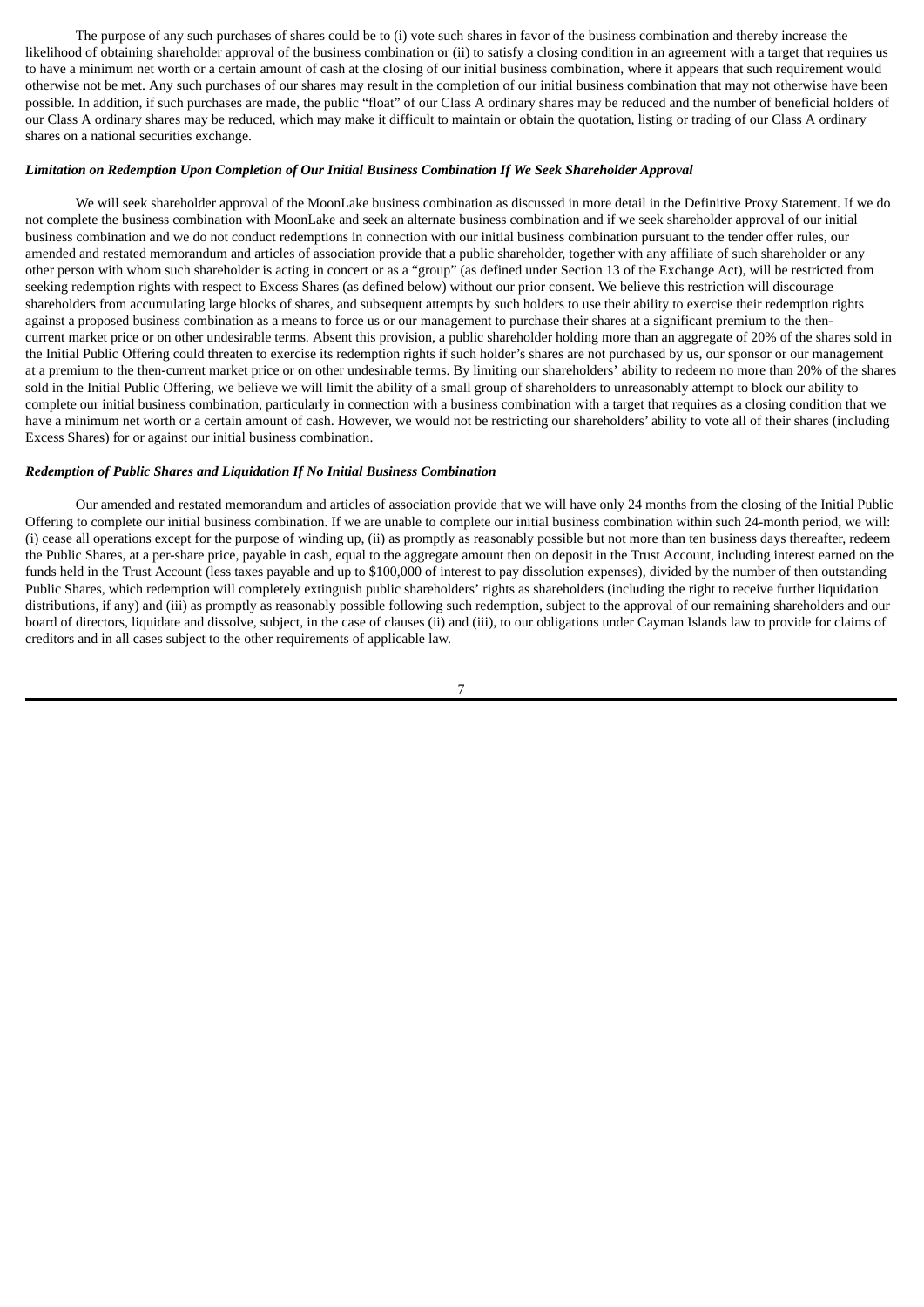The purpose of any such purchases of shares could be to (i) vote such shares in favor of the business combination and thereby increase the likelihood of obtaining shareholder approval of the business combination or (ii) to satisfy a closing condition in an agreement with a target that requires us to have a minimum net worth or a certain amount of cash at the closing of our initial business combination, where it appears that such requirement would otherwise not be met. Any such purchases of our shares may result in the completion of our initial business combination that may not otherwise have been possible. In addition, if such purchases are made, the public "float" of our Class A ordinary shares may be reduced and the number of beneficial holders of our Class A ordinary shares may be reduced, which may make it difficult to maintain or obtain the quotation, listing or trading of our Class A ordinary shares on a national securities exchange.

### *Limitation on Redemption Upon Completion of Our Initial Business Combination If We Seek Shareholder Approval*

We will seek shareholder approval of the MoonLake business combination as discussed in more detail in the Definitive Proxy Statement. If we do not complete the business combination with MoonLake and seek an alternate business combination and if we seek shareholder approval of our initial business combination and we do not conduct redemptions in connection with our initial business combination pursuant to the tender offer rules, our amended and restated memorandum and articles of association provide that a public shareholder, together with any affiliate of such shareholder or any other person with whom such shareholder is acting in concert or as a "group" (as defined under Section 13 of the Exchange Act), will be restricted from seeking redemption rights with respect to Excess Shares (as defined below) without our prior consent. We believe this restriction will discourage shareholders from accumulating large blocks of shares, and subsequent attempts by such holders to use their ability to exercise their redemption rights against a proposed business combination as a means to force us or our management to purchase their shares at a significant premium to the then-current market price or on other undesirable terms. Absent this provision, a public shareholder holding more than an aggregate of 20% of the shares sold in the Initial Public Offering could threaten to exercise its redemption rights if such holder's shares are not purchased by us, our sponsor or our management at a premium to the then-current market price or on other undesirable terms. By limiting our shareholders' ability to redeem no more than 20% of the shares sold in the Initial Public Offering, we believe we will limit the ability of a small group of shareholders to unreasonably attempt to block our ability to complete our initial business combination, particularly in connection with a business combination with a target that requires as a closing condition that we have a minimum net worth or a certain amount of cash. However, we would not be restricting our shareholders' ability to vote all of their shares (including Excess Shares) for or against our initial business combination.

### *Redemption of Public Shares and Liquidation If No Initial Business Combination*

Our amended and restated memorandum and articles of association provide that we will have only 24 months from the closing of the Initial Public Offering to complete our initial business combination. If we are unable to complete our initial business combination within such 24-month period, we will: (i) cease all operations except for the purpose of winding up, (ii) as promptly as reasonably possible but not more than ten business days thereafter, redeem the Public Shares, at a per-share price, payable in cash, equal to the aggregate amount then on deposit in the Trust Account, including interest earned on the funds held in the Trust Account (less taxes payable and up to $100,000 of interest to pay dissolution expenses), divided by the number of then outstanding Public Shares, which redemption will completely extinguish public shareholders' rights as shareholders (including the right to receive further liquidation distributions, if any) and (iii) as promptly as reasonably possible following such redemption, subject to the approval of our remaining shareholders and our board of directors, liquidate and dissolve, subject, in the case of clauses (ii) and (iii), to our obligations under Cayman Islands law to provide for claims of creditors and in all cases subject to the other requirements of applicable law.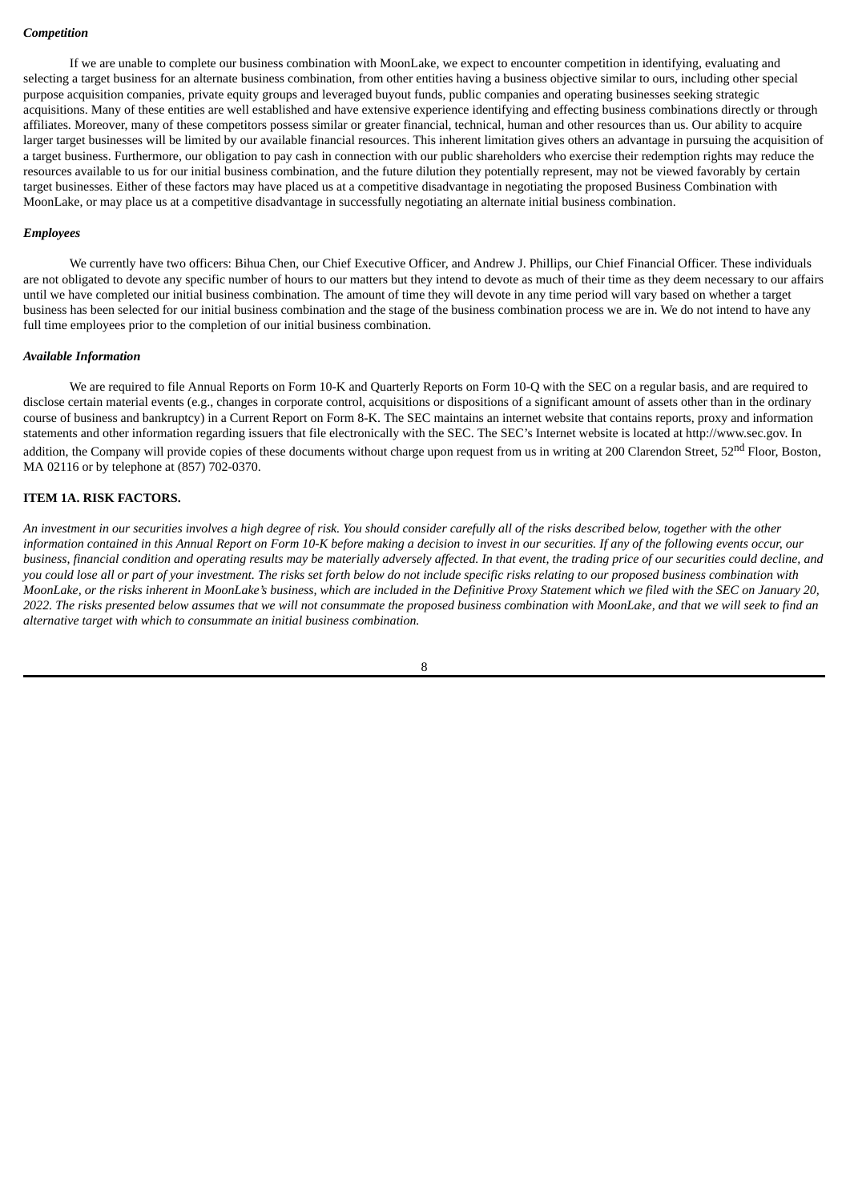*Competition*

If we are unable to complete our business combination with MoonLake, we expect to encounter competition in identifying, evaluating and selecting a target business for an alternate business combination, from other entities having a business objective similar to ours, including other special purpose acquisition companies, private equity groups and leveraged buyout funds, public companies and operating businesses seeking strategic acquisitions. Many of these entities are well established and have extensive experience identifying and effecting business combinations directly or through affiliates. Moreover, many of these competitors possess similar or greater financial, technical, human and other resources than us. Our ability to acquire larger target businesses will be limited by our available financial resources. This inherent limitation gives others an advantage in pursuing the acquisition of a target business. Furthermore, our obligation to pay cash in connection with our public shareholders who exercise their redemption rights may reduce the resources available to us for our initial business combination, and the future dilution they potentially represent, may not be viewed favorably by certain target businesses. Either of these factors may have placed us at a competitive disadvantage in negotiating the proposed Business Combination with MoonLake, or may place us at a competitive disadvantage in successfully negotiating an alternate initial business combination.

*Employees*

We currently have two officers: Bihua Chen, our Chief Executive Officer, and Andrew J. Phillips, our Chief Financial Officer. These individuals are not obligated to devote any specific number of hours to our matters but they intend to devote as much of their time as they deem necessary to our affairs until we have completed our initial business combination. The amount of time they will devote in any time period will vary based on whether a target business has been selected for our initial business combination and the stage of the business combination process we are in. We do not intend to have any full time employees prior to the completion of our initial business combination.

*Available Information*

We are required to file Annual Reports on Form 10-K and Quarterly Reports on Form 10-Q with the SEC on a regular basis, and are required to disclose certain material events (e.g., changes in corporate control, acquisitions or dispositions of a significant amount of assets other than in the ordinary course of business and bankruptcy) in a Current Report on Form 8-K. The SEC maintains an internet website that contains reports, proxy and information statements and other information regarding issuers that file electronically with the SEC. The SEC's Internet website is located at http://www.sec.gov. In addition, the Company will provide copies of these documents without charge upon request from us in writing at 200 Clarendon Street, 52nd Floor, Boston, MA 02116 or by telephone at (857) 702-0370.

## ITEM 1A. RISK FACTORS.

*An investment in our securities involves a high degree of risk. You should consider carefully all of the risks described below, together with the other information contained in this Annual Report on Form 10-K before making a decision to invest in our securities. If any of the following events occur, our business, financial condition and operating results may be materially adversely affected. In that event, the trading price of our securities could decline, and you could lose all or part of your investment. The risks set forth below do not include specific risks relating to our proposed business combination with MoonLake, or the risks inherent in MoonLake's business, which are included in the Definitive Proxy Statement which we filed with the SEC on January 20, 2022. The risks presented below assumes that we will not consummate the proposed business combination with MoonLake, and that we will seek to find an alternative target with which to consummate an initial business combination.*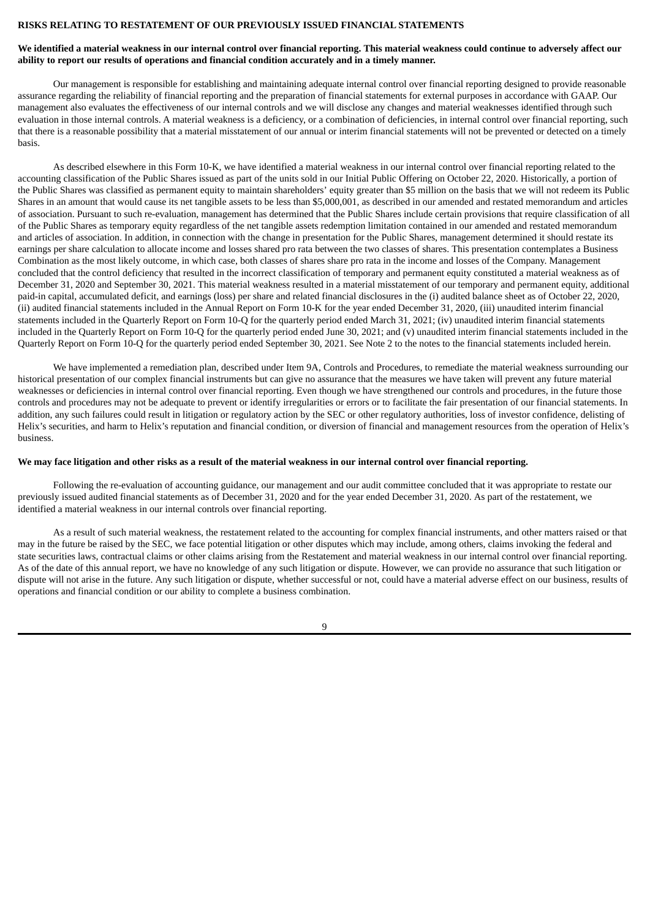**RISKS RELATING TO RESTATEMENT OF OUR PREVIOUSLY ISSUED FINANCIAL STATEMENTS**

**We identified a material weakness in our internal control over financial reporting. This material weakness could continue to adversely affect our ability to report our results of operations and financial condition accurately and in a timely manner.**

Our management is responsible for establishing and maintaining adequate internal control over financial reporting designed to provide reasonable assurance regarding the reliability of financial reporting and the preparation of financial statements for external purposes in accordance with GAAP. Our management also evaluates the effectiveness of our internal controls and we will disclose any changes and material weaknesses identified through such evaluation in those internal controls. A material weakness is a deficiency, or a combination of deficiencies, in internal control over financial reporting, such that there is a reasonable possibility that a material misstatement of our annual or interim financial statements will not be prevented or detected on a timely basis.

As described elsewhere in this Form 10-K, we have identified a material weakness in our internal control over financial reporting related to the accounting classification of the Public Shares issued as part of the units sold in our Initial Public Offering on October 22, 2020. Historically, a portion of the Public Shares was classified as permanent equity to maintain shareholders' equity greater than $5 million on the basis that we will not redeem its Public Shares in an amount that would cause its net tangible assets to be less than $5,000,001, as described in our amended and restated memorandum and articles of association. Pursuant to such re-evaluation, management has determined that the Public Shares include certain provisions that require classification of all of the Public Shares as temporary equity regardless of the net tangible assets redemption limitation contained in our amended and restated memorandum and articles of association. In addition, in connection with the change in presentation for the Public Shares, management determined it should restate its earnings per share calculation to allocate income and losses shared pro rata between the two classes of shares. This presentation contemplates a Business Combination as the most likely outcome, in which case, both classes of shares share pro rata in the income and losses of the Company. Management concluded that the control deficiency that resulted in the incorrect classification of temporary and permanent equity constituted a material weakness as of December 31, 2020 and September 30, 2021. This material weakness resulted in a material misstatement of our temporary and permanent equity, additional paid-in capital, accumulated deficit, and earnings (loss) per share and related financial disclosures in the (i) audited balance sheet as of October 22, 2020, (ii) audited financial statements included in the Annual Report on Form 10-K for the year ended December 31, 2020, (iii) unaudited interim financial statements included in the Quarterly Report on Form 10-Q for the quarterly period ended March 31, 2021; (iv) unaudited interim financial statements included in the Quarterly Report on Form 10-Q for the quarterly period ended June 30, 2021; and (v) unaudited interim financial statements included in the Quarterly Report on Form 10-Q for the quarterly period ended September 30, 2021. See Note 2 to the notes to the financial statements included herein.

We have implemented a remediation plan, described under Item 9A, Controls and Procedures, to remediate the material weakness surrounding our historical presentation of our complex financial instruments but can give no assurance that the measures we have taken will prevent any future material weaknesses or deficiencies in internal control over financial reporting. Even though we have strengthened our controls and procedures, in the future those controls and procedures may not be adequate to prevent or identify irregularities or errors or to facilitate the fair presentation of our financial statements. In addition, any such failures could result in litigation or regulatory action by the SEC or other regulatory authorities, loss of investor confidence, delisting of Helix's securities, and harm to Helix's reputation and financial condition, or diversion of financial and management resources from the operation of Helix's business.

**We may face litigation and other risks as a result of the material weakness in our internal control over financial reporting.**

Following the re-evaluation of accounting guidance, our management and our audit committee concluded that it was appropriate to restate our previously issued audited financial statements as of December 31, 2020 and for the year ended December 31, 2020. As part of the restatement, we identified a material weakness in our internal controls over financial reporting.

As a result of such material weakness, the restatement related to the accounting for complex financial instruments, and other matters raised or that may in the future be raised by the SEC, we face potential litigation or other disputes which may include, among others, claims invoking the federal and state securities laws, contractual claims or other claims arising from the Restatement and material weakness in our internal control over financial reporting. As of the date of this annual report, we have no knowledge of any such litigation or dispute. However, we can provide no assurance that such litigation or dispute will not arise in the future. Any such litigation or dispute, whether successful or not, could have a material adverse effect on our business, results of operations and financial condition or our ability to complete a business combination.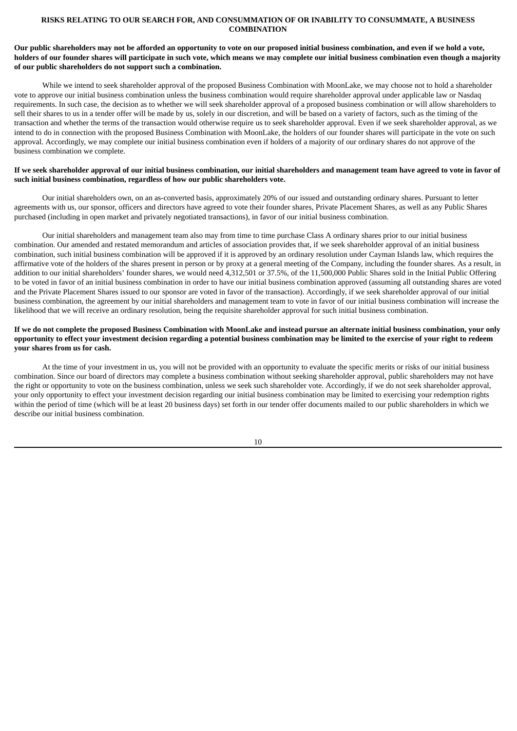## RISKS RELATING TO OUR SEARCH FOR, AND CONSUMMATION OF OR INABILITY TO CONSUMMATE, A BUSINESS COMBINATION

**Our public shareholders may not be afforded an opportunity to vote on our proposed initial business combination, and even if we hold a vote, holders of our founder shares will participate in such vote, which means we may complete our initial business combination even though a majority of our public shareholders do not support such a combination.**

While we intend to seek shareholder approval of the proposed Business Combination with MoonLake, we may choose not to hold a shareholder vote to approve our initial business combination unless the business combination would require shareholder approval under applicable law or Nasdaq requirements. In such case, the decision as to whether we will seek shareholder approval of a proposed business combination or will allow shareholders to sell their shares to us in a tender offer will be made by us, solely in our discretion, and will be based on a variety of factors, such as the timing of the transaction and whether the terms of the transaction would otherwise require us to seek shareholder approval. Even if we seek shareholder approval, as we intend to do in connection with the proposed Business Combination with MoonLake, the holders of our founder shares will participate in the vote on such approval. Accordingly, we may complete our initial business combination even if holders of a majority of our ordinary shares do not approve of the business combination we complete.

**If we seek shareholder approval of our initial business combination, our initial shareholders and management team have agreed to vote in favor of such initial business combination, regardless of how our public shareholders vote.**

Our initial shareholders own, on an as-converted basis, approximately 20% of our issued and outstanding ordinary shares. Pursuant to letter agreements with us, our sponsor, officers and directors have agreed to vote their founder shares, Private Placement Shares, as well as any Public Shares purchased (including in open market and privately negotiated transactions), in favor of our initial business combination.

Our initial shareholders and management team also may from time to time purchase Class A ordinary shares prior to our initial business combination. Our amended and restated memorandum and articles of association provides that, if we seek shareholder approval of an initial business combination, such initial business combination will be approved if it is approved by an ordinary resolution under Cayman Islands law, which requires the affirmative vote of the holders of the shares present in person or by proxy at a general meeting of the Company, including the founder shares. As a result, in addition to our initial shareholders' founder shares, we would need 4,312,501 or 37.5%, of the 11,500,000 Public Shares sold in the Initial Public Offering to be voted in favor of an initial business combination in order to have our initial business combination approved (assuming all outstanding shares are voted and the Private Placement Shares issued to our sponsor are voted in favor of the transaction). Accordingly, if we seek shareholder approval of our initial business combination, the agreement by our initial shareholders and management team to vote in favor of our initial business combination will increase the likelihood that we will receive an ordinary resolution, being the requisite shareholder approval for such initial business combination.

**If we do not complete the proposed Business Combination with MoonLake and instead pursue an alternate initial business combination, your only opportunity to effect your investment decision regarding a potential business combination may be limited to the exercise of your right to redeem your shares from us for cash.**

At the time of your investment in us, you will not be provided with an opportunity to evaluate the specific merits or risks of our initial business combination. Since our board of directors may complete a business combination without seeking shareholder approval, public shareholders may not have the right or opportunity to vote on the business combination, unless we seek such shareholder vote. Accordingly, if we do not seek shareholder approval, your only opportunity to effect your investment decision regarding our initial business combination may be limited to exercising your redemption rights within the period of time (which will be at least 20 business days) set forth in our tender offer documents mailed to our public shareholders in which we describe our initial business combination.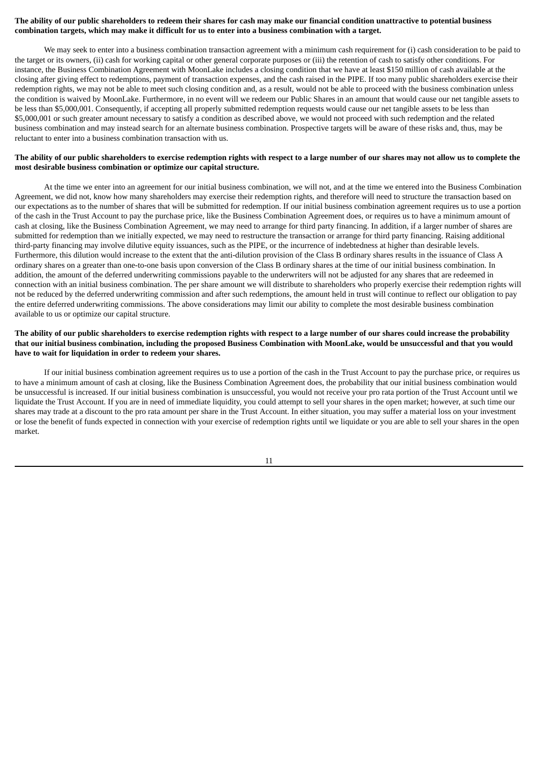**The ability of our public shareholders to redeem their shares for cash may make our financial condition unattractive to potential business combination targets, which may make it difficult for us to enter into a business combination with a target.**

We may seek to enter into a business combination transaction agreement with a minimum cash requirement for (i) cash consideration to be paid to the target or its owners, (ii) cash for working capital or other general corporate purposes or (iii) the retention of cash to satisfy other conditions. For instance, the Business Combination Agreement with MoonLake includes a closing condition that we have at least $150 million of cash available at the closing after giving effect to redemptions, payment of transaction expenses, and the cash raised in the PIPE. If too many public shareholders exercise their redemption rights, we may not be able to meet such closing condition and, as a result, would not be able to proceed with the business combination unless the condition is waived by MoonLake. Furthermore, in no event will we redeem our Public Shares in an amount that would cause our net tangible assets to be less than $5,000,001. Consequently, if accepting all properly submitted redemption requests would cause our net tangible assets to be less than $5,000,001 or such greater amount necessary to satisfy a condition as described above, we would not proceed with such redemption and the related business combination and may instead search for an alternate business combination. Prospective targets will be aware of these risks and, thus, may be reluctant to enter into a business combination transaction with us.

**The ability of our public shareholders to exercise redemption rights with respect to a large number of our shares may not allow us to complete the most desirable business combination or optimize our capital structure.**

At the time we enter into an agreement for our initial business combination, we will not, and at the time we entered into the Business Combination Agreement, we did not, know how many shareholders may exercise their redemption rights, and therefore will need to structure the transaction based on our expectations as to the number of shares that will be submitted for redemption. If our initial business combination agreement requires us to use a portion of the cash in the Trust Account to pay the purchase price, like the Business Combination Agreement does, or requires us to have a minimum amount of cash at closing, like the Business Combination Agreement, we may need to arrange for third party financing. In addition, if a larger number of shares are submitted for redemption than we initially expected, we may need to restructure the transaction or arrange for third party financing. Raising additional third-party financing may involve dilutive equity issuances, such as the PIPE, or the incurrence of indebtedness at higher than desirable levels. Furthermore, this dilution would increase to the extent that the anti-dilution provision of the Class B ordinary shares results in the issuance of Class A ordinary shares on a greater than one-to-one basis upon conversion of the Class B ordinary shares at the time of our initial business combination. In addition, the amount of the deferred underwriting commissions payable to the underwriters will not be adjusted for any shares that are redeemed in connection with an initial business combination. The per share amount we will distribute to shareholders who properly exercise their redemption rights will not be reduced by the deferred underwriting commission and after such redemptions, the amount held in trust will continue to reflect our obligation to pay the entire deferred underwriting commissions. The above considerations may limit our ability to complete the most desirable business combination available to us or optimize our capital structure.

**The ability of our public shareholders to exercise redemption rights with respect to a large number of our shares could increase the probability that our initial business combination, including the proposed Business Combination with MoonLake, would be unsuccessful and that you would have to wait for liquidation in order to redeem your shares.**

If our initial business combination agreement requires us to use a portion of the cash in the Trust Account to pay the purchase price, or requires us to have a minimum amount of cash at closing, like the Business Combination Agreement does, the probability that our initial business combination would be unsuccessful is increased. If our initial business combination is unsuccessful, you would not receive your pro rata portion of the Trust Account until we liquidate the Trust Account. If you are in need of immediate liquidity, you could attempt to sell your shares in the open market; however, at such time our shares may trade at a discount to the pro rata amount per share in the Trust Account. In either situation, you may suffer a material loss on your investment or lose the benefit of funds expected in connection with your exercise of redemption rights until we liquidate or you are able to sell your shares in the open market.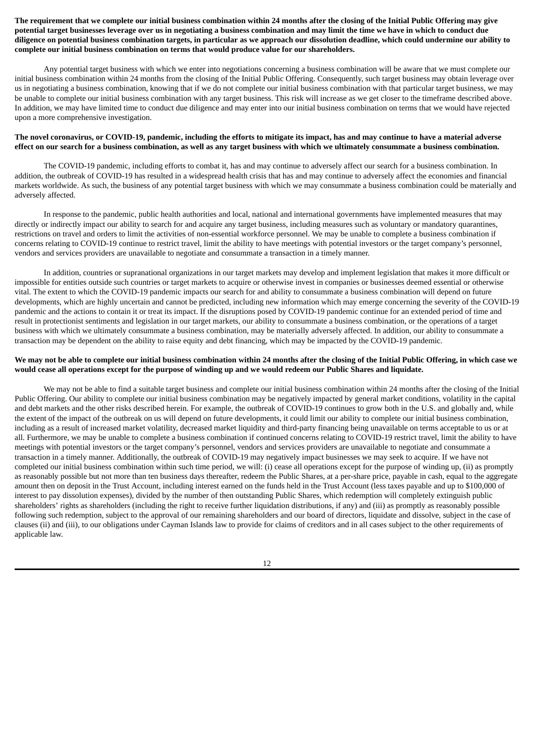**The requirement that we complete our initial business combination within 24 months after the closing of the Initial Public Offering may give potential target businesses leverage over us in negotiating a business combination and may limit the time we have in which to conduct due diligence on potential business combination targets, in particular as we approach our dissolution deadline, which could undermine our ability to complete our initial business combination on terms that would produce value for our shareholders.**

Any potential target business with which we enter into negotiations concerning a business combination will be aware that we must complete our initial business combination within 24 months from the closing of the Initial Public Offering. Consequently, such target business may obtain leverage over us in negotiating a business combination, knowing that if we do not complete our initial business combination with that particular target business, we may be unable to complete our initial business combination with any target business. This risk will increase as we get closer to the timeframe described above. In addition, we may have limited time to conduct due diligence and may enter into our initial business combination on terms that we would have rejected upon a more comprehensive investigation.

**The novel coronavirus, or COVID-19, pandemic, including the efforts to mitigate its impact, has and may continue to have a material adverse effect on our search for a business combination, as well as any target business with which we ultimately consummate a business combination.**

The COVID-19 pandemic, including efforts to combat it, has and may continue to adversely affect our search for a business combination. In addition, the outbreak of COVID-19 has resulted in a widespread health crisis that has and may continue to adversely affect the economies and financial markets worldwide. As such, the business of any potential target business with which we may consummate a business combination could be materially and adversely affected.

In response to the pandemic, public health authorities and local, national and international governments have implemented measures that may directly or indirectly impact our ability to search for and acquire any target business, including measures such as voluntary or mandatory quarantines, restrictions on travel and orders to limit the activities of non-essential workforce personnel. We may be unable to complete a business combination if concerns relating to COVID-19 continue to restrict travel, limit the ability to have meetings with potential investors or the target company's personnel, vendors and services providers are unavailable to negotiate and consummate a transaction in a timely manner.

In addition, countries or supranational organizations in our target markets may develop and implement legislation that makes it more difficult or impossible for entities outside such countries or target markets to acquire or otherwise invest in companies or businesses deemed essential or otherwise vital. The extent to which the COVID-19 pandemic impacts our search for and ability to consummate a business combination will depend on future developments, which are highly uncertain and cannot be predicted, including new information which may emerge concerning the severity of the COVID-19 pandemic and the actions to contain it or treat its impact. If the disruptions posed by COVID-19 pandemic continue for an extended period of time and result in protectionist sentiments and legislation in our target markets, our ability to consummate a business combination, or the operations of a target business with which we ultimately consummate a business combination, may be materially adversely affected. In addition, our ability to consummate a transaction may be dependent on the ability to raise equity and debt financing, which may be impacted by the COVID-19 pandemic.

**We may not be able to complete our initial business combination within 24 months after the closing of the Initial Public Offering, in which case we would cease all operations except for the purpose of winding up and we would redeem our Public Shares and liquidate.**

We may not be able to find a suitable target business and complete our initial business combination within 24 months after the closing of the Initial Public Offering. Our ability to complete our initial business combination may be negatively impacted by general market conditions, volatility in the capital and debt markets and the other risks described herein. For example, the outbreak of COVID-19 continues to grow both in the U.S. and globally and, while the extent of the impact of the outbreak on us will depend on future developments, it could limit our ability to complete our initial business combination, including as a result of increased market volatility, decreased market liquidity and third-party financing being unavailable on terms acceptable to us or at all. Furthermore, we may be unable to complete a business combination if continued concerns relating to COVID-19 restrict travel, limit the ability to have meetings with potential investors or the target company's personnel, vendors and services providers are unavailable to negotiate and consummate a transaction in a timely manner. Additionally, the outbreak of COVID-19 may negatively impact businesses we may seek to acquire. If we have not completed our initial business combination within such time period, we will: (i) cease all operations except for the purpose of winding up, (ii) as promptly as reasonably possible but not more than ten business days thereafter, redeem the Public Shares, at a per-share price, payable in cash, equal to the aggregate amount then on deposit in the Trust Account, including interest earned on the funds held in the Trust Account (less taxes payable and up to $100,000 of interest to pay dissolution expenses), divided by the number of then outstanding Public Shares, which redemption will completely extinguish public shareholders' rights as shareholders (including the right to receive further liquidation distributions, if any) and (iii) as promptly as reasonably possible following such redemption, subject to the approval of our remaining shareholders and our board of directors, liquidate and dissolve, subject in the case of clauses (ii) and (iii), to our obligations under Cayman Islands law to provide for claims of creditors and in all cases subject to the other requirements of applicable law.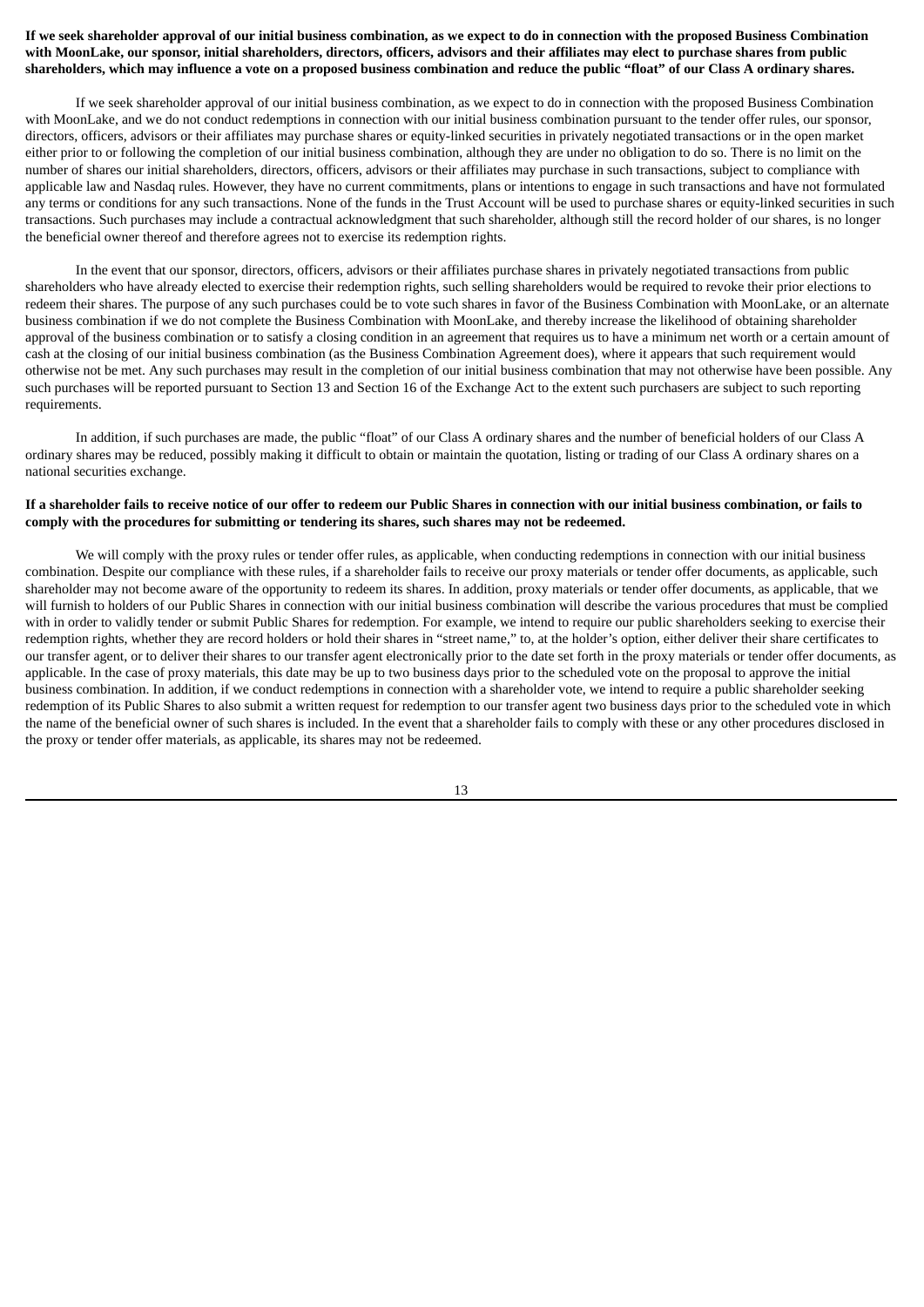**If we seek shareholder approval of our initial business combination, as we expect to do in connection with the proposed Business Combination with MoonLake, our sponsor, initial shareholders, directors, officers, advisors and their affiliates may elect to purchase shares from public shareholders, which may influence a vote on a proposed business combination and reduce the public "float" of our Class A ordinary shares.**

If we seek shareholder approval of our initial business combination, as we expect to do in connection with the proposed Business Combination with MoonLake, and we do not conduct redemptions in connection with our initial business combination pursuant to the tender offer rules, our sponsor, directors, officers, advisors or their affiliates may purchase shares or equity-linked securities in privately negotiated transactions or in the open market either prior to or following the completion of our initial business combination, although they are under no obligation to do so. There is no limit on the number of shares our initial shareholders, directors, officers, advisors or their affiliates may purchase in such transactions, subject to compliance with applicable law and Nasdaq rules. However, they have no current commitments, plans or intentions to engage in such transactions and have not formulated any terms or conditions for any such transactions. None of the funds in the Trust Account will be used to purchase shares or equity-linked securities in such transactions. Such purchases may include a contractual acknowledgment that such shareholder, although still the record holder of our shares, is no longer the beneficial owner thereof and therefore agrees not to exercise its redemption rights.

In the event that our sponsor, directors, officers, advisors or their affiliates purchase shares in privately negotiated transactions from public shareholders who have already elected to exercise their redemption rights, such selling shareholders would be required to revoke their prior elections to redeem their shares. The purpose of any such purchases could be to vote such shares in favor of the Business Combination with MoonLake, or an alternate business combination if we do not complete the Business Combination with MoonLake, and thereby increase the likelihood of obtaining shareholder approval of the business combination or to satisfy a closing condition in an agreement that requires us to have a minimum net worth or a certain amount of cash at the closing of our initial business combination (as the Business Combination Agreement does), where it appears that such requirement would otherwise not be met. Any such purchases may result in the completion of our initial business combination that may not otherwise have been possible. Any such purchases will be reported pursuant to Section 13 and Section 16 of the Exchange Act to the extent such purchasers are subject to such reporting requirements.

In addition, if such purchases are made, the public "float" of our Class A ordinary shares and the number of beneficial holders of our Class A ordinary shares may be reduced, possibly making it difficult to obtain or maintain the quotation, listing or trading of our Class A ordinary shares on a national securities exchange.

**If a shareholder fails to receive notice of our offer to redeem our Public Shares in connection with our initial business combination, or fails to comply with the procedures for submitting or tendering its shares, such shares may not be redeemed.**

We will comply with the proxy rules or tender offer rules, as applicable, when conducting redemptions in connection with our initial business combination. Despite our compliance with these rules, if a shareholder fails to receive our proxy materials or tender offer documents, as applicable, such shareholder may not become aware of the opportunity to redeem its shares. In addition, proxy materials or tender offer documents, as applicable, that we will furnish to holders of our Public Shares in connection with our initial business combination will describe the various procedures that must be complied with in order to validly tender or submit Public Shares for redemption. For example, we intend to require our public shareholders seeking to exercise their redemption rights, whether they are record holders or hold their shares in "street name," to, at the holder's option, either deliver their share certificates to our transfer agent, or to deliver their shares to our transfer agent electronically prior to the date set forth in the proxy materials or tender offer documents, as applicable. In the case of proxy materials, this date may be up to two business days prior to the scheduled vote on the proposal to approve the initial business combination. In addition, if we conduct redemptions in connection with a shareholder vote, we intend to require a public shareholder seeking redemption of its Public Shares to also submit a written request for redemption to our transfer agent two business days prior to the scheduled vote in which the name of the beneficial owner of such shares is included. In the event that a shareholder fails to comply with these or any other procedures disclosed in the proxy or tender offer materials, as applicable, its shares may not be redeemed.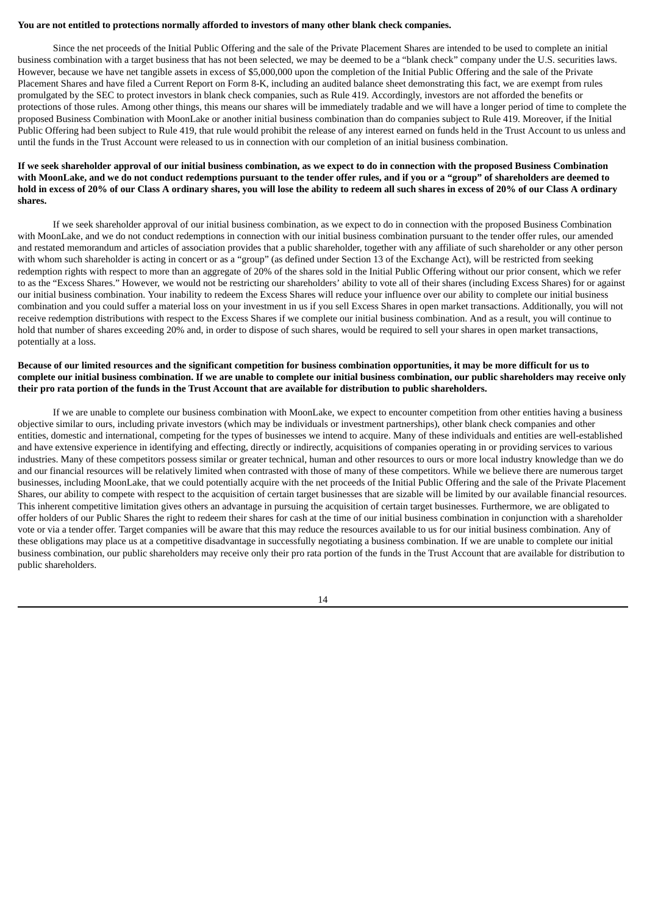**You are not entitled to protections normally afforded to investors of many other blank check companies.**

Since the net proceeds of the Initial Public Offering and the sale of the Private Placement Shares are intended to be used to complete an initial business combination with a target business that has not been selected, we may be deemed to be a "blank check" company under the U.S. securities laws. However, because we have net tangible assets in excess of $5,000,000 upon the completion of the Initial Public Offering and the sale of the Private Placement Shares and have filed a Current Report on Form 8-K, including an audited balance sheet demonstrating this fact, we are exempt from rules promulgated by the SEC to protect investors in blank check companies, such as Rule 419. Accordingly, investors are not afforded the benefits or protections of those rules. Among other things, this means our shares will be immediately tradable and we will have a longer period of time to complete the proposed Business Combination with MoonLake or another initial business combination than do companies subject to Rule 419. Moreover, if the Initial Public Offering had been subject to Rule 419, that rule would prohibit the release of any interest earned on funds held in the Trust Account to us unless and until the funds in the Trust Account were released to us in connection with our completion of an initial business combination.

**If we seek shareholder approval of our initial business combination, as we expect to do in connection with the proposed Business Combination with MoonLake, and we do not conduct redemptions pursuant to the tender offer rules, and if you or a "group" of shareholders are deemed to hold in excess of 20% of our Class A ordinary shares, you will lose the ability to redeem all such shares in excess of 20% of our Class A ordinary shares.**

If we seek shareholder approval of our initial business combination, as we expect to do in connection with the proposed Business Combination with MoonLake, and we do not conduct redemptions in connection with our initial business combination pursuant to the tender offer rules, our amended and restated memorandum and articles of association provides that a public shareholder, together with any affiliate of such shareholder or any other person with whom such shareholder is acting in concert or as a "group" (as defined under Section 13 of the Exchange Act), will be restricted from seeking redemption rights with respect to more than an aggregate of 20% of the shares sold in the Initial Public Offering without our prior consent, which we refer to as the "Excess Shares." However, we would not be restricting our shareholders' ability to vote all of their shares (including Excess Shares) for or against our initial business combination. Your inability to redeem the Excess Shares will reduce your influence over our ability to complete our initial business combination and you could suffer a material loss on your investment in us if you sell Excess Shares in open market transactions. Additionally, you will not receive redemption distributions with respect to the Excess Shares if we complete our initial business combination. And as a result, you will continue to hold that number of shares exceeding 20% and, in order to dispose of such shares, would be required to sell your shares in open market transactions, potentially at a loss.

**Because of our limited resources and the significant competition for business combination opportunities, it may be more difficult for us to complete our initial business combination. If we are unable to complete our initial business combination, our public shareholders may receive only their pro rata portion of the funds in the Trust Account that are available for distribution to public shareholders.**

If we are unable to complete our business combination with MoonLake, we expect to encounter competition from other entities having a business objective similar to ours, including private investors (which may be individuals or investment partnerships), other blank check companies and other entities, domestic and international, competing for the types of businesses we intend to acquire. Many of these individuals and entities are well-established and have extensive experience in identifying and effecting, directly or indirectly, acquisitions of companies operating in or providing services to various industries. Many of these competitors possess similar or greater technical, human and other resources to ours or more local industry knowledge than we do and our financial resources will be relatively limited when contrasted with those of many of these competitors. While we believe there are numerous target businesses, including MoonLake, that we could potentially acquire with the net proceeds of the Initial Public Offering and the sale of the Private Placement Shares, our ability to compete with respect to the acquisition of certain target businesses that are sizable will be limited by our available financial resources. This inherent competitive limitation gives others an advantage in pursuing the acquisition of certain target businesses. Furthermore, we are obligated to offer holders of our Public Shares the right to redeem their shares for cash at the time of our initial business combination in conjunction with a shareholder vote or via a tender offer. Target companies will be aware that this may reduce the resources available to us for our initial business combination. Any of these obligations may place us at a competitive disadvantage in successfully negotiating a business combination. If we are unable to complete our initial business combination, our public shareholders may receive only their pro rata portion of the funds in the Trust Account that are available for distribution to public shareholders.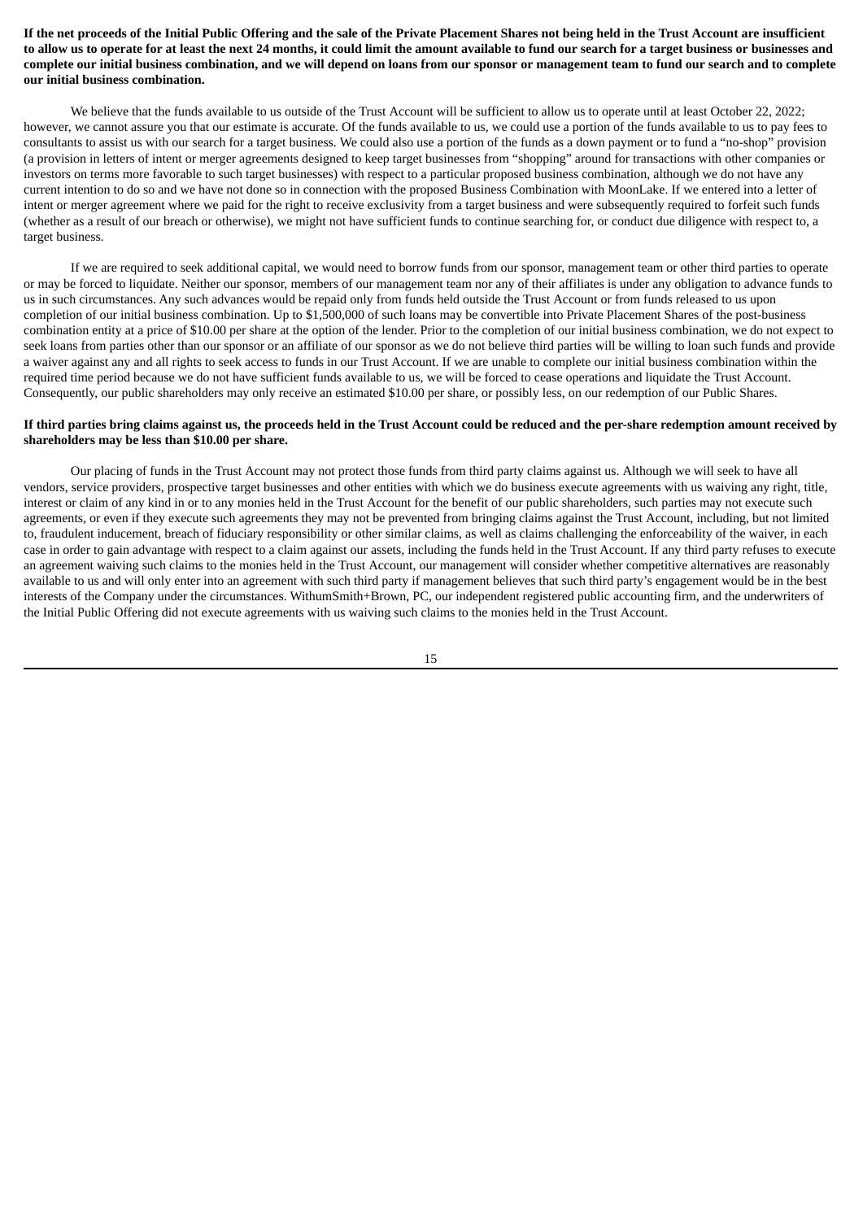**If the net proceeds of the Initial Public Offering and the sale of the Private Placement Shares not being held in the Trust Account are insufficient to allow us to operate for at least the next 24 months, it could limit the amount available to fund our search for a target business or businesses and complete our initial business combination, and we will depend on loans from our sponsor or management team to fund our search and to complete our initial business combination.**

We believe that the funds available to us outside of the Trust Account will be sufficient to allow us to operate until at least October 22, 2022; however, we cannot assure you that our estimate is accurate. Of the funds available to us, we could use a portion of the funds available to us to pay fees to consultants to assist us with our search for a target business. We could also use a portion of the funds as a down payment or to fund a "no-shop" provision (a provision in letters of intent or merger agreements designed to keep target businesses from "shopping" around for transactions with other companies or investors on terms more favorable to such target businesses) with respect to a particular proposed business combination, although we do not have any current intention to do so and we have not done so in connection with the proposed Business Combination with MoonLake. If we entered into a letter of intent or merger agreement where we paid for the right to receive exclusivity from a target business and were subsequently required to forfeit such funds (whether as a result of our breach or otherwise), we might not have sufficient funds to continue searching for, or conduct due diligence with respect to, a target business.

If we are required to seek additional capital, we would need to borrow funds from our sponsor, management team or other third parties to operate or may be forced to liquidate. Neither our sponsor, members of our management team nor any of their affiliates is under any obligation to advance funds to us in such circumstances. Any such advances would be repaid only from funds held outside the Trust Account or from funds released to us upon completion of our initial business combination. Up to $1,500,000 of such loans may be convertible into Private Placement Shares of the post-business combination entity at a price of $10.00 per share at the option of the lender. Prior to the completion of our initial business combination, we do not expect to seek loans from parties other than our sponsor or an affiliate of our sponsor as we do not believe third parties will be willing to loan such funds and provide a waiver against any and all rights to seek access to funds in our Trust Account. If we are unable to complete our initial business combination within the required time period because we do not have sufficient funds available to us, we will be forced to cease operations and liquidate the Trust Account. Consequently, our public shareholders may only receive an estimated $10.00 per share, or possibly less, on our redemption of our Public Shares.

**If third parties bring claims against us, the proceeds held in the Trust Account could be reduced and the per-share redemption amount received by shareholders may be less than $10.00 per share.**

Our placing of funds in the Trust Account may not protect those funds from third party claims against us. Although we will seek to have all vendors, service providers, prospective target businesses and other entities with which we do business execute agreements with us waiving any right, title, interest or claim of any kind in or to any monies held in the Trust Account for the benefit of our public shareholders, such parties may not execute such agreements, or even if they execute such agreements they may not be prevented from bringing claims against the Trust Account, including, but not limited to, fraudulent inducement, breach of fiduciary responsibility or other similar claims, as well as claims challenging the enforceability of the waiver, in each case in order to gain advantage with respect to a claim against our assets, including the funds held in the Trust Account. If any third party refuses to execute an agreement waiving such claims to the monies held in the Trust Account, our management will consider whether competitive alternatives are reasonably available to us and will only enter into an agreement with such third party if management believes that such third party's engagement would be in the best interests of the Company under the circumstances. WithumSmith+Brown, PC, our independent registered public accounting firm, and the underwriters of the Initial Public Offering did not execute agreements with us waiving such claims to the monies held in the Trust Account.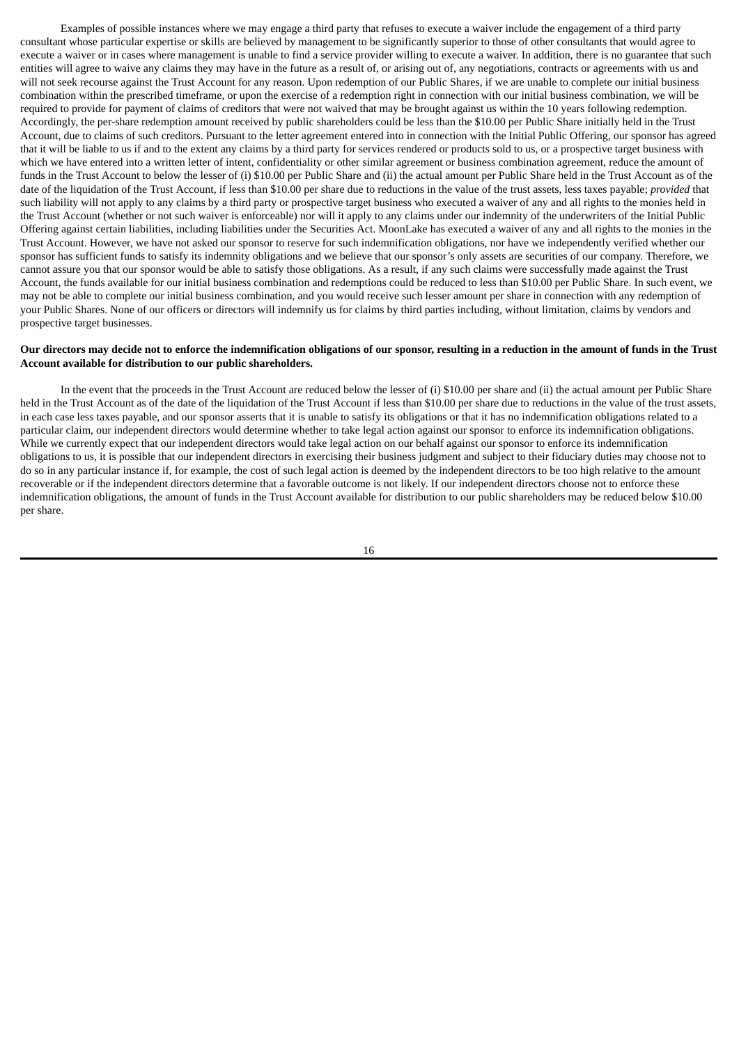Examples of possible instances where we may engage a third party that refuses to execute a waiver include the engagement of a third party consultant whose particular expertise or skills are believed by management to be significantly superior to those of other consultants that would agree to execute a waiver or in cases where management is unable to find a service provider willing to execute a waiver. In addition, there is no guarantee that such entities will agree to waive any claims they may have in the future as a result of, or arising out of, any negotiations, contracts or agreements with us and will not seek recourse against the Trust Account for any reason. Upon redemption of our Public Shares, if we are unable to complete our initial business combination within the prescribed timeframe, or upon the exercise of a redemption right in connection with our initial business combination, we will be required to provide for payment of claims of creditors that were not waived that may be brought against us within the 10 years following redemption. Accordingly, the per-share redemption amount received by public shareholders could be less than the $10.00 per Public Share initially held in the Trust Account, due to claims of such creditors. Pursuant to the letter agreement entered into in connection with the Initial Public Offering, our sponsor has agreed that it will be liable to us if and to the extent any claims by a third party for services rendered or products sold to us, or a prospective target business with which we have entered into a written letter of intent, confidentiality or other similar agreement or business combination agreement, reduce the amount of funds in the Trust Account to below the lesser of (i) $10.00 per Public Share and (ii) the actual amount per Public Share held in the Trust Account as of the date of the liquidation of the Trust Account, if less than $10.00 per share due to reductions in the value of the trust assets, less taxes payable; *provided* that such liability will not apply to any claims by a third party or prospective target business who executed a waiver of any and all rights to the monies held in the Trust Account (whether or not such waiver is enforceable) nor will it apply to any claims under our indemnity of the underwriters of the Initial Public Offering against certain liabilities, including liabilities under the Securities Act. MoonLake has executed a waiver of any and all rights to the monies in the Trust Account. However, we have not asked our sponsor to reserve for such indemnification obligations, nor have we independently verified whether our sponsor has sufficient funds to satisfy its indemnity obligations and we believe that our sponsor's only assets are securities of our company. Therefore, we cannot assure you that our sponsor would be able to satisfy those obligations. As a result, if any such claims were successfully made against the Trust Account, the funds available for our initial business combination and redemptions could be reduced to less than $10.00 per Public Share. In such event, we may not be able to complete our initial business combination, and you would receive such lesser amount per share in connection with any redemption of your Public Shares. None of our officers or directors will indemnify us for claims by third parties including, without limitation, claims by vendors and prospective target businesses.

**Our directors may decide not to enforce the indemnification obligations of our sponsor, resulting in a reduction in the amount of funds in the Trust Account available for distribution to our public shareholders.**

In the event that the proceeds in the Trust Account are reduced below the lesser of (i) $10.00 per share and (ii) the actual amount per Public Share held in the Trust Account as of the date of the liquidation of the Trust Account if less than $10.00 per share due to reductions in the value of the trust assets, in each case less taxes payable, and our sponsor asserts that it is unable to satisfy its obligations or that it has no indemnification obligations related to a particular claim, our independent directors would determine whether to take legal action against our sponsor to enforce its indemnification obligations. While we currently expect that our independent directors would take legal action on our behalf against our sponsor to enforce its indemnification obligations to us, it is possible that our independent directors in exercising their business judgment and subject to their fiduciary duties may choose not to do so in any particular instance if, for example, the cost of such legal action is deemed by the independent directors to be too high relative to the amount recoverable or if the independent directors determine that a favorable outcome is not likely. If our independent directors choose not to enforce these indemnification obligations, the amount of funds in the Trust Account available for distribution to our public shareholders may be reduced below $10.00 per share.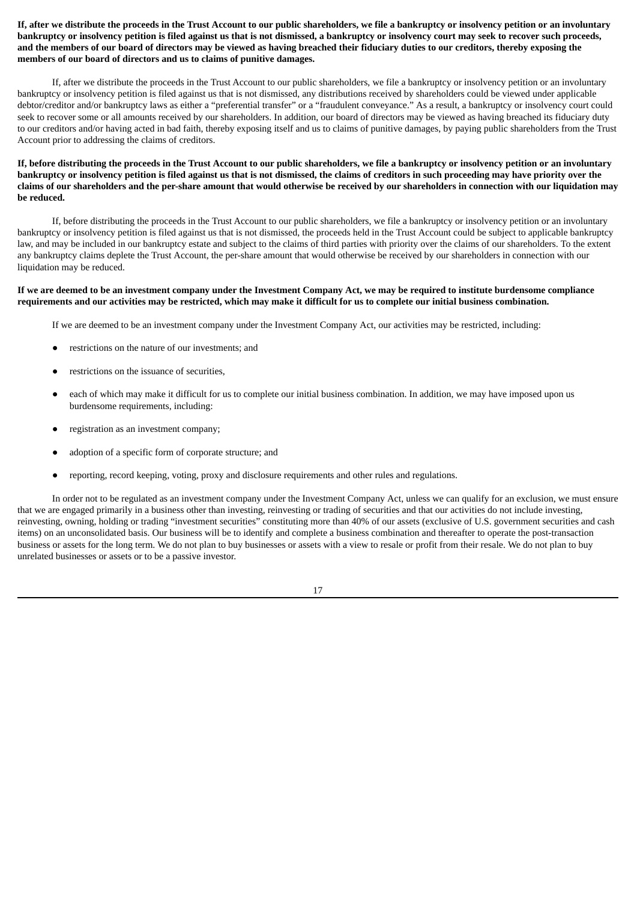**If, after we distribute the proceeds in the Trust Account to our public shareholders, we file a bankruptcy or insolvency petition or an involuntary bankruptcy or insolvency petition is filed against us that is not dismissed, a bankruptcy or insolvency court may seek to recover such proceeds, and the members of our board of directors may be viewed as having breached their fiduciary duties to our creditors, thereby exposing the members of our board of directors and us to claims of punitive damages.**

If, after we distribute the proceeds in the Trust Account to our public shareholders, we file a bankruptcy or insolvency petition or an involuntary bankruptcy or insolvency petition is filed against us that is not dismissed, any distributions received by shareholders could be viewed under applicable debtor/creditor and/or bankruptcy laws as either a "preferential transfer" or a "fraudulent conveyance." As a result, a bankruptcy or insolvency court could seek to recover some or all amounts received by our shareholders. In addition, our board of directors may be viewed as having breached its fiduciary duty to our creditors and/or having acted in bad faith, thereby exposing itself and us to claims of punitive damages, by paying public shareholders from the Trust Account prior to addressing the claims of creditors.

**If, before distributing the proceeds in the Trust Account to our public shareholders, we file a bankruptcy or insolvency petition or an involuntary bankruptcy or insolvency petition is filed against us that is not dismissed, the claims of creditors in such proceeding may have priority over the claims of our shareholders and the per-share amount that would otherwise be received by our shareholders in connection with our liquidation may be reduced.**

If, before distributing the proceeds in the Trust Account to our public shareholders, we file a bankruptcy or insolvency petition or an involuntary bankruptcy or insolvency petition is filed against us that is not dismissed, the proceeds held in the Trust Account could be subject to applicable bankruptcy law, and may be included in our bankruptcy estate and subject to the claims of third parties with priority over the claims of our shareholders. To the extent any bankruptcy claims deplete the Trust Account, the per-share amount that would otherwise be received by our shareholders in connection with our liquidation may be reduced.

**If we are deemed to be an investment company under the Investment Company Act, we may be required to institute burdensome compliance requirements and our activities may be restricted, which may make it difficult for us to complete our initial business combination.**

If we are deemed to be an investment company under the Investment Company Act, our activities may be restricted, including:

- restrictions on the nature of our investments; and
- restrictions on the issuance of securities,
- each of which may make it difficult for us to complete our initial business combination. In addition, we may have imposed upon us burdensome requirements, including:
- registration as an investment company;
- adoption of a specific form of corporate structure; and
- reporting, record keeping, voting, proxy and disclosure requirements and other rules and regulations.

In order not to be regulated as an investment company under the Investment Company Act, unless we can qualify for an exclusion, we must ensure that we are engaged primarily in a business other than investing, reinvesting or trading of securities and that our activities do not include investing, reinvesting, owning, holding or trading "investment securities" constituting more than 40% of our assets (exclusive of U.S. government securities and cash items) on an unconsolidated basis. Our business will be to identify and complete a business combination and thereafter to operate the post-transaction business or assets for the long term. We do not plan to buy businesses or assets with a view to resale or profit from their resale. We do not plan to buy unrelated businesses or assets or to be a passive investor.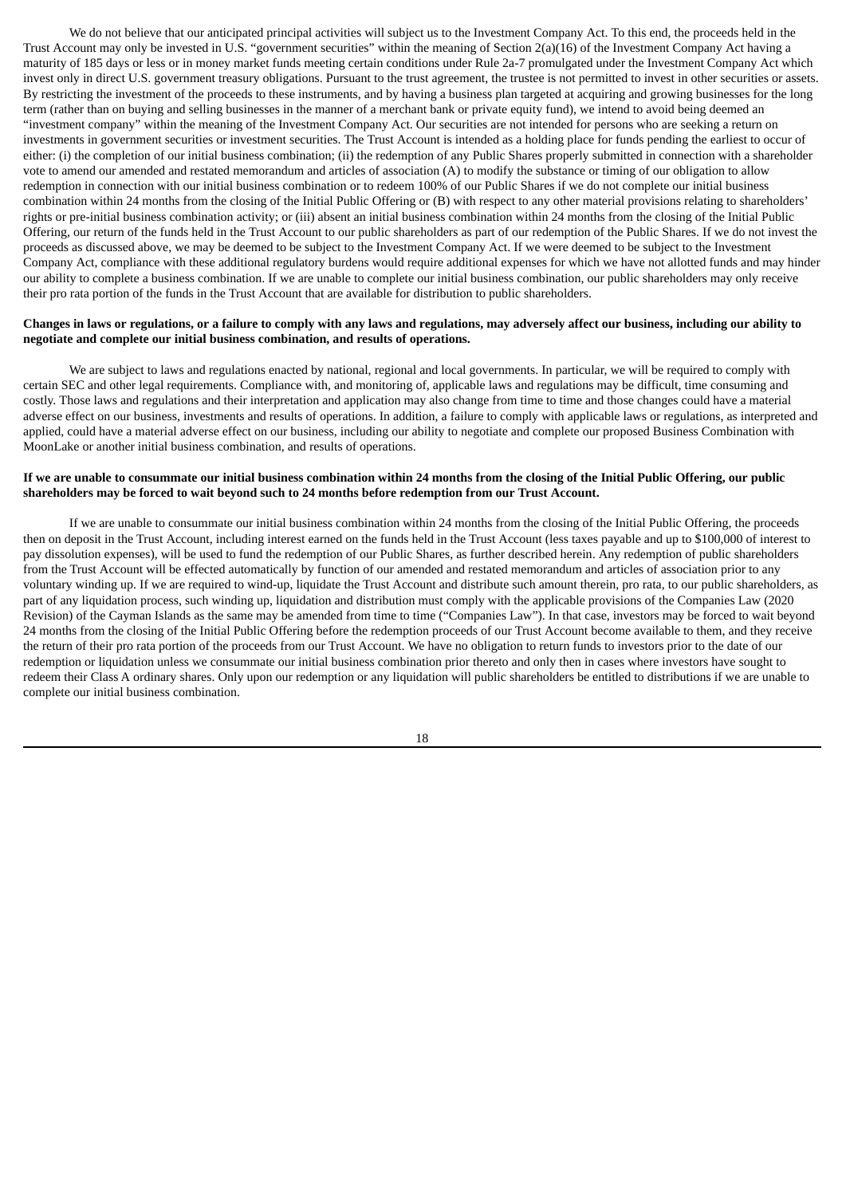We do not believe that our anticipated principal activities will subject us to the Investment Company Act. To this end, the proceeds held in the Trust Account may only be invested in U.S. "government securities" within the meaning of Section 2(a)(16) of the Investment Company Act having a maturity of 185 days or less or in money market funds meeting certain conditions under Rule 2a-7 promulgated under the Investment Company Act which invest only in direct U.S. government treasury obligations. Pursuant to the trust agreement, the trustee is not permitted to invest in other securities or assets. By restricting the investment of the proceeds to these instruments, and by having a business plan targeted at acquiring and growing businesses for the long term (rather than on buying and selling businesses in the manner of a merchant bank or private equity fund), we intend to avoid being deemed an "investment company" within the meaning of the Investment Company Act. Our securities are not intended for persons who are seeking a return on investments in government securities or investment securities. The Trust Account is intended as a holding place for funds pending the earliest to occur of either: (i) the completion of our initial business combination; (ii) the redemption of any Public Shares properly submitted in connection with a shareholder vote to amend our amended and restated memorandum and articles of association (A) to modify the substance or timing of our obligation to allow redemption in connection with our initial business combination or to redeem 100% of our Public Shares if we do not complete our initial business combination within 24 months from the closing of the Initial Public Offering or (B) with respect to any other material provisions relating to shareholders' rights or pre-initial business combination activity; or (iii) absent an initial business combination within 24 months from the closing of the Initial Public Offering, our return of the funds held in the Trust Account to our public shareholders as part of our redemption of the Public Shares. If we do not invest the proceeds as discussed above, we may be deemed to be subject to the Investment Company Act. If we were deemed to be subject to the Investment Company Act, compliance with these additional regulatory burdens would require additional expenses for which we have not allotted funds and may hinder our ability to complete a business combination. If we are unable to complete our initial business combination, our public shareholders may only receive their pro rata portion of the funds in the Trust Account that are available for distribution to public shareholders.

**Changes in laws or regulations, or a failure to comply with any laws and regulations, may adversely affect our business, including our ability to negotiate and complete our initial business combination, and results of operations.**

We are subject to laws and regulations enacted by national, regional and local governments. In particular, we will be required to comply with certain SEC and other legal requirements. Compliance with, and monitoring of, applicable laws and regulations may be difficult, time consuming and costly. Those laws and regulations and their interpretation and application may also change from time to time and those changes could have a material adverse effect on our business, investments and results of operations. In addition, a failure to comply with applicable laws or regulations, as interpreted and applied, could have a material adverse effect on our business, including our ability to negotiate and complete our proposed Business Combination with MoonLake or another initial business combination, and results of operations.

**If we are unable to consummate our initial business combination within 24 months from the closing of the Initial Public Offering, our public shareholders may be forced to wait beyond such to 24 months before redemption from our Trust Account.**

If we are unable to consummate our initial business combination within 24 months from the closing of the Initial Public Offering, the proceeds then on deposit in the Trust Account, including interest earned on the funds held in the Trust Account (less taxes payable and up to $100,000 of interest to pay dissolution expenses), will be used to fund the redemption of our Public Shares, as further described herein. Any redemption of public shareholders from the Trust Account will be effected automatically by function of our amended and restated memorandum and articles of association prior to any voluntary winding up. If we are required to wind-up, liquidate the Trust Account and distribute such amount therein, pro rata, to our public shareholders, as part of any liquidation process, such winding up, liquidation and distribution must comply with the applicable provisions of the Companies Law (2020 Revision) of the Cayman Islands as the same may be amended from time to time ("Companies Law"). In that case, investors may be forced to wait beyond 24 months from the closing of the Initial Public Offering before the redemption proceeds of our Trust Account become available to them, and they receive the return of their pro rata portion of the proceeds from our Trust Account. We have no obligation to return funds to investors prior to the date of our redemption or liquidation unless we consummate our initial business combination prior thereto and only then in cases where investors have sought to redeem their Class A ordinary shares. Only upon our redemption or any liquidation will public shareholders be entitled to distributions if we are unable to complete our initial business combination.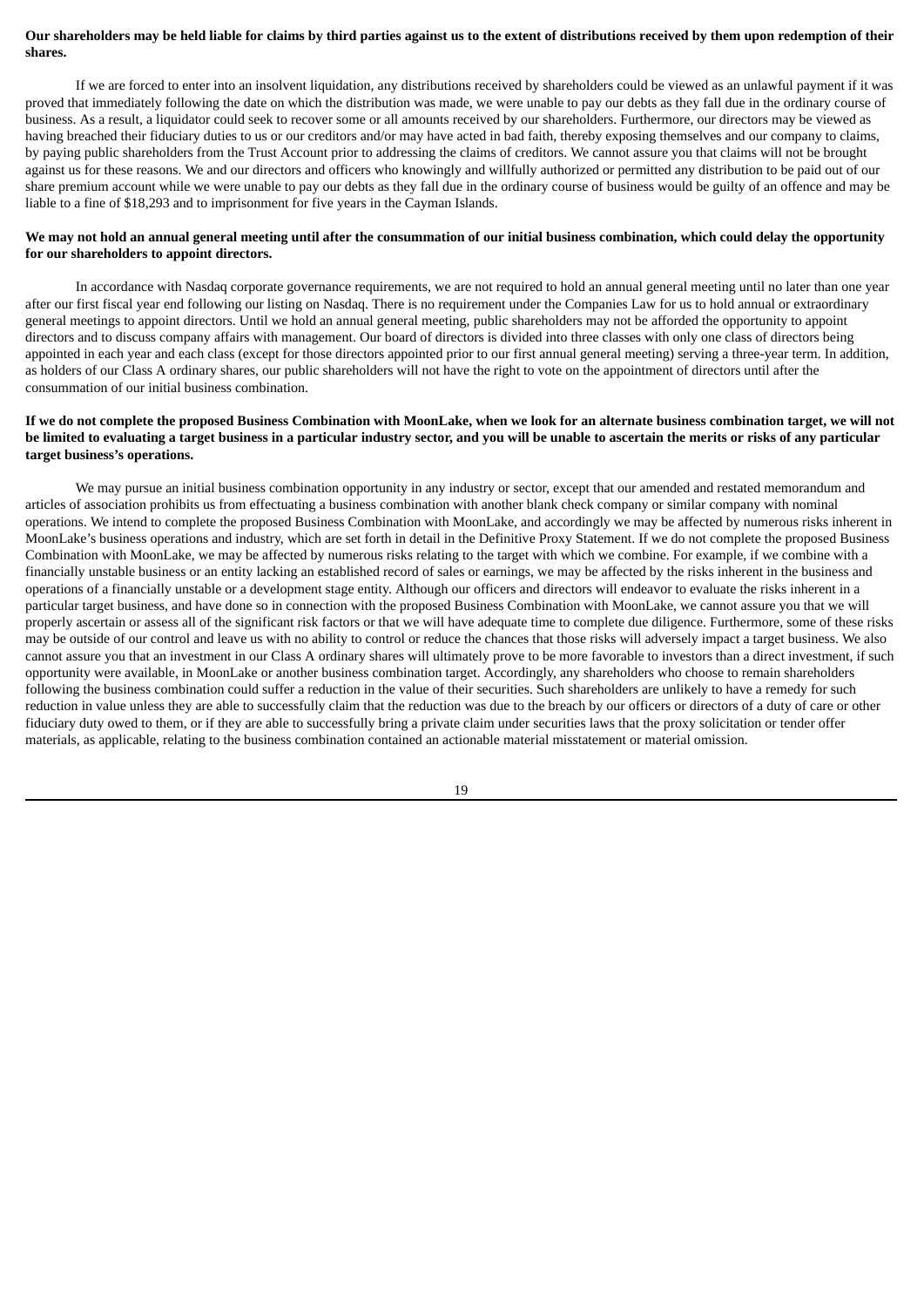**Our shareholders may be held liable for claims by third parties against us to the extent of distributions received by them upon redemption of their shares.**

If we are forced to enter into an insolvent liquidation, any distributions received by shareholders could be viewed as an unlawful payment if it was proved that immediately following the date on which the distribution was made, we were unable to pay our debts as they fall due in the ordinary course of business. As a result, a liquidator could seek to recover some or all amounts received by our shareholders. Furthermore, our directors may be viewed as having breached their fiduciary duties to us or our creditors and/or may have acted in bad faith, thereby exposing themselves and our company to claims, by paying public shareholders from the Trust Account prior to addressing the claims of creditors. We cannot assure you that claims will not be brought against us for these reasons. We and our directors and officers who knowingly and willfully authorized or permitted any distribution to be paid out of our share premium account while we were unable to pay our debts as they fall due in the ordinary course of business would be guilty of an offence and may be liable to a fine of $18,293 and to imprisonment for five years in the Cayman Islands.

**We may not hold an annual general meeting until after the consummation of our initial business combination, which could delay the opportunity for our shareholders to appoint directors.**

In accordance with Nasdaq corporate governance requirements, we are not required to hold an annual general meeting until no later than one year after our first fiscal year end following our listing on Nasdaq. There is no requirement under the Companies Law for us to hold annual or extraordinary general meetings to appoint directors. Until we hold an annual general meeting, public shareholders may not be afforded the opportunity to appoint directors and to discuss company affairs with management. Our board of directors is divided into three classes with only one class of directors being appointed in each year and each class (except for those directors appointed prior to our first annual general meeting) serving a three-year term. In addition, as holders of our Class A ordinary shares, our public shareholders will not have the right to vote on the appointment of directors until after the consummation of our initial business combination.

**If we do not complete the proposed Business Combination with MoonLake, when we look for an alternate business combination target, we will not be limited to evaluating a target business in a particular industry sector, and you will be unable to ascertain the merits or risks of any particular target business's operations.**

We may pursue an initial business combination opportunity in any industry or sector, except that our amended and restated memorandum and articles of association prohibits us from effectuating a business combination with another blank check company or similar company with nominal operations. We intend to complete the proposed Business Combination with MoonLake, and accordingly we may be affected by numerous risks inherent in MoonLake's business operations and industry, which are set forth in detail in the Definitive Proxy Statement. If we do not complete the proposed Business Combination with MoonLake, we may be affected by numerous risks relating to the target with which we combine. For example, if we combine with a financially unstable business or an entity lacking an established record of sales or earnings, we may be affected by the risks inherent in the business and operations of a financially unstable or a development stage entity. Although our officers and directors will endeavor to evaluate the risks inherent in a particular target business, and have done so in connection with the proposed Business Combination with MoonLake, we cannot assure you that we will properly ascertain or assess all of the significant risk factors or that we will have adequate time to complete due diligence. Furthermore, some of these risks may be outside of our control and leave us with no ability to control or reduce the chances that those risks will adversely impact a target business. We also cannot assure you that an investment in our Class A ordinary shares will ultimately prove to be more favorable to investors than a direct investment, if such opportunity were available, in MoonLake or another business combination target. Accordingly, any shareholders who choose to remain shareholders following the business combination could suffer a reduction in the value of their securities. Such shareholders are unlikely to have a remedy for such reduction in value unless they are able to successfully claim that the reduction was due to the breach by our officers or directors of a duty of care or other fiduciary duty owed to them, or if they are able to successfully bring a private claim under securities laws that the proxy solicitation or tender offer materials, as applicable, relating to the business combination contained an actionable material misstatement or material omission.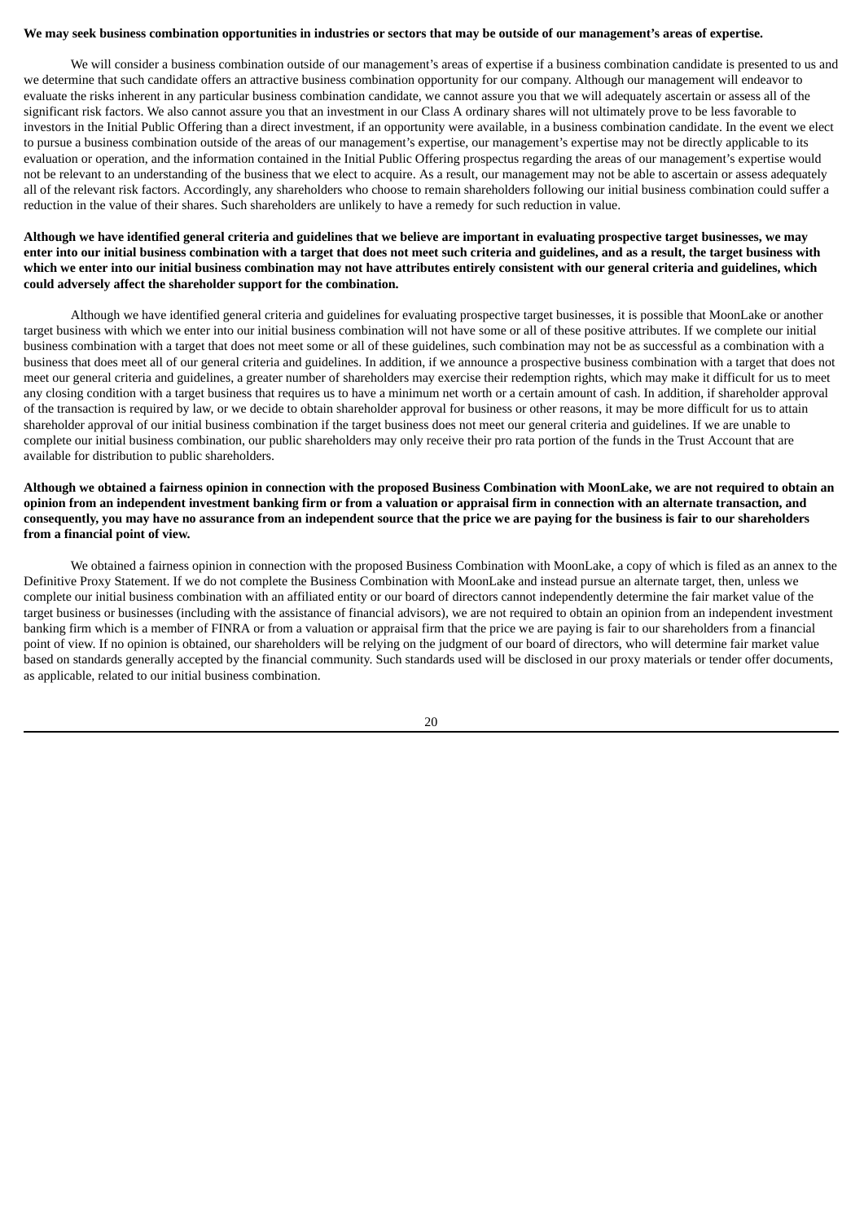**We may seek business combination opportunities in industries or sectors that may be outside of our management's areas of expertise.**

We will consider a business combination outside of our management's areas of expertise if a business combination candidate is presented to us and we determine that such candidate offers an attractive business combination opportunity for our company. Although our management will endeavor to evaluate the risks inherent in any particular business combination candidate, we cannot assure you that we will adequately ascertain or assess all of the significant risk factors. We also cannot assure you that an investment in our Class A ordinary shares will not ultimately prove to be less favorable to investors in the Initial Public Offering than a direct investment, if an opportunity were available, in a business combination candidate. In the event we elect to pursue a business combination outside of the areas of our management's expertise, our management's expertise may not be directly applicable to its evaluation or operation, and the information contained in the Initial Public Offering prospectus regarding the areas of our management's expertise would not be relevant to an understanding of the business that we elect to acquire. As a result, our management may not be able to ascertain or assess adequately all of the relevant risk factors. Accordingly, any shareholders who choose to remain shareholders following our initial business combination could suffer a reduction in the value of their shares. Such shareholders are unlikely to have a remedy for such reduction in value.

**Although we have identified general criteria and guidelines that we believe are important in evaluating prospective target businesses, we may enter into our initial business combination with a target that does not meet such criteria and guidelines, and as a result, the target business with which we enter into our initial business combination may not have attributes entirely consistent with our general criteria and guidelines, which could adversely affect the shareholder support for the combination.**

Although we have identified general criteria and guidelines for evaluating prospective target businesses, it is possible that MoonLake or another target business with which we enter into our initial business combination will not have some or all of these positive attributes. If we complete our initial business combination with a target that does not meet some or all of these guidelines, such combination may not be as successful as a combination with a business that does meet all of our general criteria and guidelines. In addition, if we announce a prospective business combination with a target that does not meet our general criteria and guidelines, a greater number of shareholders may exercise their redemption rights, which may make it difficult for us to meet any closing condition with a target business that requires us to have a minimum net worth or a certain amount of cash. In addition, if shareholder approval of the transaction is required by law, or we decide to obtain shareholder approval for business or other reasons, it may be more difficult for us to attain shareholder approval of our initial business combination if the target business does not meet our general criteria and guidelines. If we are unable to complete our initial business combination, our public shareholders may only receive their pro rata portion of the funds in the Trust Account that are available for distribution to public shareholders.

**Although we obtained a fairness opinion in connection with the proposed Business Combination with MoonLake, we are not required to obtain an opinion from an independent investment banking firm or from a valuation or appraisal firm in connection with an alternate transaction, and consequently, you may have no assurance from an independent source that the price we are paying for the business is fair to our shareholders from a financial point of view.**

We obtained a fairness opinion in connection with the proposed Business Combination with MoonLake, a copy of which is filed as an annex to the Definitive Proxy Statement. If we do not complete the Business Combination with MoonLake and instead pursue an alternate target, then, unless we complete our initial business combination with an affiliated entity or our board of directors cannot independently determine the fair market value of the target business or businesses (including with the assistance of financial advisors), we are not required to obtain an opinion from an independent investment banking firm which is a member of FINRA or from a valuation or appraisal firm that the price we are paying is fair to our shareholders from a financial point of view. If no opinion is obtained, our shareholders will be relying on the judgment of our board of directors, who will determine fair market value based on standards generally accepted by the financial community. Such standards used will be disclosed in our proxy materials or tender offer documents, as applicable, related to our initial business combination.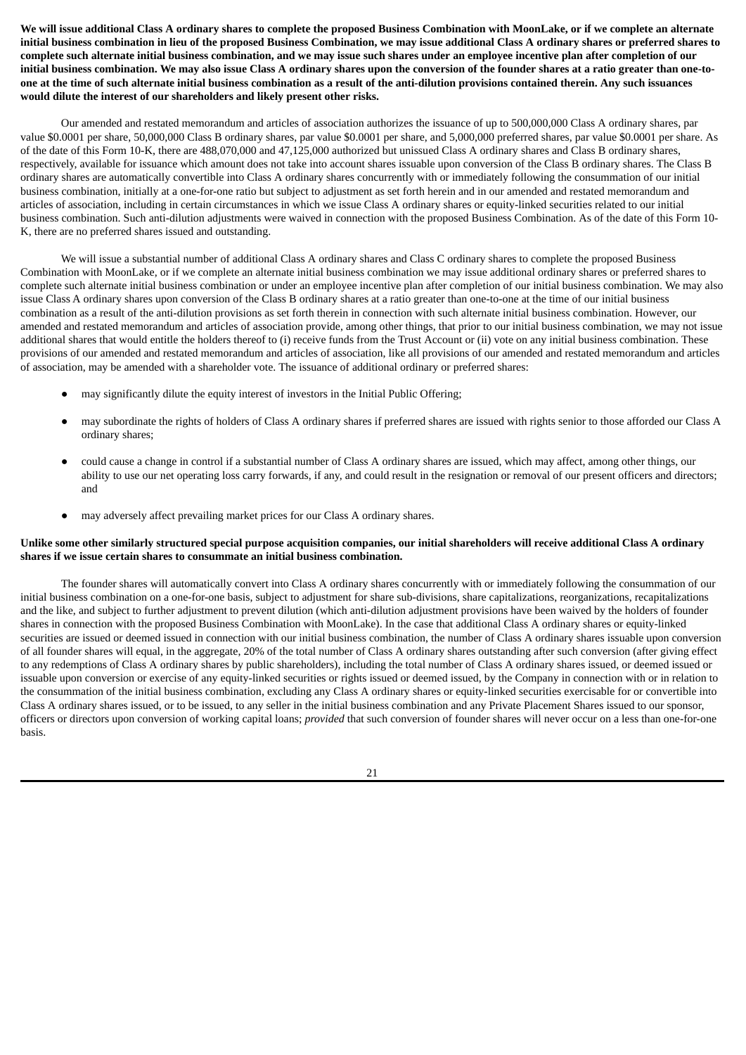**We will issue additional Class A ordinary shares to complete the proposed Business Combination with MoonLake, or if we complete an alternate initial business combination in lieu of the proposed Business Combination, we may issue additional Class A ordinary shares or preferred shares to complete such alternate initial business combination, and we may issue such shares under an employee incentive plan after completion of our initial business combination. We may also issue Class A ordinary shares upon the conversion of the founder shares at a ratio greater than one-to-one at the time of such alternate initial business combination as a result of the anti-dilution provisions contained therein. Any such issuances would dilute the interest of our shareholders and likely present other risks.**

Our amended and restated memorandum and articles of association authorizes the issuance of up to 500,000,000 Class A ordinary shares, par value $0.0001 per share, 50,000,000 Class B ordinary shares, par value $0.0001 per share, and 5,000,000 preferred shares, par value $0.0001 per share. As of the date of this Form 10-K, there are 488,070,000 and 47,125,000 authorized but unissued Class A ordinary shares and Class B ordinary shares, respectively, available for issuance which amount does not take into account shares issuable upon conversion of the Class B ordinary shares. The Class B ordinary shares are automatically convertible into Class A ordinary shares concurrently with or immediately following the consummation of our initial business combination, initially at a one-for-one ratio but subject to adjustment as set forth herein and in our amended and restated memorandum and articles of association, including in certain circumstances in which we issue Class A ordinary shares or equity-linked securities related to our initial business combination. Such anti-dilution adjustments were waived in connection with the proposed Business Combination. As of the date of this Form 10-K, there are no preferred shares issued and outstanding.

We will issue a substantial number of additional Class A ordinary shares and Class C ordinary shares to complete the proposed Business Combination with MoonLake, or if we complete an alternate initial business combination we may issue additional ordinary shares or preferred shares to complete such alternate initial business combination or under an employee incentive plan after completion of our initial business combination. We may also issue Class A ordinary shares upon conversion of the Class B ordinary shares at a ratio greater than one-to-one at the time of our initial business combination as a result of the anti-dilution provisions as set forth therein in connection with such alternate initial business combination. However, our amended and restated memorandum and articles of association provide, among other things, that prior to our initial business combination, we may not issue additional shares that would entitle the holders thereof to (i) receive funds from the Trust Account or (ii) vote on any initial business combination. These provisions of our amended and restated memorandum and articles of association, like all provisions of our amended and restated memorandum and articles of association, may be amended with a shareholder vote. The issuance of additional ordinary or preferred shares:

- may significantly dilute the equity interest of investors in the Initial Public Offering;
- may subordinate the rights of holders of Class A ordinary shares if preferred shares are issued with rights senior to those afforded our Class A ordinary shares;
- could cause a change in control if a substantial number of Class A ordinary shares are issued, which may affect, among other things, our ability to use our net operating loss carry forwards, if any, and could result in the resignation or removal of our present officers and directors; and
- may adversely affect prevailing market prices for our Class A ordinary shares.

**Unlike some other similarly structured special purpose acquisition companies, our initial shareholders will receive additional Class A ordinary shares if we issue certain shares to consummate an initial business combination.**

The founder shares will automatically convert into Class A ordinary shares concurrently with or immediately following the consummation of our initial business combination on a one-for-one basis, subject to adjustment for share sub-divisions, share capitalizations, reorganizations, recapitalizations and the like, and subject to further adjustment to prevent dilution (which anti-dilution adjustment provisions have been waived by the holders of founder shares in connection with the proposed Business Combination with MoonLake). In the case that additional Class A ordinary shares or equity-linked securities are issued or deemed issued in connection with our initial business combination, the number of Class A ordinary shares issuable upon conversion of all founder shares will equal, in the aggregate, 20% of the total number of Class A ordinary shares outstanding after such conversion (after giving effect to any redemptions of Class A ordinary shares by public shareholders), including the total number of Class A ordinary shares issued, or deemed issued or issuable upon conversion or exercise of any equity-linked securities or rights issued or deemed issued, by the Company in connection with or in relation to the consummation of the initial business combination, excluding any Class A ordinary shares or equity-linked securities exercisable for or convertible into Class A ordinary shares issued, or to be issued, to any seller in the initial business combination and any Private Placement Shares issued to our sponsor, officers or directors upon conversion of working capital loans; *provided* that such conversion of founder shares will never occur on a less than one-for-one basis.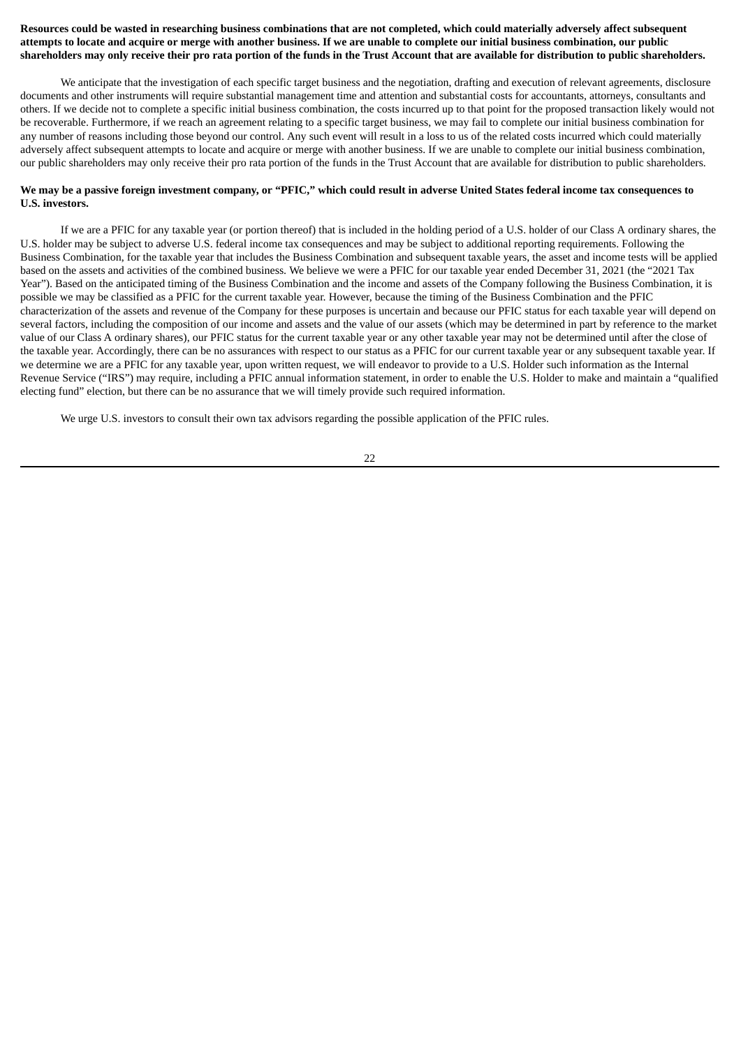**Resources could be wasted in researching business combinations that are not completed, which could materially adversely affect subsequent attempts to locate and acquire or merge with another business. If we are unable to complete our initial business combination, our public shareholders may only receive their pro rata portion of the funds in the Trust Account that are available for distribution to public shareholders.**

We anticipate that the investigation of each specific target business and the negotiation, drafting and execution of relevant agreements, disclosure documents and other instruments will require substantial management time and attention and substantial costs for accountants, attorneys, consultants and others. If we decide not to complete a specific initial business combination, the costs incurred up to that point for the proposed transaction likely would not be recoverable. Furthermore, if we reach an agreement relating to a specific target business, we may fail to complete our initial business combination for any number of reasons including those beyond our control. Any such event will result in a loss to us of the related costs incurred which could materially adversely affect subsequent attempts to locate and acquire or merge with another business. If we are unable to complete our initial business combination, our public shareholders may only receive their pro rata portion of the funds in the Trust Account that are available for distribution to public shareholders.

**We may be a passive foreign investment company, or "PFIC," which could result in adverse United States federal income tax consequences to U.S. investors.**

If we are a PFIC for any taxable year (or portion thereof) that is included in the holding period of a U.S. holder of our Class A ordinary shares, the U.S. holder may be subject to adverse U.S. federal income tax consequences and may be subject to additional reporting requirements. Following the Business Combination, for the taxable year that includes the Business Combination and subsequent taxable years, the asset and income tests will be applied based on the assets and activities of the combined business. We believe we were a PFIC for our taxable year ended December 31, 2021 (the "2021 Tax Year"). Based on the anticipated timing of the Business Combination and the income and assets of the Company following the Business Combination, it is possible we may be classified as a PFIC for the current taxable year. However, because the timing of the Business Combination and the PFIC characterization of the assets and revenue of the Company for these purposes is uncertain and because our PFIC status for each taxable year will depend on several factors, including the composition of our income and assets and the value of our assets (which may be determined in part by reference to the market value of our Class A ordinary shares), our PFIC status for the current taxable year or any other taxable year may not be determined until after the close of the taxable year. Accordingly, there can be no assurances with respect to our status as a PFIC for our current taxable year or any subsequent taxable year. If we determine we are a PFIC for any taxable year, upon written request, we will endeavor to provide to a U.S. Holder such information as the Internal Revenue Service ("IRS") may require, including a PFIC annual information statement, in order to enable the U.S. Holder to make and maintain a "qualified electing fund" election, but there can be no assurance that we will timely provide such required information.

We urge U.S. investors to consult their own tax advisors regarding the possible application of the PFIC rules.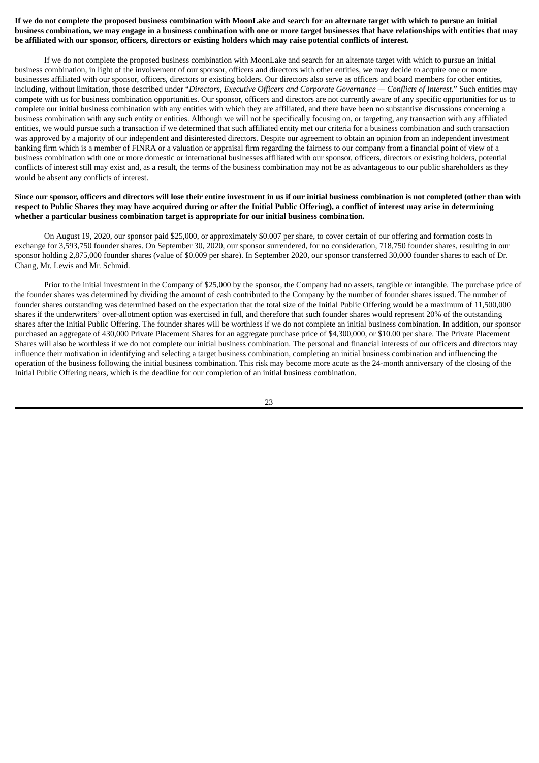**If we do not complete the proposed business combination with MoonLake and search for an alternate target with which to pursue an initial business combination, we may engage in a business combination with one or more target businesses that have relationships with entities that may be affiliated with our sponsor, officers, directors or existing holders which may raise potential conflicts of interest.**

If we do not complete the proposed business combination with MoonLake and search for an alternate target with which to pursue an initial business combination, in light of the involvement of our sponsor, officers and directors with other entities, we may decide to acquire one or more businesses affiliated with our sponsor, officers, directors or existing holders. Our directors also serve as officers and board members for other entities, including, without limitation, those described under "*Directors, Executive Officers and Corporate Governance — Conflicts of Interest*." Such entities may compete with us for business combination opportunities. Our sponsor, officers and directors are not currently aware of any specific opportunities for us to complete our initial business combination with any entities with which they are affiliated, and there have been no substantive discussions concerning a business combination with any such entity or entities. Although we will not be specifically focusing on, or targeting, any transaction with any affiliated entities, we would pursue such a transaction if we determined that such affiliated entity met our criteria for a business combination and such transaction was approved by a majority of our independent and disinterested directors. Despite our agreement to obtain an opinion from an independent investment banking firm which is a member of FINRA or a valuation or appraisal firm regarding the fairness to our company from a financial point of view of a business combination with one or more domestic or international businesses affiliated with our sponsor, officers, directors or existing holders, potential conflicts of interest still may exist and, as a result, the terms of the business combination may not be as advantageous to our public shareholders as they would be absent any conflicts of interest.

**Since our sponsor, officers and directors will lose their entire investment in us if our initial business combination is not completed (other than with respect to Public Shares they may have acquired during or after the Initial Public Offering), a conflict of interest may arise in determining whether a particular business combination target is appropriate for our initial business combination.**

On August 19, 2020, our sponsor paid $25,000, or approximately $0.007 per share, to cover certain of our offering and formation costs in exchange for 3,593,750 founder shares. On September 30, 2020, our sponsor surrendered, for no consideration, 718,750 founder shares, resulting in our sponsor holding 2,875,000 founder shares (value of $0.009 per share). In September 2020, our sponsor transferred 30,000 founder shares to each of Dr. Chang, Mr. Lewis and Mr. Schmid.

Prior to the initial investment in the Company of $25,000 by the sponsor, the Company had no assets, tangible or intangible. The purchase price of the founder shares was determined by dividing the amount of cash contributed to the Company by the number of founder shares issued. The number of founder shares outstanding was determined based on the expectation that the total size of the Initial Public Offering would be a maximum of 11,500,000 shares if the underwriters' over-allotment option was exercised in full, and therefore that such founder shares would represent 20% of the outstanding shares after the Initial Public Offering. The founder shares will be worthless if we do not complete an initial business combination. In addition, our sponsor purchased an aggregate of 430,000 Private Placement Shares for an aggregate purchase price of $4,300,000, or $10.00 per share. The Private Placement Shares will also be worthless if we do not complete our initial business combination. The personal and financial interests of our officers and directors may influence their motivation in identifying and selecting a target business combination, completing an initial business combination and influencing the operation of the business following the initial business combination. This risk may become more acute as the 24-month anniversary of the closing of the Initial Public Offering nears, which is the deadline for our completion of an initial business combination.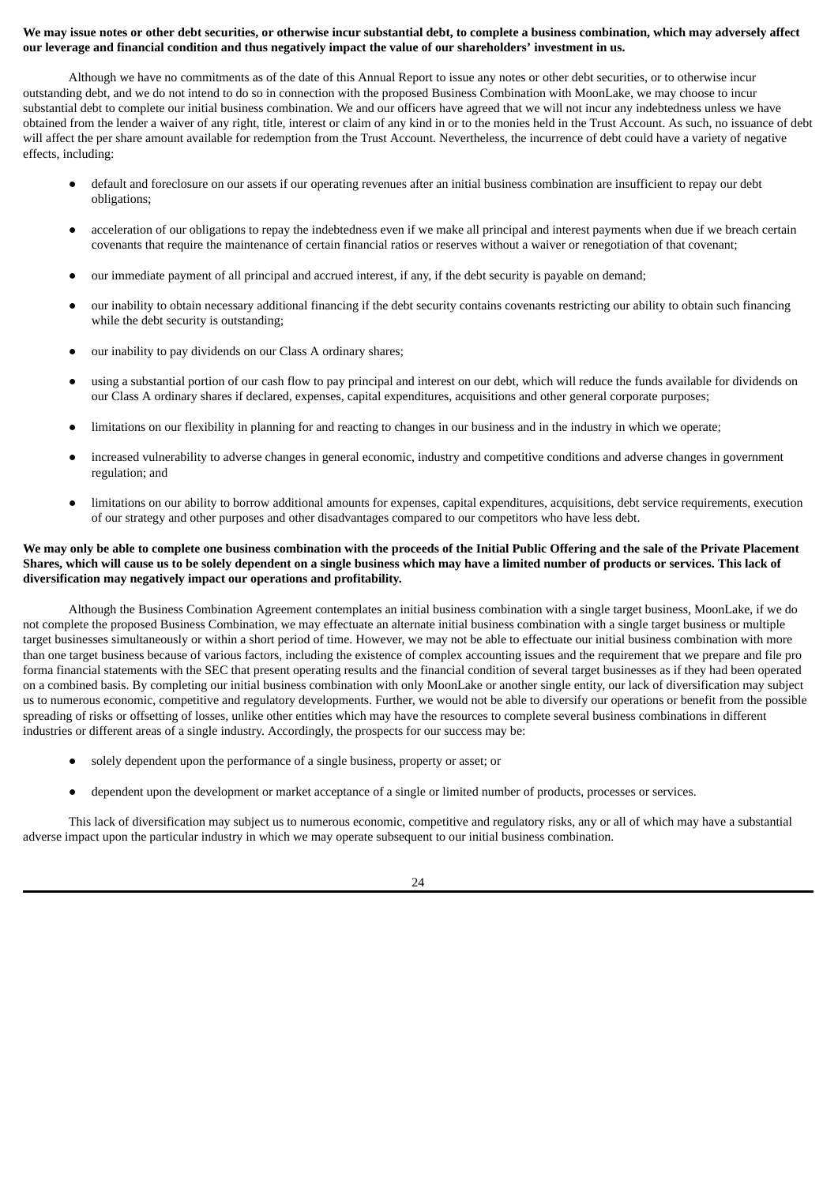**We may issue notes or other debt securities, or otherwise incur substantial debt, to complete a business combination, which may adversely affect our leverage and financial condition and thus negatively impact the value of our shareholders' investment in us.**

Although we have no commitments as of the date of this Annual Report to issue any notes or other debt securities, or to otherwise incur outstanding debt, and we do not intend to do so in connection with the proposed Business Combination with MoonLake, we may choose to incur substantial debt to complete our initial business combination. We and our officers have agreed that we will not incur any indebtedness unless we have obtained from the lender a waiver of any right, title, interest or claim of any kind in or to the monies held in the Trust Account. As such, no issuance of debt will affect the per share amount available for redemption from the Trust Account. Nevertheless, the incurrence of debt could have a variety of negative effects, including:

- default and foreclosure on our assets if our operating revenues after an initial business combination are insufficient to repay our debt obligations;
- acceleration of our obligations to repay the indebtedness even if we make all principal and interest payments when due if we breach certain covenants that require the maintenance of certain financial ratios or reserves without a waiver or renegotiation of that covenant;
- our immediate payment of all principal and accrued interest, if any, if the debt security is payable on demand;
- our inability to obtain necessary additional financing if the debt security contains covenants restricting our ability to obtain such financing while the debt security is outstanding;
- our inability to pay dividends on our Class A ordinary shares;
- using a substantial portion of our cash flow to pay principal and interest on our debt, which will reduce the funds available for dividends on our Class A ordinary shares if declared, expenses, capital expenditures, acquisitions and other general corporate purposes;
- limitations on our flexibility in planning for and reacting to changes in our business and in the industry in which we operate;
- increased vulnerability to adverse changes in general economic, industry and competitive conditions and adverse changes in government regulation; and
- limitations on our ability to borrow additional amounts for expenses, capital expenditures, acquisitions, debt service requirements, execution of our strategy and other purposes and other disadvantages compared to our competitors who have less debt.

**We may only be able to complete one business combination with the proceeds of the Initial Public Offering and the sale of the Private Placement Shares, which will cause us to be solely dependent on a single business which may have a limited number of products or services. This lack of diversification may negatively impact our operations and profitability.**

Although the Business Combination Agreement contemplates an initial business combination with a single target business, MoonLake, if we do not complete the proposed Business Combination, we may effectuate an alternate initial business combination with a single target business or multiple target businesses simultaneously or within a short period of time. However, we may not be able to effectuate our initial business combination with more than one target business because of various factors, including the existence of complex accounting issues and the requirement that we prepare and file pro forma financial statements with the SEC that present operating results and the financial condition of several target businesses as if they had been operated on a combined basis. By completing our initial business combination with only MoonLake or another single entity, our lack of diversification may subject us to numerous economic, competitive and regulatory developments. Further, we would not be able to diversify our operations or benefit from the possible spreading of risks or offsetting of losses, unlike other entities which may have the resources to complete several business combinations in different industries or different areas of a single industry. Accordingly, the prospects for our success may be:

- solely dependent upon the performance of a single business, property or asset; or
- dependent upon the development or market acceptance of a single or limited number of products, processes or services.

This lack of diversification may subject us to numerous economic, competitive and regulatory risks, any or all of which may have a substantial adverse impact upon the particular industry in which we may operate subsequent to our initial business combination.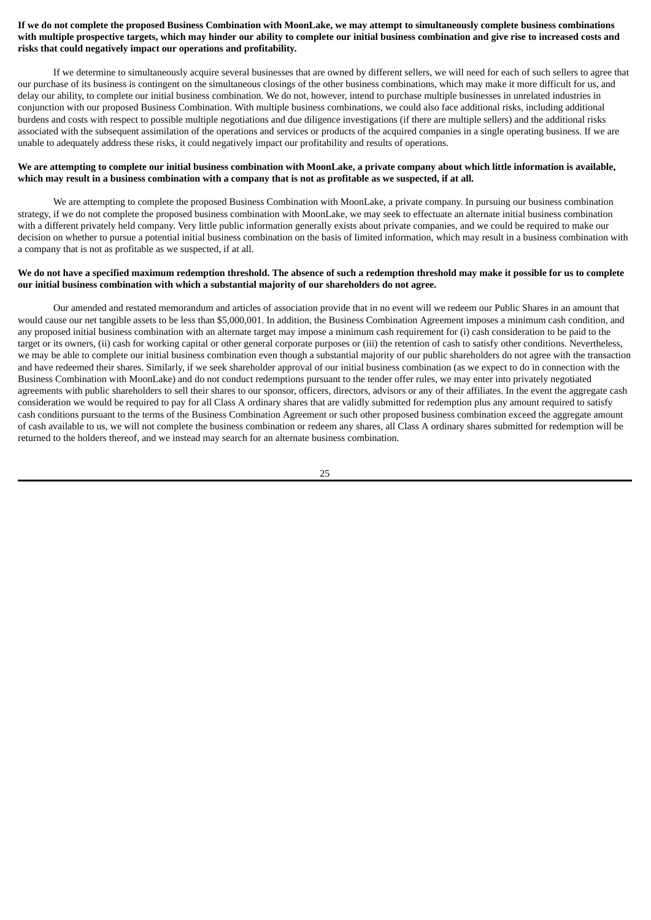**If we do not complete the proposed Business Combination with MoonLake, we may attempt to simultaneously complete business combinations with multiple prospective targets, which may hinder our ability to complete our initial business combination and give rise to increased costs and risks that could negatively impact our operations and profitability.**

If we determine to simultaneously acquire several businesses that are owned by different sellers, we will need for each of such sellers to agree that our purchase of its business is contingent on the simultaneous closings of the other business combinations, which may make it more difficult for us, and delay our ability, to complete our initial business combination. We do not, however, intend to purchase multiple businesses in unrelated industries in conjunction with our proposed Business Combination. With multiple business combinations, we could also face additional risks, including additional burdens and costs with respect to possible multiple negotiations and due diligence investigations (if there are multiple sellers) and the additional risks associated with the subsequent assimilation of the operations and services or products of the acquired companies in a single operating business. If we are unable to adequately address these risks, it could negatively impact our profitability and results of operations.

**We are attempting to complete our initial business combination with MoonLake, a private company about which little information is available, which may result in a business combination with a company that is not as profitable as we suspected, if at all.**

We are attempting to complete the proposed Business Combination with MoonLake, a private company. In pursuing our business combination strategy, if we do not complete the proposed business combination with MoonLake, we may seek to effectuate an alternate initial business combination with a different privately held company. Very little public information generally exists about private companies, and we could be required to make our decision on whether to pursue a potential initial business combination on the basis of limited information, which may result in a business combination with a company that is not as profitable as we suspected, if at all.

**We do not have a specified maximum redemption threshold. The absence of such a redemption threshold may make it possible for us to complete our initial business combination with which a substantial majority of our shareholders do not agree.**

Our amended and restated memorandum and articles of association provide that in no event will we redeem our Public Shares in an amount that would cause our net tangible assets to be less than $5,000,001. In addition, the Business Combination Agreement imposes a minimum cash condition, and any proposed initial business combination with an alternate target may impose a minimum cash requirement for (i) cash consideration to be paid to the target or its owners, (ii) cash for working capital or other general corporate purposes or (iii) the retention of cash to satisfy other conditions. Nevertheless, we may be able to complete our initial business combination even though a substantial majority of our public shareholders do not agree with the transaction and have redeemed their shares. Similarly, if we seek shareholder approval of our initial business combination (as we expect to do in connection with the Business Combination with MoonLake) and do not conduct redemptions pursuant to the tender offer rules, we may enter into privately negotiated agreements with public shareholders to sell their shares to our sponsor, officers, directors, advisors or any of their affiliates. In the event the aggregate cash consideration we would be required to pay for all Class A ordinary shares that are validly submitted for redemption plus any amount required to satisfy cash conditions pursuant to the terms of the Business Combination Agreement or such other proposed business combination exceed the aggregate amount of cash available to us, we will not complete the business combination or redeem any shares, all Class A ordinary shares submitted for redemption will be returned to the holders thereof, and we instead may search for an alternate business combination.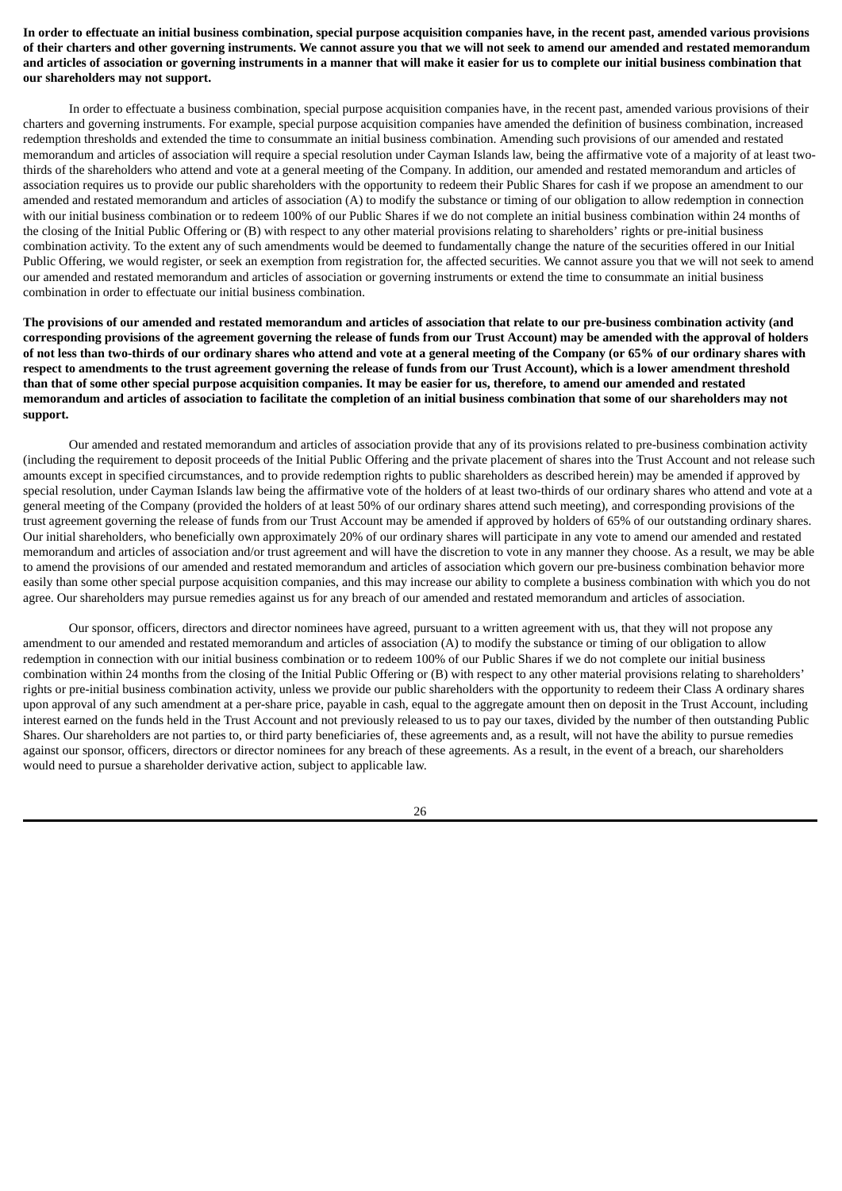**In order to effectuate an initial business combination, special purpose acquisition companies have, in the recent past, amended various provisions of their charters and other governing instruments. We cannot assure you that we will not seek to amend our amended and restated memorandum and articles of association or governing instruments in a manner that will make it easier for us to complete our initial business combination that our shareholders may not support.**

In order to effectuate a business combination, special purpose acquisition companies have, in the recent past, amended various provisions of their charters and governing instruments. For example, special purpose acquisition companies have amended the definition of business combination, increased redemption thresholds and extended the time to consummate an initial business combination. Amending such provisions of our amended and restated memorandum and articles of association will require a special resolution under Cayman Islands law, being the affirmative vote of a majority of at least two-thirds of the shareholders who attend and vote at a general meeting of the Company. In addition, our amended and restated memorandum and articles of association requires us to provide our public shareholders with the opportunity to redeem their Public Shares for cash if we propose an amendment to our amended and restated memorandum and articles of association (A) to modify the substance or timing of our obligation to allow redemption in connection with our initial business combination or to redeem 100% of our Public Shares if we do not complete an initial business combination within 24 months of the closing of the Initial Public Offering or (B) with respect to any other material provisions relating to shareholders' rights or pre-initial business combination activity. To the extent any of such amendments would be deemed to fundamentally change the nature of the securities offered in our Initial Public Offering, we would register, or seek an exemption from registration for, the affected securities. We cannot assure you that we will not seek to amend our amended and restated memorandum and articles of association or governing instruments or extend the time to consummate an initial business combination in order to effectuate our initial business combination.

**The provisions of our amended and restated memorandum and articles of association that relate to our pre-business combination activity (and corresponding provisions of the agreement governing the release of funds from our Trust Account) may be amended with the approval of holders of not less than two-thirds of our ordinary shares who attend and vote at a general meeting of the Company (or 65% of our ordinary shares with respect to amendments to the trust agreement governing the release of funds from our Trust Account), which is a lower amendment threshold than that of some other special purpose acquisition companies. It may be easier for us, therefore, to amend our amended and restated memorandum and articles of association to facilitate the completion of an initial business combination that some of our shareholders may not support.**

Our amended and restated memorandum and articles of association provide that any of its provisions related to pre-business combination activity (including the requirement to deposit proceeds of the Initial Public Offering and the private placement of shares into the Trust Account and not release such amounts except in specified circumstances, and to provide redemption rights to public shareholders as described herein) may be amended if approved by special resolution, under Cayman Islands law being the affirmative vote of the holders of at least two-thirds of our ordinary shares who attend and vote at a general meeting of the Company (provided the holders of at least 50% of our ordinary shares attend such meeting), and corresponding provisions of the trust agreement governing the release of funds from our Trust Account may be amended if approved by holders of 65% of our outstanding ordinary shares. Our initial shareholders, who beneficially own approximately 20% of our ordinary shares will participate in any vote to amend our amended and restated memorandum and articles of association and/or trust agreement and will have the discretion to vote in any manner they choose. As a result, we may be able to amend the provisions of our amended and restated memorandum and articles of association which govern our pre-business combination behavior more easily than some other special purpose acquisition companies, and this may increase our ability to complete a business combination with which you do not agree. Our shareholders may pursue remedies against us for any breach of our amended and restated memorandum and articles of association.

Our sponsor, officers, directors and director nominees have agreed, pursuant to a written agreement with us, that they will not propose any amendment to our amended and restated memorandum and articles of association (A) to modify the substance or timing of our obligation to allow redemption in connection with our initial business combination or to redeem 100% of our Public Shares if we do not complete our initial business combination within 24 months from the closing of the Initial Public Offering or (B) with respect to any other material provisions relating to shareholders' rights or pre-initial business combination activity, unless we provide our public shareholders with the opportunity to redeem their Class A ordinary shares upon approval of any such amendment at a per-share price, payable in cash, equal to the aggregate amount then on deposit in the Trust Account, including interest earned on the funds held in the Trust Account and not previously released to us to pay our taxes, divided by the number of then outstanding Public Shares. Our shareholders are not parties to, or third party beneficiaries of, these agreements and, as a result, will not have the ability to pursue remedies against our sponsor, officers, directors or director nominees for any breach of these agreements. As a result, in the event of a breach, our shareholders would need to pursue a shareholder derivative action, subject to applicable law.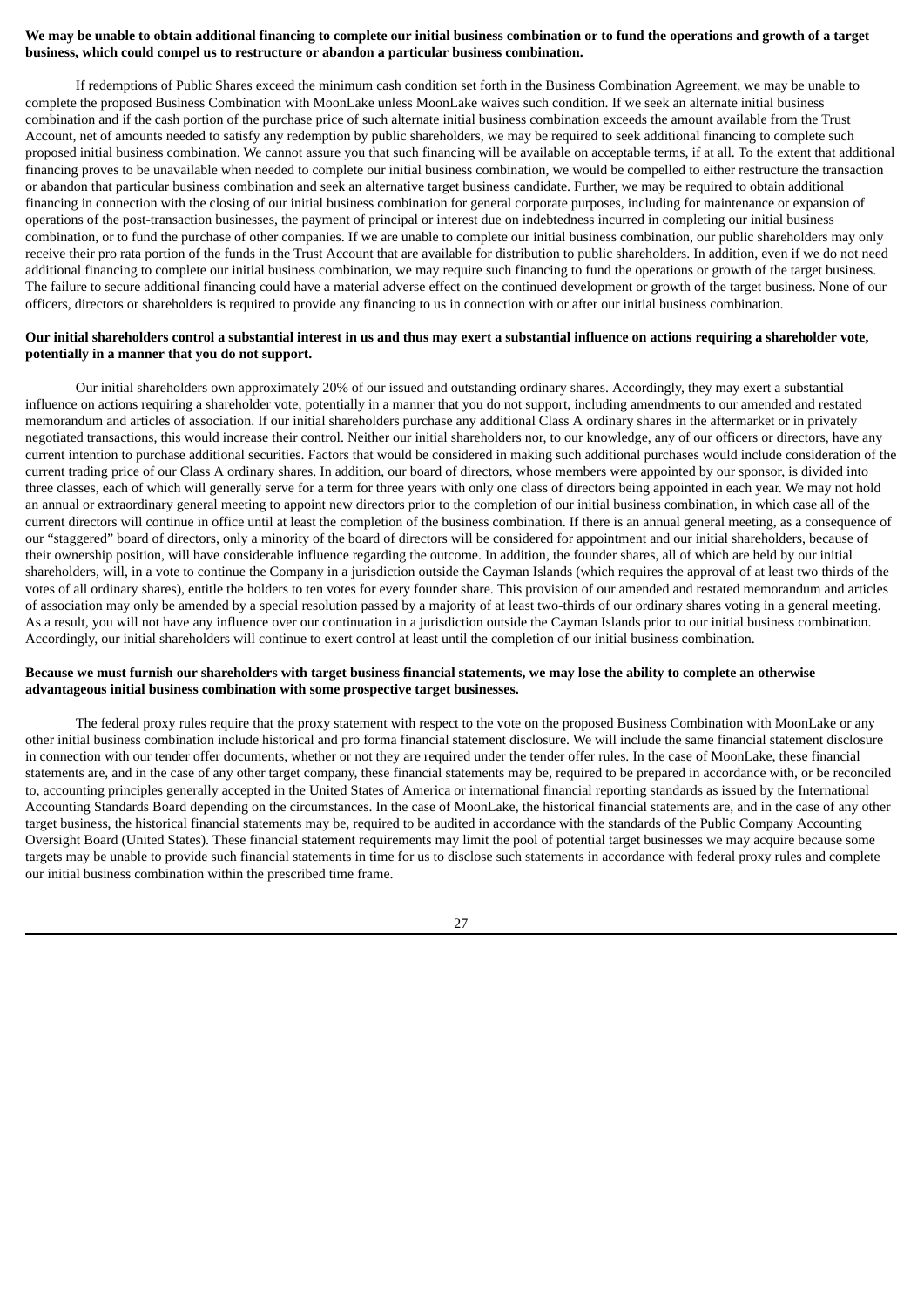**We may be unable to obtain additional financing to complete our initial business combination or to fund the operations and growth of a target business, which could compel us to restructure or abandon a particular business combination.**

If redemptions of Public Shares exceed the minimum cash condition set forth in the Business Combination Agreement, we may be unable to complete the proposed Business Combination with MoonLake unless MoonLake waives such condition. If we seek an alternate initial business combination and if the cash portion of the purchase price of such alternate initial business combination exceeds the amount available from the Trust Account, net of amounts needed to satisfy any redemption by public shareholders, we may be required to seek additional financing to complete such proposed initial business combination. We cannot assure you that such financing will be available on acceptable terms, if at all. To the extent that additional financing proves to be unavailable when needed to complete our initial business combination, we would be compelled to either restructure the transaction or abandon that particular business combination and seek an alternative target business candidate. Further, we may be required to obtain additional financing in connection with the closing of our initial business combination for general corporate purposes, including for maintenance or expansion of operations of the post-transaction businesses, the payment of principal or interest due on indebtedness incurred in completing our initial business combination, or to fund the purchase of other companies. If we are unable to complete our initial business combination, our public shareholders may only receive their pro rata portion of the funds in the Trust Account that are available for distribution to public shareholders. In addition, even if we do not need additional financing to complete our initial business combination, we may require such financing to fund the operations or growth of the target business. The failure to secure additional financing could have a material adverse effect on the continued development or growth of the target business. None of our officers, directors or shareholders is required to provide any financing to us in connection with or after our initial business combination.

**Our initial shareholders control a substantial interest in us and thus may exert a substantial influence on actions requiring a shareholder vote, potentially in a manner that you do not support.**

Our initial shareholders own approximately 20% of our issued and outstanding ordinary shares. Accordingly, they may exert a substantial influence on actions requiring a shareholder vote, potentially in a manner that you do not support, including amendments to our amended and restated memorandum and articles of association. If our initial shareholders purchase any additional Class A ordinary shares in the aftermarket or in privately negotiated transactions, this would increase their control. Neither our initial shareholders nor, to our knowledge, any of our officers or directors, have any current intention to purchase additional securities. Factors that would be considered in making such additional purchases would include consideration of the current trading price of our Class A ordinary shares. In addition, our board of directors, whose members were appointed by our sponsor, is divided into three classes, each of which will generally serve for a term for three years with only one class of directors being appointed in each year. We may not hold an annual or extraordinary general meeting to appoint new directors prior to the completion of our initial business combination, in which case all of the current directors will continue in office until at least the completion of the business combination. If there is an annual general meeting, as a consequence of our "staggered" board of directors, only a minority of the board of directors will be considered for appointment and our initial shareholders, because of their ownership position, will have considerable influence regarding the outcome. In addition, the founder shares, all of which are held by our initial shareholders, will, in a vote to continue the Company in a jurisdiction outside the Cayman Islands (which requires the approval of at least two thirds of the votes of all ordinary shares), entitle the holders to ten votes for every founder share. This provision of our amended and restated memorandum and articles of association may only be amended by a special resolution passed by a majority of at least two-thirds of our ordinary shares voting in a general meeting. As a result, you will not have any influence over our continuation in a jurisdiction outside the Cayman Islands prior to our initial business combination. Accordingly, our initial shareholders will continue to exert control at least until the completion of our initial business combination.

**Because we must furnish our shareholders with target business financial statements, we may lose the ability to complete an otherwise advantageous initial business combination with some prospective target businesses.**

The federal proxy rules require that the proxy statement with respect to the vote on the proposed Business Combination with MoonLake or any other initial business combination include historical and pro forma financial statement disclosure. We will include the same financial statement disclosure in connection with our tender offer documents, whether or not they are required under the tender offer rules. In the case of MoonLake, these financial statements are, and in the case of any other target company, these financial statements may be, required to be prepared in accordance with, or be reconciled to, accounting principles generally accepted in the United States of America or international financial reporting standards as issued by the International Accounting Standards Board depending on the circumstances. In the case of MoonLake, the historical financial statements are, and in the case of any other target business, the historical financial statements may be, required to be audited in accordance with the standards of the Public Company Accounting Oversight Board (United States). These financial statement requirements may limit the pool of potential target businesses we may acquire because some targets may be unable to provide such financial statements in time for us to disclose such statements in accordance with federal proxy rules and complete our initial business combination within the prescribed time frame.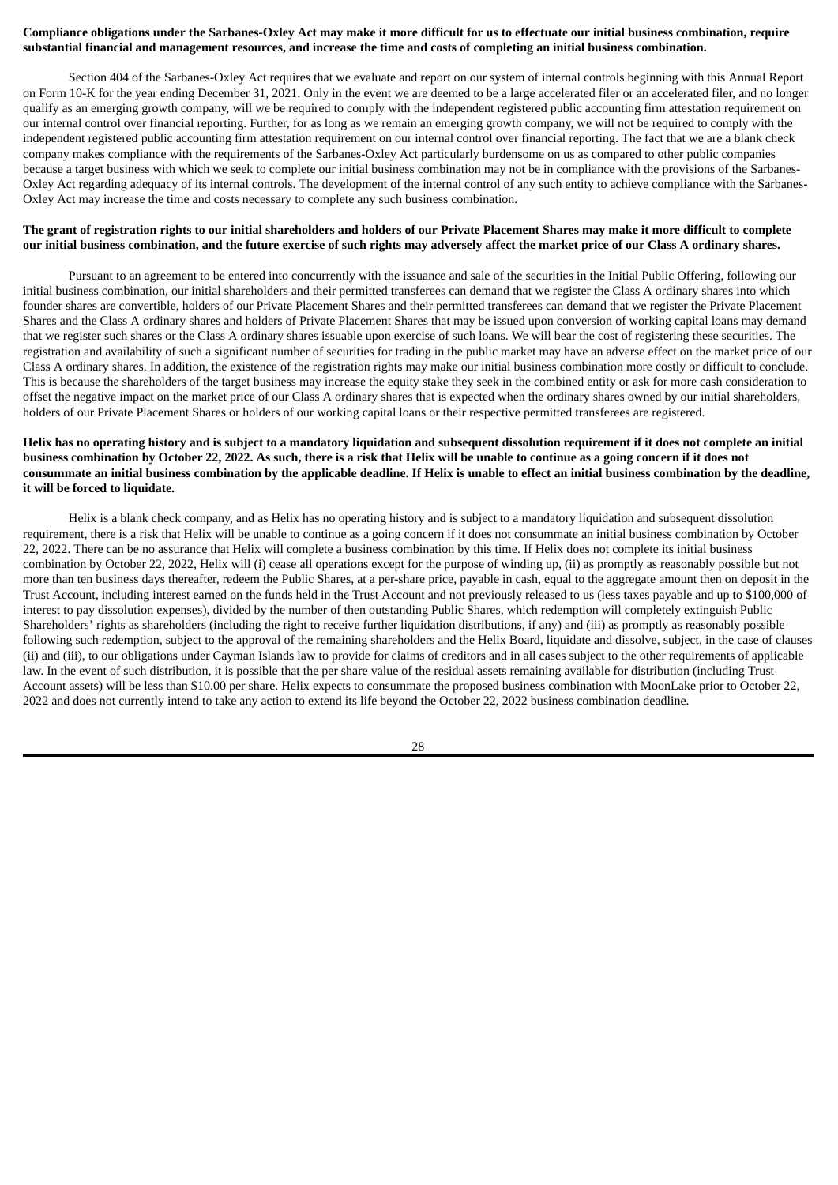**Compliance obligations under the Sarbanes-Oxley Act may make it more difficult for us to effectuate our initial business combination, require substantial financial and management resources, and increase the time and costs of completing an initial business combination.**

Section 404 of the Sarbanes-Oxley Act requires that we evaluate and report on our system of internal controls beginning with this Annual Report on Form 10-K for the year ending December 31, 2021. Only in the event we are deemed to be a large accelerated filer or an accelerated filer, and no longer qualify as an emerging growth company, will we be required to comply with the independent registered public accounting firm attestation requirement on our internal control over financial reporting. Further, for as long as we remain an emerging growth company, we will not be required to comply with the independent registered public accounting firm attestation requirement on our internal control over financial reporting. The fact that we are a blank check company makes compliance with the requirements of the Sarbanes-Oxley Act particularly burdensome on us as compared to other public companies because a target business with which we seek to complete our initial business combination may not be in compliance with the provisions of the Sarbanes-Oxley Act regarding adequacy of its internal controls. The development of the internal control of any such entity to achieve compliance with the Sarbanes-Oxley Act may increase the time and costs necessary to complete any such business combination.

**The grant of registration rights to our initial shareholders and holders of our Private Placement Shares may make it more difficult to complete our initial business combination, and the future exercise of such rights may adversely affect the market price of our Class A ordinary shares.**

Pursuant to an agreement to be entered into concurrently with the issuance and sale of the securities in the Initial Public Offering, following our initial business combination, our initial shareholders and their permitted transferees can demand that we register the Class A ordinary shares into which founder shares are convertible, holders of our Private Placement Shares and their permitted transferees can demand that we register the Private Placement Shares and the Class A ordinary shares and holders of Private Placement Shares that may be issued upon conversion of working capital loans may demand that we register such shares or the Class A ordinary shares issuable upon exercise of such loans. We will bear the cost of registering these securities. The registration and availability of such a significant number of securities for trading in the public market may have an adverse effect on the market price of our Class A ordinary shares. In addition, the existence of the registration rights may make our initial business combination more costly or difficult to conclude. This is because the shareholders of the target business may increase the equity stake they seek in the combined entity or ask for more cash consideration to offset the negative impact on the market price of our Class A ordinary shares that is expected when the ordinary shares owned by our initial shareholders, holders of our Private Placement Shares or holders of our working capital loans or their respective permitted transferees are registered.

**Helix has no operating history and is subject to a mandatory liquidation and subsequent dissolution requirement if it does not complete an initial business combination by October 22, 2022. As such, there is a risk that Helix will be unable to continue as a going concern if it does not consummate an initial business combination by the applicable deadline. If Helix is unable to effect an initial business combination by the deadline, it will be forced to liquidate.**

Helix is a blank check company, and as Helix has no operating history and is subject to a mandatory liquidation and subsequent dissolution requirement, there is a risk that Helix will be unable to continue as a going concern if it does not consummate an initial business combination by October 22, 2022. There can be no assurance that Helix will complete a business combination by this time. If Helix does not complete its initial business combination by October 22, 2022, Helix will (i) cease all operations except for the purpose of winding up, (ii) as promptly as reasonably possible but not more than ten business days thereafter, redeem the Public Shares, at a per-share price, payable in cash, equal to the aggregate amount then on deposit in the Trust Account, including interest earned on the funds held in the Trust Account and not previously released to us (less taxes payable and up to $100,000 of interest to pay dissolution expenses), divided by the number of then outstanding Public Shares, which redemption will completely extinguish Public Shareholders' rights as shareholders (including the right to receive further liquidation distributions, if any) and (iii) as promptly as reasonably possible following such redemption, subject to the approval of the remaining shareholders and the Helix Board, liquidate and dissolve, subject, in the case of clauses (ii) and (iii), to our obligations under Cayman Islands law to provide for claims of creditors and in all cases subject to the other requirements of applicable law. In the event of such distribution, it is possible that the per share value of the residual assets remaining available for distribution (including Trust Account assets) will be less than $10.00 per share. Helix expects to consummate the proposed business combination with MoonLake prior to October 22, 2022 and does not currently intend to take any action to extend its life beyond the October 22, 2022 business combination deadline.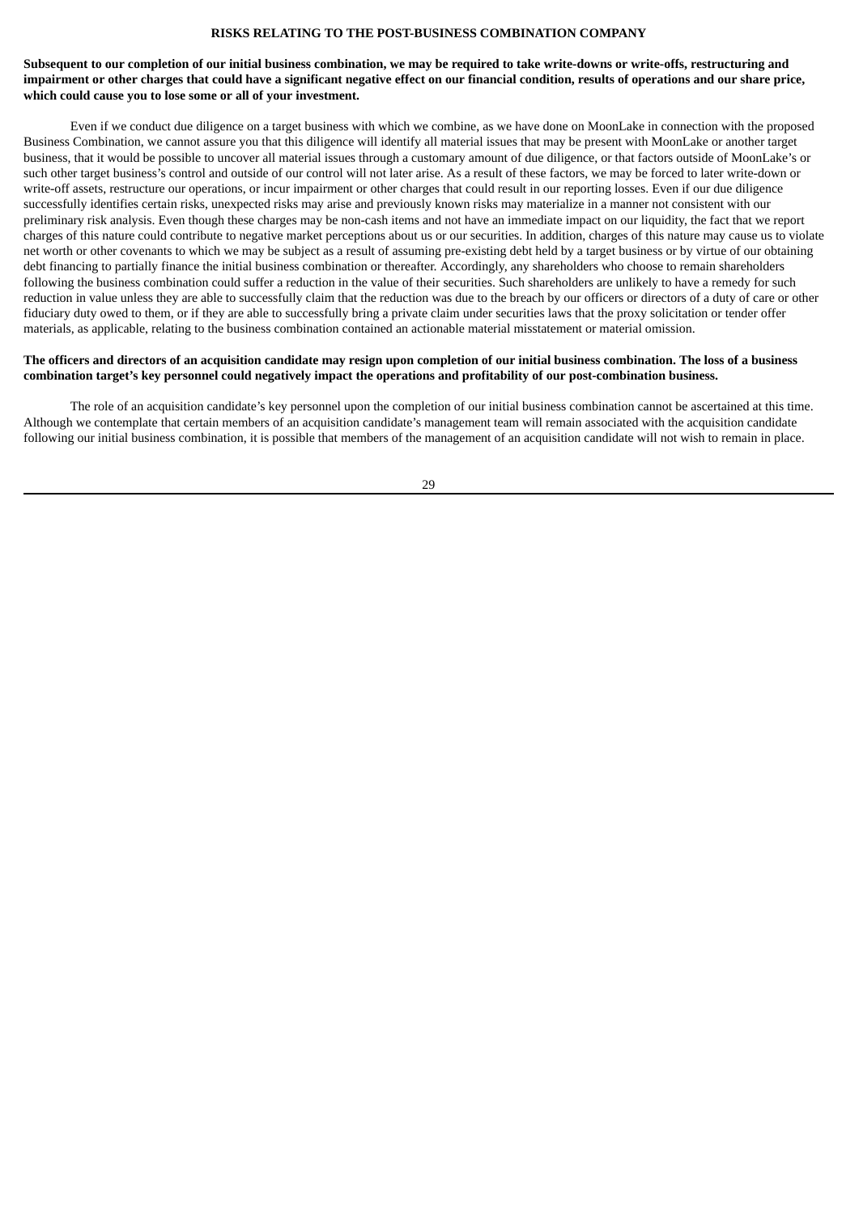## RISKS RELATING TO THE POST-BUSINESS COMBINATION COMPANY

**Subsequent to our completion of our initial business combination, we may be required to take write-downs or write-offs, restructuring and impairment or other charges that could have a significant negative effect on our financial condition, results of operations and our share price, which could cause you to lose some or all of your investment.**

Even if we conduct due diligence on a target business with which we combine, as we have done on MoonLake in connection with the proposed Business Combination, we cannot assure you that this diligence will identify all material issues that may be present with MoonLake or another target business, that it would be possible to uncover all material issues through a customary amount of due diligence, or that factors outside of MoonLake's or such other target business's control and outside of our control will not later arise. As a result of these factors, we may be forced to later write-down or write-off assets, restructure our operations, or incur impairment or other charges that could result in our reporting losses. Even if our due diligence successfully identifies certain risks, unexpected risks may arise and previously known risks may materialize in a manner not consistent with our preliminary risk analysis. Even though these charges may be non-cash items and not have an immediate impact on our liquidity, the fact that we report charges of this nature could contribute to negative market perceptions about us or our securities. In addition, charges of this nature may cause us to violate net worth or other covenants to which we may be subject as a result of assuming pre-existing debt held by a target business or by virtue of our obtaining debt financing to partially finance the initial business combination or thereafter. Accordingly, any shareholders who choose to remain shareholders following the business combination could suffer a reduction in the value of their securities. Such shareholders are unlikely to have a remedy for such reduction in value unless they are able to successfully claim that the reduction was due to the breach by our officers or directors of a duty of care or other fiduciary duty owed to them, or if they are able to successfully bring a private claim under securities laws that the proxy solicitation or tender offer materials, as applicable, relating to the business combination contained an actionable material misstatement or material omission.

**The officers and directors of an acquisition candidate may resign upon completion of our initial business combination. The loss of a business combination target's key personnel could negatively impact the operations and profitability of our post-combination business.**

The role of an acquisition candidate's key personnel upon the completion of our initial business combination cannot be ascertained at this time. Although we contemplate that certain members of an acquisition candidate's management team will remain associated with the acquisition candidate following our initial business combination, it is possible that members of the management of an acquisition candidate will not wish to remain in place.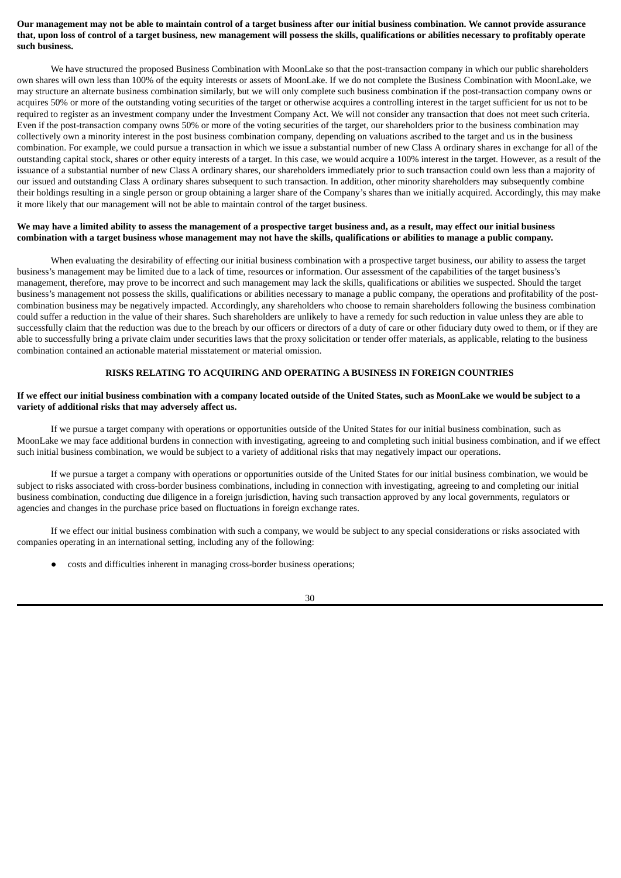**Our management may not be able to maintain control of a target business after our initial business combination. We cannot provide assurance that, upon loss of control of a target business, new management will possess the skills, qualifications or abilities necessary to profitably operate such business.**

We have structured the proposed Business Combination with MoonLake so that the post-transaction company in which our public shareholders own shares will own less than 100% of the equity interests or assets of MoonLake. If we do not complete the Business Combination with MoonLake, we may structure an alternate business combination similarly, but we will only complete such business combination if the post-transaction company owns or acquires 50% or more of the outstanding voting securities of the target or otherwise acquires a controlling interest in the target sufficient for us not to be required to register as an investment company under the Investment Company Act. We will not consider any transaction that does not meet such criteria. Even if the post-transaction company owns 50% or more of the voting securities of the target, our shareholders prior to the business combination may collectively own a minority interest in the post business combination company, depending on valuations ascribed to the target and us in the business combination. For example, we could pursue a transaction in which we issue a substantial number of new Class A ordinary shares in exchange for all of the outstanding capital stock, shares or other equity interests of a target. In this case, we would acquire a 100% interest in the target. However, as a result of the issuance of a substantial number of new Class A ordinary shares, our shareholders immediately prior to such transaction could own less than a majority of our issued and outstanding Class A ordinary shares subsequent to such transaction. In addition, other minority shareholders may subsequently combine their holdings resulting in a single person or group obtaining a larger share of the Company's shares than we initially acquired. Accordingly, this may make it more likely that our management will not be able to maintain control of the target business.

**We may have a limited ability to assess the management of a prospective target business and, as a result, may effect our initial business combination with a target business whose management may not have the skills, qualifications or abilities to manage a public company.**

When evaluating the desirability of effecting our initial business combination with a prospective target business, our ability to assess the target business's management may be limited due to a lack of time, resources or information. Our assessment of the capabilities of the target business's management, therefore, may prove to be incorrect and such management may lack the skills, qualifications or abilities we suspected. Should the target business's management not possess the skills, qualifications or abilities necessary to manage a public company, the operations and profitability of the post-combination business may be negatively impacted. Accordingly, any shareholders who choose to remain shareholders following the business combination could suffer a reduction in the value of their shares. Such shareholders are unlikely to have a remedy for such reduction in value unless they are able to successfully claim that the reduction was due to the breach by our officers or directors of a duty of care or other fiduciary duty owed to them, or if they are able to successfully bring a private claim under securities laws that the proxy solicitation or tender offer materials, as applicable, relating to the business combination contained an actionable material misstatement or material omission.

## RISKS RELATING TO ACQUIRING AND OPERATING A BUSINESS IN FOREIGN COUNTRIES

**If we effect our initial business combination with a company located outside of the United States, such as MoonLake we would be subject to a variety of additional risks that may adversely affect us.**

If we pursue a target company with operations or opportunities outside of the United States for our initial business combination, such as MoonLake we may face additional burdens in connection with investigating, agreeing to and completing such initial business combination, and if we effect such initial business combination, we would be subject to a variety of additional risks that may negatively impact our operations.

If we pursue a target a company with operations or opportunities outside of the United States for our initial business combination, we would be subject to risks associated with cross-border business combinations, including in connection with investigating, agreeing to and completing our initial business combination, conducting due diligence in a foreign jurisdiction, having such transaction approved by any local governments, regulators or agencies and changes in the purchase price based on fluctuations in foreign exchange rates.

If we effect our initial business combination with such a company, we would be subject to any special considerations or risks associated with companies operating in an international setting, including any of the following:

- costs and difficulties inherent in managing cross-border business operations;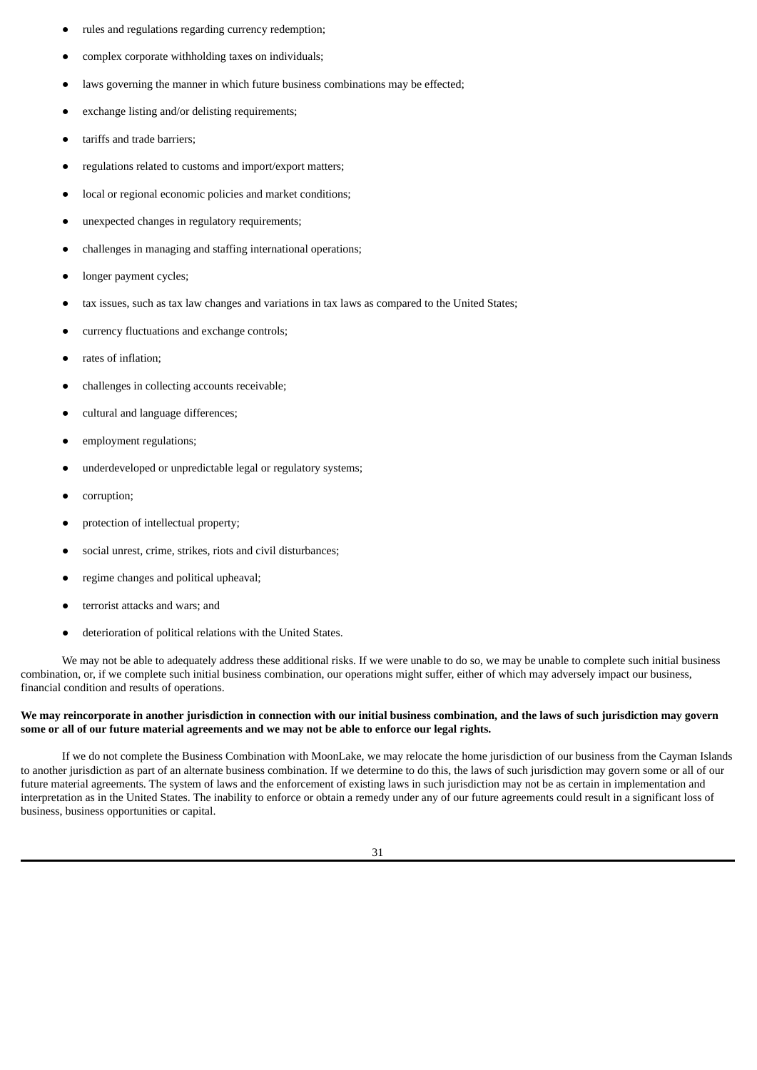- rules and regulations regarding currency redemption;
- complex corporate withholding taxes on individuals;
- laws governing the manner in which future business combinations may be effected;
- exchange listing and/or delisting requirements;
- tariffs and trade barriers;
- regulations related to customs and import/export matters;
- local or regional economic policies and market conditions;
- unexpected changes in regulatory requirements;
- challenges in managing and staffing international operations;
- longer payment cycles;
- tax issues, such as tax law changes and variations in tax laws as compared to the United States;
- currency fluctuations and exchange controls;
- rates of inflation;
- challenges in collecting accounts receivable;
- cultural and language differences;
- employment regulations;
- underdeveloped or unpredictable legal or regulatory systems;
- corruption;
- protection of intellectual property;
- social unrest, crime, strikes, riots and civil disturbances;
- regime changes and political upheaval;
- terrorist attacks and wars; and
- deterioration of political relations with the United States.

We may not be able to adequately address these additional risks. If we were unable to do so, we may be unable to complete such initial business combination, or, if we complete such initial business combination, our operations might suffer, either of which may adversely impact our business, financial condition and results of operations.

**We may reincorporate in another jurisdiction in connection with our initial business combination, and the laws of such jurisdiction may govern some or all of our future material agreements and we may not be able to enforce our legal rights.**

If we do not complete the Business Combination with MoonLake, we may relocate the home jurisdiction of our business from the Cayman Islands to another jurisdiction as part of an alternate business combination. If we determine to do this, the laws of such jurisdiction may govern some or all of our future material agreements. The system of laws and the enforcement of existing laws in such jurisdiction may not be as certain in implementation and interpretation as in the United States. The inability to enforce or obtain a remedy under any of our future agreements could result in a significant loss of business, business opportunities or capital.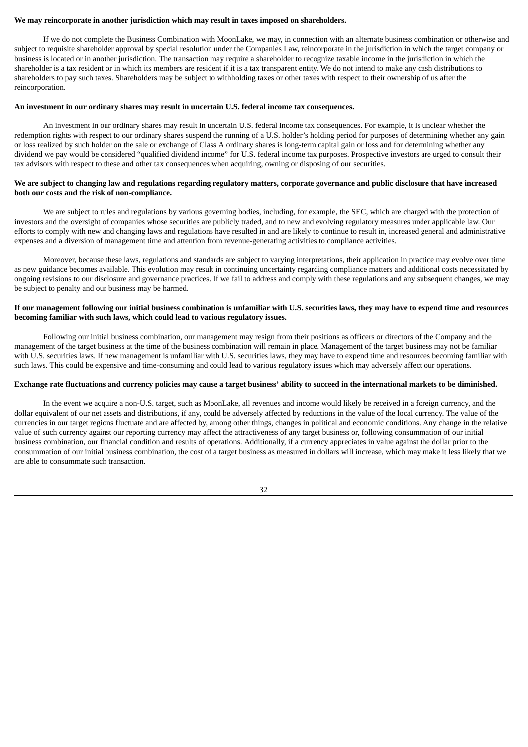**We may reincorporate in another jurisdiction which may result in taxes imposed on shareholders.**

If we do not complete the Business Combination with MoonLake, we may, in connection with an alternate business combination or otherwise and subject to requisite shareholder approval by special resolution under the Companies Law, reincorporate in the jurisdiction in which the target company or business is located or in another jurisdiction. The transaction may require a shareholder to recognize taxable income in the jurisdiction in which the shareholder is a tax resident or in which its members are resident if it is a tax transparent entity. We do not intend to make any cash distributions to shareholders to pay such taxes. Shareholders may be subject to withholding taxes or other taxes with respect to their ownership of us after the reincorporation.

**An investment in our ordinary shares may result in uncertain U.S. federal income tax consequences.**

An investment in our ordinary shares may result in uncertain U.S. federal income tax consequences. For example, it is unclear whether the redemption rights with respect to our ordinary shares suspend the running of a U.S. holder's holding period for purposes of determining whether any gain or loss realized by such holder on the sale or exchange of Class A ordinary shares is long-term capital gain or loss and for determining whether any dividend we pay would be considered "qualified dividend income" for U.S. federal income tax purposes. Prospective investors are urged to consult their tax advisors with respect to these and other tax consequences when acquiring, owning or disposing of our securities.

**We are subject to changing law and regulations regarding regulatory matters, corporate governance and public disclosure that have increased both our costs and the risk of non-compliance.**

We are subject to rules and regulations by various governing bodies, including, for example, the SEC, which are charged with the protection of investors and the oversight of companies whose securities are publicly traded, and to new and evolving regulatory measures under applicable law. Our efforts to comply with new and changing laws and regulations have resulted in and are likely to continue to result in, increased general and administrative expenses and a diversion of management time and attention from revenue-generating activities to compliance activities.

Moreover, because these laws, regulations and standards are subject to varying interpretations, their application in practice may evolve over time as new guidance becomes available. This evolution may result in continuing uncertainty regarding compliance matters and additional costs necessitated by ongoing revisions to our disclosure and governance practices. If we fail to address and comply with these regulations and any subsequent changes, we may be subject to penalty and our business may be harmed.

**If our management following our initial business combination is unfamiliar with U.S. securities laws, they may have to expend time and resources becoming familiar with such laws, which could lead to various regulatory issues.**

Following our initial business combination, our management may resign from their positions as officers or directors of the Company and the management of the target business at the time of the business combination will remain in place. Management of the target business may not be familiar with U.S. securities laws. If new management is unfamiliar with U.S. securities laws, they may have to expend time and resources becoming familiar with such laws. This could be expensive and time-consuming and could lead to various regulatory issues which may adversely affect our operations.

**Exchange rate fluctuations and currency policies may cause a target business' ability to succeed in the international markets to be diminished.**

In the event we acquire a non-U.S. target, such as MoonLake, all revenues and income would likely be received in a foreign currency, and the dollar equivalent of our net assets and distributions, if any, could be adversely affected by reductions in the value of the local currency. The value of the currencies in our target regions fluctuate and are affected by, among other things, changes in political and economic conditions. Any change in the relative value of such currency against our reporting currency may affect the attractiveness of any target business or, following consummation of our initial business combination, our financial condition and results of operations. Additionally, if a currency appreciates in value against the dollar prior to the consummation of our initial business combination, the cost of a target business as measured in dollars will increase, which may make it less likely that we are able to consummate such transaction.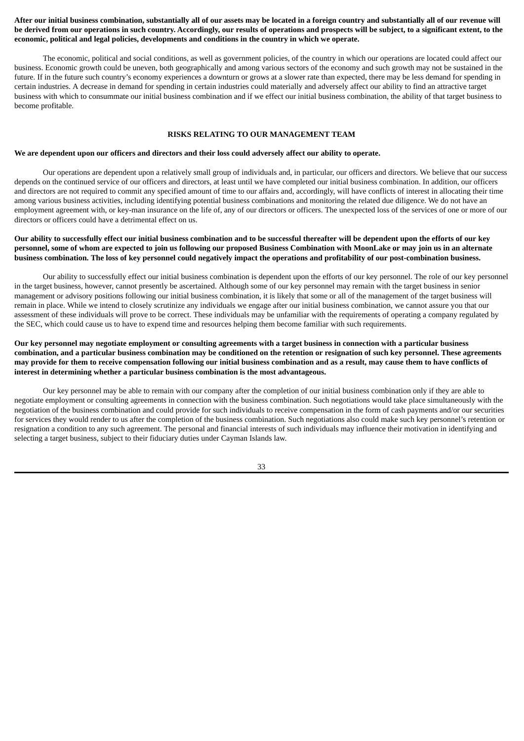**After our initial business combination, substantially all of our assets may be located in a foreign country and substantially all of our revenue will be derived from our operations in such country. Accordingly, our results of operations and prospects will be subject, to a significant extent, to the economic, political and legal policies, developments and conditions in the country in which we operate.**

The economic, political and social conditions, as well as government policies, of the country in which our operations are located could affect our business. Economic growth could be uneven, both geographically and among various sectors of the economy and such growth may not be sustained in the future. If in the future such country's economy experiences a downturn or grows at a slower rate than expected, there may be less demand for spending in certain industries. A decrease in demand for spending in certain industries could materially and adversely affect our ability to find an attractive target business with which to consummate our initial business combination and if we effect our initial business combination, the ability of that target business to become profitable.

## RISKS RELATING TO OUR MANAGEMENT TEAM

**We are dependent upon our officers and directors and their loss could adversely affect our ability to operate.**

Our operations are dependent upon a relatively small group of individuals and, in particular, our officers and directors. We believe that our success depends on the continued service of our officers and directors, at least until we have completed our initial business combination. In addition, our officers and directors are not required to commit any specified amount of time to our affairs and, accordingly, will have conflicts of interest in allocating their time among various business activities, including identifying potential business combinations and monitoring the related due diligence. We do not have an employment agreement with, or key-man insurance on the life of, any of our directors or officers. The unexpected loss of the services of one or more of our directors or officers could have a detrimental effect on us.

**Our ability to successfully effect our initial business combination and to be successful thereafter will be dependent upon the efforts of our key personnel, some of whom are expected to join us following our proposed Business Combination with MoonLake or may join us in an alternate business combination. The loss of key personnel could negatively impact the operations and profitability of our post-combination business.**

Our ability to successfully effect our initial business combination is dependent upon the efforts of our key personnel. The role of our key personnel in the target business, however, cannot presently be ascertained. Although some of our key personnel may remain with the target business in senior management or advisory positions following our initial business combination, it is likely that some or all of the management of the target business will remain in place. While we intend to closely scrutinize any individuals we engage after our initial business combination, we cannot assure you that our assessment of these individuals will prove to be correct. These individuals may be unfamiliar with the requirements of operating a company regulated by the SEC, which could cause us to have to expend time and resources helping them become familiar with such requirements.

**Our key personnel may negotiate employment or consulting agreements with a target business in connection with a particular business combination, and a particular business combination may be conditioned on the retention or resignation of such key personnel. These agreements may provide for them to receive compensation following our initial business combination and as a result, may cause them to have conflicts of interest in determining whether a particular business combination is the most advantageous.**

Our key personnel may be able to remain with our company after the completion of our initial business combination only if they are able to negotiate employment or consulting agreements in connection with the business combination. Such negotiations would take place simultaneously with the negotiation of the business combination and could provide for such individuals to receive compensation in the form of cash payments and/or our securities for services they would render to us after the completion of the business combination. Such negotiations also could make such key personnel's retention or resignation a condition to any such agreement. The personal and financial interests of such individuals may influence their motivation in identifying and selecting a target business, subject to their fiduciary duties under Cayman Islands law.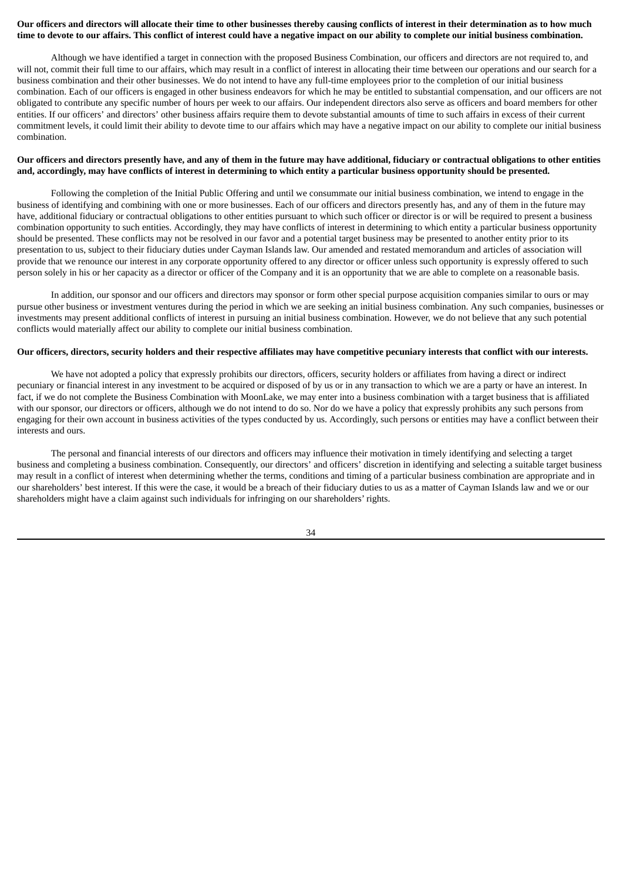**Our officers and directors will allocate their time to other businesses thereby causing conflicts of interest in their determination as to how much time to devote to our affairs. This conflict of interest could have a negative impact on our ability to complete our initial business combination.**

Although we have identified a target in connection with the proposed Business Combination, our officers and directors are not required to, and will not, commit their full time to our affairs, which may result in a conflict of interest in allocating their time between our operations and our search for a business combination and their other businesses. We do not intend to have any full-time employees prior to the completion of our initial business combination. Each of our officers is engaged in other business endeavors for which he may be entitled to substantial compensation, and our officers are not obligated to contribute any specific number of hours per week to our affairs. Our independent directors also serve as officers and board members for other entities. If our officers' and directors' other business affairs require them to devote substantial amounts of time to such affairs in excess of their current commitment levels, it could limit their ability to devote time to our affairs which may have a negative impact on our ability to complete our initial business combination.

**Our officers and directors presently have, and any of them in the future may have additional, fiduciary or contractual obligations to other entities and, accordingly, may have conflicts of interest in determining to which entity a particular business opportunity should be presented.**

Following the completion of the Initial Public Offering and until we consummate our initial business combination, we intend to engage in the business of identifying and combining with one or more businesses. Each of our officers and directors presently has, and any of them in the future may have, additional fiduciary or contractual obligations to other entities pursuant to which such officer or director is or will be required to present a business combination opportunity to such entities. Accordingly, they may have conflicts of interest in determining to which entity a particular business opportunity should be presented. These conflicts may not be resolved in our favor and a potential target business may be presented to another entity prior to its presentation to us, subject to their fiduciary duties under Cayman Islands law. Our amended and restated memorandum and articles of association will provide that we renounce our interest in any corporate opportunity offered to any director or officer unless such opportunity is expressly offered to such person solely in his or her capacity as a director or officer of the Company and it is an opportunity that we are able to complete on a reasonable basis.

In addition, our sponsor and our officers and directors may sponsor or form other special purpose acquisition companies similar to ours or may pursue other business or investment ventures during the period in which we are seeking an initial business combination. Any such companies, businesses or investments may present additional conflicts of interest in pursuing an initial business combination. However, we do not believe that any such potential conflicts would materially affect our ability to complete our initial business combination.

**Our officers, directors, security holders and their respective affiliates may have competitive pecuniary interests that conflict with our interests.**

We have not adopted a policy that expressly prohibits our directors, officers, security holders or affiliates from having a direct or indirect pecuniary or financial interest in any investment to be acquired or disposed of by us or in any transaction to which we are a party or have an interest. In fact, if we do not complete the Business Combination with MoonLake, we may enter into a business combination with a target business that is affiliated with our sponsor, our directors or officers, although we do not intend to do so. Nor do we have a policy that expressly prohibits any such persons from engaging for their own account in business activities of the types conducted by us. Accordingly, such persons or entities may have a conflict between their interests and ours.

The personal and financial interests of our directors and officers may influence their motivation in timely identifying and selecting a target business and completing a business combination. Consequently, our directors' and officers' discretion in identifying and selecting a suitable target business may result in a conflict of interest when determining whether the terms, conditions and timing of a particular business combination are appropriate and in our shareholders' best interest. If this were the case, it would be a breach of their fiduciary duties to us as a matter of Cayman Islands law and we or our shareholders might have a claim against such individuals for infringing on our shareholders' rights.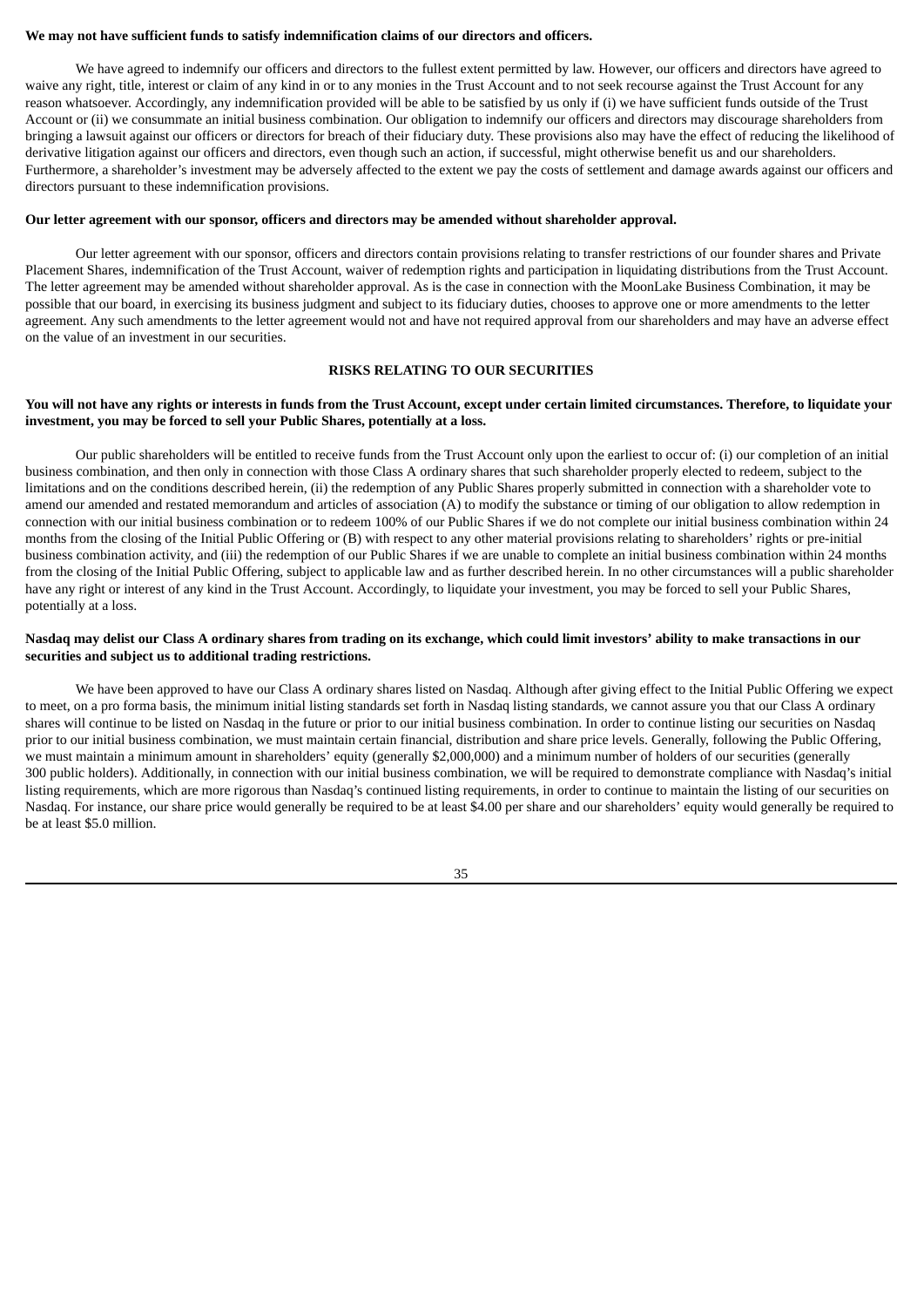**We may not have sufficient funds to satisfy indemnification claims of our directors and officers.**

We have agreed to indemnify our officers and directors to the fullest extent permitted by law. However, our officers and directors have agreed to waive any right, title, interest or claim of any kind in or to any monies in the Trust Account and to not seek recourse against the Trust Account for any reason whatsoever. Accordingly, any indemnification provided will be able to be satisfied by us only if (i) we have sufficient funds outside of the Trust Account or (ii) we consummate an initial business combination. Our obligation to indemnify our officers and directors may discourage shareholders from bringing a lawsuit against our officers or directors for breach of their fiduciary duty. These provisions also may have the effect of reducing the likelihood of derivative litigation against our officers and directors, even though such an action, if successful, might otherwise benefit us and our shareholders. Furthermore, a shareholder's investment may be adversely affected to the extent we pay the costs of settlement and damage awards against our officers and directors pursuant to these indemnification provisions.

**Our letter agreement with our sponsor, officers and directors may be amended without shareholder approval.**

Our letter agreement with our sponsor, officers and directors contain provisions relating to transfer restrictions of our founder shares and Private Placement Shares, indemnification of the Trust Account, waiver of redemption rights and participation in liquidating distributions from the Trust Account. The letter agreement may be amended without shareholder approval. As is the case in connection with the MoonLake Business Combination, it may be possible that our board, in exercising its business judgment and subject to its fiduciary duties, chooses to approve one or more amendments to the letter agreement. Any such amendments to the letter agreement would not and have not required approval from our shareholders and may have an adverse effect on the value of an investment in our securities.

## RISKS RELATING TO OUR SECURITIES

**You will not have any rights or interests in funds from the Trust Account, except under certain limited circumstances. Therefore, to liquidate your investment, you may be forced to sell your Public Shares, potentially at a loss.**

Our public shareholders will be entitled to receive funds from the Trust Account only upon the earliest to occur of: (i) our completion of an initial business combination, and then only in connection with those Class A ordinary shares that such shareholder properly elected to redeem, subject to the limitations and on the conditions described herein, (ii) the redemption of any Public Shares properly submitted in connection with a shareholder vote to amend our amended and restated memorandum and articles of association (A) to modify the substance or timing of our obligation to allow redemption in connection with our initial business combination or to redeem 100% of our Public Shares if we do not complete our initial business combination within 24 months from the closing of the Initial Public Offering or (B) with respect to any other material provisions relating to shareholders' rights or pre-initial business combination activity, and (iii) the redemption of our Public Shares if we are unable to complete an initial business combination within 24 months from the closing of the Initial Public Offering, subject to applicable law and as further described herein. In no other circumstances will a public shareholder have any right or interest of any kind in the Trust Account. Accordingly, to liquidate your investment, you may be forced to sell your Public Shares, potentially at a loss.

**Nasdaq may delist our Class A ordinary shares from trading on its exchange, which could limit investors' ability to make transactions in our securities and subject us to additional trading restrictions.**

We have been approved to have our Class A ordinary shares listed on Nasdaq. Although after giving effect to the Initial Public Offering we expect to meet, on a pro forma basis, the minimum initial listing standards set forth in Nasdaq listing standards, we cannot assure you that our Class A ordinary shares will continue to be listed on Nasdaq in the future or prior to our initial business combination. In order to continue listing our securities on Nasdaq prior to our initial business combination, we must maintain certain financial, distribution and share price levels. Generally, following the Public Offering, we must maintain a minimum amount in shareholders' equity (generally $2,000,000) and a minimum number of holders of our securities (generally 300 public holders). Additionally, in connection with our initial business combination, we will be required to demonstrate compliance with Nasdaq's initial listing requirements, which are more rigorous than Nasdaq's continued listing requirements, in order to continue to maintain the listing of our securities on Nasdaq. For instance, our share price would generally be required to be at least $4.00 per share and our shareholders' equity would generally be required to be at least $5.0 million.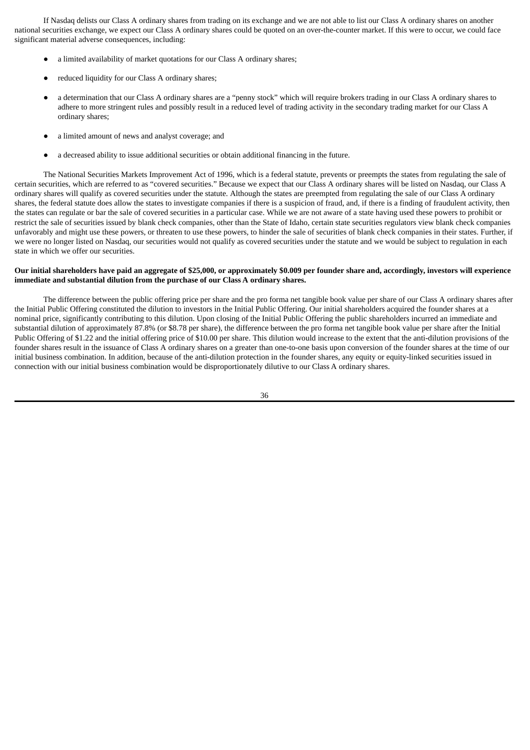If Nasdaq delists our Class A ordinary shares from trading on its exchange and we are not able to list our Class A ordinary shares on another national securities exchange, we expect our Class A ordinary shares could be quoted on an over-the-counter market. If this were to occur, we could face significant material adverse consequences, including:

- a limited availability of market quotations for our Class A ordinary shares;
- reduced liquidity for our Class A ordinary shares;
- a determination that our Class A ordinary shares are a "penny stock" which will require brokers trading in our Class A ordinary shares to adhere to more stringent rules and possibly result in a reduced level of trading activity in the secondary trading market for our Class A ordinary shares;
- a limited amount of news and analyst coverage; and
- a decreased ability to issue additional securities or obtain additional financing in the future.

The National Securities Markets Improvement Act of 1996, which is a federal statute, prevents or preempts the states from regulating the sale of certain securities, which are referred to as "covered securities." Because we expect that our Class A ordinary shares will be listed on Nasdaq, our Class A ordinary shares will qualify as covered securities under the statute. Although the states are preempted from regulating the sale of our Class A ordinary shares, the federal statute does allow the states to investigate companies if there is a suspicion of fraud, and, if there is a finding of fraudulent activity, then the states can regulate or bar the sale of covered securities in a particular case. While we are not aware of a state having used these powers to prohibit or restrict the sale of securities issued by blank check companies, other than the State of Idaho, certain state securities regulators view blank check companies unfavorably and might use these powers, or threaten to use these powers, to hinder the sale of securities of blank check companies in their states. Further, if we were no longer listed on Nasdaq, our securities would not qualify as covered securities under the statute and we would be subject to regulation in each state in which we offer our securities.

**Our initial shareholders have paid an aggregate of $25,000, or approximately $0.009 per founder share and, accordingly, investors will experience immediate and substantial dilution from the purchase of our Class A ordinary shares.**

The difference between the public offering price per share and the pro forma net tangible book value per share of our Class A ordinary shares after the Initial Public Offering constituted the dilution to investors in the Initial Public Offering. Our initial shareholders acquired the founder shares at a nominal price, significantly contributing to this dilution. Upon closing of the Initial Public Offering the public shareholders incurred an immediate and substantial dilution of approximately 87.8% (or $8.78 per share), the difference between the pro forma net tangible book value per share after the Initial Public Offering of $1.22 and the initial offering price of $10.00 per share. This dilution would increase to the extent that the anti-dilution provisions of the founder shares result in the issuance of Class A ordinary shares on a greater than one-to-one basis upon conversion of the founder shares at the time of our initial business combination. In addition, because of the anti-dilution protection in the founder shares, any equity or equity-linked securities issued in connection with our initial business combination would be disproportionately dilutive to our Class A ordinary shares.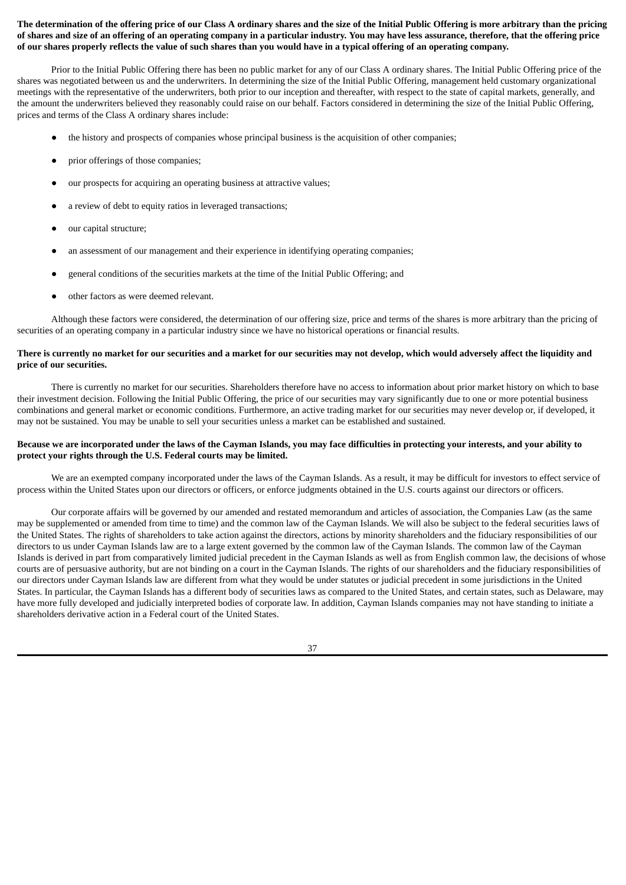**The determination of the offering price of our Class A ordinary shares and the size of the Initial Public Offering is more arbitrary than the pricing of shares and size of an offering of an operating company in a particular industry. You may have less assurance, therefore, that the offering price of our shares properly reflects the value of such shares than you would have in a typical offering of an operating company.**

Prior to the Initial Public Offering there has been no public market for any of our Class A ordinary shares. The Initial Public Offering price of the shares was negotiated between us and the underwriters. In determining the size of the Initial Public Offering, management held customary organizational meetings with the representative of the underwriters, both prior to our inception and thereafter, with respect to the state of capital markets, generally, and the amount the underwriters believed they reasonably could raise on our behalf. Factors considered in determining the size of the Initial Public Offering, prices and terms of the Class A ordinary shares include:

- the history and prospects of companies whose principal business is the acquisition of other companies;
- prior offerings of those companies;
- our prospects for acquiring an operating business at attractive values;
- a review of debt to equity ratios in leveraged transactions;
- our capital structure;
- an assessment of our management and their experience in identifying operating companies;
- general conditions of the securities markets at the time of the Initial Public Offering; and
- other factors as were deemed relevant.

Although these factors were considered, the determination of our offering size, price and terms of the shares is more arbitrary than the pricing of securities of an operating company in a particular industry since we have no historical operations or financial results.

**There is currently no market for our securities and a market for our securities may not develop, which would adversely affect the liquidity and price of our securities.**

There is currently no market for our securities. Shareholders therefore have no access to information about prior market history on which to base their investment decision. Following the Initial Public Offering, the price of our securities may vary significantly due to one or more potential business combinations and general market or economic conditions. Furthermore, an active trading market for our securities may never develop or, if developed, it may not be sustained. You may be unable to sell your securities unless a market can be established and sustained.

**Because we are incorporated under the laws of the Cayman Islands, you may face difficulties in protecting your interests, and your ability to protect your rights through the U.S. Federal courts may be limited.**

We are an exempted company incorporated under the laws of the Cayman Islands. As a result, it may be difficult for investors to effect service of process within the United States upon our directors or officers, or enforce judgments obtained in the U.S. courts against our directors or officers.

Our corporate affairs will be governed by our amended and restated memorandum and articles of association, the Companies Law (as the same may be supplemented or amended from time to time) and the common law of the Cayman Islands. We will also be subject to the federal securities laws of the United States. The rights of shareholders to take action against the directors, actions by minority shareholders and the fiduciary responsibilities of our directors to us under Cayman Islands law are to a large extent governed by the common law of the Cayman Islands. The common law of the Cayman Islands is derived in part from comparatively limited judicial precedent in the Cayman Islands as well as from English common law, the decisions of whose courts are of persuasive authority, but are not binding on a court in the Cayman Islands. The rights of our shareholders and the fiduciary responsibilities of our directors under Cayman Islands law are different from what they would be under statutes or judicial precedent in some jurisdictions in the United States. In particular, the Cayman Islands has a different body of securities laws as compared to the United States, and certain states, such as Delaware, may have more fully developed and judicially interpreted bodies of corporate law. In addition, Cayman Islands companies may not have standing to initiate a shareholders derivative action in a Federal court of the United States.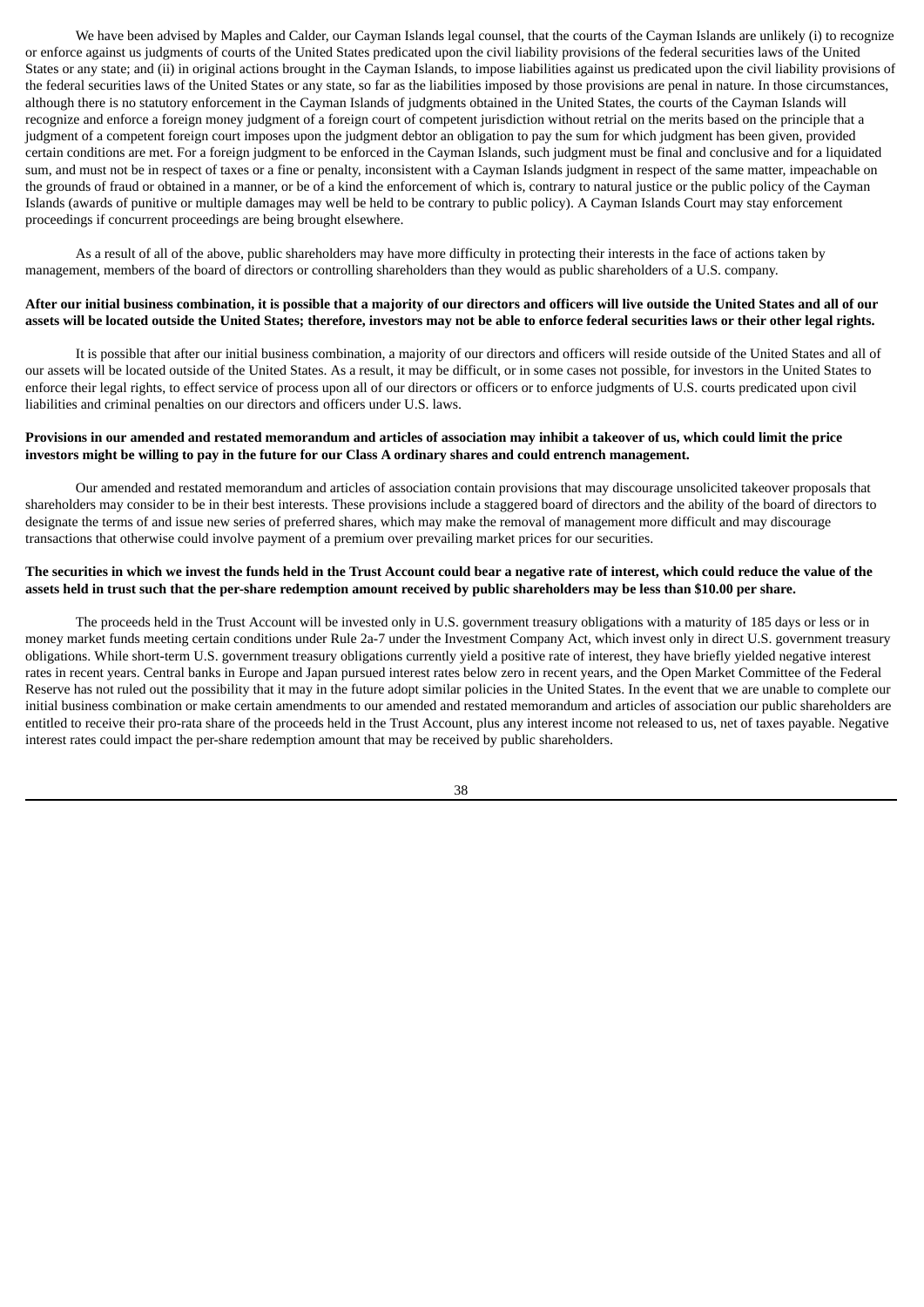We have been advised by Maples and Calder, our Cayman Islands legal counsel, that the courts of the Cayman Islands are unlikely (i) to recognize or enforce against us judgments of courts of the United States predicated upon the civil liability provisions of the federal securities laws of the United States or any state; and (ii) in original actions brought in the Cayman Islands, to impose liabilities against us predicated upon the civil liability provisions of the federal securities laws of the United States or any state, so far as the liabilities imposed by those provisions are penal in nature. In those circumstances, although there is no statutory enforcement in the Cayman Islands of judgments obtained in the United States, the courts of the Cayman Islands will recognize and enforce a foreign money judgment of a foreign court of competent jurisdiction without retrial on the merits based on the principle that a judgment of a competent foreign court imposes upon the judgment debtor an obligation to pay the sum for which judgment has been given, provided certain conditions are met. For a foreign judgment to be enforced in the Cayman Islands, such judgment must be final and conclusive and for a liquidated sum, and must not be in respect of taxes or a fine or penalty, inconsistent with a Cayman Islands judgment in respect of the same matter, impeachable on the grounds of fraud or obtained in a manner, or be of a kind the enforcement of which is, contrary to natural justice or the public policy of the Cayman Islands (awards of punitive or multiple damages may well be held to be contrary to public policy). A Cayman Islands Court may stay enforcement proceedings if concurrent proceedings are being brought elsewhere.

As a result of all of the above, public shareholders may have more difficulty in protecting their interests in the face of actions taken by management, members of the board of directors or controlling shareholders than they would as public shareholders of a U.S. company.

**After our initial business combination, it is possible that a majority of our directors and officers will live outside the United States and all of our assets will be located outside the United States; therefore, investors may not be able to enforce federal securities laws or their other legal rights.**

It is possible that after our initial business combination, a majority of our directors and officers will reside outside of the United States and all of our assets will be located outside of the United States. As a result, it may be difficult, or in some cases not possible, for investors in the United States to enforce their legal rights, to effect service of process upon all of our directors or officers or to enforce judgments of U.S. courts predicated upon civil liabilities and criminal penalties on our directors and officers under U.S. laws.

**Provisions in our amended and restated memorandum and articles of association may inhibit a takeover of us, which could limit the price investors might be willing to pay in the future for our Class A ordinary shares and could entrench management.**

Our amended and restated memorandum and articles of association contain provisions that may discourage unsolicited takeover proposals that shareholders may consider to be in their best interests. These provisions include a staggered board of directors and the ability of the board of directors to designate the terms of and issue new series of preferred shares, which may make the removal of management more difficult and may discourage transactions that otherwise could involve payment of a premium over prevailing market prices for our securities.

**The securities in which we invest the funds held in the Trust Account could bear a negative rate of interest, which could reduce the value of the assets held in trust such that the per-share redemption amount received by public shareholders may be less than $10.00 per share.**

The proceeds held in the Trust Account will be invested only in U.S. government treasury obligations with a maturity of 185 days or less or in money market funds meeting certain conditions under Rule 2a-7 under the Investment Company Act, which invest only in direct U.S. government treasury obligations. While short-term U.S. government treasury obligations currently yield a positive rate of interest, they have briefly yielded negative interest rates in recent years. Central banks in Europe and Japan pursued interest rates below zero in recent years, and the Open Market Committee of the Federal Reserve has not ruled out the possibility that it may in the future adopt similar policies in the United States. In the event that we are unable to complete our initial business combination or make certain amendments to our amended and restated memorandum and articles of association our public shareholders are entitled to receive their pro-rata share of the proceeds held in the Trust Account, plus any interest income not released to us, net of taxes payable. Negative interest rates could impact the per-share redemption amount that may be received by public shareholders.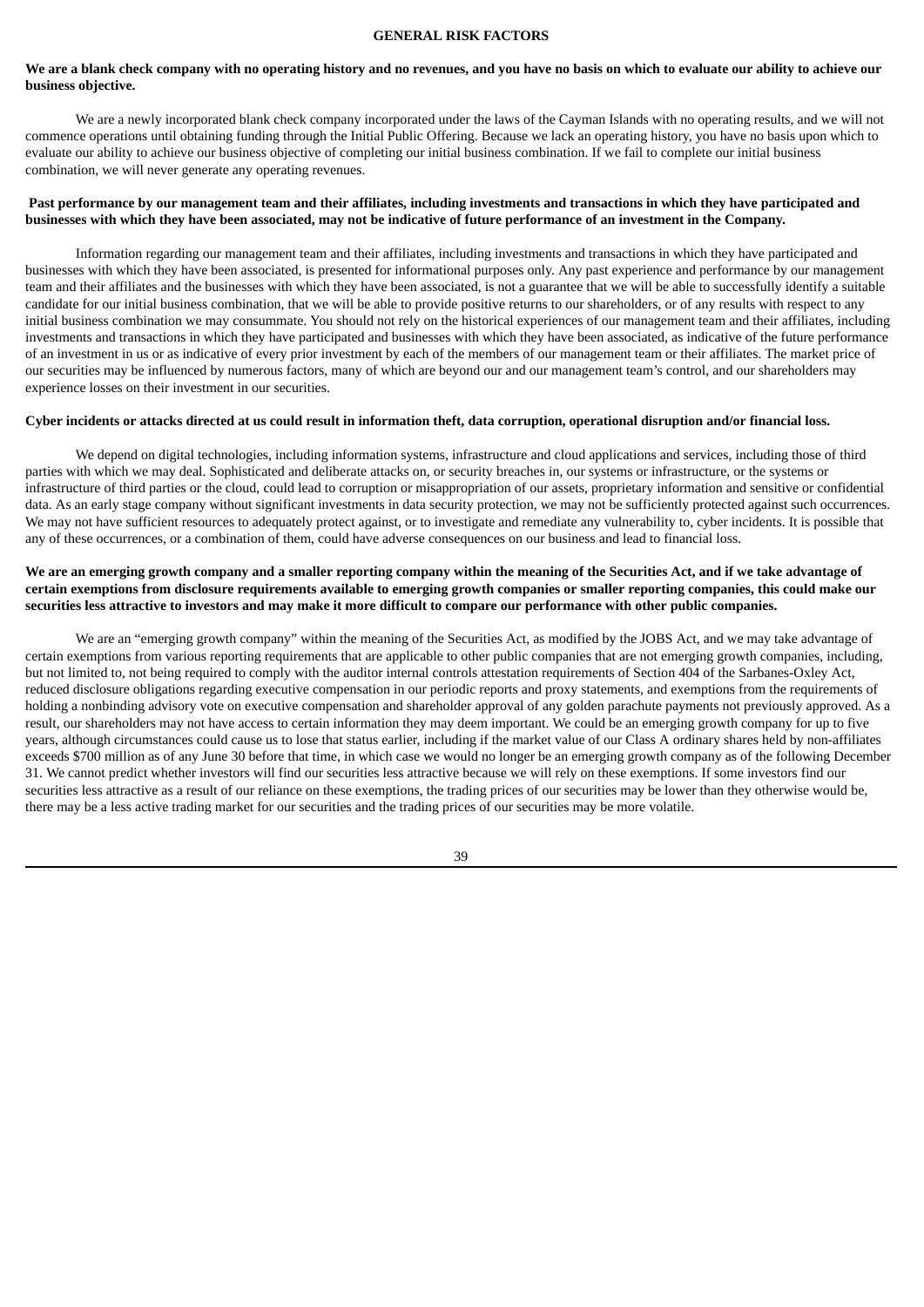## GENERAL RISK FACTORS

**We are a blank check company with no operating history and no revenues, and you have no basis on which to evaluate our ability to achieve our business objective.**

We are a newly incorporated blank check company incorporated under the laws of the Cayman Islands with no operating results, and we will not commence operations until obtaining funding through the Initial Public Offering. Because we lack an operating history, you have no basis upon which to evaluate our ability to achieve our business objective of completing our initial business combination. If we fail to complete our initial business combination, we will never generate any operating revenues.

**Past performance by our management team and their affiliates, including investments and transactions in which they have participated and businesses with which they have been associated, may not be indicative of future performance of an investment in the Company.**

Information regarding our management team and their affiliates, including investments and transactions in which they have participated and businesses with which they have been associated, is presented for informational purposes only. Any past experience and performance by our management team and their affiliates and the businesses with which they have been associated, is not a guarantee that we will be able to successfully identify a suitable candidate for our initial business combination, that we will be able to provide positive returns to our shareholders, or of any results with respect to any initial business combination we may consummate. You should not rely on the historical experiences of our management team and their affiliates, including investments and transactions in which they have participated and businesses with which they have been associated, as indicative of the future performance of an investment in us or as indicative of every prior investment by each of the members of our management team or their affiliates. The market price of our securities may be influenced by numerous factors, many of which are beyond our and our management team's control, and our shareholders may experience losses on their investment in our securities.

**Cyber incidents or attacks directed at us could result in information theft, data corruption, operational disruption and/or financial loss.**

We depend on digital technologies, including information systems, infrastructure and cloud applications and services, including those of third parties with which we may deal. Sophisticated and deliberate attacks on, or security breaches in, our systems or infrastructure, or the systems or infrastructure of third parties or the cloud, could lead to corruption or misappropriation of our assets, proprietary information and sensitive or confidential data. As an early stage company without significant investments in data security protection, we may not be sufficiently protected against such occurrences. We may not have sufficient resources to adequately protect against, or to investigate and remediate any vulnerability to, cyber incidents. It is possible that any of these occurrences, or a combination of them, could have adverse consequences on our business and lead to financial loss.

**We are an emerging growth company and a smaller reporting company within the meaning of the Securities Act, and if we take advantage of certain exemptions from disclosure requirements available to emerging growth companies or smaller reporting companies, this could make our securities less attractive to investors and may make it more difficult to compare our performance with other public companies.**

We are an "emerging growth company" within the meaning of the Securities Act, as modified by the JOBS Act, and we may take advantage of certain exemptions from various reporting requirements that are applicable to other public companies that are not emerging growth companies, including, but not limited to, not being required to comply with the auditor internal controls attestation requirements of Section 404 of the Sarbanes-Oxley Act, reduced disclosure obligations regarding executive compensation in our periodic reports and proxy statements, and exemptions from the requirements of holding a nonbinding advisory vote on executive compensation and shareholder approval of any golden parachute payments not previously approved. As a result, our shareholders may not have access to certain information they may deem important. We could be an emerging growth company for up to five years, although circumstances could cause us to lose that status earlier, including if the market value of our Class A ordinary shares held by non-affiliates exceeds $700 million as of any June 30 before that time, in which case we would no longer be an emerging growth company as of the following December 31. We cannot predict whether investors will find our securities less attractive because we will rely on these exemptions. If some investors find our securities less attractive as a result of our reliance on these exemptions, the trading prices of our securities may be lower than they otherwise would be, there may be a less active trading market for our securities and the trading prices of our securities may be more volatile.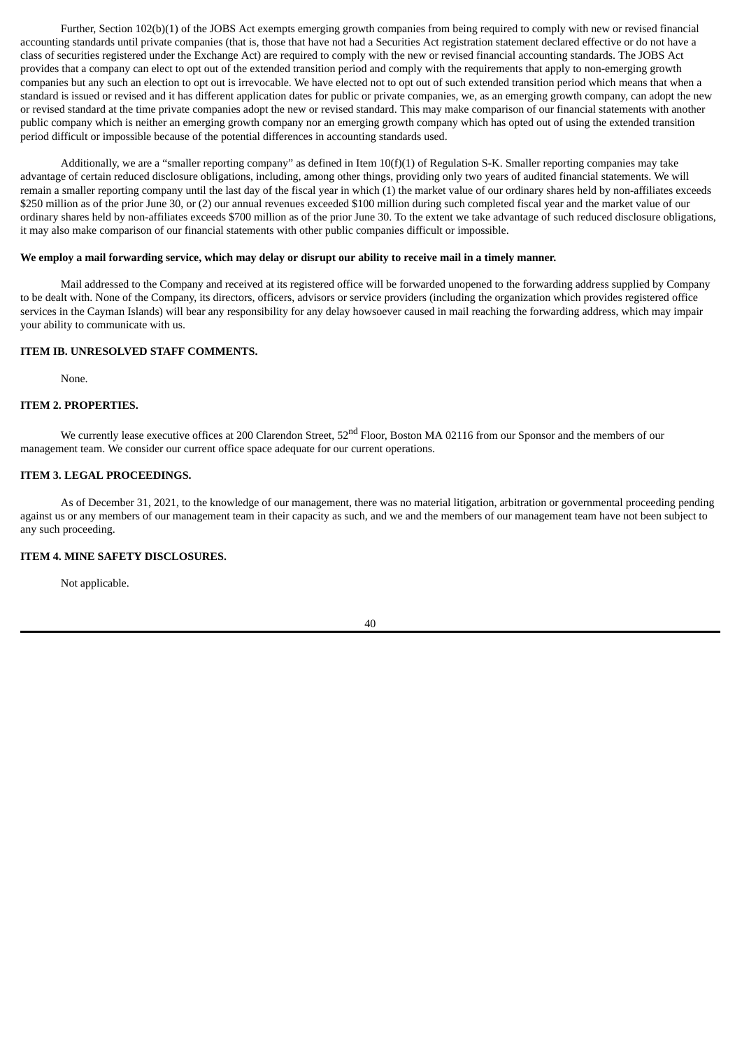Further, Section 102(b)(1) of the JOBS Act exempts emerging growth companies from being required to comply with new or revised financial accounting standards until private companies (that is, those that have not had a Securities Act registration statement declared effective or do not have a class of securities registered under the Exchange Act) are required to comply with the new or revised financial accounting standards. The JOBS Act provides that a company can elect to opt out of the extended transition period and comply with the requirements that apply to non-emerging growth companies but any such an election to opt out is irrevocable. We have elected not to opt out of such extended transition period which means that when a standard is issued or revised and it has different application dates for public or private companies, we, as an emerging growth company, can adopt the new or revised standard at the time private companies adopt the new or revised standard. This may make comparison of our financial statements with another public company which is neither an emerging growth company nor an emerging growth company which has opted out of using the extended transition period difficult or impossible because of the potential differences in accounting standards used.

Additionally, we are a "smaller reporting company" as defined in Item 10(f)(1) of Regulation S-K. Smaller reporting companies may take advantage of certain reduced disclosure obligations, including, among other things, providing only two years of audited financial statements. We will remain a smaller reporting company until the last day of the fiscal year in which (1) the market value of our ordinary shares held by non-affiliates exceeds \$250 million as of the prior June 30, or (2) our annual revenues exceeded \$100 million during such completed fiscal year and the market value of our ordinary shares held by non-affiliates exceeds \$700 million as of the prior June 30. To the extent we take advantage of such reduced disclosure obligations, it may also make comparison of our financial statements with other public companies difficult or impossible.

**We employ a mail forwarding service, which may delay or disrupt our ability to receive mail in a timely manner.**

Mail addressed to the Company and received at its registered office will be forwarded unopened to the forwarding address supplied by Company to be dealt with. None of the Company, its directors, officers, advisors or service providers (including the organization which provides registered office services in the Cayman Islands) will bear any responsibility for any delay howsoever caused in mail reaching the forwarding address, which may impair your ability to communicate with us.

## ITEM IB. UNRESOLVED STAFF COMMENTS.

None.

## ITEM 2. PROPERTIES.

We currently lease executive offices at 200 Clarendon Street, 52nd Floor, Boston MA 02116 from our Sponsor and the members of our management team. We consider our current office space adequate for our current operations.

## ITEM 3. LEGAL PROCEEDINGS.

As of December 31, 2021, to the knowledge of our management, there was no material litigation, arbitration or governmental proceeding pending against us or any members of our management team in their capacity as such, and we and the members of our management team have not been subject to any such proceeding.

## ITEM 4. MINE SAFETY DISCLOSURES.

Not applicable.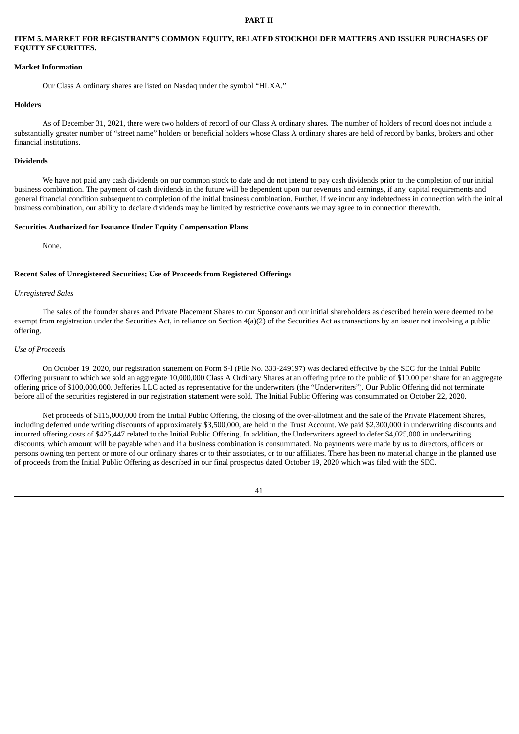# PART II

## ITEM 5. MARKET FOR REGISTRANT'S COMMON EQUITY, RELATED STOCKHOLDER MATTERS AND ISSUER PURCHASES OF EQUITY SECURITIES.

### Market Information

Our Class A ordinary shares are listed on Nasdaq under the symbol "HLXA."

### Holders

As of December 31, 2021, there were two holders of record of our Class A ordinary shares. The number of holders of record does not include a substantially greater number of "street name" holders or beneficial holders whose Class A ordinary shares are held of record by banks, brokers and other financial institutions.

### Dividends

We have not paid any cash dividends on our common stock to date and do not intend to pay cash dividends prior to the completion of our initial business combination. The payment of cash dividends in the future will be dependent upon our revenues and earnings, if any, capital requirements and general financial condition subsequent to completion of the initial business combination. Further, if we incur any indebtedness in connection with the initial business combination, our ability to declare dividends may be limited by restrictive covenants we may agree to in connection therewith.

### Securities Authorized for Issuance Under Equity Compensation Plans

None.

### Recent Sales of Unregistered Securities; Use of Proceeds from Registered Offerings

*Unregistered Sales*

The sales of the founder shares and Private Placement Shares to our Sponsor and our initial shareholders as described herein were deemed to be exempt from registration under the Securities Act, in reliance on Section 4(a)(2) of the Securities Act as transactions by an issuer not involving a public offering.

*Use of Proceeds*

On October 19, 2020, our registration statement on Form S-l (File No. 333-249197) was declared effective by the SEC for the Initial Public Offering pursuant to which we sold an aggregate 10,000,000 Class A Ordinary Shares at an offering price to the public of $10.00 per share for an aggregate offering price of $100,000,000. Jefferies LLC acted as representative for the underwriters (the "Underwriters"). Our Public Offering did not terminate before all of the securities registered in our registration statement were sold. The Initial Public Offering was consummated on October 22, 2020.

Net proceeds of $115,000,000 from the Initial Public Offering, the closing of the over-allotment and the sale of the Private Placement Shares, including deferred underwriting discounts of approximately $3,500,000, are held in the Trust Account. We paid $2,300,000 in underwriting discounts and incurred offering costs of $425,447 related to the Initial Public Offering. In addition, the Underwriters agreed to defer $4,025,000 in underwriting discounts, which amount will be payable when and if a business combination is consummated. No payments were made by us to directors, officers or persons owning ten percent or more of our ordinary shares or to their associates, or to our affiliates. There has been no material change in the planned use of proceeds from the Initial Public Offering as described in our final prospectus dated October 19, 2020 which was filed with the SEC.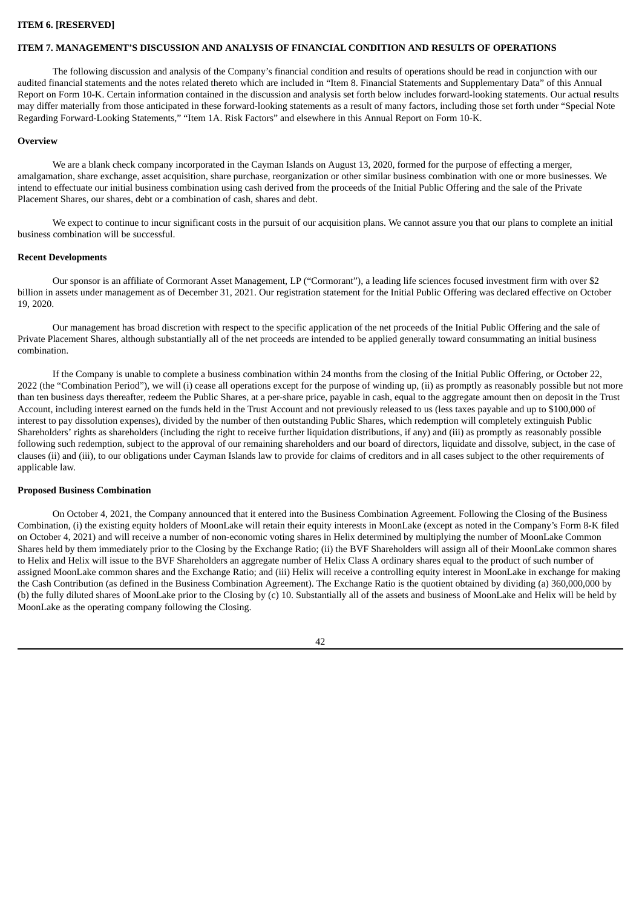## ITEM 6. [RESERVED]

## ITEM 7. MANAGEMENT'S DISCUSSION AND ANALYSIS OF FINANCIAL CONDITION AND RESULTS OF OPERATIONS

The following discussion and analysis of the Company's financial condition and results of operations should be read in conjunction with our audited financial statements and the notes related thereto which are included in "Item 8. Financial Statements and Supplementary Data" of this Annual Report on Form 10-K. Certain information contained in the discussion and analysis set forth below includes forward-looking statements. Our actual results may differ materially from those anticipated in these forward-looking statements as a result of many factors, including those set forth under "Special Note Regarding Forward-Looking Statements," "Item 1A. Risk Factors" and elsewhere in this Annual Report on Form 10-K.

### Overview

We are a blank check company incorporated in the Cayman Islands on August 13, 2020, formed for the purpose of effecting a merger, amalgamation, share exchange, asset acquisition, share purchase, reorganization or other similar business combination with one or more businesses. We intend to effectuate our initial business combination using cash derived from the proceeds of the Initial Public Offering and the sale of the Private Placement Shares, our shares, debt or a combination of cash, shares and debt.

We expect to continue to incur significant costs in the pursuit of our acquisition plans. We cannot assure you that our plans to complete an initial business combination will be successful.

### Recent Developments

Our sponsor is an affiliate of Cormorant Asset Management, LP ("Cormorant"), a leading life sciences focused investment firm with over $2 billion in assets under management as of December 31, 2021. Our registration statement for the Initial Public Offering was declared effective on October 19, 2020.

Our management has broad discretion with respect to the specific application of the net proceeds of the Initial Public Offering and the sale of Private Placement Shares, although substantially all of the net proceeds are intended to be applied generally toward consummating an initial business combination.

If the Company is unable to complete a business combination within 24 months from the closing of the Initial Public Offering, or October 22, 2022 (the "Combination Period"), we will (i) cease all operations except for the purpose of winding up, (ii) as promptly as reasonably possible but not more than ten business days thereafter, redeem the Public Shares, at a per-share price, payable in cash, equal to the aggregate amount then on deposit in the Trust Account, including interest earned on the funds held in the Trust Account and not previously released to us (less taxes payable and up to $100,000 of interest to pay dissolution expenses), divided by the number of then outstanding Public Shares, which redemption will completely extinguish Public Shareholders' rights as shareholders (including the right to receive further liquidation distributions, if any) and (iii) as promptly as reasonably possible following such redemption, subject to the approval of our remaining shareholders and our board of directors, liquidate and dissolve, subject, in the case of clauses (ii) and (iii), to our obligations under Cayman Islands law to provide for claims of creditors and in all cases subject to the other requirements of applicable law.

### Proposed Business Combination

On October 4, 2021, the Company announced that it entered into the Business Combination Agreement. Following the Closing of the Business Combination, (i) the existing equity holders of MoonLake will retain their equity interests in MoonLake (except as noted in the Company's Form 8-K filed on October 4, 2021) and will receive a number of non-economic voting shares in Helix determined by multiplying the number of MoonLake Common Shares held by them immediately prior to the Closing by the Exchange Ratio; (ii) the BVF Shareholders will assign all of their MoonLake common shares to Helix and Helix will issue to the BVF Shareholders an aggregate number of Helix Class A ordinary shares equal to the product of such number of assigned MoonLake common shares and the Exchange Ratio; and (iii) Helix will receive a controlling equity interest in MoonLake in exchange for making the Cash Contribution (as defined in the Business Combination Agreement). The Exchange Ratio is the quotient obtained by dividing (a) 360,000,000 by (b) the fully diluted shares of MoonLake prior to the Closing by (c) 10. Substantially all of the assets and business of MoonLake and Helix will be held by MoonLake as the operating company following the Closing.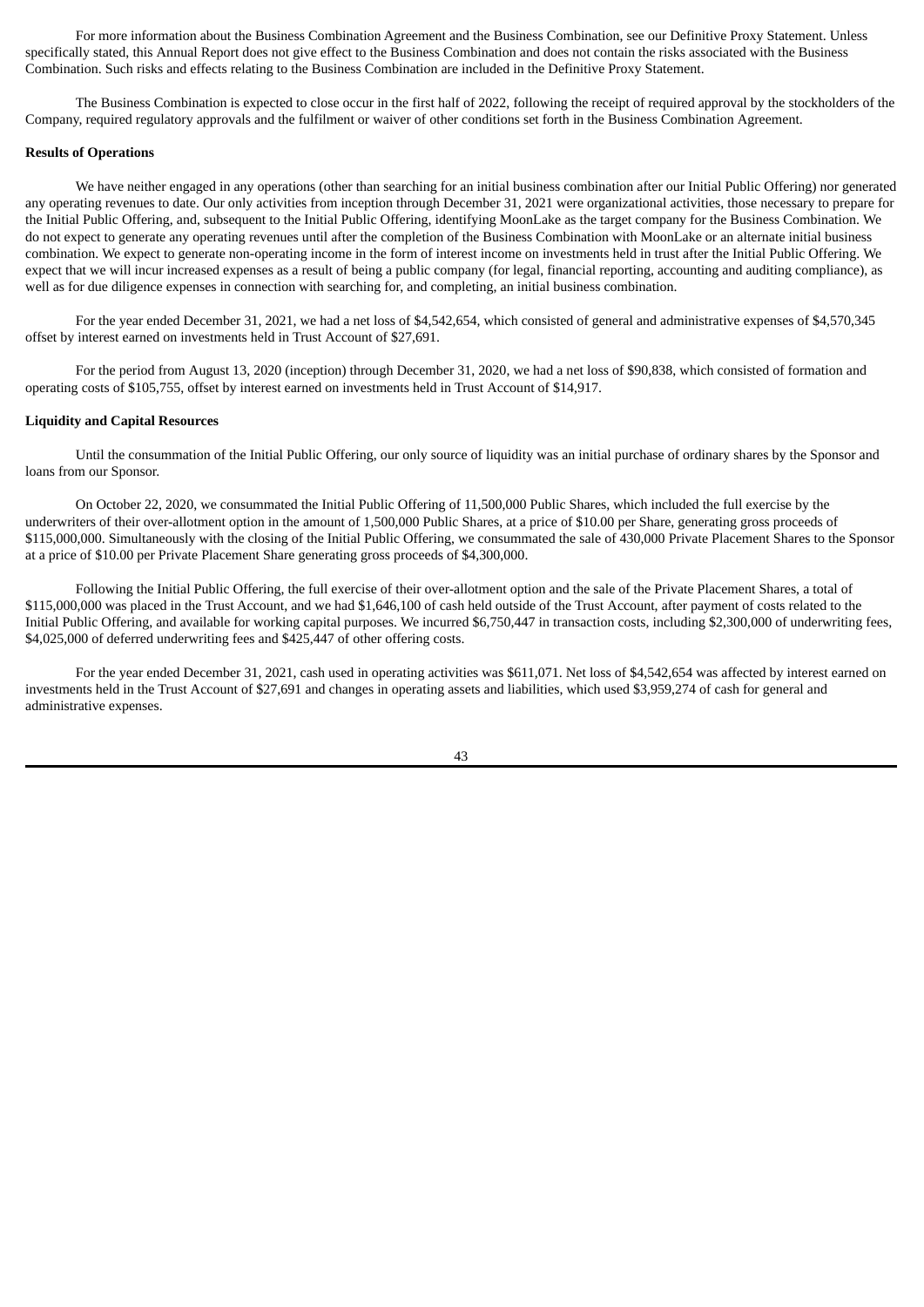For more information about the Business Combination Agreement and the Business Combination, see our Definitive Proxy Statement. Unless specifically stated, this Annual Report does not give effect to the Business Combination and does not contain the risks associated with the Business Combination. Such risks and effects relating to the Business Combination are included in the Definitive Proxy Statement.

The Business Combination is expected to close occur in the first half of 2022, following the receipt of required approval by the stockholders of the Company, required regulatory approvals and the fulfilment or waiver of other conditions set forth in the Business Combination Agreement.

**Results of Operations**

We have neither engaged in any operations (other than searching for an initial business combination after our Initial Public Offering) nor generated any operating revenues to date. Our only activities from inception through December 31, 2021 were organizational activities, those necessary to prepare for the Initial Public Offering, and, subsequent to the Initial Public Offering, identifying MoonLake as the target company for the Business Combination. We do not expect to generate any operating revenues until after the completion of the Business Combination with MoonLake or an alternate initial business combination. We expect to generate non-operating income in the form of interest income on investments held in trust after the Initial Public Offering. We expect that we will incur increased expenses as a result of being a public company (for legal, financial reporting, accounting and auditing compliance), as well as for due diligence expenses in connection with searching for, and completing, an initial business combination.

For the year ended December 31, 2021, we had a net loss of $4,542,654, which consisted of general and administrative expenses of $4,570,345 offset by interest earned on investments held in Trust Account of $27,691.

For the period from August 13, 2020 (inception) through December 31, 2020, we had a net loss of $90,838, which consisted of formation and operating costs of $105,755, offset by interest earned on investments held in Trust Account of $14,917.

**Liquidity and Capital Resources**

Until the consummation of the Initial Public Offering, our only source of liquidity was an initial purchase of ordinary shares by the Sponsor and loans from our Sponsor.

On October 22, 2020, we consummated the Initial Public Offering of 11,500,000 Public Shares, which included the full exercise by the underwriters of their over-allotment option in the amount of 1,500,000 Public Shares, at a price of $10.00 per Share, generating gross proceeds of $115,000,000. Simultaneously with the closing of the Initial Public Offering, we consummated the sale of 430,000 Private Placement Shares to the Sponsor at a price of $10.00 per Private Placement Share generating gross proceeds of $4,300,000.

Following the Initial Public Offering, the full exercise of their over-allotment option and the sale of the Private Placement Shares, a total of $115,000,000 was placed in the Trust Account, and we had $1,646,100 of cash held outside of the Trust Account, after payment of costs related to the Initial Public Offering, and available for working capital purposes. We incurred $6,750,447 in transaction costs, including $2,300,000 of underwriting fees, $4,025,000 of deferred underwriting fees and $425,447 of other offering costs.

For the year ended December 31, 2021, cash used in operating activities was $611,071. Net loss of $4,542,654 was affected by interest earned on investments held in the Trust Account of $27,691 and changes in operating assets and liabilities, which used $3,959,274 of cash for general and administrative expenses.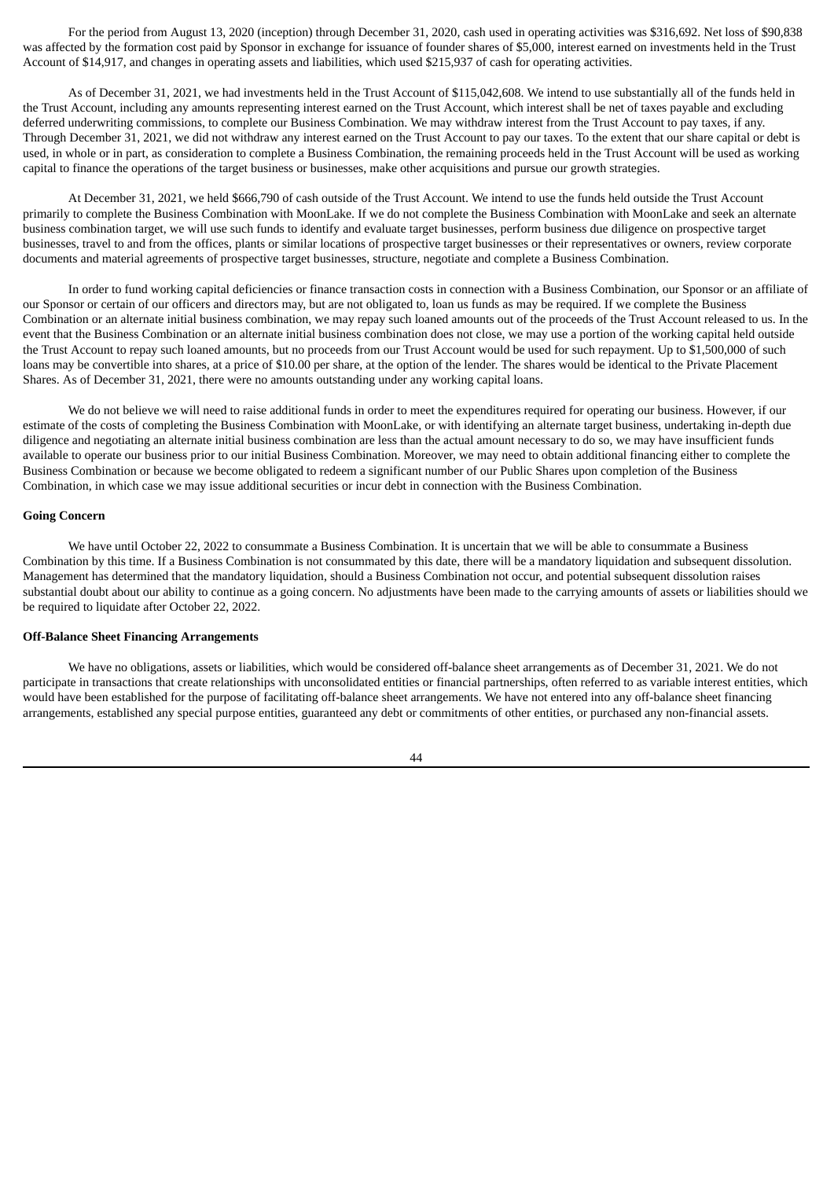For the period from August 13, 2020 (inception) through December 31, 2020, cash used in operating activities was $316,692. Net loss of $90,838 was affected by the formation cost paid by Sponsor in exchange for issuance of founder shares of $5,000, interest earned on investments held in the Trust Account of $14,917, and changes in operating assets and liabilities, which used $215,937 of cash for operating activities.

As of December 31, 2021, we had investments held in the Trust Account of $115,042,608. We intend to use substantially all of the funds held in the Trust Account, including any amounts representing interest earned on the Trust Account, which interest shall be net of taxes payable and excluding deferred underwriting commissions, to complete our Business Combination. We may withdraw interest from the Trust Account to pay taxes, if any. Through December 31, 2021, we did not withdraw any interest earned on the Trust Account to pay our taxes. To the extent that our share capital or debt is used, in whole or in part, as consideration to complete a Business Combination, the remaining proceeds held in the Trust Account will be used as working capital to finance the operations of the target business or businesses, make other acquisitions and pursue our growth strategies.

At December 31, 2021, we held $666,790 of cash outside of the Trust Account. We intend to use the funds held outside the Trust Account primarily to complete the Business Combination with MoonLake. If we do not complete the Business Combination with MoonLake and seek an alternate business combination target, we will use such funds to identify and evaluate target businesses, perform business due diligence on prospective target businesses, travel to and from the offices, plants or similar locations of prospective target businesses or their representatives or owners, review corporate documents and material agreements of prospective target businesses, structure, negotiate and complete a Business Combination.

In order to fund working capital deficiencies or finance transaction costs in connection with a Business Combination, our Sponsor or an affiliate of our Sponsor or certain of our officers and directors may, but are not obligated to, loan us funds as may be required. If we complete the Business Combination or an alternate initial business combination, we may repay such loaned amounts out of the proceeds of the Trust Account released to us. In the event that the Business Combination or an alternate initial business combination does not close, we may use a portion of the working capital held outside the Trust Account to repay such loaned amounts, but no proceeds from our Trust Account would be used for such repayment. Up to $1,500,000 of such loans may be convertible into shares, at a price of $10.00 per share, at the option of the lender. The shares would be identical to the Private Placement Shares. As of December 31, 2021, there were no amounts outstanding under any working capital loans.

We do not believe we will need to raise additional funds in order to meet the expenditures required for operating our business. However, if our estimate of the costs of completing the Business Combination with MoonLake, or with identifying an alternate target business, undertaking in-depth due diligence and negotiating an alternate initial business combination are less than the actual amount necessary to do so, we may have insufficient funds available to operate our business prior to our initial Business Combination. Moreover, we may need to obtain additional financing either to complete the Business Combination or because we become obligated to redeem a significant number of our Public Shares upon completion of the Business Combination, in which case we may issue additional securities or incur debt in connection with the Business Combination.

**Going Concern**

We have until October 22, 2022 to consummate a Business Combination. It is uncertain that we will be able to consummate a Business Combination by this time. If a Business Combination is not consummated by this date, there will be a mandatory liquidation and subsequent dissolution. Management has determined that the mandatory liquidation, should a Business Combination not occur, and potential subsequent dissolution raises substantial doubt about our ability to continue as a going concern. No adjustments have been made to the carrying amounts of assets or liabilities should we be required to liquidate after October 22, 2022.

**Off-Balance Sheet Financing Arrangements**

We have no obligations, assets or liabilities, which would be considered off-balance sheet arrangements as of December 31, 2021. We do not participate in transactions that create relationships with unconsolidated entities or financial partnerships, often referred to as variable interest entities, which would have been established for the purpose of facilitating off-balance sheet arrangements. We have not entered into any off-balance sheet financing arrangements, established any special purpose entities, guaranteed any debt or commitments of other entities, or purchased any non-financial assets.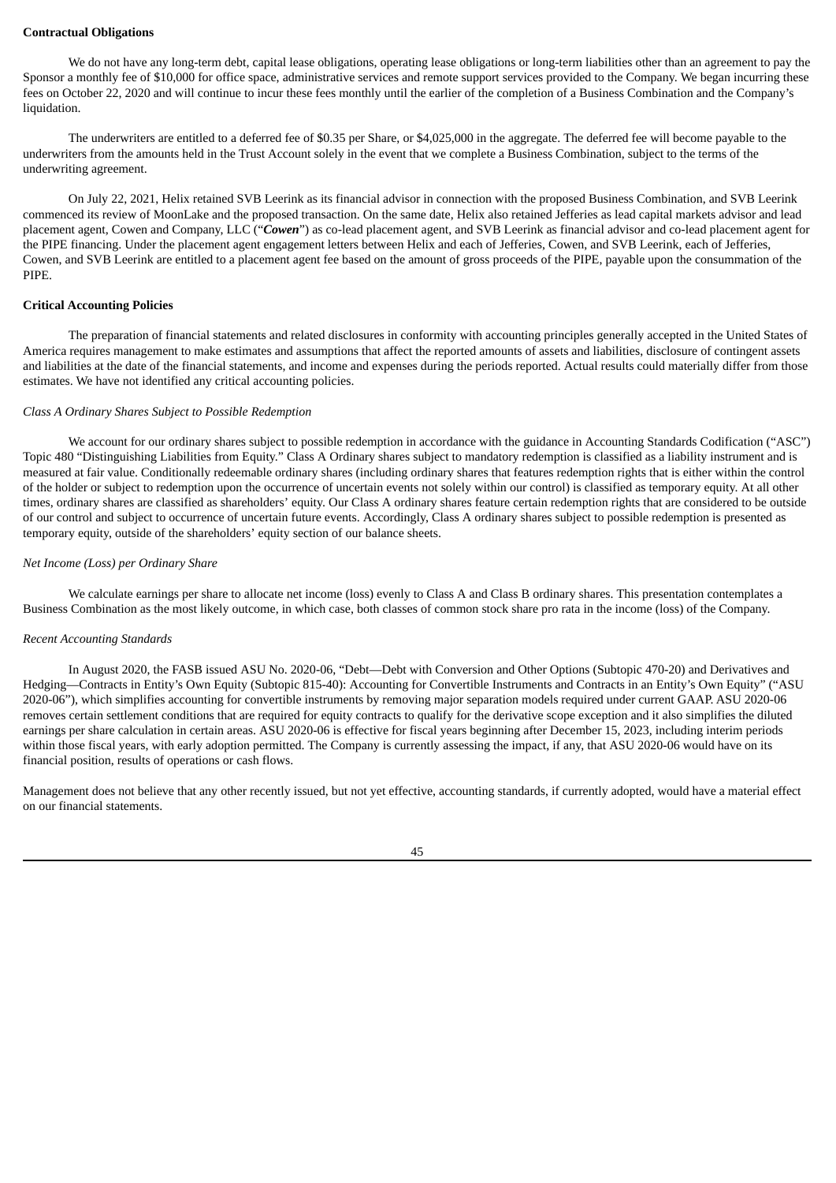**Contractual Obligations**

We do not have any long-term debt, capital lease obligations, operating lease obligations or long-term liabilities other than an agreement to pay the Sponsor a monthly fee of $10,000 for office space, administrative services and remote support services provided to the Company. We began incurring these fees on October 22, 2020 and will continue to incur these fees monthly until the earlier of the completion of a Business Combination and the Company's liquidation.

The underwriters are entitled to a deferred fee of $0.35 per Share, or $4,025,000 in the aggregate. The deferred fee will become payable to the underwriters from the amounts held in the Trust Account solely in the event that we complete a Business Combination, subject to the terms of the underwriting agreement.

On July 22, 2021, Helix retained SVB Leerink as its financial advisor in connection with the proposed Business Combination, and SVB Leerink commenced its review of MoonLake and the proposed transaction. On the same date, Helix also retained Jefferies as lead capital markets advisor and lead placement agent, Cowen and Company, LLC ("***Cowen***") as co-lead placement agent, and SVB Leerink as financial advisor and co-lead placement agent for the PIPE financing. Under the placement agent engagement letters between Helix and each of Jefferies, Cowen, and SVB Leerink, each of Jefferies, Cowen, and SVB Leerink are entitled to a placement agent fee based on the amount of gross proceeds of the PIPE, payable upon the consummation of the PIPE.

**Critical Accounting Policies**

The preparation of financial statements and related disclosures in conformity with accounting principles generally accepted in the United States of America requires management to make estimates and assumptions that affect the reported amounts of assets and liabilities, disclosure of contingent assets and liabilities at the date of the financial statements, and income and expenses during the periods reported. Actual results could materially differ from those estimates. We have not identified any critical accounting policies.

*Class A Ordinary Shares Subject to Possible Redemption*

We account for our ordinary shares subject to possible redemption in accordance with the guidance in Accounting Standards Codification ("ASC") Topic 480 "Distinguishing Liabilities from Equity." Class A Ordinary shares subject to mandatory redemption is classified as a liability instrument and is measured at fair value. Conditionally redeemable ordinary shares (including ordinary shares that features redemption rights that is either within the control of the holder or subject to redemption upon the occurrence of uncertain events not solely within our control) is classified as temporary equity. At all other times, ordinary shares are classified as shareholders' equity. Our Class A ordinary shares feature certain redemption rights that are considered to be outside of our control and subject to occurrence of uncertain future events. Accordingly, Class A ordinary shares subject to possible redemption is presented as temporary equity, outside of the shareholders' equity section of our balance sheets.

*Net Income (Loss) per Ordinary Share*

We calculate earnings per share to allocate net income (loss) evenly to Class A and Class B ordinary shares. This presentation contemplates a Business Combination as the most likely outcome, in which case, both classes of common stock share pro rata in the income (loss) of the Company.

*Recent Accounting Standards*

In August 2020, the FASB issued ASU No. 2020-06, "Debt—Debt with Conversion and Other Options (Subtopic 470-20) and Derivatives and Hedging—Contracts in Entity's Own Equity (Subtopic 815-40): Accounting for Convertible Instruments and Contracts in an Entity's Own Equity" ("ASU 2020-06"), which simplifies accounting for convertible instruments by removing major separation models required under current GAAP. ASU 2020-06 removes certain settlement conditions that are required for equity contracts to qualify for the derivative scope exception and it also simplifies the diluted earnings per share calculation in certain areas. ASU 2020-06 is effective for fiscal years beginning after December 15, 2023, including interim periods within those fiscal years, with early adoption permitted. The Company is currently assessing the impact, if any, that ASU 2020-06 would have on its financial position, results of operations or cash flows.

Management does not believe that any other recently issued, but not yet effective, accounting standards, if currently adopted, would have a material effect on our financial statements.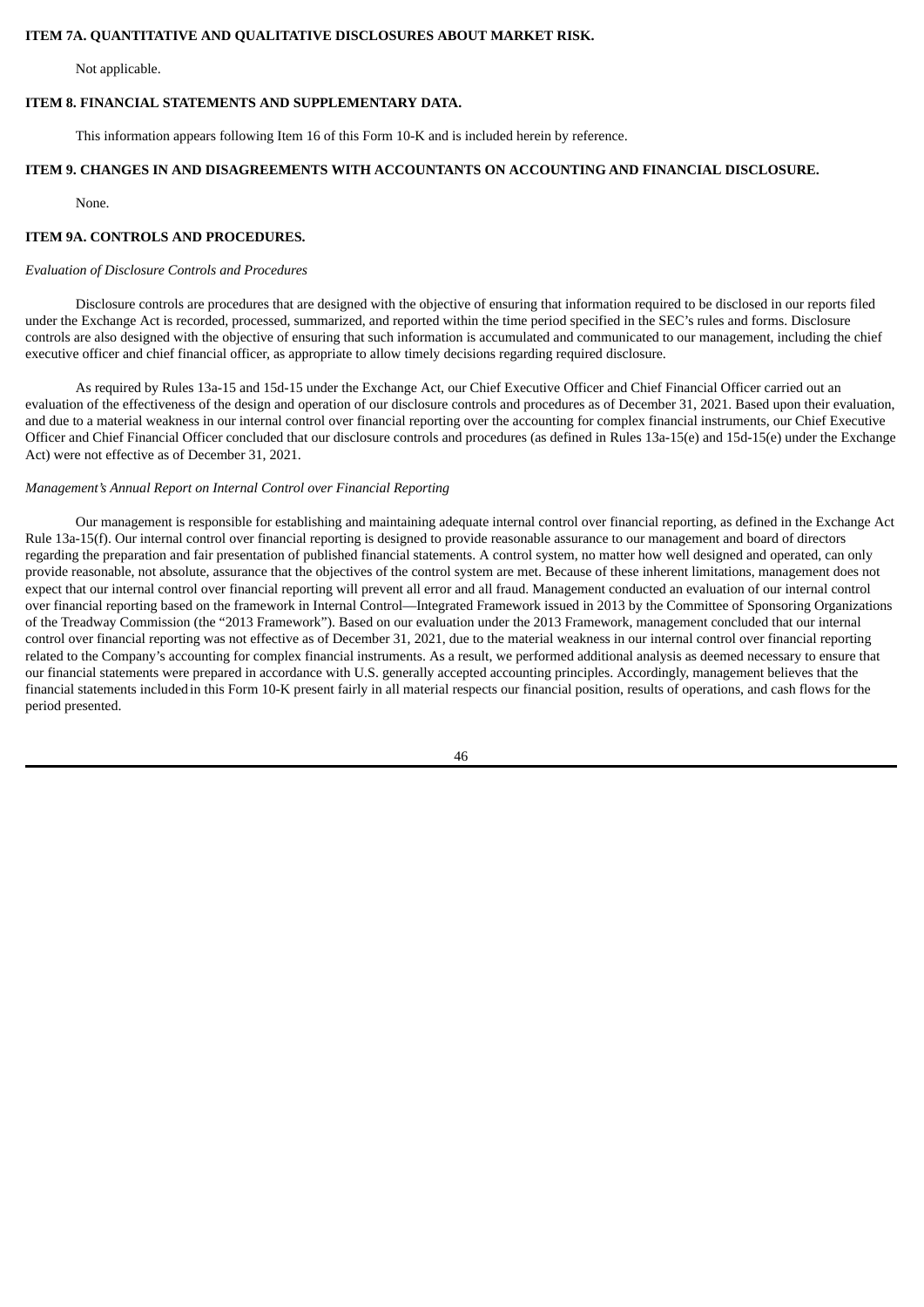**ITEM 7A. QUANTITATIVE AND QUALITATIVE DISCLOSURES ABOUT MARKET RISK.**

Not applicable.

**ITEM 8. FINANCIAL STATEMENTS AND SUPPLEMENTARY DATA.**

This information appears following Item 16 of this Form 10-K and is included herein by reference.

**ITEM 9. CHANGES IN AND DISAGREEMENTS WITH ACCOUNTANTS ON ACCOUNTING AND FINANCIAL DISCLOSURE.**

None.

**ITEM 9A. CONTROLS AND PROCEDURES.**

*Evaluation of Disclosure Controls and Procedures*

Disclosure controls are procedures that are designed with the objective of ensuring that information required to be disclosed in our reports filed under the Exchange Act is recorded, processed, summarized, and reported within the time period specified in the SEC's rules and forms. Disclosure controls are also designed with the objective of ensuring that such information is accumulated and communicated to our management, including the chief executive officer and chief financial officer, as appropriate to allow timely decisions regarding required disclosure.

As required by Rules 13a-15 and 15d-15 under the Exchange Act, our Chief Executive Officer and Chief Financial Officer carried out an evaluation of the effectiveness of the design and operation of our disclosure controls and procedures as of December 31, 2021. Based upon their evaluation, and due to a material weakness in our internal control over financial reporting over the accounting for complex financial instruments, our Chief Executive Officer and Chief Financial Officer concluded that our disclosure controls and procedures (as defined in Rules 13a-15(e) and 15d-15(e) under the Exchange Act) were not effective as of December 31, 2021.

*Management's Annual Report on Internal Control over Financial Reporting*

Our management is responsible for establishing and maintaining adequate internal control over financial reporting, as defined in the Exchange Act Rule 13a-15(f). Our internal control over financial reporting is designed to provide reasonable assurance to our management and board of directors regarding the preparation and fair presentation of published financial statements. A control system, no matter how well designed and operated, can only provide reasonable, not absolute, assurance that the objectives of the control system are met. Because of these inherent limitations, management does not expect that our internal control over financial reporting will prevent all error and all fraud. Management conducted an evaluation of our internal control over financial reporting based on the framework in Internal Control—Integrated Framework issued in 2013 by the Committee of Sponsoring Organizations of the Treadway Commission (the "2013 Framework"). Based on our evaluation under the 2013 Framework, management concluded that our internal control over financial reporting was not effective as of December 31, 2021, due to the material weakness in our internal control over financial reporting related to the Company's accounting for complex financial instruments. As a result, we performed additional analysis as deemed necessary to ensure that our financial statements were prepared in accordance with U.S. generally accepted accounting principles. Accordingly, management believes that the financial statements included in this Form 10-K present fairly in all material respects our financial position, results of operations, and cash flows for the period presented.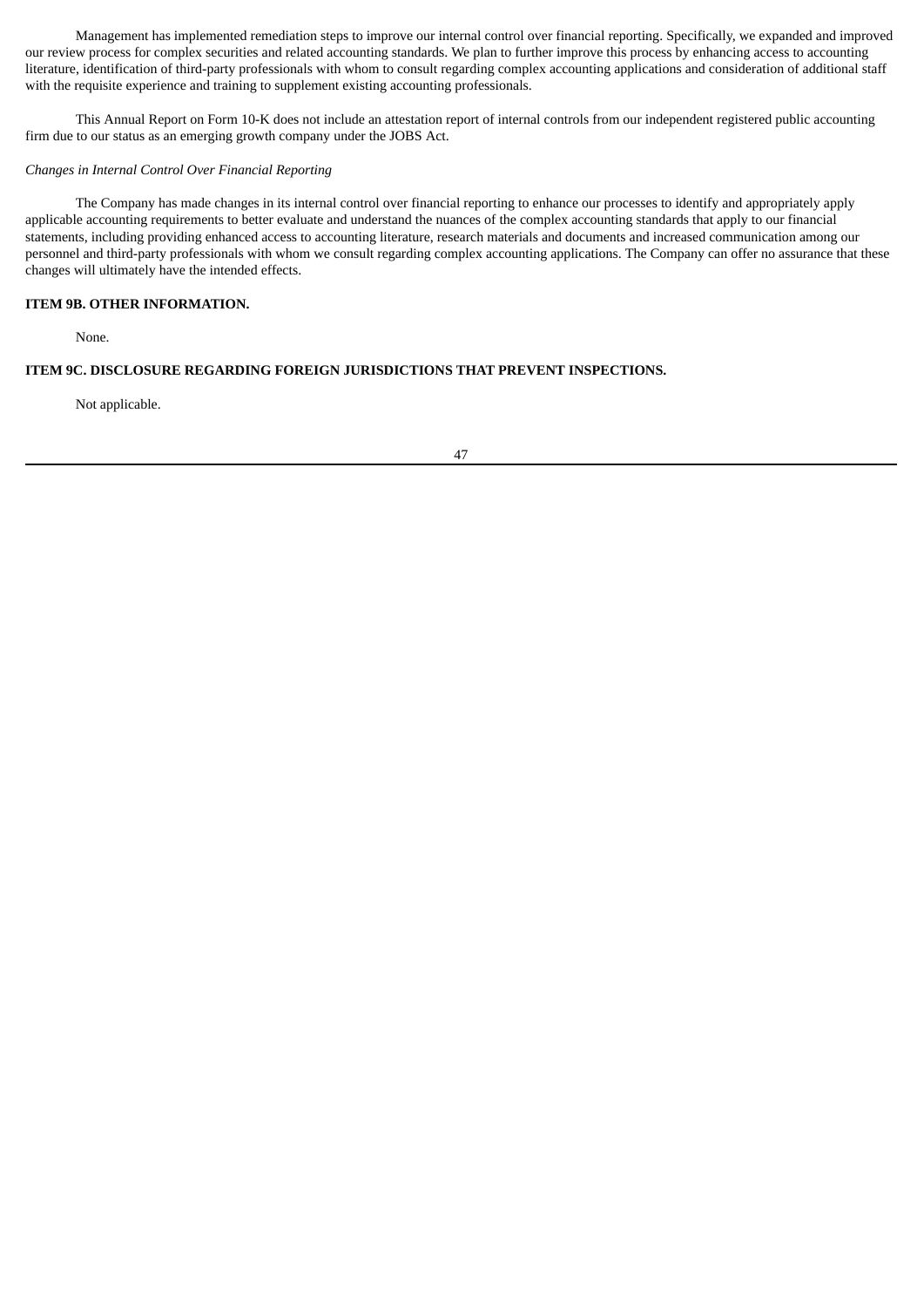Management has implemented remediation steps to improve our internal control over financial reporting. Specifically, we expanded and improved our review process for complex securities and related accounting standards. We plan to further improve this process by enhancing access to accounting literature, identification of third-party professionals with whom to consult regarding complex accounting applications and consideration of additional staff with the requisite experience and training to supplement existing accounting professionals.

This Annual Report on Form 10-K does not include an attestation report of internal controls from our independent registered public accounting firm due to our status as an emerging growth company under the JOBS Act.

*Changes in Internal Control Over Financial Reporting*

The Company has made changes in its internal control over financial reporting to enhance our processes to identify and appropriately apply applicable accounting requirements to better evaluate and understand the nuances of the complex accounting standards that apply to our financial statements, including providing enhanced access to accounting literature, research materials and documents and increased communication among our personnel and third-party professionals with whom we consult regarding complex accounting applications. The Company can offer no assurance that these changes will ultimately have the intended effects.

**ITEM 9B. OTHER INFORMATION.**

None.

**ITEM 9C. DISCLOSURE REGARDING FOREIGN JURISDICTIONS THAT PREVENT INSPECTIONS.**

Not applicable.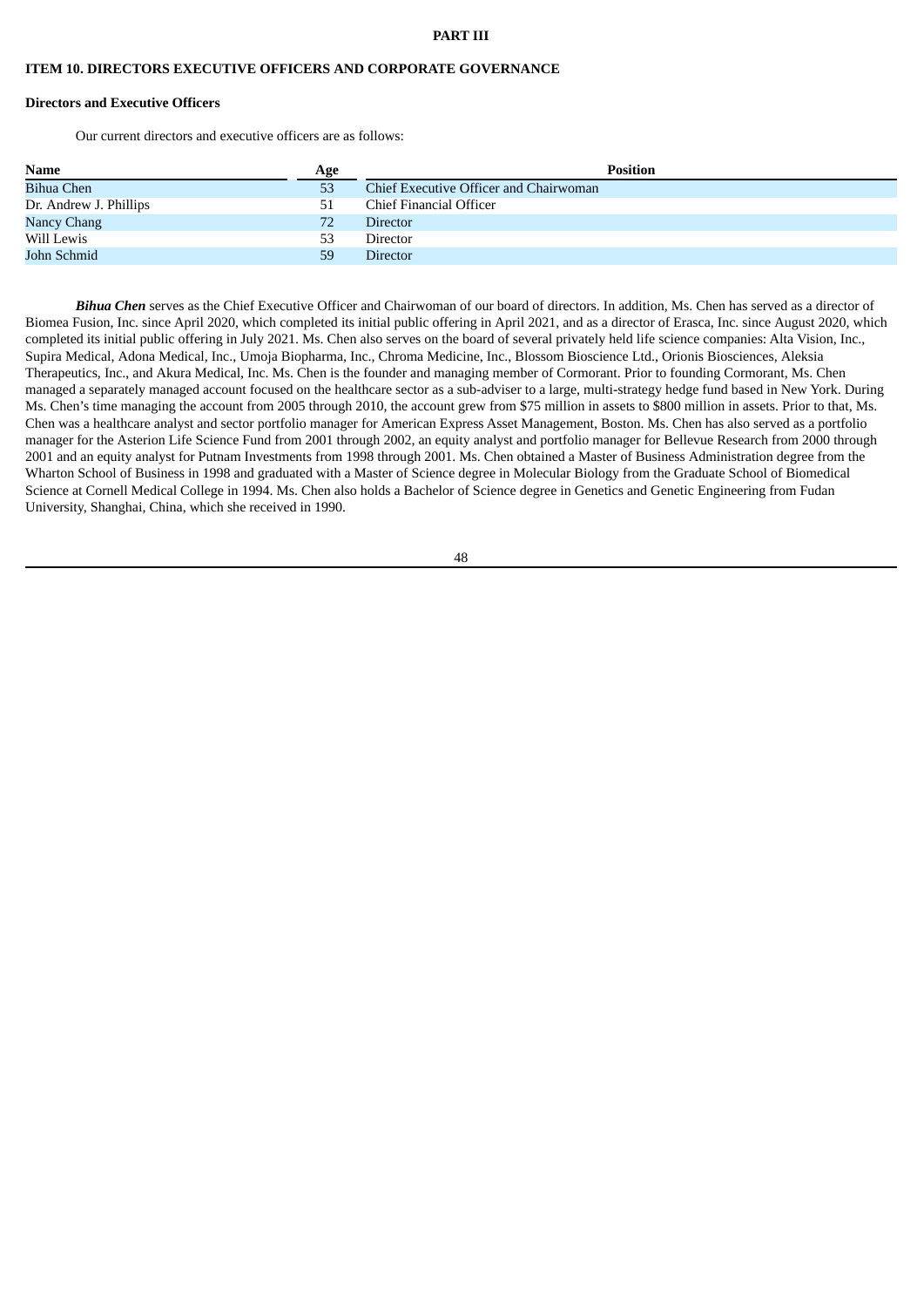# PART III

## ITEM 10. DIRECTORS EXECUTIVE OFFICERS AND CORPORATE GOVERNANCE

### Directors and Executive Officers

Our current directors and executive officers are as follows:

| Name | Age | Position |
|---|---|---|
| Bihua Chen | 53 | Chief Executive Officer and Chairwoman |
| Dr. Andrew J. Phillips | 51 | Chief Financial Officer |
| Nancy Chang | 72 | Director |
| Will Lewis | 53 | Director |
| John Schmid | 59 | Director |

***Bihua Chen*** serves as the Chief Executive Officer and Chairwoman of our board of directors. In addition, Ms. Chen has served as a director of Biomea Fusion, Inc. since April 2020, which completed its initial public offering in April 2021, and as a director of Erasca, Inc. since August 2020, which completed its initial public offering in July 2021. Ms. Chen also serves on the board of several privately held life science companies: Alta Vision, Inc., Supira Medical, Adona Medical, Inc., Umoja Biopharma, Inc., Chroma Medicine, Inc., Blossom Bioscience Ltd., Orionis Biosciences, Aleksia Therapeutics, Inc., and Akura Medical, Inc. Ms. Chen is the founder and managing member of Cormorant. Prior to founding Cormorant, Ms. Chen managed a separately managed account focused on the healthcare sector as a sub-adviser to a large, multi-strategy hedge fund based in New York. During Ms. Chen's time managing the account from 2005 through 2010, the account grew from $75 million in assets to $800 million in assets. Prior to that, Ms. Chen was a healthcare analyst and sector portfolio manager for American Express Asset Management, Boston. Ms. Chen has also served as a portfolio manager for the Asterion Life Science Fund from 2001 through 2002, an equity analyst and portfolio manager for Bellevue Research from 2000 through 2001 and an equity analyst for Putnam Investments from 1998 through 2001. Ms. Chen obtained a Master of Business Administration degree from the Wharton School of Business in 1998 and graduated with a Master of Science degree in Molecular Biology from the Graduate School of Biomedical Science at Cornell Medical College in 1994. Ms. Chen also holds a Bachelor of Science degree in Genetics and Genetic Engineering from Fudan University, Shanghai, China, which she received in 1990.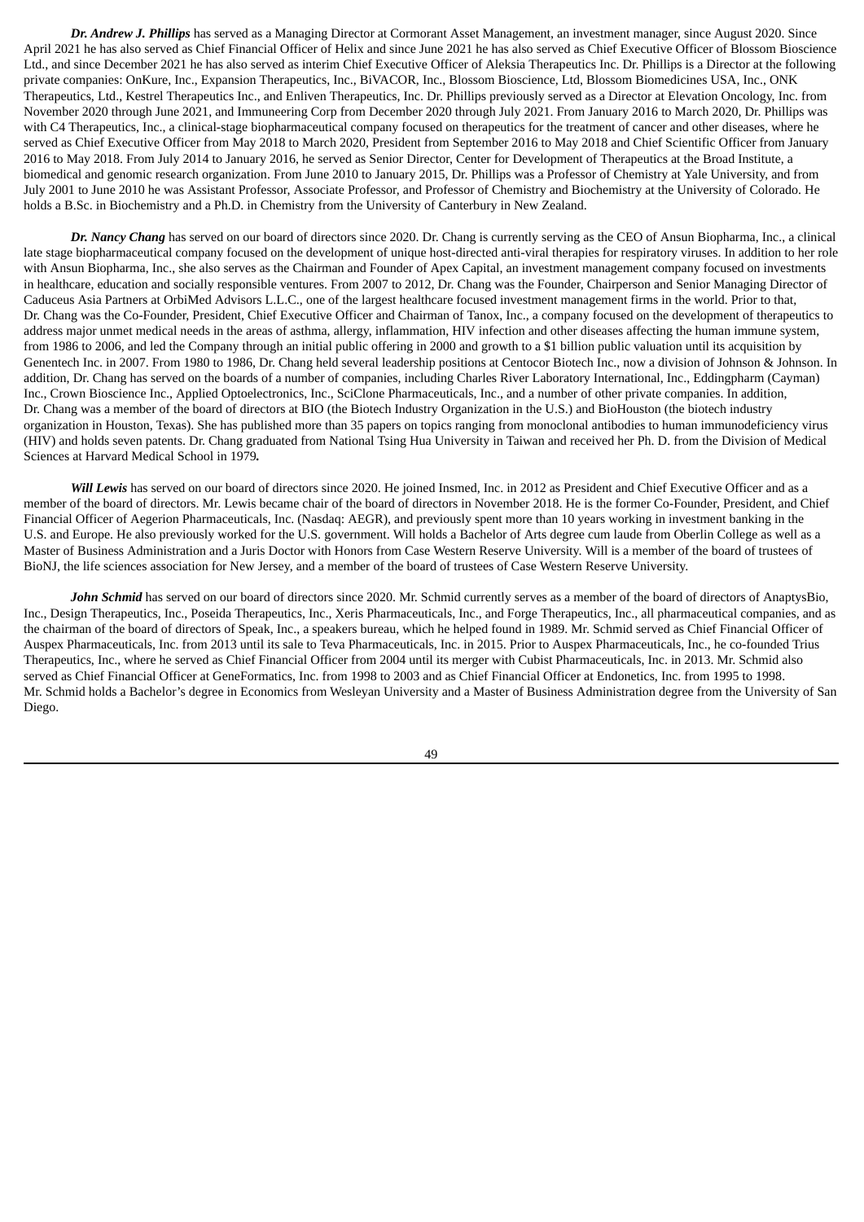***Dr. Andrew J. Phillips*** has served as a Managing Director at Cormorant Asset Management, an investment manager, since August 2020. Since April 2021 he has also served as Chief Financial Officer of Helix and since June 2021 he has also served as Chief Executive Officer of Blossom Bioscience Ltd., and since December 2021 he has also served as interim Chief Executive Officer of Aleksia Therapeutics Inc. Dr. Phillips is a Director at the following private companies: OnKure, Inc., Expansion Therapeutics, Inc., BiVACOR, Inc., Blossom Bioscience, Ltd, Blossom Biomedicines USA, Inc., ONK Therapeutics, Ltd., Kestrel Therapeutics Inc., and Enliven Therapeutics, Inc. Dr. Phillips previously served as a Director at Elevation Oncology, Inc. from November 2020 through June 2021, and Immuneering Corp from December 2020 through July 2021. From January 2016 to March 2020, Dr. Phillips was with C4 Therapeutics, Inc., a clinical-stage biopharmaceutical company focused on therapeutics for the treatment of cancer and other diseases, where he served as Chief Executive Officer from May 2018 to March 2020, President from September 2016 to May 2018 and Chief Scientific Officer from January 2016 to May 2018. From July 2014 to January 2016, he served as Senior Director, Center for Development of Therapeutics at the Broad Institute, a biomedical and genomic research organization. From June 2010 to January 2015, Dr. Phillips was a Professor of Chemistry at Yale University, and from July 2001 to June 2010 he was Assistant Professor, Associate Professor, and Professor of Chemistry and Biochemistry at the University of Colorado. He holds a B.Sc. in Biochemistry and a Ph.D. in Chemistry from the University of Canterbury in New Zealand.

***Dr. Nancy Chang*** has served on our board of directors since 2020. Dr. Chang is currently serving as the CEO of Ansun Biopharma, Inc., a clinical late stage biopharmaceutical company focused on the development of unique host-directed anti-viral therapies for respiratory viruses. In addition to her role with Ansun Biopharma, Inc., she also serves as the Chairman and Founder of Apex Capital, an investment management company focused on investments in healthcare, education and socially responsible ventures. From 2007 to 2012, Dr. Chang was the Founder, Chairperson and Senior Managing Director of Caduceus Asia Partners at OrbiMed Advisors L.L.C., one of the largest healthcare focused investment management firms in the world. Prior to that, Dr. Chang was the Co-Founder, President, Chief Executive Officer and Chairman of Tanox, Inc., a company focused on the development of therapeutics to address major unmet medical needs in the areas of asthma, allergy, inflammation, HIV infection and other diseases affecting the human immune system, from 1986 to 2006, and led the Company through an initial public offering in 2000 and growth to a $1 billion public valuation until its acquisition by Genentech Inc. in 2007. From 1980 to 1986, Dr. Chang held several leadership positions at Centocor Biotech Inc., now a division of Johnson & Johnson. In addition, Dr. Chang has served on the boards of a number of companies, including Charles River Laboratory International, Inc., Eddingpharm (Cayman) Inc., Crown Bioscience Inc., Applied Optoelectronics, Inc., SciClone Pharmaceuticals, Inc., and a number of other private companies. In addition, Dr. Chang was a member of the board of directors at BIO (the Biotech Industry Organization in the U.S.) and BioHouston (the biotech industry organization in Houston, Texas). She has published more than 35 papers on topics ranging from monoclonal antibodies to human immunodeficiency virus (HIV) and holds seven patents. Dr. Chang graduated from National Tsing Hua University in Taiwan and received her Ph. D. from the Division of Medical Sciences at Harvard Medical School in 1979**.**

***Will Lewis*** has served on our board of directors since 2020. He joined Insmed, Inc. in 2012 as President and Chief Executive Officer and as a member of the board of directors. Mr. Lewis became chair of the board of directors in November 2018. He is the former Co-Founder, President, and Chief Financial Officer of Aegerion Pharmaceuticals, Inc. (Nasdaq: AEGR), and previously spent more than 10 years working in investment banking in the U.S. and Europe. He also previously worked for the U.S. government. Will holds a Bachelor of Arts degree cum laude from Oberlin College as well as a Master of Business Administration and a Juris Doctor with Honors from Case Western Reserve University. Will is a member of the board of trustees of BioNJ, the life sciences association for New Jersey, and a member of the board of trustees of Case Western Reserve University.

***John Schmid*** has served on our board of directors since 2020. Mr. Schmid currently serves as a member of the board of directors of AnaptysBio, Inc., Design Therapeutics, Inc., Poseida Therapeutics, Inc., Xeris Pharmaceuticals, Inc., and Forge Therapeutics, Inc., all pharmaceutical companies, and as the chairman of the board of directors of Speak, Inc., a speakers bureau, which he helped found in 1989. Mr. Schmid served as Chief Financial Officer of Auspex Pharmaceuticals, Inc. from 2013 until its sale to Teva Pharmaceuticals, Inc. in 2015. Prior to Auspex Pharmaceuticals, Inc., he co-founded Trius Therapeutics, Inc., where he served as Chief Financial Officer from 2004 until its merger with Cubist Pharmaceuticals, Inc. in 2013. Mr. Schmid also served as Chief Financial Officer at GeneFormatics, Inc. from 1998 to 2003 and as Chief Financial Officer at Endonetics, Inc. from 1995 to 1998. Mr. Schmid holds a Bachelor's degree in Economics from Wesleyan University and a Master of Business Administration degree from the University of San Diego.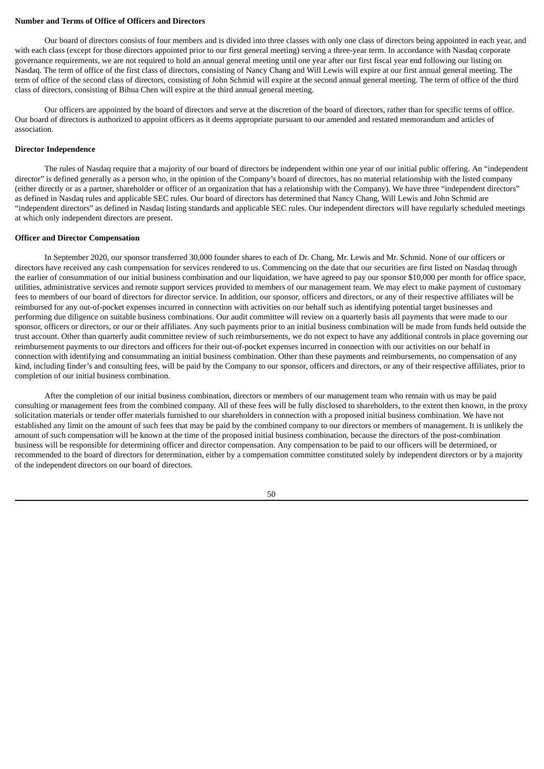**Number and Terms of Office of Officers and Directors**

Our board of directors consists of four members and is divided into three classes with only one class of directors being appointed in each year, and with each class (except for those directors appointed prior to our first general meeting) serving a three-year term. In accordance with Nasdaq corporate governance requirements, we are not required to hold an annual general meeting until one year after our first fiscal year end following our listing on Nasdaq. The term of office of the first class of directors, consisting of Nancy Chang and Will Lewis will expire at our first annual general meeting. The term of office of the second class of directors, consisting of John Schmid will expire at the second annual general meeting. The term of office of the third class of directors, consisting of Bihua Chen will expire at the third annual general meeting.

Our officers are appointed by the board of directors and serve at the discretion of the board of directors, rather than for specific terms of office. Our board of directors is authorized to appoint officers as it deems appropriate pursuant to our amended and restated memorandum and articles of association.

**Director Independence**

The rules of Nasdaq require that a majority of our board of directors be independent within one year of our initial public offering. An "independent director" is defined generally as a person who, in the opinion of the Company's board of directors, has no material relationship with the listed company (either directly or as a partner, shareholder or officer of an organization that has a relationship with the Company). We have three "independent directors" as defined in Nasdaq rules and applicable SEC rules. Our board of directors has determined that Nancy Chang, Will Lewis and John Schmid are "independent directors" as defined in Nasdaq listing standards and applicable SEC rules. Our independent directors will have regularly scheduled meetings at which only independent directors are present.

**Officer and Director Compensation**

In September 2020, our sponsor transferred 30,000 founder shares to each of Dr. Chang, Mr. Lewis and Mr. Schmid. None of our officers or directors have received any cash compensation for services rendered to us. Commencing on the date that our securities are first listed on Nasdaq through the earlier of consummation of our initial business combination and our liquidation, we have agreed to pay our sponsor $10,000 per month for office space, utilities, administrative services and remote support services provided to members of our management team. We may elect to make payment of customary fees to members of our board of directors for director service. In addition, our sponsor, officers and directors, or any of their respective affiliates will be reimbursed for any out-of-pocket expenses incurred in connection with activities on our behalf such as identifying potential target businesses and performing due diligence on suitable business combinations. Our audit committee will review on a quarterly basis all payments that were made to our sponsor, officers or directors, or our or their affiliates. Any such payments prior to an initial business combination will be made from funds held outside the trust account. Other than quarterly audit committee review of such reimbursements, we do not expect to have any additional controls in place governing our reimbursement payments to our directors and officers for their out-of-pocket expenses incurred in connection with our activities on our behalf in connection with identifying and consummating an initial business combination. Other than these payments and reimbursements, no compensation of any kind, including finder's and consulting fees, will be paid by the Company to our sponsor, officers and directors, or any of their respective affiliates, prior to completion of our initial business combination.

After the completion of our initial business combination, directors or members of our management team who remain with us may be paid consulting or management fees from the combined company. All of these fees will be fully disclosed to shareholders, to the extent then known, in the proxy solicitation materials or tender offer materials furnished to our shareholders in connection with a proposed initial business combination. We have not established any limit on the amount of such fees that may be paid by the combined company to our directors or members of management. It is unlikely the amount of such compensation will be known at the time of the proposed initial business combination, because the directors of the post-combination business will be responsible for determining officer and director compensation. Any compensation to be paid to our officers will be determined, or recommended to the board of directors for determination, either by a compensation committee constituted solely by independent directors or by a majority of the independent directors on our board of directors.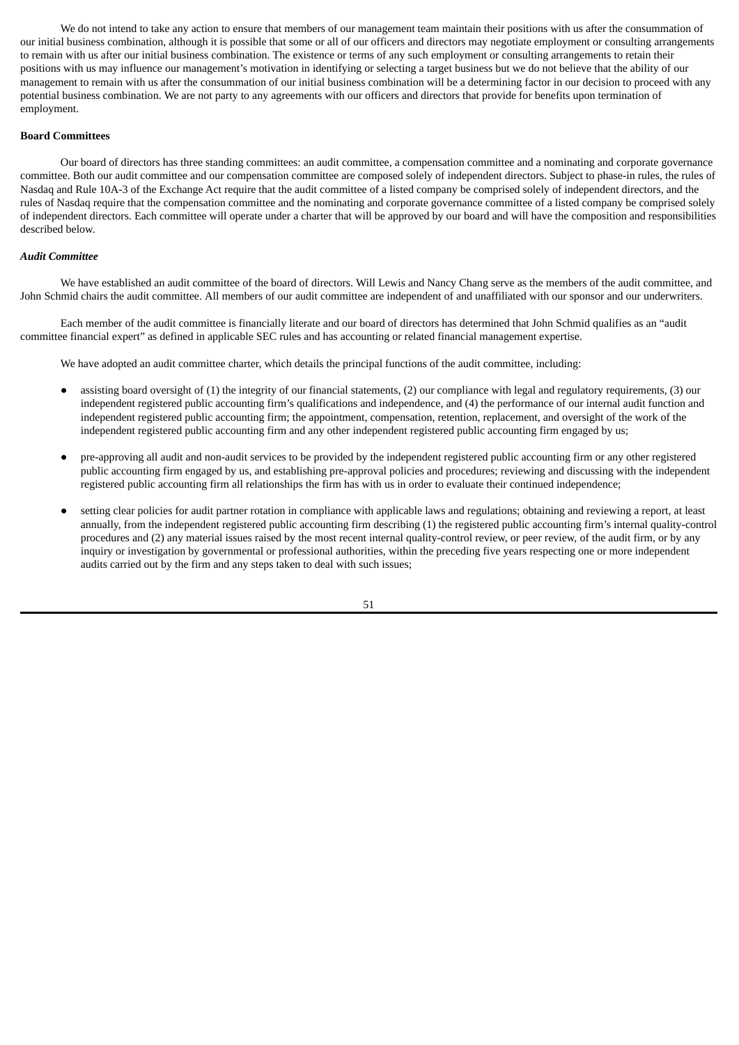We do not intend to take any action to ensure that members of our management team maintain their positions with us after the consummation of our initial business combination, although it is possible that some or all of our officers and directors may negotiate employment or consulting arrangements to remain with us after our initial business combination. The existence or terms of any such employment or consulting arrangements to retain their positions with us may influence our management's motivation in identifying or selecting a target business but we do not believe that the ability of our management to remain with us after the consummation of our initial business combination will be a determining factor in our decision to proceed with any potential business combination. We are not party to any agreements with our officers and directors that provide for benefits upon termination of employment.

**Board Committees**

Our board of directors has three standing committees: an audit committee, a compensation committee and a nominating and corporate governance committee. Both our audit committee and our compensation committee are composed solely of independent directors. Subject to phase-in rules, the rules of Nasdaq and Rule 10A-3 of the Exchange Act require that the audit committee of a listed company be comprised solely of independent directors, and the rules of Nasdaq require that the compensation committee and the nominating and corporate governance committee of a listed company be comprised solely of independent directors. Each committee will operate under a charter that will be approved by our board and will have the composition and responsibilities described below.

***Audit Committee***

We have established an audit committee of the board of directors. Will Lewis and Nancy Chang serve as the members of the audit committee, and John Schmid chairs the audit committee. All members of our audit committee are independent of and unaffiliated with our sponsor and our underwriters.

Each member of the audit committee is financially literate and our board of directors has determined that John Schmid qualifies as an "audit committee financial expert" as defined in applicable SEC rules and has accounting or related financial management expertise.

We have adopted an audit committee charter, which details the principal functions of the audit committee, including:

- assisting board oversight of (1) the integrity of our financial statements, (2) our compliance with legal and regulatory requirements, (3) our independent registered public accounting firm's qualifications and independence, and (4) the performance of our internal audit function and independent registered public accounting firm; the appointment, compensation, retention, replacement, and oversight of the work of the independent registered public accounting firm and any other independent registered public accounting firm engaged by us;
- pre-approving all audit and non-audit services to be provided by the independent registered public accounting firm or any other registered public accounting firm engaged by us, and establishing pre-approval policies and procedures; reviewing and discussing with the independent registered public accounting firm all relationships the firm has with us in order to evaluate their continued independence;
- setting clear policies for audit partner rotation in compliance with applicable laws and regulations; obtaining and reviewing a report, at least annually, from the independent registered public accounting firm describing (1) the registered public accounting firm's internal quality-control procedures and (2) any material issues raised by the most recent internal quality-control review, or peer review, of the audit firm, or by any inquiry or investigation by governmental or professional authorities, within the preceding five years respecting one or more independent audits carried out by the firm and any steps taken to deal with such issues;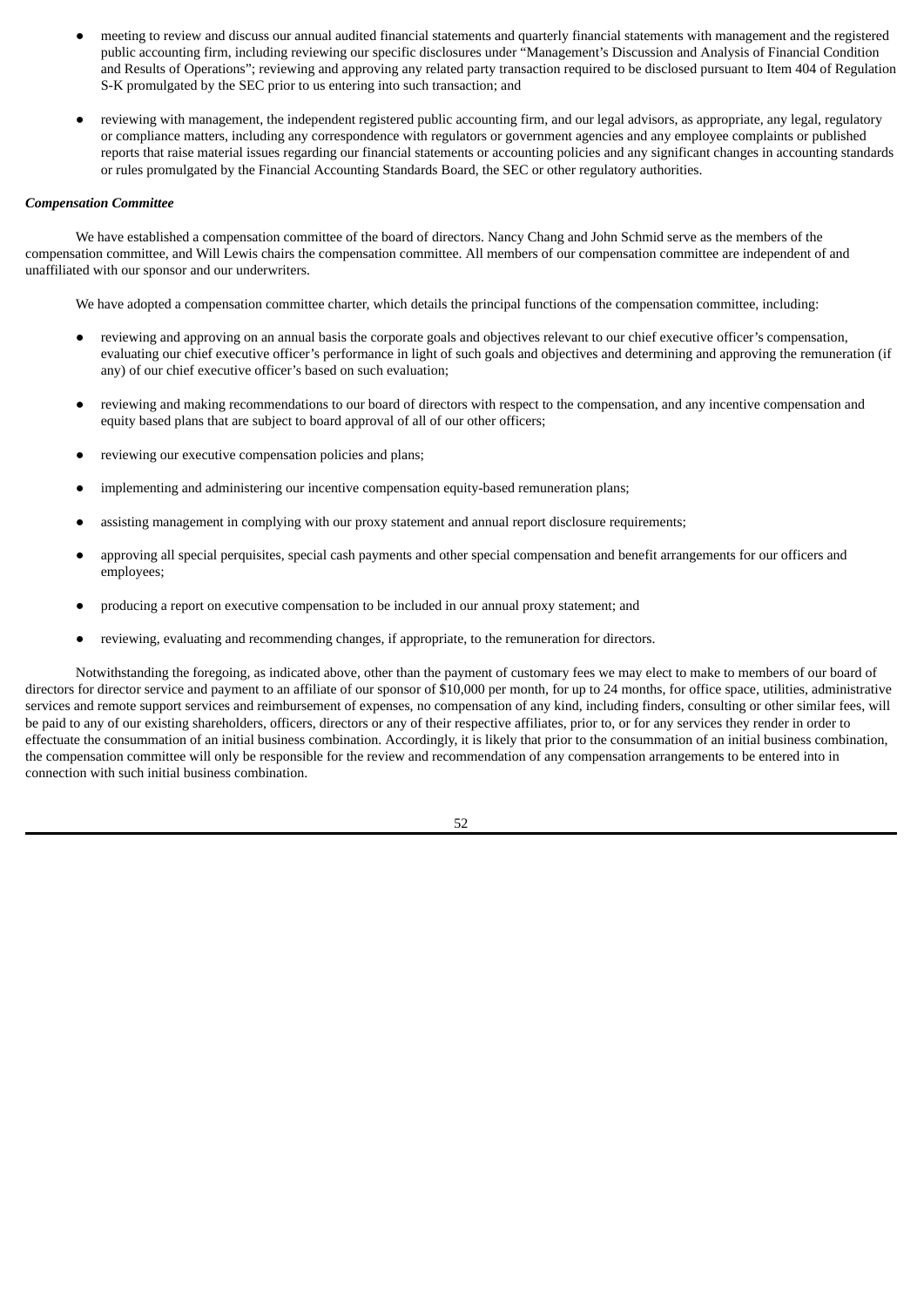- meeting to review and discuss our annual audited financial statements and quarterly financial statements with management and the registered public accounting firm, including reviewing our specific disclosures under "Management's Discussion and Analysis of Financial Condition and Results of Operations"; reviewing and approving any related party transaction required to be disclosed pursuant to Item 404 of Regulation S-K promulgated by the SEC prior to us entering into such transaction; and

- reviewing with management, the independent registered public accounting firm, and our legal advisors, as appropriate, any legal, regulatory or compliance matters, including any correspondence with regulators or government agencies and any employee complaints or published reports that raise material issues regarding our financial statements or accounting policies and any significant changes in accounting standards or rules promulgated by the Financial Accounting Standards Board, the SEC or other regulatory authorities.

***Compensation Committee***

We have established a compensation committee of the board of directors. Nancy Chang and John Schmid serve as the members of the compensation committee, and Will Lewis chairs the compensation committee. All members of our compensation committee are independent of and unaffiliated with our sponsor and our underwriters.

We have adopted a compensation committee charter, which details the principal functions of the compensation committee, including:

- reviewing and approving on an annual basis the corporate goals and objectives relevant to our chief executive officer's compensation, evaluating our chief executive officer's performance in light of such goals and objectives and determining and approving the remuneration (if any) of our chief executive officer's based on such evaluation;

- reviewing and making recommendations to our board of directors with respect to the compensation, and any incentive compensation and equity based plans that are subject to board approval of all of our other officers;

- reviewing our executive compensation policies and plans;

- implementing and administering our incentive compensation equity-based remuneration plans;

- assisting management in complying with our proxy statement and annual report disclosure requirements;

- approving all special perquisites, special cash payments and other special compensation and benefit arrangements for our officers and employees;

- producing a report on executive compensation to be included in our annual proxy statement; and

- reviewing, evaluating and recommending changes, if appropriate, to the remuneration for directors.

Notwithstanding the foregoing, as indicated above, other than the payment of customary fees we may elect to make to members of our board of directors for director service and payment to an affiliate of our sponsor of $10,000 per month, for up to 24 months, for office space, utilities, administrative services and remote support services and reimbursement of expenses, no compensation of any kind, including finders, consulting or other similar fees, will be paid to any of our existing shareholders, officers, directors or any of their respective affiliates, prior to, or for any services they render in order to effectuate the consummation of an initial business combination. Accordingly, it is likely that prior to the consummation of an initial business combination, the compensation committee will only be responsible for the review and recommendation of any compensation arrangements to be entered into in connection with such initial business combination.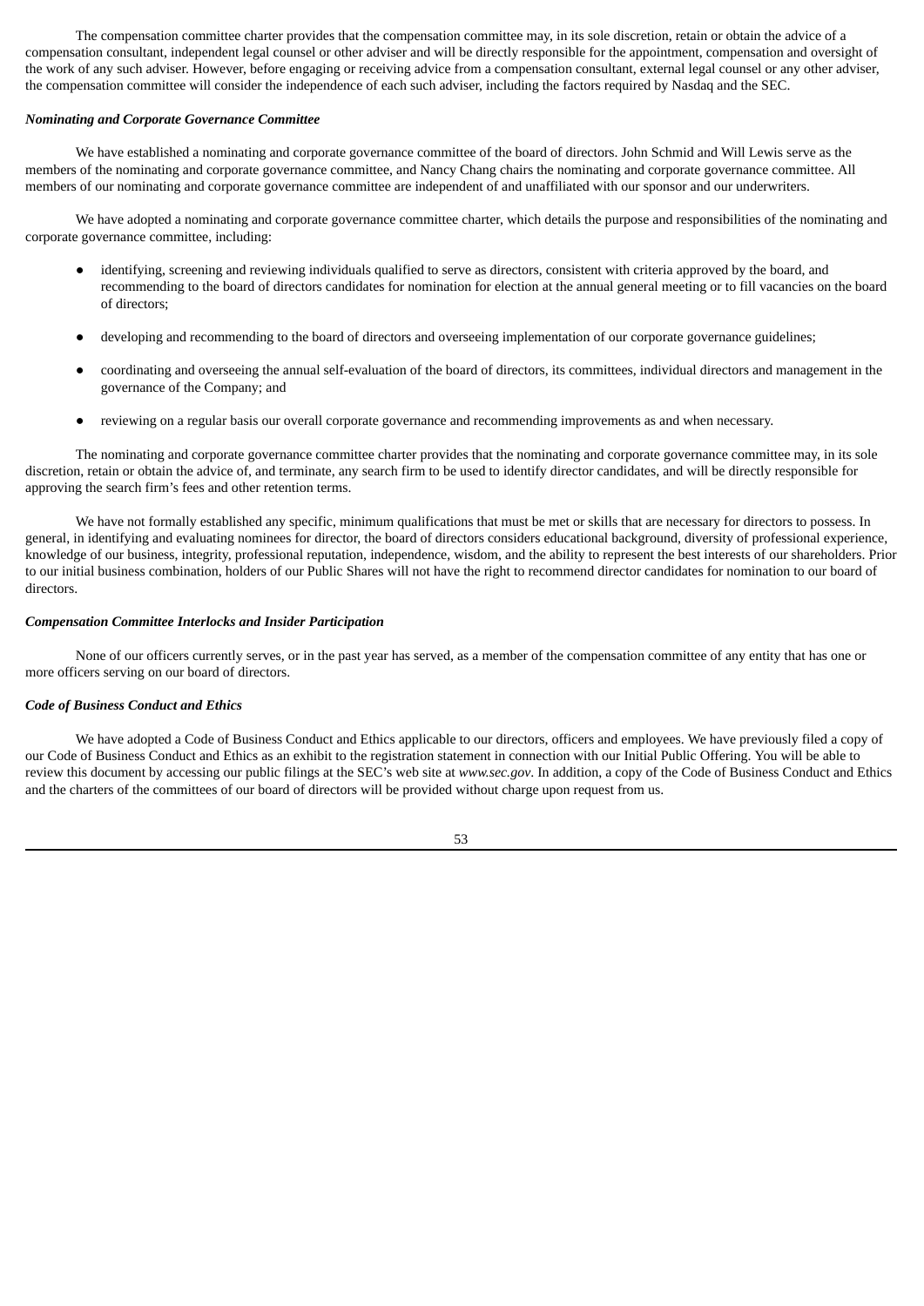The compensation committee charter provides that the compensation committee may, in its sole discretion, retain or obtain the advice of a compensation consultant, independent legal counsel or other adviser and will be directly responsible for the appointment, compensation and oversight of the work of any such adviser. However, before engaging or receiving advice from a compensation consultant, external legal counsel or any other adviser, the compensation committee will consider the independence of each such adviser, including the factors required by Nasdaq and the SEC.

***Nominating and Corporate Governance Committee***

We have established a nominating and corporate governance committee of the board of directors. John Schmid and Will Lewis serve as the members of the nominating and corporate governance committee, and Nancy Chang chairs the nominating and corporate governance committee. All members of our nominating and corporate governance committee are independent of and unaffiliated with our sponsor and our underwriters.

We have adopted a nominating and corporate governance committee charter, which details the purpose and responsibilities of the nominating and corporate governance committee, including:

- identifying, screening and reviewing individuals qualified to serve as directors, consistent with criteria approved by the board, and recommending to the board of directors candidates for nomination for election at the annual general meeting or to fill vacancies on the board of directors;
- developing and recommending to the board of directors and overseeing implementation of our corporate governance guidelines;
- coordinating and overseeing the annual self-evaluation of the board of directors, its committees, individual directors and management in the governance of the Company; and
- reviewing on a regular basis our overall corporate governance and recommending improvements as and when necessary.

The nominating and corporate governance committee charter provides that the nominating and corporate governance committee may, in its sole discretion, retain or obtain the advice of, and terminate, any search firm to be used to identify director candidates, and will be directly responsible for approving the search firm's fees and other retention terms.

We have not formally established any specific, minimum qualifications that must be met or skills that are necessary for directors to possess. In general, in identifying and evaluating nominees for director, the board of directors considers educational background, diversity of professional experience, knowledge of our business, integrity, professional reputation, independence, wisdom, and the ability to represent the best interests of our shareholders. Prior to our initial business combination, holders of our Public Shares will not have the right to recommend director candidates for nomination to our board of directors.

***Compensation Committee Interlocks and Insider Participation***

None of our officers currently serves, or in the past year has served, as a member of the compensation committee of any entity that has one or more officers serving on our board of directors.

***Code of Business Conduct and Ethics***

We have adopted a Code of Business Conduct and Ethics applicable to our directors, officers and employees. We have previously filed a copy of our Code of Business Conduct and Ethics as an exhibit to the registration statement in connection with our Initial Public Offering. You will be able to review this document by accessing our public filings at the SEC's web site at *www.sec.gov*. In addition, a copy of the Code of Business Conduct and Ethics and the charters of the committees of our board of directors will be provided without charge upon request from us.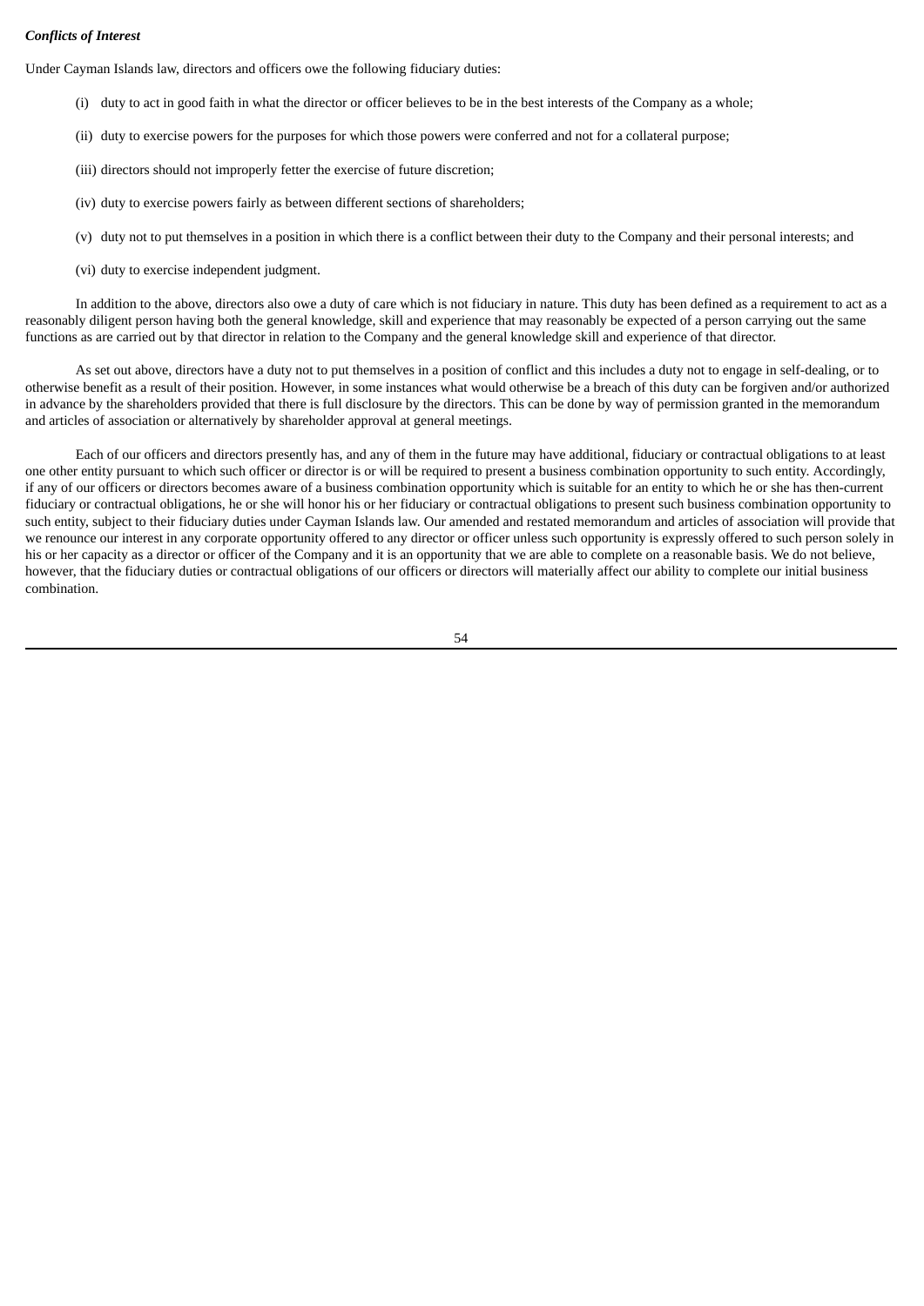***Conflicts of Interest***

Under Cayman Islands law, directors and officers owe the following fiduciary duties:

(i) duty to act in good faith in what the director or officer believes to be in the best interests of the Company as a whole;

(ii) duty to exercise powers for the purposes for which those powers were conferred and not for a collateral purpose;

(iii) directors should not improperly fetter the exercise of future discretion;

(iv) duty to exercise powers fairly as between different sections of shareholders;

(v) duty not to put themselves in a position in which there is a conflict between their duty to the Company and their personal interests; and

(vi) duty to exercise independent judgment.

In addition to the above, directors also owe a duty of care which is not fiduciary in nature. This duty has been defined as a requirement to act as a reasonably diligent person having both the general knowledge, skill and experience that may reasonably be expected of a person carrying out the same functions as are carried out by that director in relation to the Company and the general knowledge skill and experience of that director.

As set out above, directors have a duty not to put themselves in a position of conflict and this includes a duty not to engage in self-dealing, or to otherwise benefit as a result of their position. However, in some instances what would otherwise be a breach of this duty can be forgiven and/or authorized in advance by the shareholders provided that there is full disclosure by the directors. This can be done by way of permission granted in the memorandum and articles of association or alternatively by shareholder approval at general meetings.

Each of our officers and directors presently has, and any of them in the future may have additional, fiduciary or contractual obligations to at least one other entity pursuant to which such officer or director is or will be required to present a business combination opportunity to such entity. Accordingly, if any of our officers or directors becomes aware of a business combination opportunity which is suitable for an entity to which he or she has then-current fiduciary or contractual obligations, he or she will honor his or her fiduciary or contractual obligations to present such business combination opportunity to such entity, subject to their fiduciary duties under Cayman Islands law. Our amended and restated memorandum and articles of association will provide that we renounce our interest in any corporate opportunity offered to any director or officer unless such opportunity is expressly offered to such person solely in his or her capacity as a director or officer of the Company and it is an opportunity that we are able to complete on a reasonable basis. We do not believe, however, that the fiduciary duties or contractual obligations of our officers or directors will materially affect our ability to complete our initial business combination.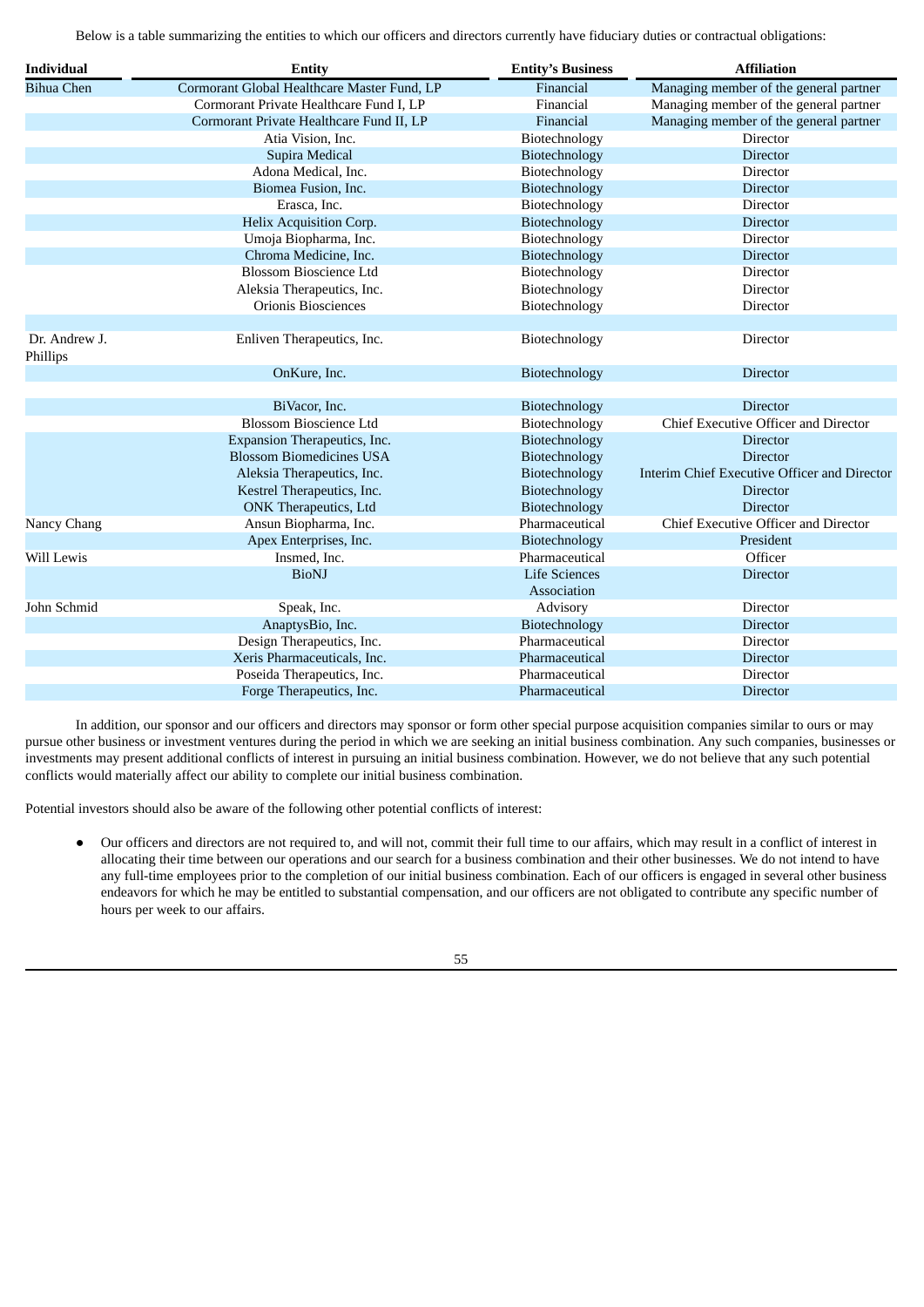Below is a table summarizing the entities to which our officers and directors currently have fiduciary duties or contractual obligations:

| Individual | Entity | Entity's Business | Affiliation |
| --- | --- | --- | --- |
| Bihua Chen | Cormorant Global Healthcare Master Fund, LP | Financial | Managing member of the general partner |
| | Cormorant Private Healthcare Fund I, LP | Financial | Managing member of the general partner |
| | Cormorant Private Healthcare Fund II, LP | Financial | Managing member of the general partner |
| | Atia Vision, Inc. | Biotechnology | Director |
| | Supira Medical | Biotechnology | Director |
| | Adona Medical, Inc. | Biotechnology | Director |
| | Biomea Fusion, Inc. | Biotechnology | Director |
| | Erasca, Inc. | Biotechnology | Director |
| | Helix Acquisition Corp. | Biotechnology | Director |
| | Umoja Biopharma, Inc. | Biotechnology | Director |
| | Chroma Medicine, Inc. | Biotechnology | Director |
| | Blossom Bioscience Ltd | Biotechnology | Director |
| | Aleksia Therapeutics, Inc. | Biotechnology | Director |
| | Orionis Biosciences | Biotechnology | Director |
| Dr. Andrew J. Phillips | Enliven Therapeutics, Inc. | Biotechnology | Director |
| | OnKure, Inc. | Biotechnology | Director |
| | BiVacor, Inc. | Biotechnology | Director |
| | Blossom Bioscience Ltd | Biotechnology | Chief Executive Officer and Director |
| | Expansion Therapeutics, Inc. | Biotechnology | Director |
| | Blossom Biomedicines USA | Biotechnology | Director |
| | Aleksia Therapeutics, Inc. | Biotechnology | Interim Chief Executive Officer and Director |
| | Kestrel Therapeutics, Inc. | Biotechnology | Director |
| | ONK Therapeutics, Ltd | Biotechnology | Director |
| Nancy Chang | Ansun Biopharma, Inc. | Pharmaceutical | Chief Executive Officer and Director |
| | Apex Enterprises, Inc. | Biotechnology | President |
| Will Lewis | Insmed, Inc. | Pharmaceutical | Officer |
| | BioNJ | Life Sciences Association | Director |
| John Schmid | Speak, Inc. | Advisory | Director |
| | AnaptysBio, Inc. | Biotechnology | Director |
| | Design Therapeutics, Inc. | Pharmaceutical | Director |
| | Xeris Pharmaceuticals, Inc. | Pharmaceutical | Director |
| | Poseida Therapeutics, Inc. | Pharmaceutical | Director |
| | Forge Therapeutics, Inc. | Pharmaceutical | Director |

In addition, our sponsor and our officers and directors may sponsor or form other special purpose acquisition companies similar to ours or may pursue other business or investment ventures during the period in which we are seeking an initial business combination. Any such companies, businesses or investments may present additional conflicts of interest in pursuing an initial business combination. However, we do not believe that any such potential conflicts would materially affect our ability to complete our initial business combination.

Potential investors should also be aware of the following other potential conflicts of interest:

- Our officers and directors are not required to, and will not, commit their full time to our affairs, which may result in a conflict of interest in allocating their time between our operations and our search for a business combination and their other businesses. We do not intend to have any full-time employees prior to the completion of our initial business combination. Each of our officers is engaged in several other business endeavors for which he may be entitled to substantial compensation, and our officers are not obligated to contribute any specific number of hours per week to our affairs.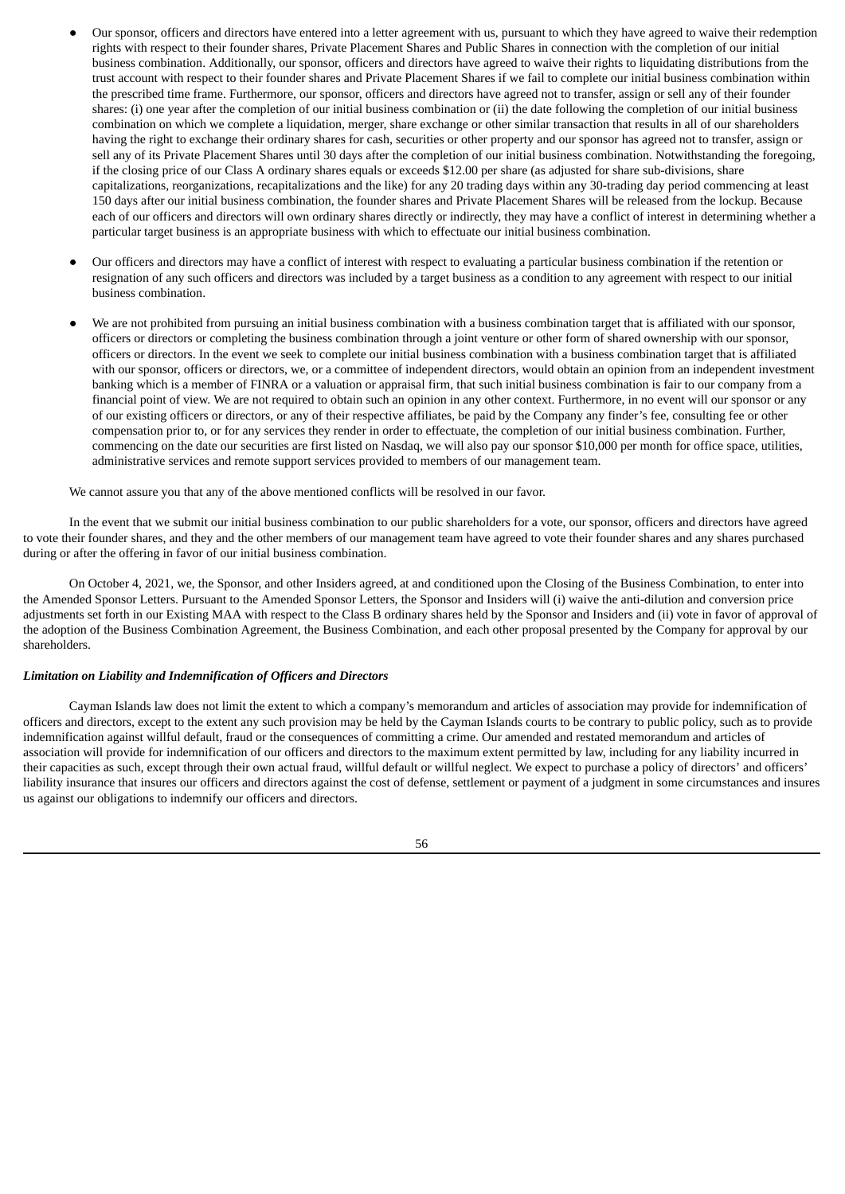- Our sponsor, officers and directors have entered into a letter agreement with us, pursuant to which they have agreed to waive their redemption rights with respect to their founder shares, Private Placement Shares and Public Shares in connection with the completion of our initial business combination. Additionally, our sponsor, officers and directors have agreed to waive their rights to liquidating distributions from the trust account with respect to their founder shares and Private Placement Shares if we fail to complete our initial business combination within the prescribed time frame. Furthermore, our sponsor, officers and directors have agreed not to transfer, assign or sell any of their founder shares: (i) one year after the completion of our initial business combination or (ii) the date following the completion of our initial business combination on which we complete a liquidation, merger, share exchange or other similar transaction that results in all of our shareholders having the right to exchange their ordinary shares for cash, securities or other property and our sponsor has agreed not to transfer, assign or sell any of its Private Placement Shares until 30 days after the completion of our initial business combination. Notwithstanding the foregoing, if the closing price of our Class A ordinary shares equals or exceeds $12.00 per share (as adjusted for share sub-divisions, share capitalizations, reorganizations, recapitalizations and the like) for any 20 trading days within any 30-trading day period commencing at least 150 days after our initial business combination, the founder shares and Private Placement Shares will be released from the lockup. Because each of our officers and directors will own ordinary shares directly or indirectly, they may have a conflict of interest in determining whether a particular target business is an appropriate business with which to effectuate our initial business combination.

- Our officers and directors may have a conflict of interest with respect to evaluating a particular business combination if the retention or resignation of any such officers and directors was included by a target business as a condition to any agreement with respect to our initial business combination.

- We are not prohibited from pursuing an initial business combination with a business combination target that is affiliated with our sponsor, officers or directors or completing the business combination through a joint venture or other form of shared ownership with our sponsor, officers or directors. In the event we seek to complete our initial business combination with a business combination target that is affiliated with our sponsor, officers or directors, we, or a committee of independent directors, would obtain an opinion from an independent investment banking which is a member of FINRA or a valuation or appraisal firm, that such initial business combination is fair to our company from a financial point of view. We are not required to obtain such an opinion in any other context. Furthermore, in no event will our sponsor or any of our existing officers or directors, or any of their respective affiliates, be paid by the Company any finder's fee, consulting fee or other compensation prior to, or for any services they render in order to effectuate, the completion of our initial business combination. Further, commencing on the date our securities are first listed on Nasdaq, we will also pay our sponsor $10,000 per month for office space, utilities, administrative services and remote support services provided to members of our management team.

We cannot assure you that any of the above mentioned conflicts will be resolved in our favor.

In the event that we submit our initial business combination to our public shareholders for a vote, our sponsor, officers and directors have agreed to vote their founder shares, and they and the other members of our management team have agreed to vote their founder shares and any shares purchased during or after the offering in favor of our initial business combination.

On October 4, 2021, we, the Sponsor, and other Insiders agreed, at and conditioned upon the Closing of the Business Combination, to enter into the Amended Sponsor Letters. Pursuant to the Amended Sponsor Letters, the Sponsor and Insiders will (i) waive the anti-dilution and conversion price adjustments set forth in our Existing MAA with respect to the Class B ordinary shares held by the Sponsor and Insiders and (ii) vote in favor of approval of the adoption of the Business Combination Agreement, the Business Combination, and each other proposal presented by the Company for approval by our shareholders.

***Limitation on Liability and Indemnification of Officers and Directors***

Cayman Islands law does not limit the extent to which a company's memorandum and articles of association may provide for indemnification of officers and directors, except to the extent any such provision may be held by the Cayman Islands courts to be contrary to public policy, such as to provide indemnification against willful default, fraud or the consequences of committing a crime. Our amended and restated memorandum and articles of association will provide for indemnification of our officers and directors to the maximum extent permitted by law, including for any liability incurred in their capacities as such, except through their own actual fraud, willful default or willful neglect. We expect to purchase a policy of directors' and officers' liability insurance that insures our officers and directors against the cost of defense, settlement or payment of a judgment in some circumstances and insures us against our obligations to indemnify our officers and directors.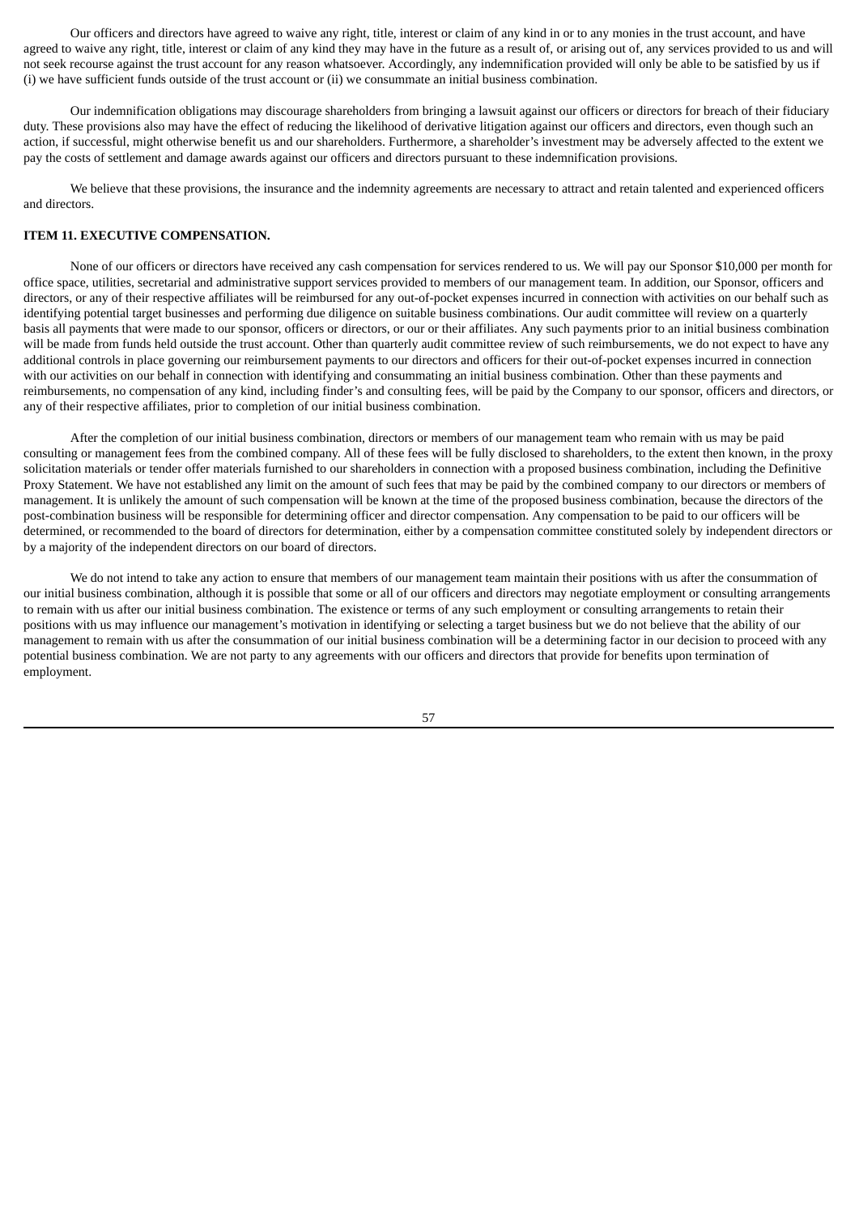Our officers and directors have agreed to waive any right, title, interest or claim of any kind in or to any monies in the trust account, and have agreed to waive any right, title, interest or claim of any kind they may have in the future as a result of, or arising out of, any services provided to us and will not seek recourse against the trust account for any reason whatsoever. Accordingly, any indemnification provided will only be able to be satisfied by us if (i) we have sufficient funds outside of the trust account or (ii) we consummate an initial business combination.

Our indemnification obligations may discourage shareholders from bringing a lawsuit against our officers or directors for breach of their fiduciary duty. These provisions also may have the effect of reducing the likelihood of derivative litigation against our officers and directors, even though such an action, if successful, might otherwise benefit us and our shareholders. Furthermore, a shareholder's investment may be adversely affected to the extent we pay the costs of settlement and damage awards against our officers and directors pursuant to these indemnification provisions.

We believe that these provisions, the insurance and the indemnity agreements are necessary to attract and retain talented and experienced officers and directors.

## ITEM 11. EXECUTIVE COMPENSATION.

None of our officers or directors have received any cash compensation for services rendered to us. We will pay our Sponsor $10,000 per month for office space, utilities, secretarial and administrative support services provided to members of our management team. In addition, our Sponsor, officers and directors, or any of their respective affiliates will be reimbursed for any out-of-pocket expenses incurred in connection with activities on our behalf such as identifying potential target businesses and performing due diligence on suitable business combinations. Our audit committee will review on a quarterly basis all payments that were made to our sponsor, officers or directors, or our or their affiliates. Any such payments prior to an initial business combination will be made from funds held outside the trust account. Other than quarterly audit committee review of such reimbursements, we do not expect to have any additional controls in place governing our reimbursement payments to our directors and officers for their out-of-pocket expenses incurred in connection with our activities on our behalf in connection with identifying and consummating an initial business combination. Other than these payments and reimbursements, no compensation of any kind, including finder's and consulting fees, will be paid by the Company to our sponsor, officers and directors, or any of their respective affiliates, prior to completion of our initial business combination.

After the completion of our initial business combination, directors or members of our management team who remain with us may be paid consulting or management fees from the combined company. All of these fees will be fully disclosed to shareholders, to the extent then known, in the proxy solicitation materials or tender offer materials furnished to our shareholders in connection with a proposed business combination, including the Definitive Proxy Statement. We have not established any limit on the amount of such fees that may be paid by the combined company to our directors or members of management. It is unlikely the amount of such compensation will be known at the time of the proposed business combination, because the directors of the post-combination business will be responsible for determining officer and director compensation. Any compensation to be paid to our officers will be determined, or recommended to the board of directors for determination, either by a compensation committee constituted solely by independent directors or by a majority of the independent directors on our board of directors.

We do not intend to take any action to ensure that members of our management team maintain their positions with us after the consummation of our initial business combination, although it is possible that some or all of our officers and directors may negotiate employment or consulting arrangements to remain with us after our initial business combination. The existence or terms of any such employment or consulting arrangements to retain their positions with us may influence our management's motivation in identifying or selecting a target business but we do not believe that the ability of our management to remain with us after the consummation of our initial business combination will be a determining factor in our decision to proceed with any potential business combination. We are not party to any agreements with our officers and directors that provide for benefits upon termination of employment.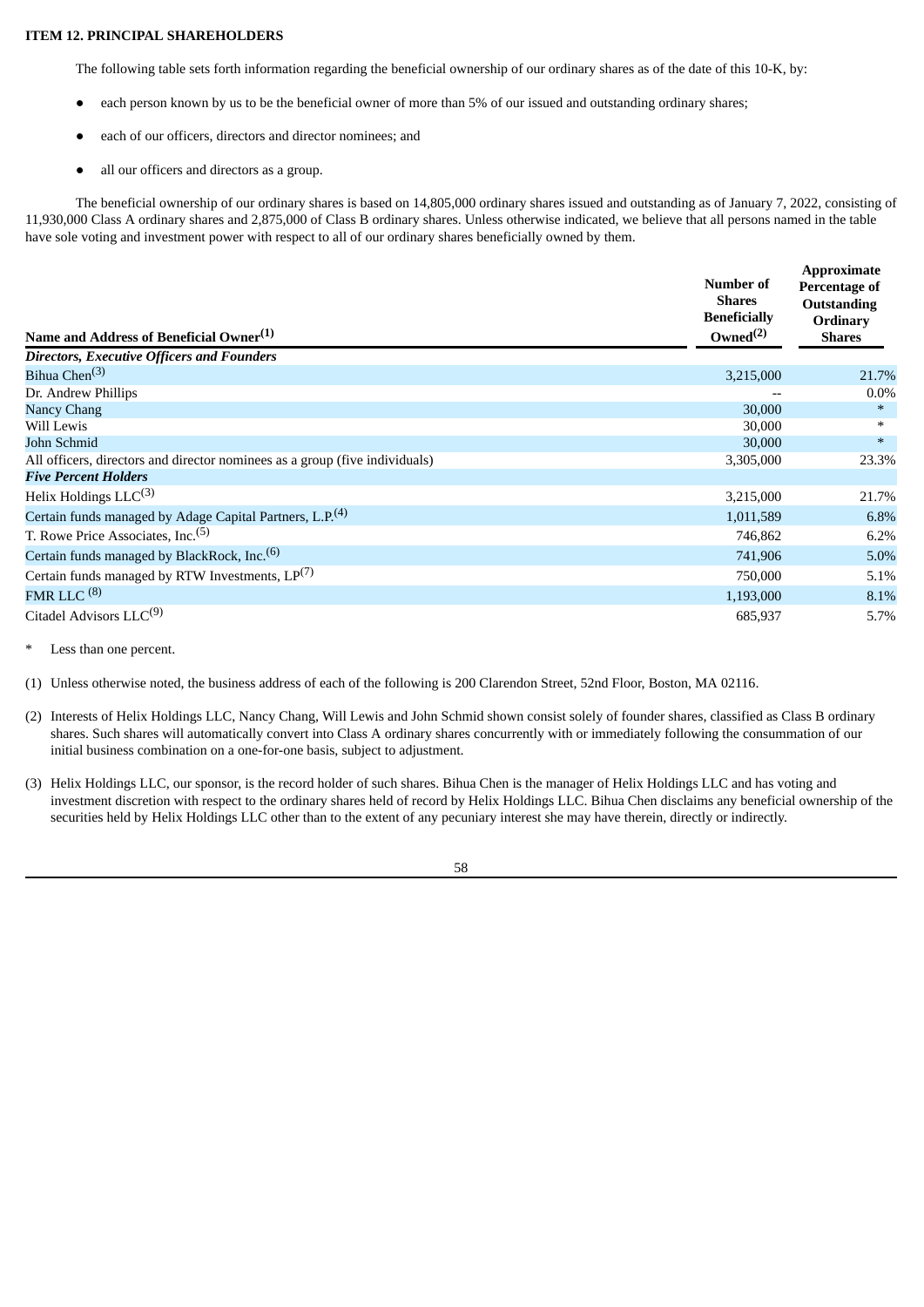**ITEM 12. PRINCIPAL SHAREHOLDERS**

The following table sets forth information regarding the beneficial ownership of our ordinary shares as of the date of this 10-K, by:

- each person known by us to be the beneficial owner of more than 5% of our issued and outstanding ordinary shares;
- each of our officers, directors and director nominees; and
- all our officers and directors as a group.

The beneficial ownership of our ordinary shares is based on 14,805,000 ordinary shares issued and outstanding as of January 7, 2022, consisting of 11,930,000 Class A ordinary shares and 2,875,000 of Class B ordinary shares. Unless otherwise indicated, we believe that all persons named in the table have sole voting and investment power with respect to all of our ordinary shares beneficially owned by them.

| Name and Address of Beneficial Owner[1] | Number of Shares Beneficially Owned[2] | Approximate Percentage of Outstanding Ordinary Shares |
|---|---|---|
| ***Directors, Executive Officers and Founders*** | | |
| Bihua Chen[3] | 3,215,000 | 21.7% |
| Dr. Andrew Phillips | -- | 0.0% |
| Nancy Chang | 30,000 | * |
| Will Lewis | 30,000 | * |
| John Schmid | 30,000 | * |
| All officers, directors and director nominees as a group (five individuals) | 3,305,000 | 23.3% |
| ***Five Percent Holders*** | | |
| Helix Holdings LLC[3] | 3,215,000 | 21.7% |
| Certain funds managed by Adage Capital Partners, L.P.[4] | 1,011,589 | 6.8% |
| T. Rowe Price Associates, Inc.[5] | 746,862 | 6.2% |
| Certain funds managed by BlackRock, Inc.[6] | 741,906 | 5.0% |
| Certain funds managed by RTW Investments, LP[7] | 750,000 | 5.1% |
| FMR LLC [8] | 1,193,000 | 8.1% |
| Citadel Advisors LLC[9] | 685,937 | 5.7% |

\* Less than one percent.

(1) Unless otherwise noted, the business address of each of the following is 200 Clarendon Street, 52nd Floor, Boston, MA 02116.

(2) Interests of Helix Holdings LLC, Nancy Chang, Will Lewis and John Schmid shown consist solely of founder shares, classified as Class B ordinary shares. Such shares will automatically convert into Class A ordinary shares concurrently with or immediately following the consummation of our initial business combination on a one-for-one basis, subject to adjustment.

(3) Helix Holdings LLC, our sponsor, is the record holder of such shares. Bihua Chen is the manager of Helix Holdings LLC and has voting and investment discretion with respect to the ordinary shares held of record by Helix Holdings LLC. Bihua Chen disclaims any beneficial ownership of the securities held by Helix Holdings LLC other than to the extent of any pecuniary interest she may have therein, directly or indirectly.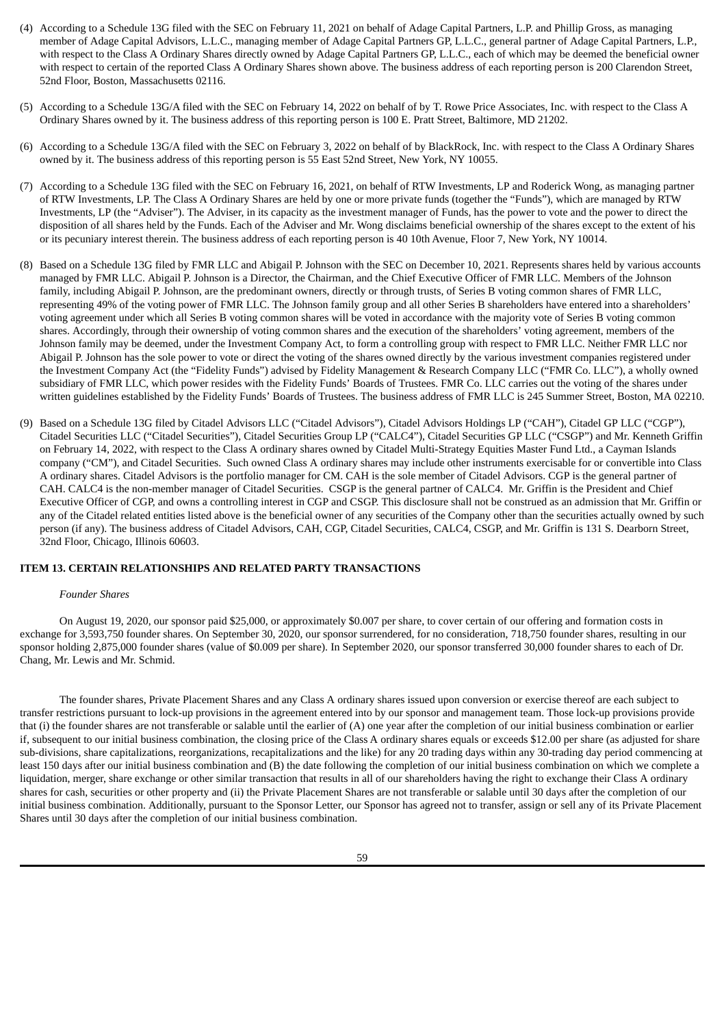(4) According to a Schedule 13G filed with the SEC on February 11, 2021 on behalf of Adage Capital Partners, L.P. and Phillip Gross, as managing member of Adage Capital Advisors, L.L.C., managing member of Adage Capital Partners GP, L.L.C., general partner of Adage Capital Partners, L.P., with respect to the Class A Ordinary Shares directly owned by Adage Capital Partners GP, L.L.C., each of which may be deemed the beneficial owner with respect to certain of the reported Class A Ordinary Shares shown above. The business address of each reporting person is 200 Clarendon Street, 52nd Floor, Boston, Massachusetts 02116.

(5) According to a Schedule 13G/A filed with the SEC on February 14, 2022 on behalf of by T. Rowe Price Associates, Inc. with respect to the Class A Ordinary Shares owned by it. The business address of this reporting person is 100 E. Pratt Street, Baltimore, MD 21202.

(6) According to a Schedule 13G/A filed with the SEC on February 3, 2022 on behalf of by BlackRock, Inc. with respect to the Class A Ordinary Shares owned by it. The business address of this reporting person is 55 East 52nd Street, New York, NY 10055.

(7) According to a Schedule 13G filed with the SEC on February 16, 2021, on behalf of RTW Investments, LP and Roderick Wong, as managing partner of RTW Investments, LP. The Class A Ordinary Shares are held by one or more private funds (together the "Funds"), which are managed by RTW Investments, LP (the "Adviser"). The Adviser, in its capacity as the investment manager of Funds, has the power to vote and the power to direct the disposition of all shares held by the Funds. Each of the Adviser and Mr. Wong disclaims beneficial ownership of the shares except to the extent of his or its pecuniary interest therein. The business address of each reporting person is 40 10th Avenue, Floor 7, New York, NY 10014.

(8) Based on a Schedule 13G filed by FMR LLC and Abigail P. Johnson with the SEC on December 10, 2021. Represents shares held by various accounts managed by FMR LLC. Abigail P. Johnson is a Director, the Chairman, and the Chief Executive Officer of FMR LLC. Members of the Johnson family, including Abigail P. Johnson, are the predominant owners, directly or through trusts, of Series B voting common shares of FMR LLC, representing 49% of the voting power of FMR LLC. The Johnson family group and all other Series B shareholders have entered into a shareholders' voting agreement under which all Series B voting common shares will be voted in accordance with the majority vote of Series B voting common shares. Accordingly, through their ownership of voting common shares and the execution of the shareholders' voting agreement, members of the Johnson family may be deemed, under the Investment Company Act, to form a controlling group with respect to FMR LLC. Neither FMR LLC nor Abigail P. Johnson has the sole power to vote or direct the voting of the shares owned directly by the various investment companies registered under the Investment Company Act (the "Fidelity Funds") advised by Fidelity Management & Research Company LLC ("FMR Co. LLC"), a wholly owned subsidiary of FMR LLC, which power resides with the Fidelity Funds' Boards of Trustees. FMR Co. LLC carries out the voting of the shares under written guidelines established by the Fidelity Funds' Boards of Trustees. The business address of FMR LLC is 245 Summer Street, Boston, MA 02210.

(9) Based on a Schedule 13G filed by Citadel Advisors LLC ("Citadel Advisors"), Citadel Advisors Holdings LP ("CAH"), Citadel GP LLC ("CGP"), Citadel Securities LLC ("Citadel Securities"), Citadel Securities Group LP ("CALC4"), Citadel Securities GP LLC ("CSGP") and Mr. Kenneth Griffin on February 14, 2022, with respect to the Class A ordinary shares owned by Citadel Multi-Strategy Equities Master Fund Ltd., a Cayman Islands company ("CM"), and Citadel Securities. Such owned Class A ordinary shares may include other instruments exercisable for or convertible into Class A ordinary shares. Citadel Advisors is the portfolio manager for CM. CAH is the sole member of Citadel Advisors. CGP is the general partner of CAH. CALC4 is the non-member manager of Citadel Securities. CSGP is the general partner of CALC4. Mr. Griffin is the President and Chief Executive Officer of CGP, and owns a controlling interest in CGP and CSGP. This disclosure shall not be construed as an admission that Mr. Griffin or any of the Citadel related entities listed above is the beneficial owner of any securities of the Company other than the securities actually owned by such person (if any). The business address of Citadel Advisors, CAH, CGP, Citadel Securities, CALC4, CSGP, and Mr. Griffin is 131 S. Dearborn Street, 32nd Floor, Chicago, Illinois 60603.

## ITEM 13. CERTAIN RELATIONSHIPS AND RELATED PARTY TRANSACTIONS

*Founder Shares*

On August 19, 2020, our sponsor paid $25,000, or approximately $0.007 per share, to cover certain of our offering and formation costs in exchange for 3,593,750 founder shares. On September 30, 2020, our sponsor surrendered, for no consideration, 718,750 founder shares, resulting in our sponsor holding 2,875,000 founder shares (value of $0.009 per share). In September 2020, our sponsor transferred 30,000 founder shares to each of Dr. Chang, Mr. Lewis and Mr. Schmid.

The founder shares, Private Placement Shares and any Class A ordinary shares issued upon conversion or exercise thereof are each subject to transfer restrictions pursuant to lock-up provisions in the agreement entered into by our sponsor and management team. Those lock-up provisions provide that (i) the founder shares are not transferable or salable until the earlier of (A) one year after the completion of our initial business combination or earlier if, subsequent to our initial business combination, the closing price of the Class A ordinary shares equals or exceeds $12.00 per share (as adjusted for share sub-divisions, share capitalizations, reorganizations, recapitalizations and the like) for any 20 trading days within any 30-trading day period commencing at least 150 days after our initial business combination and (B) the date following the completion of our initial business combination on which we complete a liquidation, merger, share exchange or other similar transaction that results in all of our shareholders having the right to exchange their Class A ordinary shares for cash, securities or other property and (ii) the Private Placement Shares are not transferable or salable until 30 days after the completion of our initial business combination. Additionally, pursuant to the Sponsor Letter, our Sponsor has agreed not to transfer, assign or sell any of its Private Placement Shares until 30 days after the completion of our initial business combination.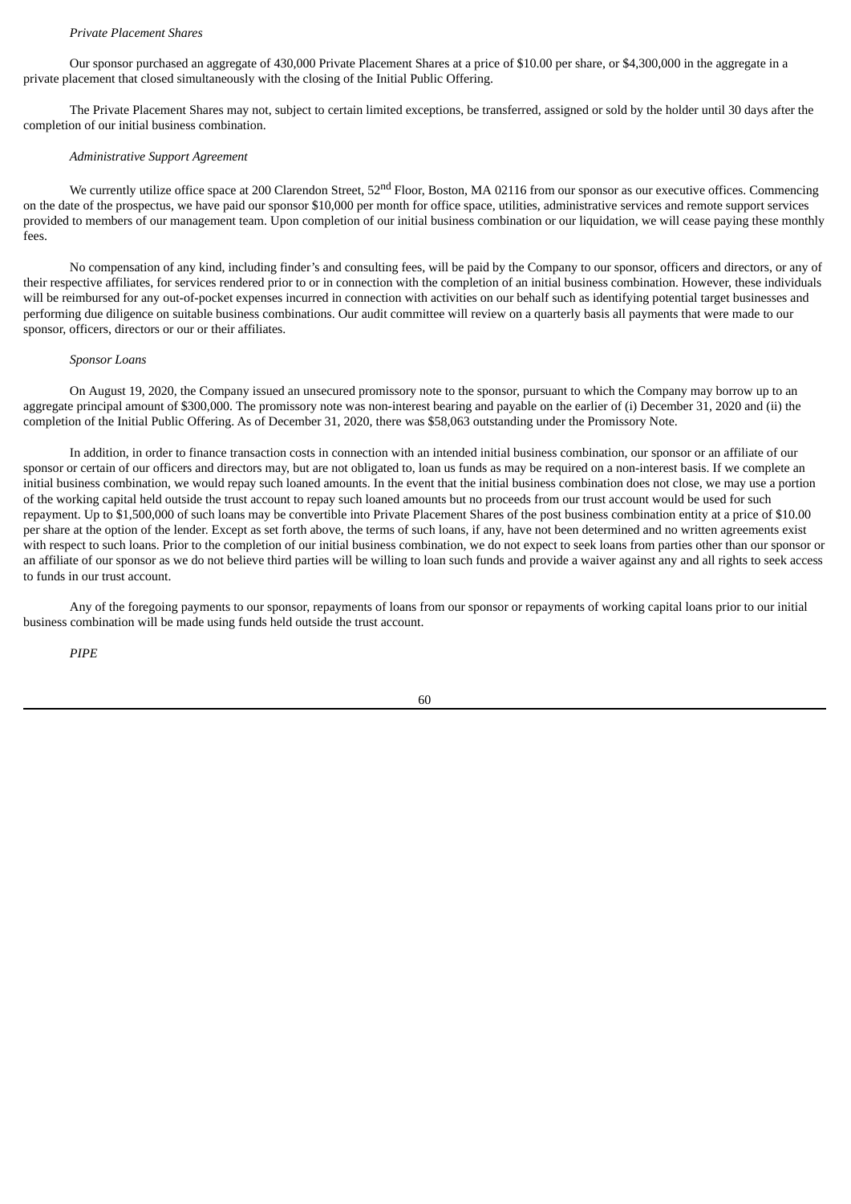*Private Placement Shares*

Our sponsor purchased an aggregate of 430,000 Private Placement Shares at a price of $10.00 per share, or $4,300,000 in the aggregate in a private placement that closed simultaneously with the closing of the Initial Public Offering.

The Private Placement Shares may not, subject to certain limited exceptions, be transferred, assigned or sold by the holder until 30 days after the completion of our initial business combination.

*Administrative Support Agreement*

We currently utilize office space at 200 Clarendon Street, 52nd Floor, Boston, MA 02116 from our sponsor as our executive offices. Commencing on the date of the prospectus, we have paid our sponsor $10,000 per month for office space, utilities, administrative services and remote support services provided to members of our management team. Upon completion of our initial business combination or our liquidation, we will cease paying these monthly fees.

No compensation of any kind, including finder's and consulting fees, will be paid by the Company to our sponsor, officers and directors, or any of their respective affiliates, for services rendered prior to or in connection with the completion of an initial business combination. However, these individuals will be reimbursed for any out-of-pocket expenses incurred in connection with activities on our behalf such as identifying potential target businesses and performing due diligence on suitable business combinations. Our audit committee will review on a quarterly basis all payments that were made to our sponsor, officers, directors or our or their affiliates.

*Sponsor Loans*

On August 19, 2020, the Company issued an unsecured promissory note to the sponsor, pursuant to which the Company may borrow up to an aggregate principal amount of $300,000. The promissory note was non-interest bearing and payable on the earlier of (i) December 31, 2020 and (ii) the completion of the Initial Public Offering. As of December 31, 2020, there was $58,063 outstanding under the Promissory Note.

In addition, in order to finance transaction costs in connection with an intended initial business combination, our sponsor or an affiliate of our sponsor or certain of our officers and directors may, but are not obligated to, loan us funds as may be required on a non-interest basis. If we complete an initial business combination, we would repay such loaned amounts. In the event that the initial business combination does not close, we may use a portion of the working capital held outside the trust account to repay such loaned amounts but no proceeds from our trust account would be used for such repayment. Up to $1,500,000 of such loans may be convertible into Private Placement Shares of the post business combination entity at a price of $10.00 per share at the option of the lender. Except as set forth above, the terms of such loans, if any, have not been determined and no written agreements exist with respect to such loans. Prior to the completion of our initial business combination, we do not expect to seek loans from parties other than our sponsor or an affiliate of our sponsor as we do not believe third parties will be willing to loan such funds and provide a waiver against any and all rights to seek access to funds in our trust account.

Any of the foregoing payments to our sponsor, repayments of loans from our sponsor or repayments of working capital loans prior to our initial business combination will be made using funds held outside the trust account.

*PIPE*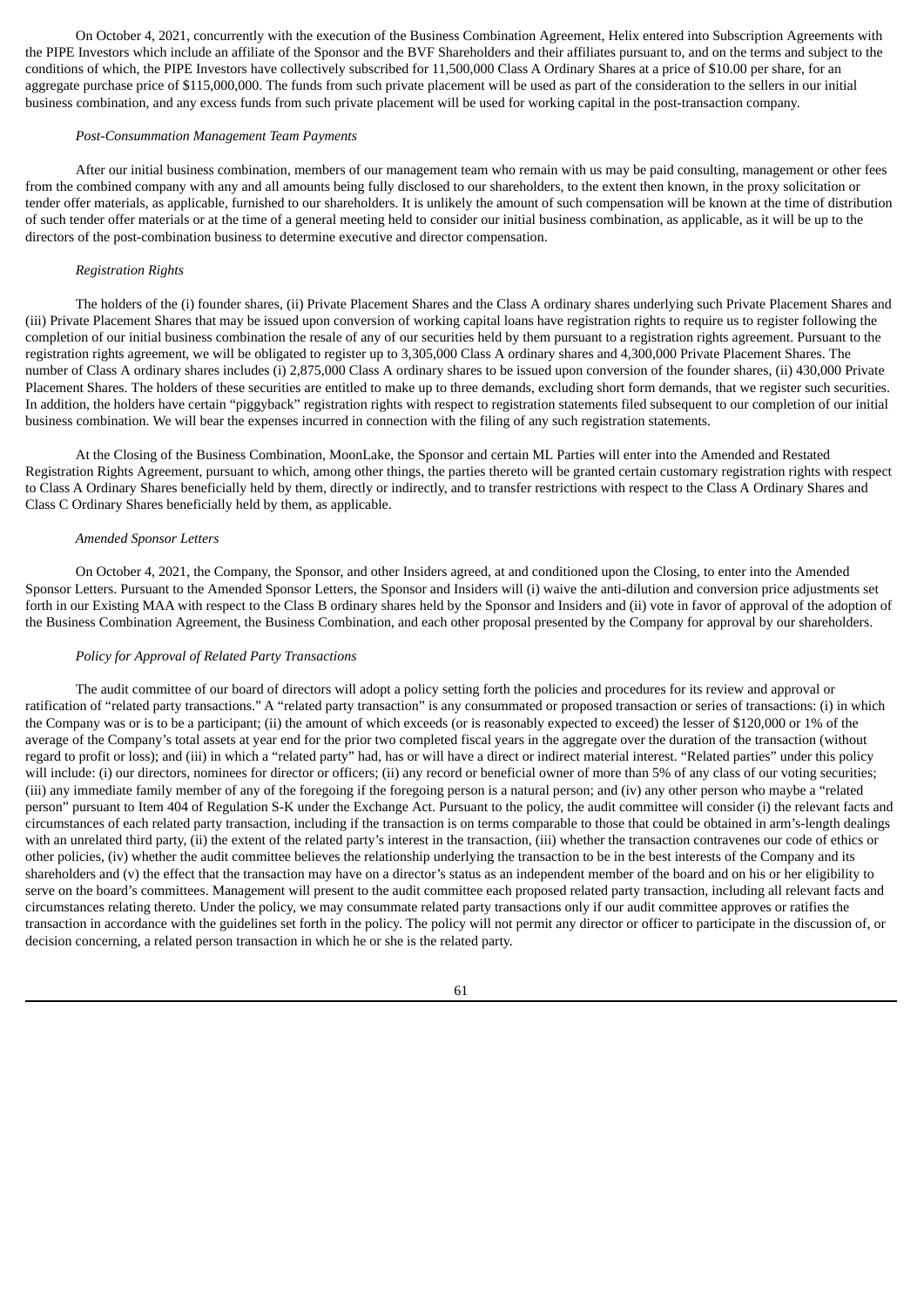On October 4, 2021, concurrently with the execution of the Business Combination Agreement, Helix entered into Subscription Agreements with the PIPE Investors which include an affiliate of the Sponsor and the BVF Shareholders and their affiliates pursuant to, and on the terms and subject to the conditions of which, the PIPE Investors have collectively subscribed for 11,500,000 Class A Ordinary Shares at a price of $10.00 per share, for an aggregate purchase price of $115,000,000. The funds from such private placement will be used as part of the consideration to the sellers in our initial business combination, and any excess funds from such private placement will be used for working capital in the post-transaction company.

*Post-Consummation Management Team Payments*

After our initial business combination, members of our management team who remain with us may be paid consulting, management or other fees from the combined company with any and all amounts being fully disclosed to our shareholders, to the extent then known, in the proxy solicitation or tender offer materials, as applicable, furnished to our shareholders. It is unlikely the amount of such compensation will be known at the time of distribution of such tender offer materials or at the time of a general meeting held to consider our initial business combination, as applicable, as it will be up to the directors of the post-combination business to determine executive and director compensation.

*Registration Rights*

The holders of the (i) founder shares, (ii) Private Placement Shares and the Class A ordinary shares underlying such Private Placement Shares and (iii) Private Placement Shares that may be issued upon conversion of working capital loans have registration rights to require us to register following the completion of our initial business combination the resale of any of our securities held by them pursuant to a registration rights agreement. Pursuant to the registration rights agreement, we will be obligated to register up to 3,305,000 Class A ordinary shares and 4,300,000 Private Placement Shares. The number of Class A ordinary shares includes (i) 2,875,000 Class A ordinary shares to be issued upon conversion of the founder shares, (ii) 430,000 Private Placement Shares. The holders of these securities are entitled to make up to three demands, excluding short form demands, that we register such securities. In addition, the holders have certain "piggyback" registration rights with respect to registration statements filed subsequent to our completion of our initial business combination. We will bear the expenses incurred in connection with the filing of any such registration statements.

At the Closing of the Business Combination, MoonLake, the Sponsor and certain ML Parties will enter into the Amended and Restated Registration Rights Agreement, pursuant to which, among other things, the parties thereto will be granted certain customary registration rights with respect to Class A Ordinary Shares beneficially held by them, directly or indirectly, and to transfer restrictions with respect to the Class A Ordinary Shares and Class C Ordinary Shares beneficially held by them, as applicable.

*Amended Sponsor Letters*

On October 4, 2021, the Company, the Sponsor, and other Insiders agreed, at and conditioned upon the Closing, to enter into the Amended Sponsor Letters. Pursuant to the Amended Sponsor Letters, the Sponsor and Insiders will (i) waive the anti-dilution and conversion price adjustments set forth in our Existing MAA with respect to the Class B ordinary shares held by the Sponsor and Insiders and (ii) vote in favor of approval of the adoption of the Business Combination Agreement, the Business Combination, and each other proposal presented by the Company for approval by our shareholders.

*Policy for Approval of Related Party Transactions*

The audit committee of our board of directors will adopt a policy setting forth the policies and procedures for its review and approval or ratification of "related party transactions." A "related party transaction" is any consummated or proposed transaction or series of transactions: (i) in which the Company was or is to be a participant; (ii) the amount of which exceeds (or is reasonably expected to exceed) the lesser of $120,000 or 1% of the average of the Company's total assets at year end for the prior two completed fiscal years in the aggregate over the duration of the transaction (without regard to profit or loss); and (iii) in which a "related party" had, has or will have a direct or indirect material interest. "Related parties" under this policy will include: (i) our directors, nominees for director or officers; (ii) any record or beneficial owner of more than 5% of any class of our voting securities; (iii) any immediate family member of any of the foregoing if the foregoing person is a natural person; and (iv) any other person who maybe a "related person" pursuant to Item 404 of Regulation S-K under the Exchange Act. Pursuant to the policy, the audit committee will consider (i) the relevant facts and circumstances of each related party transaction, including if the transaction is on terms comparable to those that could be obtained in arm's-length dealings with an unrelated third party, (ii) the extent of the related party's interest in the transaction, (iii) whether the transaction contravenes our code of ethics or other policies, (iv) whether the audit committee believes the relationship underlying the transaction to be in the best interests of the Company and its shareholders and (v) the effect that the transaction may have on a director's status as an independent member of the board and on his or her eligibility to serve on the board's committees. Management will present to the audit committee each proposed related party transaction, including all relevant facts and circumstances relating thereto. Under the policy, we may consummate related party transactions only if our audit committee approves or ratifies the transaction in accordance with the guidelines set forth in the policy. The policy will not permit any director or officer to participate in the discussion of, or decision concerning, a related person transaction in which he or she is the related party.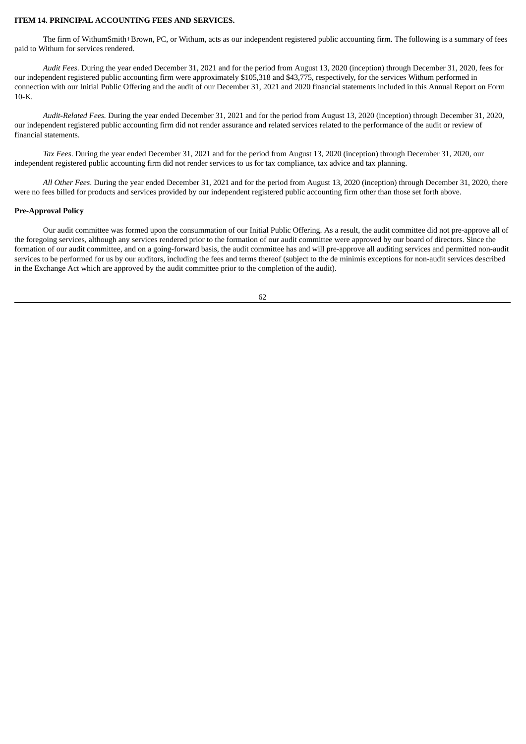### ITEM 14. PRINCIPAL ACCOUNTING FEES AND SERVICES.

The firm of WithumSmith+Brown, PC, or Withum, acts as our independent registered public accounting firm. The following is a summary of fees paid to Withum for services rendered.

*Audit Fees*. During the year ended December 31, 2021 and for the period from August 13, 2020 (inception) through December 31, 2020, fees for our independent registered public accounting firm were approximately $105,318 and $43,775, respectively, for the services Withum performed in connection with our Initial Public Offering and the audit of our December 31, 2021 and 2020 financial statements included in this Annual Report on Form 10-K.

*Audit-Related Fees.* During the year ended December 31, 2021 and for the period from August 13, 2020 (inception) through December 31, 2020, our independent registered public accounting firm did not render assurance and related services related to the performance of the audit or review of financial statements.

*Tax Fees*. During the year ended December 31, 2021 and for the period from August 13, 2020 (inception) through December 31, 2020, our independent registered public accounting firm did not render services to us for tax compliance, tax advice and tax planning.

*All Other Fees*. During the year ended December 31, 2021 and for the period from August 13, 2020 (inception) through December 31, 2020, there were no fees billed for products and services provided by our independent registered public accounting firm other than those set forth above.

**Pre-Approval Policy**

Our audit committee was formed upon the consummation of our Initial Public Offering. As a result, the audit committee did not pre-approve all of the foregoing services, although any services rendered prior to the formation of our audit committee were approved by our board of directors. Since the formation of our audit committee, and on a going-forward basis, the audit committee has and will pre-approve all auditing services and permitted non-audit services to be performed for us by our auditors, including the fees and terms thereof (subject to the de minimis exceptions for non-audit services described in the Exchange Act which are approved by the audit committee prior to the completion of the audit).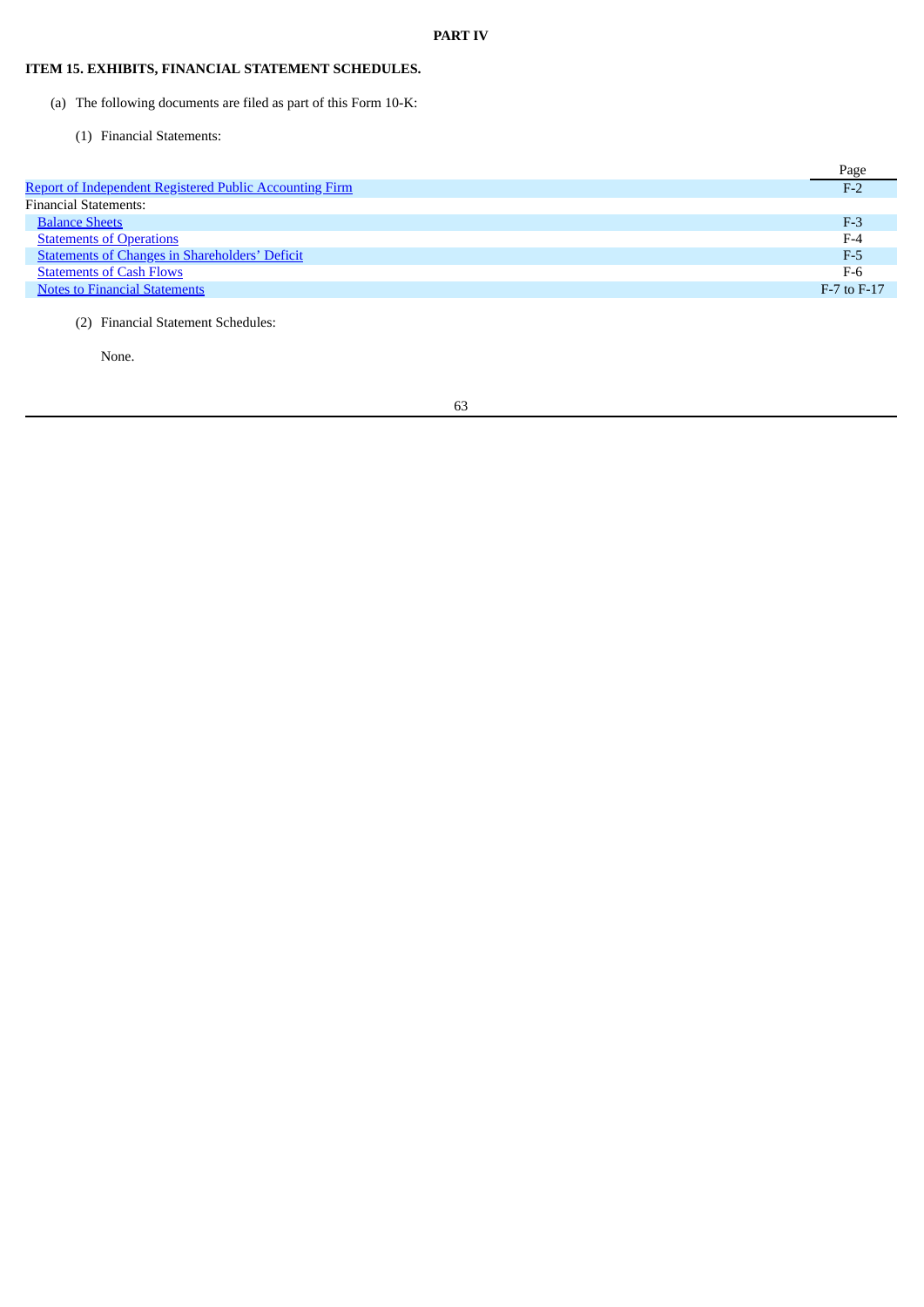# PART IV

## ITEM 15. EXHIBITS, FINANCIAL STATEMENT SCHEDULES.

(a) The following documents are filed as part of this Form 10-K:

(1) Financial Statements:

| | Page |
|---|---|
| Report of Independent Registered Public Accounting Firm | F-2 |
| Financial Statements: | |
| Balance Sheets | F-3 |
| Statements of Operations | F-4 |
| Statements of Changes in Shareholders' Deficit | F-5 |
| Statements of Cash Flows | F-6 |
| Notes to Financial Statements | F-7 to F-17 |

(2) Financial Statement Schedules:

None.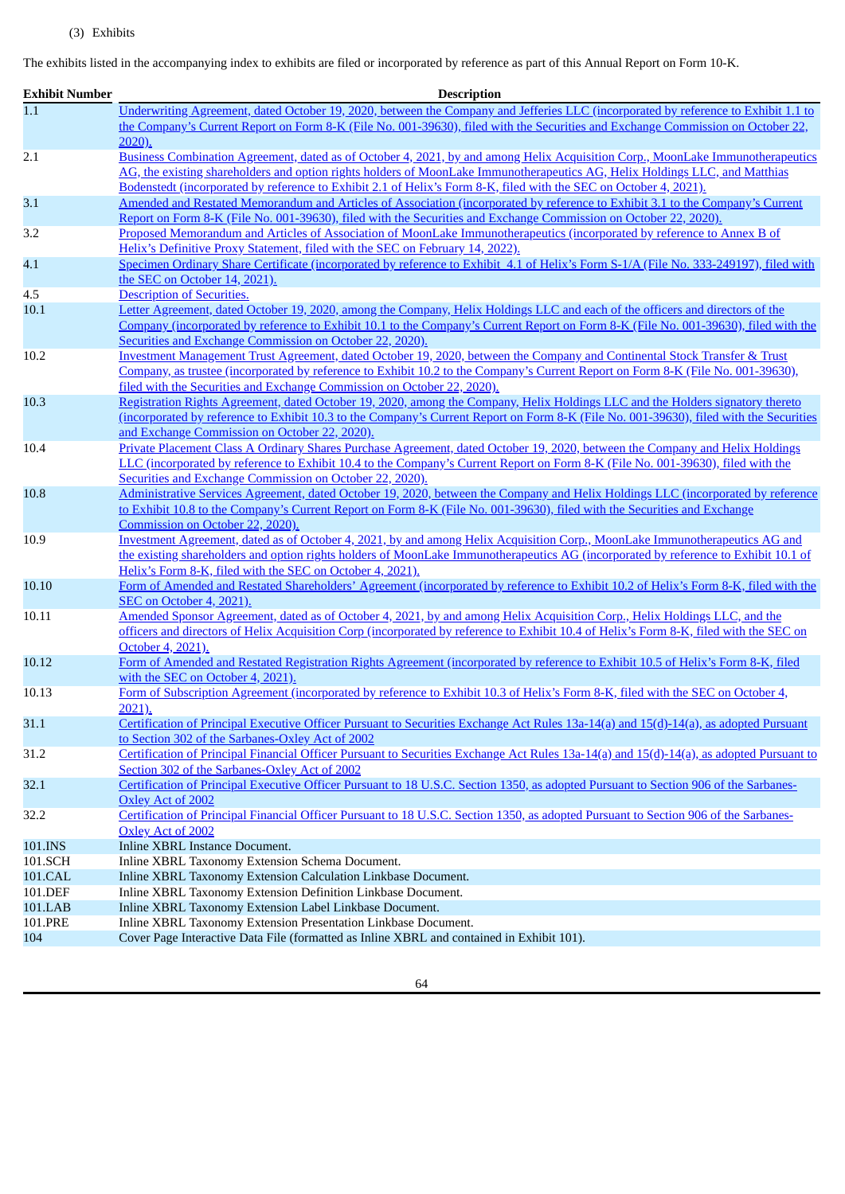(3) Exhibits

The exhibits listed in the accompanying index to exhibits are filed or incorporated by reference as part of this Annual Report on Form 10-K.

| Exhibit Number | Description |
|---|---|
| 1.1 | Underwriting Agreement, dated October 19, 2020, between the Company and Jefferies LLC (incorporated by reference to Exhibit 1.1 to the Company's Current Report on Form 8-K (File No. 001-39630), filed with the Securities and Exchange Commission on October 22, 2020). |
| 2.1 | Business Combination Agreement, dated as of October 4, 2021, by and among Helix Acquisition Corp., MoonLake Immunotherapeutics AG, the existing shareholders and option rights holders of MoonLake Immunotherapeutics AG, Helix Holdings LLC, and Matthias Bodenstedt (incorporated by reference to Exhibit 2.1 of Helix's Form 8-K, filed with the SEC on October 4, 2021). |
| 3.1 | Amended and Restated Memorandum and Articles of Association (incorporated by reference to Exhibit 3.1 to the Company's Current Report on Form 8-K (File No. 001-39630), filed with the Securities and Exchange Commission on October 22, 2020). |
| 3.2 | Proposed Memorandum and Articles of Association of MoonLake Immunotherapeutics (incorporated by reference to Annex B of Helix's Definitive Proxy Statement, filed with the SEC on February 14, 2022). |
| 4.1 | Specimen Ordinary Share Certificate (incorporated by reference to Exhibit 4.1 of Helix's Form S-1/A (File No. 333-249197), filed with the SEC on October 14, 2021). |
| 4.5 | Description of Securities. |
| 10.1 | Letter Agreement, dated October 19, 2020, among the Company, Helix Holdings LLC and each of the officers and directors of the Company (incorporated by reference to Exhibit 10.1 to the Company's Current Report on Form 8-K (File No. 001-39630), filed with the Securities and Exchange Commission on October 22, 2020). |
| 10.2 | Investment Management Trust Agreement, dated October 19, 2020, between the Company and Continental Stock Transfer & Trust Company, as trustee (incorporated by reference to Exhibit 10.2 to the Company's Current Report on Form 8-K (File No. 001-39630), filed with the Securities and Exchange Commission on October 22, 2020). |
| 10.3 | Registration Rights Agreement, dated October 19, 2020, among the Company, Helix Holdings LLC and the Holders signatory thereto (incorporated by reference to Exhibit 10.3 to the Company's Current Report on Form 8-K (File No. 001-39630), filed with the Securities and Exchange Commission on October 22, 2020). |
| 10.4 | Private Placement Class A Ordinary Shares Purchase Agreement, dated October 19, 2020, between the Company and Helix Holdings LLC (incorporated by reference to Exhibit 10.4 to the Company's Current Report on Form 8-K (File No. 001-39630), filed with the Securities and Exchange Commission on October 22, 2020). |
| 10.8 | Administrative Services Agreement, dated October 19, 2020, between the Company and Helix Holdings LLC (incorporated by reference to Exhibit 10.8 to the Company's Current Report on Form 8-K (File No. 001-39630), filed with the Securities and Exchange Commission on October 22, 2020). |
| 10.9 | Investment Agreement, dated as of October 4, 2021, by and among Helix Acquisition Corp., MoonLake Immunotherapeutics AG and the existing shareholders and option rights holders of MoonLake Immunotherapeutics AG (incorporated by reference to Exhibit 10.1 of Helix's Form 8-K, filed with the SEC on October 4, 2021). |
| 10.10 | Form of Amended and Restated Shareholders' Agreement (incorporated by reference to Exhibit 10.2 of Helix's Form 8-K, filed with the SEC on October 4, 2021). |
| 10.11 | Amended Sponsor Agreement, dated as of October 4, 2021, by and among Helix Acquisition Corp., Helix Holdings LLC, and the officers and directors of Helix Acquisition Corp (incorporated by reference to Exhibit 10.4 of Helix's Form 8-K, filed with the SEC on October 4, 2021). |
| 10.12 | Form of Amended and Restated Registration Rights Agreement (incorporated by reference to Exhibit 10.5 of Helix's Form 8-K, filed with the SEC on October 4, 2021). |
| 10.13 | Form of Subscription Agreement (incorporated by reference to Exhibit 10.3 of Helix's Form 8-K, filed with the SEC on October 4, 2021). |
| 31.1 | Certification of Principal Executive Officer Pursuant to Securities Exchange Act Rules 13a-14(a) and 15(d)-14(a), as adopted Pursuant to Section 302 of the Sarbanes-Oxley Act of 2002 |
| 31.2 | Certification of Principal Financial Officer Pursuant to Securities Exchange Act Rules 13a-14(a) and 15(d)-14(a), as adopted Pursuant to Section 302 of the Sarbanes-Oxley Act of 2002 |
| 32.1 | Certification of Principal Executive Officer Pursuant to 18 U.S.C. Section 1350, as adopted Pursuant to Section 906 of the Sarbanes-Oxley Act of 2002 |
| 32.2 | Certification of Principal Financial Officer Pursuant to 18 U.S.C. Section 1350, as adopted Pursuant to Section 906 of the Sarbanes-Oxley Act of 2002 |
| 101.INS | Inline XBRL Instance Document. |
| 101.SCH | Inline XBRL Taxonomy Extension Schema Document. |
| 101.CAL | Inline XBRL Taxonomy Extension Calculation Linkbase Document. |
| 101.DEF | Inline XBRL Taxonomy Extension Definition Linkbase Document. |
| 101.LAB | Inline XBRL Taxonomy Extension Label Linkbase Document. |
| 101.PRE | Inline XBRL Taxonomy Extension Presentation Linkbase Document. |
| 104 | Cover Page Interactive Data File (formatted as Inline XBRL and contained in Exhibit 101). |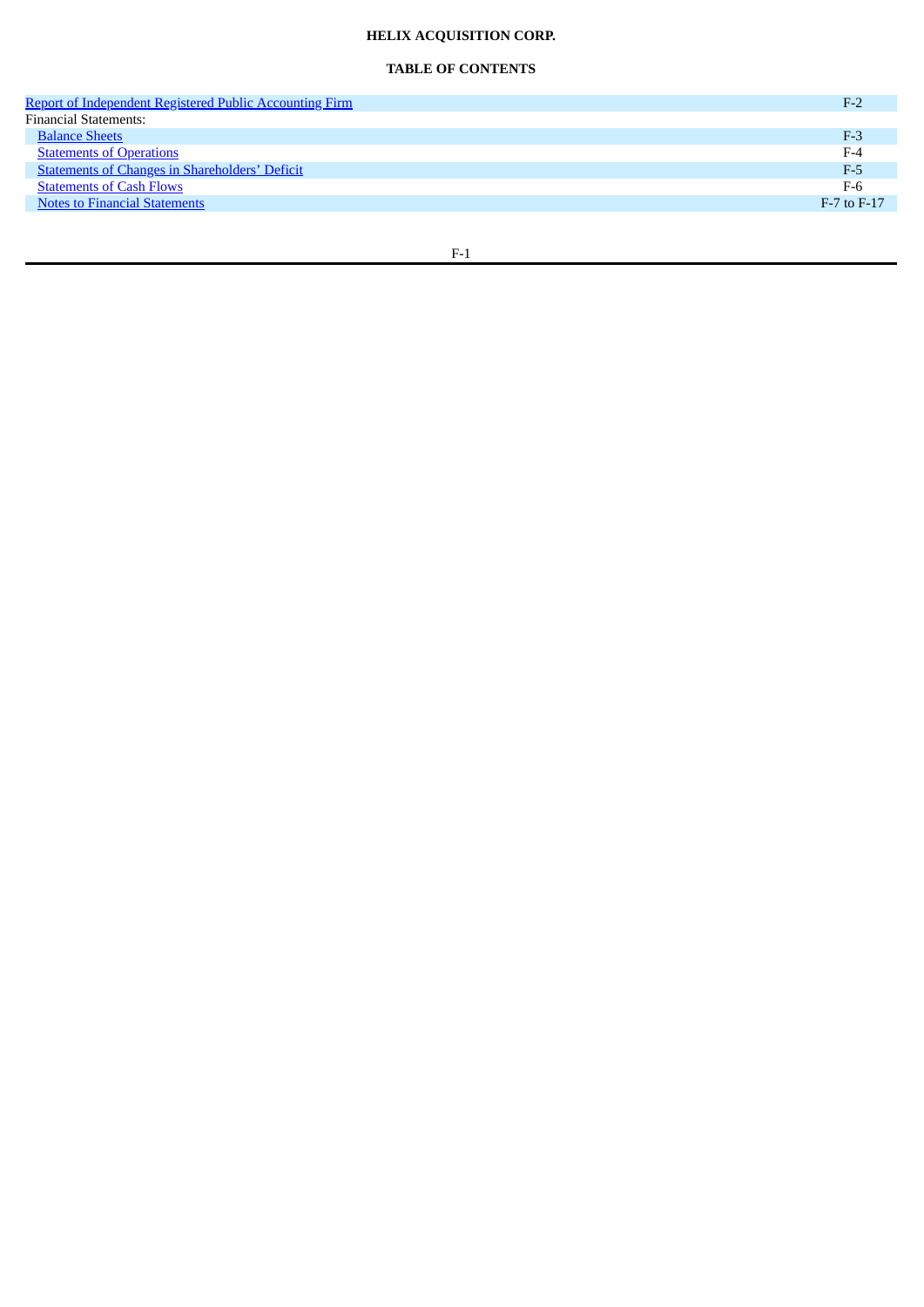**HELIX ACQUISITION CORP.**

**TABLE OF CONTENTS**

| | |
|---|---|
| Report of Independent Registered Public Accounting Firm | F-2 |
| Financial Statements: | |
| Balance Sheets | F-3 |
| Statements of Operations | F-4 |
| Statements of Changes in Shareholders' Deficit | F-5 |
| Statements of Cash Flows | F-6 |
| Notes to Financial Statements | F-7 to F-17 |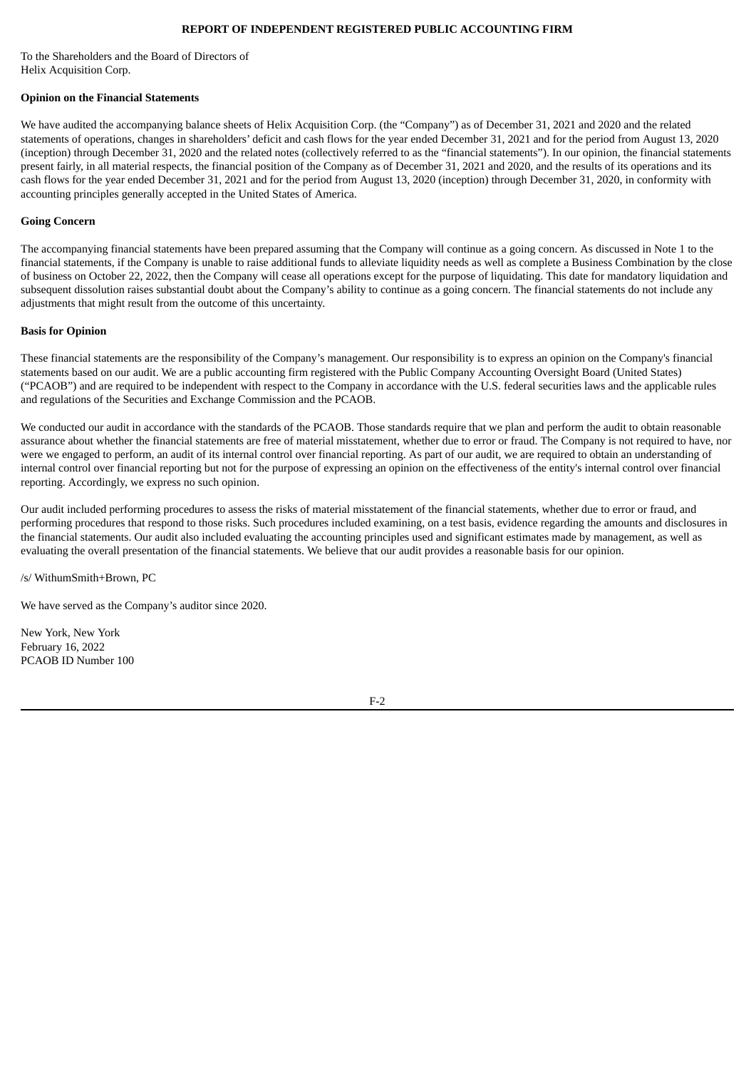# REPORT OF INDEPENDENT REGISTERED PUBLIC ACCOUNTING FIRM

To the Shareholders and the Board of Directors of
Helix Acquisition Corp.

**Opinion on the Financial Statements**

We have audited the accompanying balance sheets of Helix Acquisition Corp. (the "Company") as of December 31, 2021 and 2020 and the related statements of operations, changes in shareholders' deficit and cash flows for the year ended December 31, 2021 and for the period from August 13, 2020 (inception) through December 31, 2020 and the related notes (collectively referred to as the "financial statements"). In our opinion, the financial statements present fairly, in all material respects, the financial position of the Company as of December 31, 2021 and 2020, and the results of its operations and its cash flows for the year ended December 31, 2021 and for the period from August 13, 2020 (inception) through December 31, 2020, in conformity with accounting principles generally accepted in the United States of America.

**Going Concern**

The accompanying financial statements have been prepared assuming that the Company will continue as a going concern. As discussed in Note 1 to the financial statements, if the Company is unable to raise additional funds to alleviate liquidity needs as well as complete a Business Combination by the close of business on October 22, 2022, then the Company will cease all operations except for the purpose of liquidating. This date for mandatory liquidation and subsequent dissolution raises substantial doubt about the Company's ability to continue as a going concern. The financial statements do not include any adjustments that might result from the outcome of this uncertainty.

**Basis for Opinion**

These financial statements are the responsibility of the Company's management. Our responsibility is to express an opinion on the Company's financial statements based on our audit. We are a public accounting firm registered with the Public Company Accounting Oversight Board (United States) ("PCAOB") and are required to be independent with respect to the Company in accordance with the U.S. federal securities laws and the applicable rules and regulations of the Securities and Exchange Commission and the PCAOB.

We conducted our audit in accordance with the standards of the PCAOB. Those standards require that we plan and perform the audit to obtain reasonable assurance about whether the financial statements are free of material misstatement, whether due to error or fraud. The Company is not required to have, nor were we engaged to perform, an audit of its internal control over financial reporting. As part of our audit, we are required to obtain an understanding of internal control over financial reporting but not for the purpose of expressing an opinion on the effectiveness of the entity's internal control over financial reporting. Accordingly, we express no such opinion.

Our audit included performing procedures to assess the risks of material misstatement of the financial statements, whether due to error or fraud, and performing procedures that respond to those risks. Such procedures included examining, on a test basis, evidence regarding the amounts and disclosures in the financial statements. Our audit also included evaluating the accounting principles used and significant estimates made by management, as well as evaluating the overall presentation of the financial statements. We believe that our audit provides a reasonable basis for our opinion.

/s/ WithumSmith+Brown, PC

We have served as the Company's auditor since 2020.

New York, New York
February 16, 2022
PCAOB ID Number 100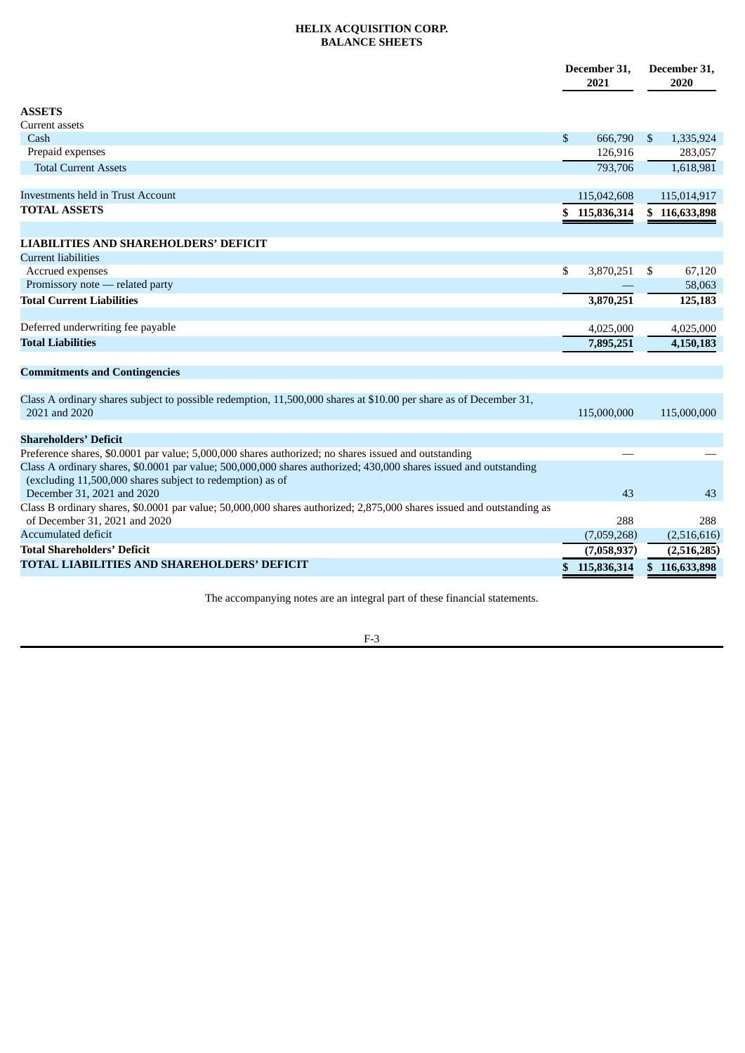# HELIX ACQUISITION CORP.
## BALANCE SHEETS

| | December 31, 2021 | December 31, 2020 |
|---|---|---|
| **ASSETS** | | |
| Current assets | | |
| Cash | $ 666,790 | $ 1,335,924 |
| Prepaid expenses | 126,916 | 283,057 |
| Total Current Assets | 793,706 | 1,618,981 |
| | | |
| Investments held in Trust Account | 115,042,608 | 115,014,917 |
| **TOTAL ASSETS** | **$ 115,836,314** | **$ 116,633,898** |
| | | |
| **LIABILITIES AND SHAREHOLDERS' DEFICIT** | | |
| Current liabilities | | |
| Accrued expenses | $ 3,870,251 | $ 67,120 |
| Promissory note — related party | — | 58,063 |
| **Total Current Liabilities** | **3,870,251** | **125,183** |
| | | |
| Deferred underwriting fee payable | 4,025,000 | 4,025,000 |
| **Total Liabilities** | **7,895,251** | **4,150,183** |
| | | |
| **Commitments and Contingencies** | | |
| | | |
| Class A ordinary shares subject to possible redemption, 11,500,000 shares at $10.00 per share as of December 31, 2021 and 2020 | 115,000,000 | 115,000,000 |
| | | |
| **Shareholders' Deficit** | | |
| Preference shares, $0.0001 par value; 5,000,000 shares authorized; no shares issued and outstanding | — | — |
| Class A ordinary shares, $0.0001 par value; 500,000,000 shares authorized; 430,000 shares issued and outstanding (excluding 11,500,000 shares subject to redemption) as of December 31, 2021 and 2020 | 43 | 43 |
| Class B ordinary shares, $0.0001 par value; 50,000,000 shares authorized; 2,875,000 shares issued and outstanding as of December 31, 2021 and 2020 | 288 | 288 |
| Accumulated deficit | (7,059,268) | (2,516,616) |
| **Total Shareholders' Deficit** | **(7,058,937)** | **(2,516,285)** |
| **TOTAL LIABILITIES AND SHAREHOLDERS' DEFICIT** | **$ 115,836,314** | **$ 116,633,898** |

The accompanying notes are an integral part of these financial statements.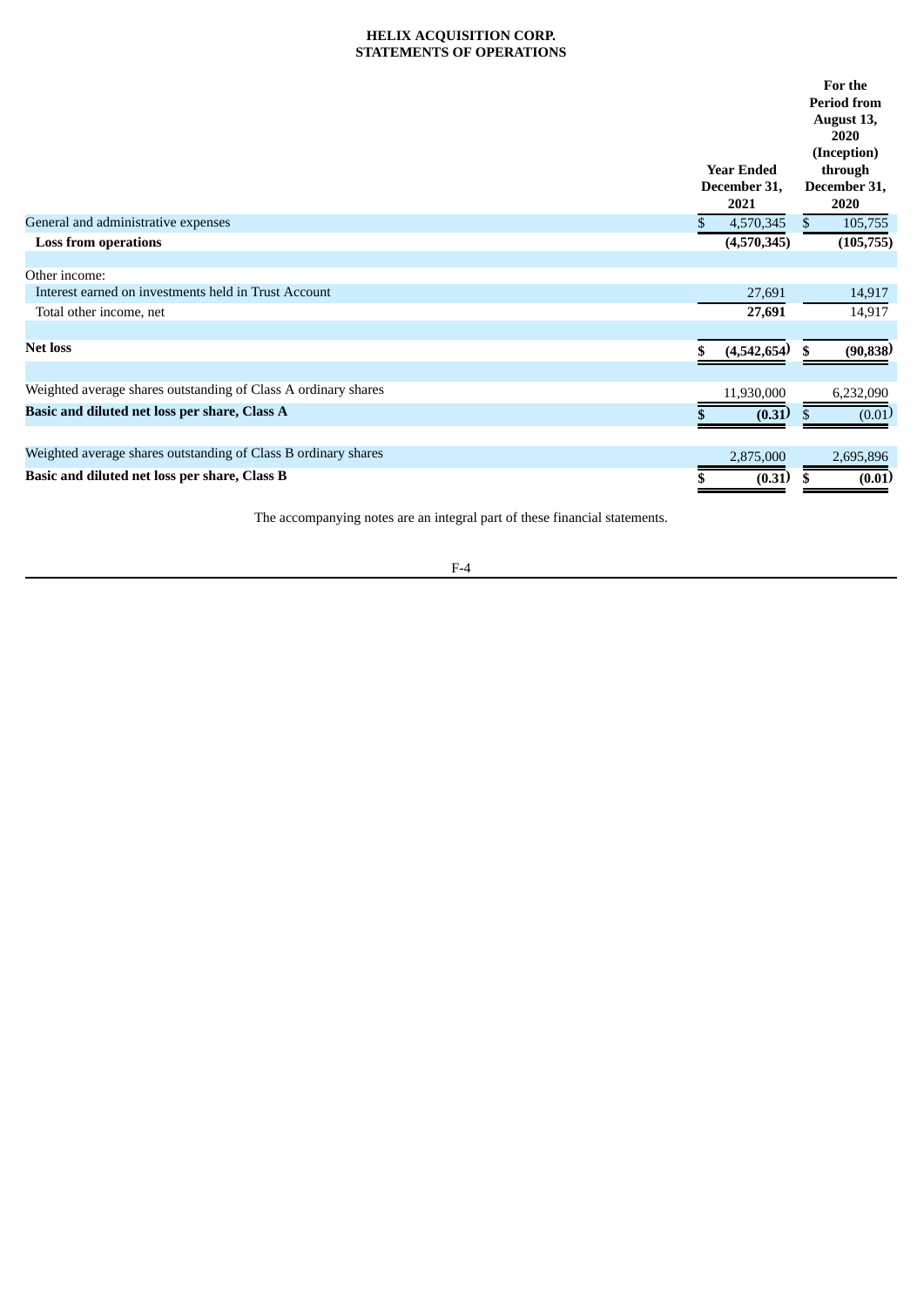**HELIX ACQUISITION CORP.**
**STATEMENTS OF OPERATIONS**

| | Year Ended December 31, 2021 | For the Period from August 13, 2020 (Inception) through December 31, 2020 |
|---|---|---|
| General and administrative expenses | $ 4,570,345 | $ 105,755 |
| **Loss from operations** | **(4,570,345)** | **(105,755)** |
| | | |
| Other income: | | |
| Interest earned on investments held in Trust Account | 27,691 | 14,917 |
| Total other income, net | **27,691** | 14,917 |
| | | |
| **Net loss** | **$ (4,542,654)** | **$ (90,838)** |
| | | |
| Weighted average shares outstanding of Class A ordinary shares | 11,930,000 | 6,232,090 |
| **Basic and diluted net loss per share, Class A** | **$ (0.31)** | $ (0.01) |
| | | |
| Weighted average shares outstanding of Class B ordinary shares | 2,875,000 | 2,695,896 |
| **Basic and diluted net loss per share, Class B** | **$ (0.31)** | **$ (0.01)** |

The accompanying notes are an integral part of these financial statements.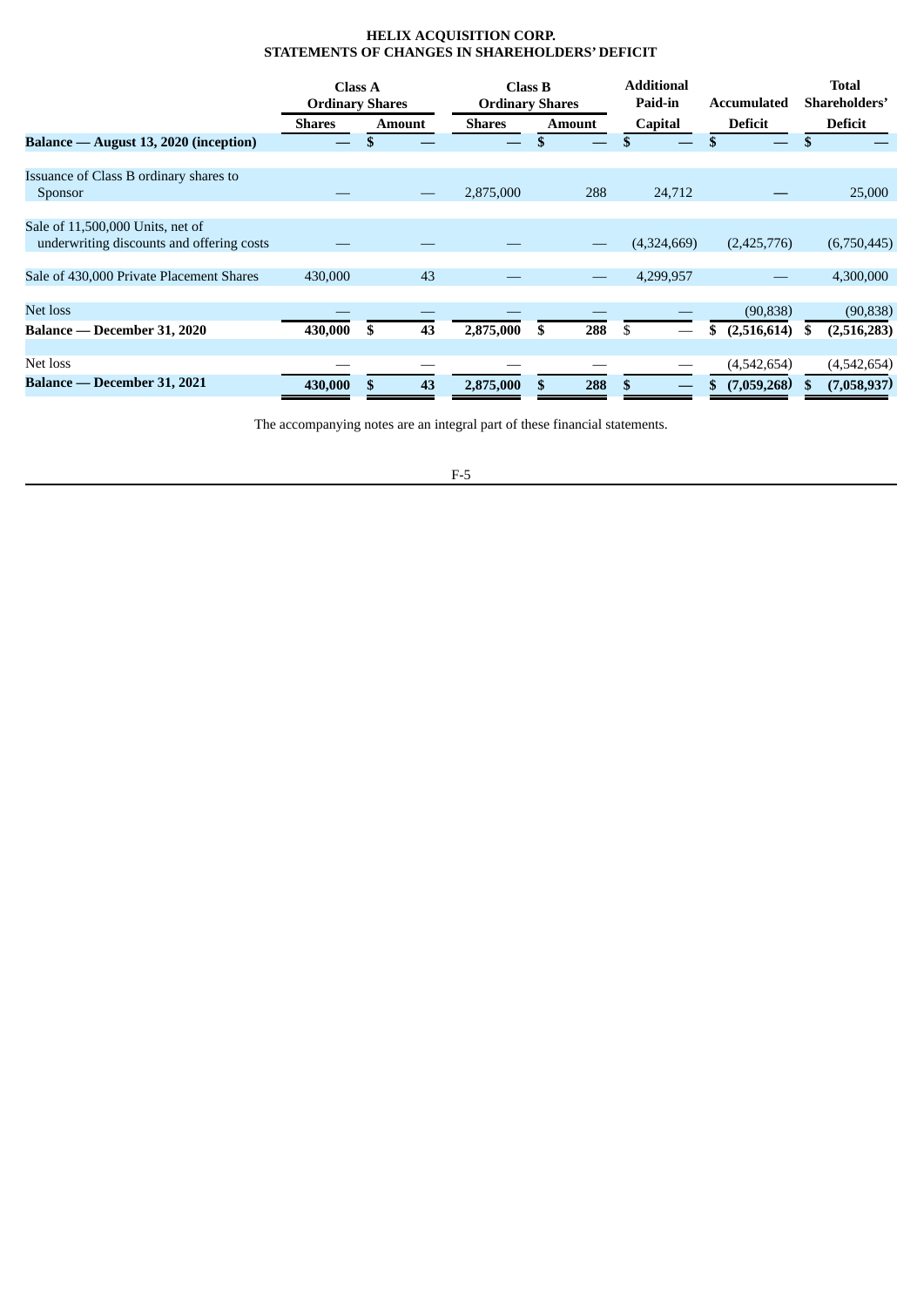**HELIX ACQUISITION CORP.**
**STATEMENTS OF CHANGES IN SHAREHOLDERS' DEFICIT**

| | Class A Ordinary Shares | | Class B Ordinary Shares | | Additional Paid-in | Accumulated | Total Shareholders' |
|---|---|---|---|---|---|---|---|
| | Shares | Amount | Shares | Amount | Capital | Deficit | Deficit |
| **Balance — August 13, 2020 (inception)** | — | $ — | — | $ — | $ — | $ — | $ — |
| Issuance of Class B ordinary shares to Sponsor | — | — | 2,875,000 | 288 | 24,712 | — | 25,000 |
| Sale of 11,500,000 Units, net of underwriting discounts and offering costs | — | — | — | — | (4,324,669) | (2,425,776) | (6,750,445) |
| Sale of 430,000 Private Placement Shares | 430,000 | 43 | — | — | 4,299,957 | — | 4,300,000 |
| Net loss | — | — | — | — | — | (90,838) | (90,838) |
| **Balance — December 31, 2020** | **430,000** | **$ 43** | **2,875,000** | **$ 288** | $ — | **$ (2,516,614)** | **$ (2,516,283)** |
| Net loss | — | — | — | — | — | (4,542,654) | (4,542,654) |
| **Balance — December 31, 2021** | **430,000** | **$ 43** | **2,875,000** | **$ 288** | **$ —** | **$ (7,059,268)** | **$ (7,058,937)** |

The accompanying notes are an integral part of these financial statements.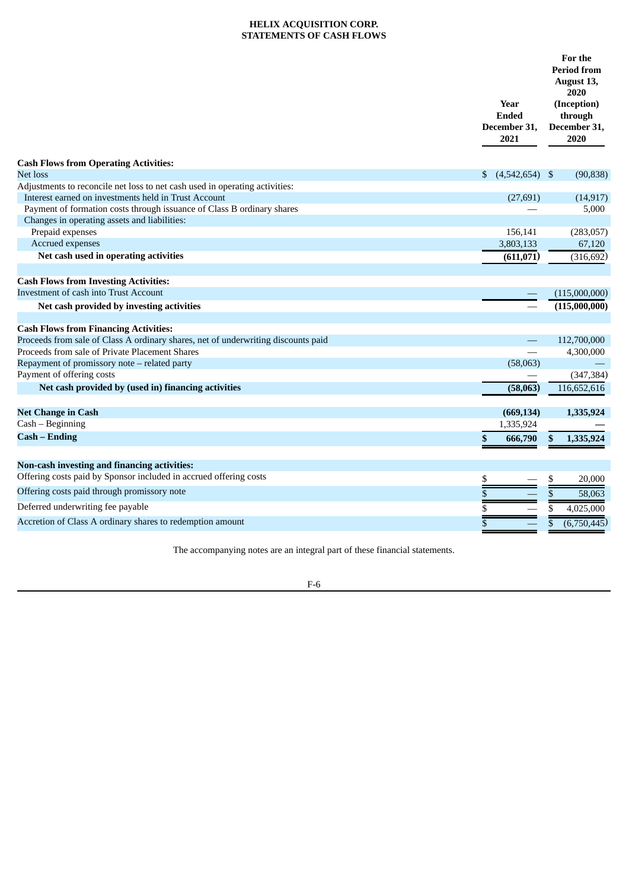# HELIX ACQUISITION CORP.
## STATEMENTS OF CASH FLOWS

| | Year Ended December 31, 2021 | For the Period from August 13, 2020 (Inception) through December 31, 2020 |
|---|---|---|
| **Cash Flows from Operating Activities:** | | |
| Net loss | $ (4,542,654) | $ (90,838) |
| Adjustments to reconcile net loss to net cash used in operating activities: | | |
| Interest earned on investments held in Trust Account | (27,691) | (14,917) |
| Payment of formation costs through issuance of Class B ordinary shares | — | 5,000 |
| Changes in operating assets and liabilities: | | |
| Prepaid expenses | 156,141 | (283,057) |
| Accrued expenses | 3,803,133 | 67,120 |
| **Net cash used in operating activities** | **(611,071)** | (316,692) |
| | | |
| **Cash Flows from Investing Activities:** | | |
| Investment of cash into Trust Account | — | (115,000,000) |
| **Net cash provided by investing activities** | — | **(115,000,000)** |
| | | |
| **Cash Flows from Financing Activities:** | | |
| Proceeds from sale of Class A ordinary shares, net of underwriting discounts paid | — | 112,700,000 |
| Proceeds from sale of Private Placement Shares | — | 4,300,000 |
| Repayment of promissory note – related party | (58,063) | — |
| Payment of offering costs | — | (347,384) |
| **Net cash provided by (used in) financing activities** | **(58,063)** | 116,652,616 |
| | | |
| **Net Change in Cash** | **(669,134)** | **1,335,924** |
| Cash – Beginning | 1,335,924 | — |
| **Cash – Ending** | **$ 666,790** | **$ 1,335,924** |
| | | |
| **Non-cash investing and financing activities:** | | |
| Offering costs paid by Sponsor included in accrued offering costs | $ — | $ 20,000 |
| Offering costs paid through promissory note | $ — | $ 58,063 |
| Deferred underwriting fee payable | $ — | $ 4,025,000 |
| Accretion of Class A ordinary shares to redemption amount | $ — | $ (6,750,445) |

The accompanying notes are an integral part of these financial statements.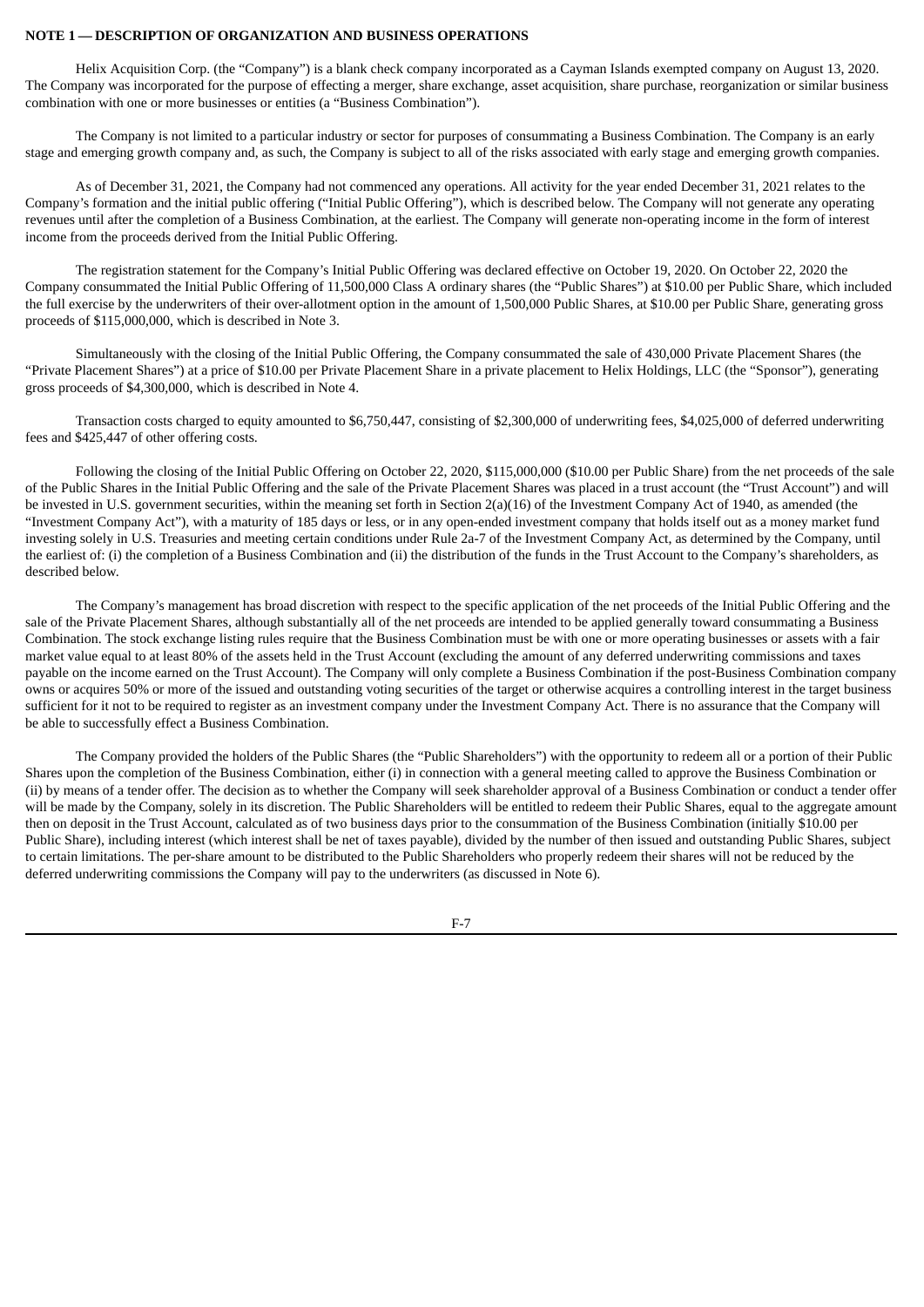**NOTE 1 — DESCRIPTION OF ORGANIZATION AND BUSINESS OPERATIONS**

Helix Acquisition Corp. (the "Company") is a blank check company incorporated as a Cayman Islands exempted company on August 13, 2020. The Company was incorporated for the purpose of effecting a merger, share exchange, asset acquisition, share purchase, reorganization or similar business combination with one or more businesses or entities (a "Business Combination").

The Company is not limited to a particular industry or sector for purposes of consummating a Business Combination. The Company is an early stage and emerging growth company and, as such, the Company is subject to all of the risks associated with early stage and emerging growth companies.

As of December 31, 2021, the Company had not commenced any operations. All activity for the year ended December 31, 2021 relates to the Company's formation and the initial public offering ("Initial Public Offering"), which is described below. The Company will not generate any operating revenues until after the completion of a Business Combination, at the earliest. The Company will generate non-operating income in the form of interest income from the proceeds derived from the Initial Public Offering.

The registration statement for the Company's Initial Public Offering was declared effective on October 19, 2020. On October 22, 2020 the Company consummated the Initial Public Offering of 11,500,000 Class A ordinary shares (the "Public Shares") at $10.00 per Public Share, which included the full exercise by the underwriters of their over-allotment option in the amount of 1,500,000 Public Shares, at $10.00 per Public Share, generating gross proceeds of $115,000,000, which is described in Note 3.

Simultaneously with the closing of the Initial Public Offering, the Company consummated the sale of 430,000 Private Placement Shares (the "Private Placement Shares") at a price of $10.00 per Private Placement Share in a private placement to Helix Holdings, LLC (the "Sponsor"), generating gross proceeds of $4,300,000, which is described in Note 4.

Transaction costs charged to equity amounted to $6,750,447, consisting of $2,300,000 of underwriting fees, $4,025,000 of deferred underwriting fees and $425,447 of other offering costs.

Following the closing of the Initial Public Offering on October 22, 2020, $115,000,000 ($10.00 per Public Share) from the net proceeds of the sale of the Public Shares in the Initial Public Offering and the sale of the Private Placement Shares was placed in a trust account (the "Trust Account") and will be invested in U.S. government securities, within the meaning set forth in Section 2(a)(16) of the Investment Company Act of 1940, as amended (the "Investment Company Act"), with a maturity of 185 days or less, or in any open-ended investment company that holds itself out as a money market fund investing solely in U.S. Treasuries and meeting certain conditions under Rule 2a-7 of the Investment Company Act, as determined by the Company, until the earliest of: (i) the completion of a Business Combination and (ii) the distribution of the funds in the Trust Account to the Company's shareholders, as described below.

The Company's management has broad discretion with respect to the specific application of the net proceeds of the Initial Public Offering and the sale of the Private Placement Shares, although substantially all of the net proceeds are intended to be applied generally toward consummating a Business Combination. The stock exchange listing rules require that the Business Combination must be with one or more operating businesses or assets with a fair market value equal to at least 80% of the assets held in the Trust Account (excluding the amount of any deferred underwriting commissions and taxes payable on the income earned on the Trust Account). The Company will only complete a Business Combination if the post-Business Combination company owns or acquires 50% or more of the issued and outstanding voting securities of the target or otherwise acquires a controlling interest in the target business sufficient for it not to be required to register as an investment company under the Investment Company Act. There is no assurance that the Company will be able to successfully effect a Business Combination.

The Company provided the holders of the Public Shares (the "Public Shareholders") with the opportunity to redeem all or a portion of their Public Shares upon the completion of the Business Combination, either (i) in connection with a general meeting called to approve the Business Combination or (ii) by means of a tender offer. The decision as to whether the Company will seek shareholder approval of a Business Combination or conduct a tender offer will be made by the Company, solely in its discretion. The Public Shareholders will be entitled to redeem their Public Shares, equal to the aggregate amount then on deposit in the Trust Account, calculated as of two business days prior to the consummation of the Business Combination (initially $10.00 per Public Share), including interest (which interest shall be net of taxes payable), divided by the number of then issued and outstanding Public Shares, subject to certain limitations. The per-share amount to be distributed to the Public Shareholders who properly redeem their shares will not be reduced by the deferred underwriting commissions the Company will pay to the underwriters (as discussed in Note 6).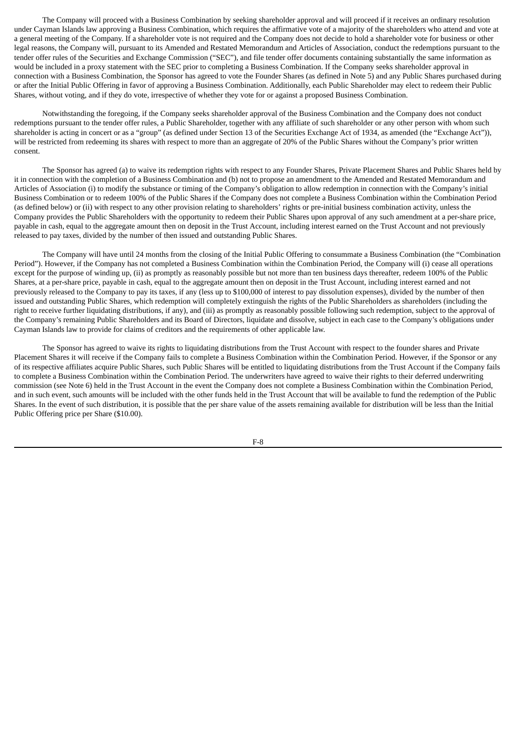The Company will proceed with a Business Combination by seeking shareholder approval and will proceed if it receives an ordinary resolution under Cayman Islands law approving a Business Combination, which requires the affirmative vote of a majority of the shareholders who attend and vote at a general meeting of the Company. If a shareholder vote is not required and the Company does not decide to hold a shareholder vote for business or other legal reasons, the Company will, pursuant to its Amended and Restated Memorandum and Articles of Association, conduct the redemptions pursuant to the tender offer rules of the Securities and Exchange Commission ("SEC"), and file tender offer documents containing substantially the same information as would be included in a proxy statement with the SEC prior to completing a Business Combination. If the Company seeks shareholder approval in connection with a Business Combination, the Sponsor has agreed to vote the Founder Shares (as defined in Note 5) and any Public Shares purchased during or after the Initial Public Offering in favor of approving a Business Combination. Additionally, each Public Shareholder may elect to redeem their Public Shares, without voting, and if they do vote, irrespective of whether they vote for or against a proposed Business Combination.

Notwithstanding the foregoing, if the Company seeks shareholder approval of the Business Combination and the Company does not conduct redemptions pursuant to the tender offer rules, a Public Shareholder, together with any affiliate of such shareholder or any other person with whom such shareholder is acting in concert or as a "group" (as defined under Section 13 of the Securities Exchange Act of 1934, as amended (the "Exchange Act")), will be restricted from redeeming its shares with respect to more than an aggregate of 20% of the Public Shares without the Company's prior written consent.

The Sponsor has agreed (a) to waive its redemption rights with respect to any Founder Shares, Private Placement Shares and Public Shares held by it in connection with the completion of a Business Combination and (b) not to propose an amendment to the Amended and Restated Memorandum and Articles of Association (i) to modify the substance or timing of the Company's obligation to allow redemption in connection with the Company's initial Business Combination or to redeem 100% of the Public Shares if the Company does not complete a Business Combination within the Combination Period (as defined below) or (ii) with respect to any other provision relating to shareholders' rights or pre-initial business combination activity, unless the Company provides the Public Shareholders with the opportunity to redeem their Public Shares upon approval of any such amendment at a per-share price, payable in cash, equal to the aggregate amount then on deposit in the Trust Account, including interest earned on the Trust Account and not previously released to pay taxes, divided by the number of then issued and outstanding Public Shares.

The Company will have until 24 months from the closing of the Initial Public Offering to consummate a Business Combination (the "Combination Period"). However, if the Company has not completed a Business Combination within the Combination Period, the Company will (i) cease all operations except for the purpose of winding up, (ii) as promptly as reasonably possible but not more than ten business days thereafter, redeem 100% of the Public Shares, at a per-share price, payable in cash, equal to the aggregate amount then on deposit in the Trust Account, including interest earned and not previously released to the Company to pay its taxes, if any (less up to $100,000 of interest to pay dissolution expenses), divided by the number of then issued and outstanding Public Shares, which redemption will completely extinguish the rights of the Public Shareholders as shareholders (including the right to receive further liquidating distributions, if any), and (iii) as promptly as reasonably possible following such redemption, subject to the approval of the Company's remaining Public Shareholders and its Board of Directors, liquidate and dissolve, subject in each case to the Company's obligations under Cayman Islands law to provide for claims of creditors and the requirements of other applicable law.

The Sponsor has agreed to waive its rights to liquidating distributions from the Trust Account with respect to the founder shares and Private Placement Shares it will receive if the Company fails to complete a Business Combination within the Combination Period. However, if the Sponsor or any of its respective affiliates acquire Public Shares, such Public Shares will be entitled to liquidating distributions from the Trust Account if the Company fails to complete a Business Combination within the Combination Period. The underwriters have agreed to waive their rights to their deferred underwriting commission (see Note 6) held in the Trust Account in the event the Company does not complete a Business Combination within the Combination Period, and in such event, such amounts will be included with the other funds held in the Trust Account that will be available to fund the redemption of the Public Shares. In the event of such distribution, it is possible that the per share value of the assets remaining available for distribution will be less than the Initial Public Offering price per Share ($10.00).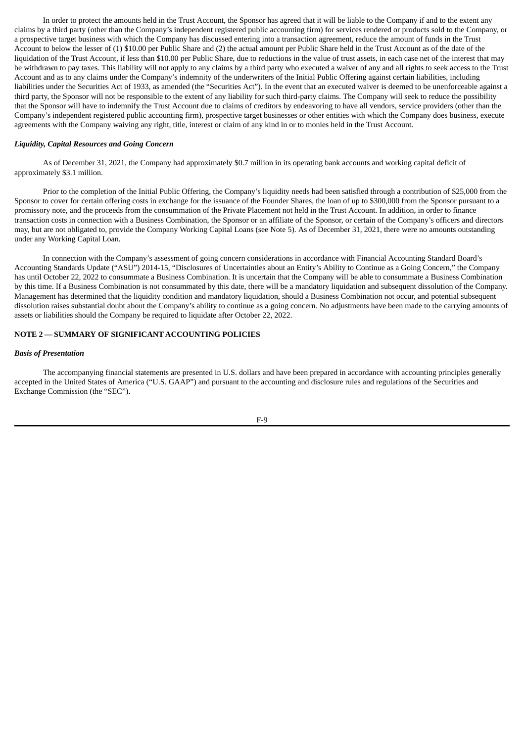In order to protect the amounts held in the Trust Account, the Sponsor has agreed that it will be liable to the Company if and to the extent any claims by a third party (other than the Company's independent registered public accounting firm) for services rendered or products sold to the Company, or a prospective target business with which the Company has discussed entering into a transaction agreement, reduce the amount of funds in the Trust Account to below the lesser of (1) $10.00 per Public Share and (2) the actual amount per Public Share held in the Trust Account as of the date of the liquidation of the Trust Account, if less than $10.00 per Public Share, due to reductions in the value of trust assets, in each case net of the interest that may be withdrawn to pay taxes. This liability will not apply to any claims by a third party who executed a waiver of any and all rights to seek access to the Trust Account and as to any claims under the Company's indemnity of the underwriters of the Initial Public Offering against certain liabilities, including liabilities under the Securities Act of 1933, as amended (the "Securities Act"). In the event that an executed waiver is deemed to be unenforceable against a third party, the Sponsor will not be responsible to the extent of any liability for such third-party claims. The Company will seek to reduce the possibility that the Sponsor will have to indemnify the Trust Account due to claims of creditors by endeavoring to have all vendors, service providers (other than the Company's independent registered public accounting firm), prospective target businesses or other entities with which the Company does business, execute agreements with the Company waiving any right, title, interest or claim of any kind in or to monies held in the Trust Account.

***Liquidity, Capital Resources and Going Concern***

As of December 31, 2021, the Company had approximately $0.7 million in its operating bank accounts and working capital deficit of approximately $3.1 million.

Prior to the completion of the Initial Public Offering, the Company's liquidity needs had been satisfied through a contribution of $25,000 from the Sponsor to cover for certain offering costs in exchange for the issuance of the Founder Shares, the loan of up to $300,000 from the Sponsor pursuant to a promissory note, and the proceeds from the consummation of the Private Placement not held in the Trust Account. In addition, in order to finance transaction costs in connection with a Business Combination, the Sponsor or an affiliate of the Sponsor, or certain of the Company's officers and directors may, but are not obligated to, provide the Company Working Capital Loans (see Note 5). As of December 31, 2021, there were no amounts outstanding under any Working Capital Loan.

In connection with the Company's assessment of going concern considerations in accordance with Financial Accounting Standard Board's Accounting Standards Update ("ASU") 2014-15, "Disclosures of Uncertainties about an Entity's Ability to Continue as a Going Concern," the Company has until October 22, 2022 to consummate a Business Combination. It is uncertain that the Company will be able to consummate a Business Combination by this time. If a Business Combination is not consummated by this date, there will be a mandatory liquidation and subsequent dissolution of the Company. Management has determined that the liquidity condition and mandatory liquidation, should a Business Combination not occur, and potential subsequent dissolution raises substantial doubt about the Company's ability to continue as a going concern. No adjustments have been made to the carrying amounts of assets or liabilities should the Company be required to liquidate after October 22, 2022.

**NOTE 2 — SUMMARY OF SIGNIFICANT ACCOUNTING POLICIES**

***Basis of Presentation***

The accompanying financial statements are presented in U.S. dollars and have been prepared in accordance with accounting principles generally accepted in the United States of America ("U.S. GAAP") and pursuant to the accounting and disclosure rules and regulations of the Securities and Exchange Commission (the "SEC").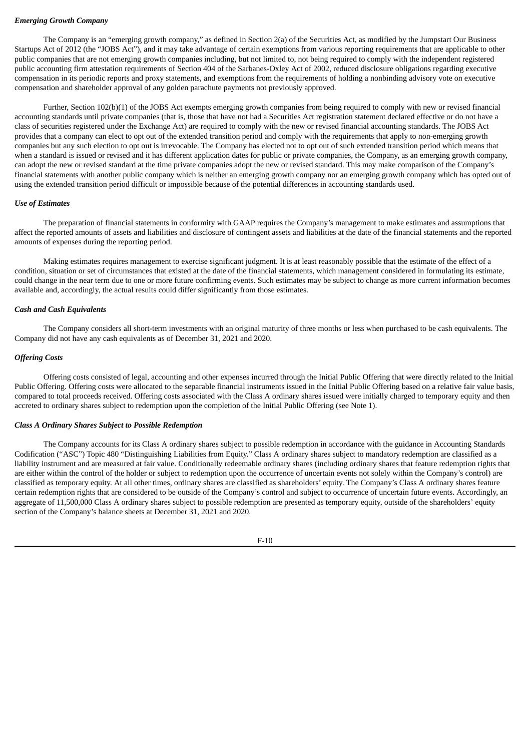***Emerging Growth Company***

The Company is an "emerging growth company," as defined in Section 2(a) of the Securities Act, as modified by the Jumpstart Our Business Startups Act of 2012 (the "JOBS Act"), and it may take advantage of certain exemptions from various reporting requirements that are applicable to other public companies that are not emerging growth companies including, but not limited to, not being required to comply with the independent registered public accounting firm attestation requirements of Section 404 of the Sarbanes-Oxley Act of 2002, reduced disclosure obligations regarding executive compensation in its periodic reports and proxy statements, and exemptions from the requirements of holding a nonbinding advisory vote on executive compensation and shareholder approval of any golden parachute payments not previously approved.

Further, Section 102(b)(1) of the JOBS Act exempts emerging growth companies from being required to comply with new or revised financial accounting standards until private companies (that is, those that have not had a Securities Act registration statement declared effective or do not have a class of securities registered under the Exchange Act) are required to comply with the new or revised financial accounting standards. The JOBS Act provides that a company can elect to opt out of the extended transition period and comply with the requirements that apply to non-emerging growth companies but any such election to opt out is irrevocable. The Company has elected not to opt out of such extended transition period which means that when a standard is issued or revised and it has different application dates for public or private companies, the Company, as an emerging growth company, can adopt the new or revised standard at the time private companies adopt the new or revised standard. This may make comparison of the Company's financial statements with another public company which is neither an emerging growth company nor an emerging growth company which has opted out of using the extended transition period difficult or impossible because of the potential differences in accounting standards used.

***Use of Estimates***

The preparation of financial statements in conformity with GAAP requires the Company's management to make estimates and assumptions that affect the reported amounts of assets and liabilities and disclosure of contingent assets and liabilities at the date of the financial statements and the reported amounts of expenses during the reporting period.

Making estimates requires management to exercise significant judgment. It is at least reasonably possible that the estimate of the effect of a condition, situation or set of circumstances that existed at the date of the financial statements, which management considered in formulating its estimate, could change in the near term due to one or more future confirming events. Such estimates may be subject to change as more current information becomes available and, accordingly, the actual results could differ significantly from those estimates.

***Cash and Cash Equivalents***

The Company considers all short-term investments with an original maturity of three months or less when purchased to be cash equivalents. The Company did not have any cash equivalents as of December 31, 2021 and 2020.

***Offering Costs***

Offering costs consisted of legal, accounting and other expenses incurred through the Initial Public Offering that were directly related to the Initial Public Offering. Offering costs were allocated to the separable financial instruments issued in the Initial Public Offering based on a relative fair value basis, compared to total proceeds received. Offering costs associated with the Class A ordinary shares issued were initially charged to temporary equity and then accreted to ordinary shares subject to redemption upon the completion of the Initial Public Offering (see Note 1).

***Class A Ordinary Shares Subject to Possible Redemption***

The Company accounts for its Class A ordinary shares subject to possible redemption in accordance with the guidance in Accounting Standards Codification ("ASC") Topic 480 "Distinguishing Liabilities from Equity." Class A ordinary shares subject to mandatory redemption are classified as a liability instrument and are measured at fair value. Conditionally redeemable ordinary shares (including ordinary shares that feature redemption rights that are either within the control of the holder or subject to redemption upon the occurrence of uncertain events not solely within the Company's control) are classified as temporary equity. At all other times, ordinary shares are classified as shareholders' equity. The Company's Class A ordinary shares feature certain redemption rights that are considered to be outside of the Company's control and subject to occurrence of uncertain future events. Accordingly, an aggregate of 11,500,000 Class A ordinary shares subject to possible redemption are presented as temporary equity, outside of the shareholders' equity section of the Company's balance sheets at December 31, 2021 and 2020.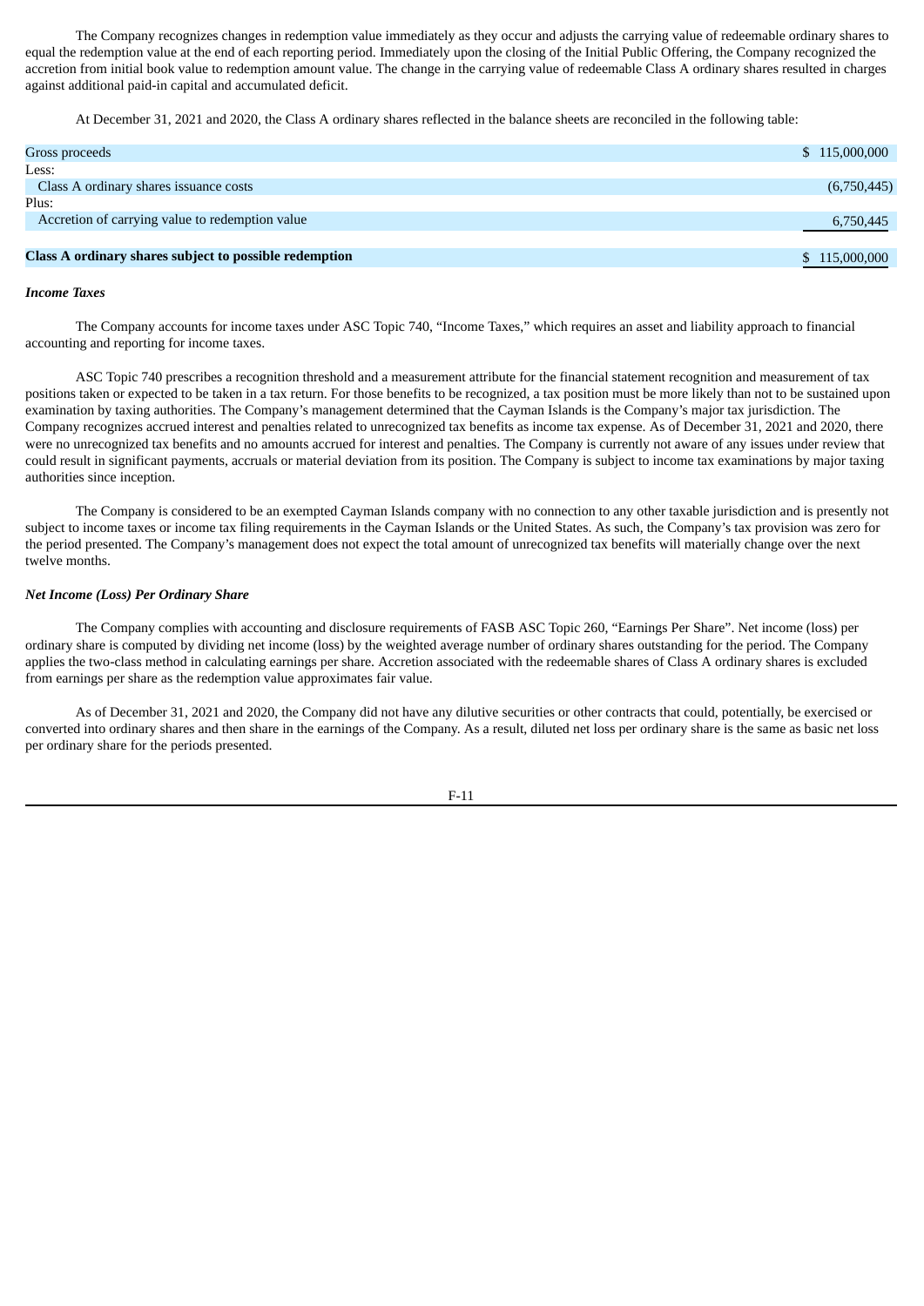The Company recognizes changes in redemption value immediately as they occur and adjusts the carrying value of redeemable ordinary shares to equal the redemption value at the end of each reporting period. Immediately upon the closing of the Initial Public Offering, the Company recognized the accretion from initial book value to redemption amount value. The change in the carrying value of redeemable Class A ordinary shares resulted in charges against additional paid-in capital and accumulated deficit.

At December 31, 2021 and 2020, the Class A ordinary shares reflected in the balance sheets are reconciled in the following table:

| | |
|---|---|
| Gross proceeds | $ 115,000,000 |
| Less: | |
| Class A ordinary shares issuance costs | (6,750,445) |
| Plus: | |
| Accretion of carrying value to redemption value | 6,750,445 |
| **Class A ordinary shares subject to possible redemption** | $ 115,000,000 |

***Income Taxes***

The Company accounts for income taxes under ASC Topic 740, "Income Taxes," which requires an asset and liability approach to financial accounting and reporting for income taxes.

ASC Topic 740 prescribes a recognition threshold and a measurement attribute for the financial statement recognition and measurement of tax positions taken or expected to be taken in a tax return. For those benefits to be recognized, a tax position must be more likely than not to be sustained upon examination by taxing authorities. The Company's management determined that the Cayman Islands is the Company's major tax jurisdiction. The Company recognizes accrued interest and penalties related to unrecognized tax benefits as income tax expense. As of December 31, 2021 and 2020, there were no unrecognized tax benefits and no amounts accrued for interest and penalties. The Company is currently not aware of any issues under review that could result in significant payments, accruals or material deviation from its position. The Company is subject to income tax examinations by major taxing authorities since inception.

The Company is considered to be an exempted Cayman Islands company with no connection to any other taxable jurisdiction and is presently not subject to income taxes or income tax filing requirements in the Cayman Islands or the United States. As such, the Company's tax provision was zero for the period presented. The Company's management does not expect the total amount of unrecognized tax benefits will materially change over the next twelve months.

***Net Income (Loss) Per Ordinary Share***

The Company complies with accounting and disclosure requirements of FASB ASC Topic 260, "Earnings Per Share". Net income (loss) per ordinary share is computed by dividing net income (loss) by the weighted average number of ordinary shares outstanding for the period. The Company applies the two-class method in calculating earnings per share. Accretion associated with the redeemable shares of Class A ordinary shares is excluded from earnings per share as the redemption value approximates fair value.

As of December 31, 2021 and 2020, the Company did not have any dilutive securities or other contracts that could, potentially, be exercised or converted into ordinary shares and then share in the earnings of the Company. As a result, diluted net loss per ordinary share is the same as basic net loss per ordinary share for the periods presented.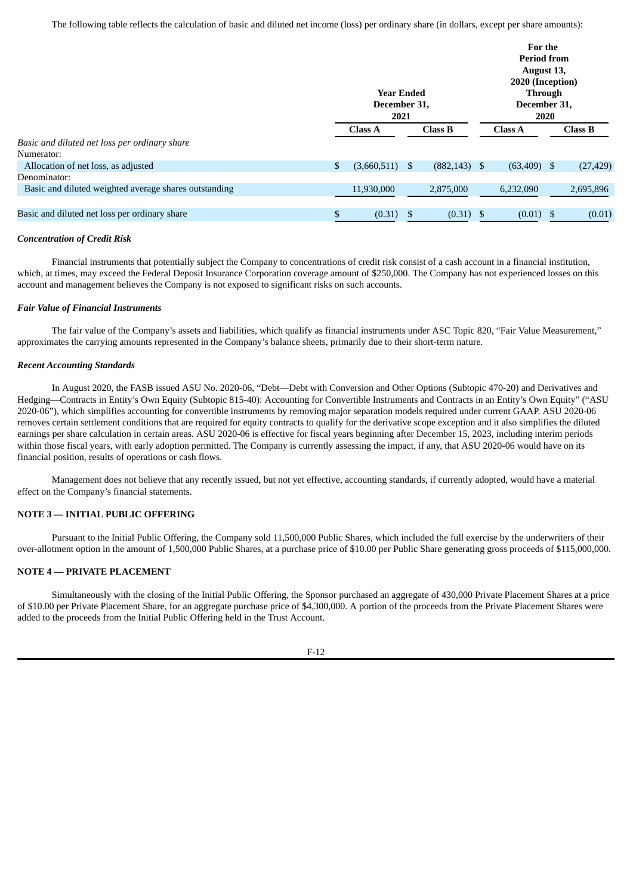The following table reflects the calculation of basic and diluted net income (loss) per ordinary share (in dollars, except per share amounts):

| | Year Ended December 31, 2021 | | For the Period from August 13, 2020 (Inception) Through December 31, 2020 | |
|---|---|---|---|---|
| | Class A | Class B | Class A | Class B |
| *Basic and diluted net loss per ordinary share* | | | | |
| Numerator: | | | | |
| Allocation of net loss, as adjusted | $ (3,660,511) | $ (882,143) | $ (63,409) | $ (27,429) |
| Denominator: | | | | |
| Basic and diluted weighted average shares outstanding | 11,930,000 | 2,875,000 | 6,232,090 | 2,695,896 |
| Basic and diluted net loss per ordinary share | $ (0.31) | $ (0.31) | $ (0.01) | $ (0.01) |

***Concentration of Credit Risk***

Financial instruments that potentially subject the Company to concentrations of credit risk consist of a cash account in a financial institution, which, at times, may exceed the Federal Deposit Insurance Corporation coverage amount of $250,000. The Company has not experienced losses on this account and management believes the Company is not exposed to significant risks on such accounts.

***Fair Value of Financial Instruments***

The fair value of the Company's assets and liabilities, which qualify as financial instruments under ASC Topic 820, "Fair Value Measurement," approximates the carrying amounts represented in the Company's balance sheets, primarily due to their short-term nature.

***Recent Accounting Standards***

In August 2020, the FASB issued ASU No. 2020-06, "Debt—Debt with Conversion and Other Options (Subtopic 470-20) and Derivatives and Hedging—Contracts in Entity's Own Equity (Subtopic 815-40): Accounting for Convertible Instruments and Contracts in an Entity's Own Equity" ("ASU 2020-06"), which simplifies accounting for convertible instruments by removing major separation models required under current GAAP. ASU 2020-06 removes certain settlement conditions that are required for equity contracts to qualify for the derivative scope exception and it also simplifies the diluted earnings per share calculation in certain areas. ASU 2020-06 is effective for fiscal years beginning after December 15, 2023, including interim periods within those fiscal years, with early adoption permitted. The Company is currently assessing the impact, if any, that ASU 2020-06 would have on its financial position, results of operations or cash flows.

Management does not believe that any recently issued, but not yet effective, accounting standards, if currently adopted, would have a material effect on the Company's financial statements.

**NOTE 3 — INITIAL PUBLIC OFFERING**

Pursuant to the Initial Public Offering, the Company sold 11,500,000 Public Shares, which included the full exercise by the underwriters of their over-allotment option in the amount of 1,500,000 Public Shares, at a purchase price of $10.00 per Public Share generating gross proceeds of $115,000,000.

**NOTE 4 — PRIVATE PLACEMENT**

Simultaneously with the closing of the Initial Public Offering, the Sponsor purchased an aggregate of 430,000 Private Placement Shares at a price of $10.00 per Private Placement Share, for an aggregate purchase price of $4,300,000. A portion of the proceeds from the Private Placement Shares were added to the proceeds from the Initial Public Offering held in the Trust Account.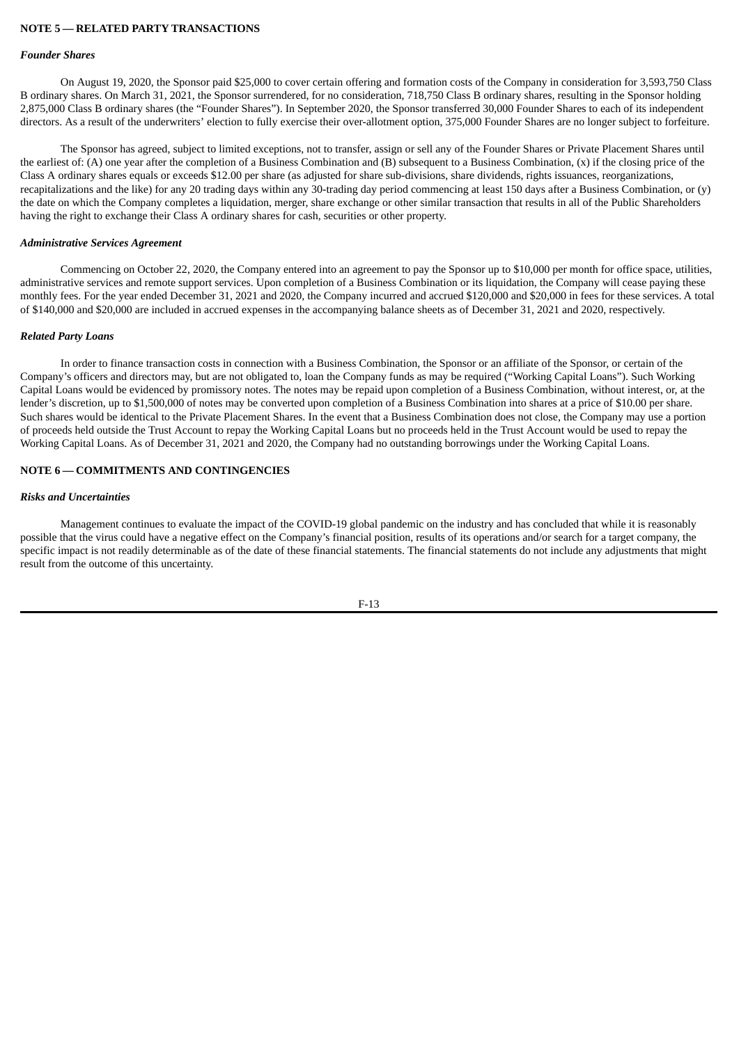## NOTE 5 — RELATED PARTY TRANSACTIONS

### *Founder Shares*

On August 19, 2020, the Sponsor paid $25,000 to cover certain offering and formation costs of the Company in consideration for 3,593,750 Class B ordinary shares. On March 31, 2021, the Sponsor surrendered, for no consideration, 718,750 Class B ordinary shares, resulting in the Sponsor holding 2,875,000 Class B ordinary shares (the "Founder Shares"). In September 2020, the Sponsor transferred 30,000 Founder Shares to each of its independent directors. As a result of the underwriters' election to fully exercise their over-allotment option, 375,000 Founder Shares are no longer subject to forfeiture.

The Sponsor has agreed, subject to limited exceptions, not to transfer, assign or sell any of the Founder Shares or Private Placement Shares until the earliest of: (A) one year after the completion of a Business Combination and (B) subsequent to a Business Combination, (x) if the closing price of the Class A ordinary shares equals or exceeds $12.00 per share (as adjusted for share sub-divisions, share dividends, rights issuances, reorganizations, recapitalizations and the like) for any 20 trading days within any 30-trading day period commencing at least 150 days after a Business Combination, or (y) the date on which the Company completes a liquidation, merger, share exchange or other similar transaction that results in all of the Public Shareholders having the right to exchange their Class A ordinary shares for cash, securities or other property.

### *Administrative Services Agreement*

Commencing on October 22, 2020, the Company entered into an agreement to pay the Sponsor up to $10,000 per month for office space, utilities, administrative services and remote support services. Upon completion of a Business Combination or its liquidation, the Company will cease paying these monthly fees. For the year ended December 31, 2021 and 2020, the Company incurred and accrued $120,000 and $20,000 in fees for these services. A total of $140,000 and $20,000 are included in accrued expenses in the accompanying balance sheets as of December 31, 2021 and 2020, respectively.

### *Related Party Loans*

In order to finance transaction costs in connection with a Business Combination, the Sponsor or an affiliate of the Sponsor, or certain of the Company's officers and directors may, but are not obligated to, loan the Company funds as may be required ("Working Capital Loans"). Such Working Capital Loans would be evidenced by promissory notes. The notes may be repaid upon completion of a Business Combination, without interest, or, at the lender's discretion, up to $1,500,000 of notes may be converted upon completion of a Business Combination into shares at a price of $10.00 per share. Such shares would be identical to the Private Placement Shares. In the event that a Business Combination does not close, the Company may use a portion of proceeds held outside the Trust Account to repay the Working Capital Loans but no proceeds held in the Trust Account would be used to repay the Working Capital Loans. As of December 31, 2021 and 2020, the Company had no outstanding borrowings under the Working Capital Loans.

## NOTE 6 — COMMITMENTS AND CONTINGENCIES

### *Risks and Uncertainties*

Management continues to evaluate the impact of the COVID-19 global pandemic on the industry and has concluded that while it is reasonably possible that the virus could have a negative effect on the Company's financial position, results of its operations and/or search for a target company, the specific impact is not readily determinable as of the date of these financial statements. The financial statements do not include any adjustments that might result from the outcome of this uncertainty.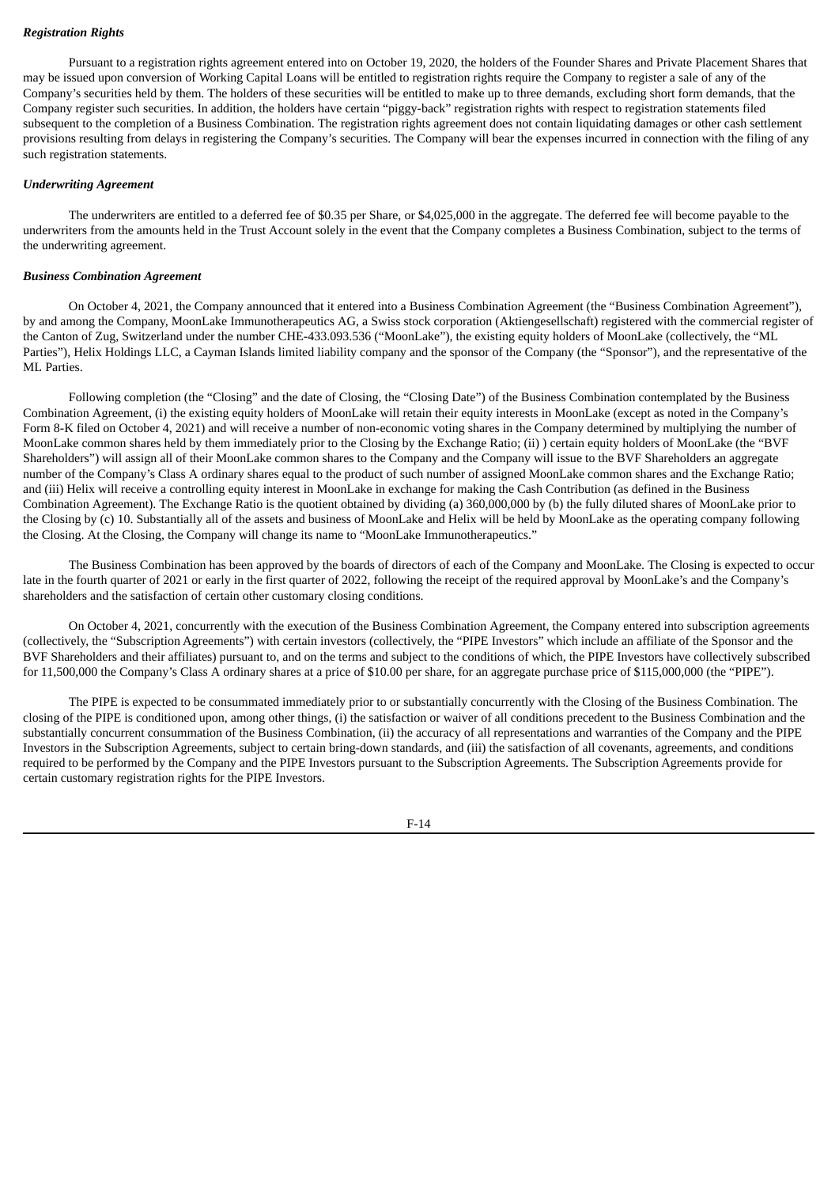***Registration Rights***

Pursuant to a registration rights agreement entered into on October 19, 2020, the holders of the Founder Shares and Private Placement Shares that may be issued upon conversion of Working Capital Loans will be entitled to registration rights require the Company to register a sale of any of the Company's securities held by them. The holders of these securities will be entitled to make up to three demands, excluding short form demands, that the Company register such securities. In addition, the holders have certain "piggy-back" registration rights with respect to registration statements filed subsequent to the completion of a Business Combination. The registration rights agreement does not contain liquidating damages or other cash settlement provisions resulting from delays in registering the Company's securities. The Company will bear the expenses incurred in connection with the filing of any such registration statements.

***Underwriting Agreement***

The underwriters are entitled to a deferred fee of $0.35 per Share, or $4,025,000 in the aggregate. The deferred fee will become payable to the underwriters from the amounts held in the Trust Account solely in the event that the Company completes a Business Combination, subject to the terms of the underwriting agreement.

***Business Combination Agreement***

On October 4, 2021, the Company announced that it entered into a Business Combination Agreement (the "Business Combination Agreement"), by and among the Company, MoonLake Immunotherapeutics AG, a Swiss stock corporation (Aktiengesellschaft) registered with the commercial register of the Canton of Zug, Switzerland under the number CHE-433.093.536 ("MoonLake"), the existing equity holders of MoonLake (collectively, the "ML Parties"), Helix Holdings LLC, a Cayman Islands limited liability company and the sponsor of the Company (the "Sponsor"), and the representative of the ML Parties.

Following completion (the "Closing" and the date of Closing, the "Closing Date") of the Business Combination contemplated by the Business Combination Agreement, (i) the existing equity holders of MoonLake will retain their equity interests in MoonLake (except as noted in the Company's Form 8-K filed on October 4, 2021) and will receive a number of non-economic voting shares in the Company determined by multiplying the number of MoonLake common shares held by them immediately prior to the Closing by the Exchange Ratio; (ii) ) certain equity holders of MoonLake (the "BVF Shareholders") will assign all of their MoonLake common shares to the Company and the Company will issue to the BVF Shareholders an aggregate number of the Company's Class A ordinary shares equal to the product of such number of assigned MoonLake common shares and the Exchange Ratio; and (iii) Helix will receive a controlling equity interest in MoonLake in exchange for making the Cash Contribution (as defined in the Business Combination Agreement). The Exchange Ratio is the quotient obtained by dividing (a) 360,000,000 by (b) the fully diluted shares of MoonLake prior to the Closing by (c) 10. Substantially all of the assets and business of MoonLake and Helix will be held by MoonLake as the operating company following the Closing. At the Closing, the Company will change its name to "MoonLake Immunotherapeutics."

The Business Combination has been approved by the boards of directors of each of the Company and MoonLake. The Closing is expected to occur late in the fourth quarter of 2021 or early in the first quarter of 2022, following the receipt of the required approval by MoonLake's and the Company's shareholders and the satisfaction of certain other customary closing conditions.

On October 4, 2021, concurrently with the execution of the Business Combination Agreement, the Company entered into subscription agreements (collectively, the "Subscription Agreements") with certain investors (collectively, the "PIPE Investors" which include an affiliate of the Sponsor and the BVF Shareholders and their affiliates) pursuant to, and on the terms and subject to the conditions of which, the PIPE Investors have collectively subscribed for 11,500,000 the Company's Class A ordinary shares at a price of $10.00 per share, for an aggregate purchase price of $115,000,000 (the "PIPE").

The PIPE is expected to be consummated immediately prior to or substantially concurrently with the Closing of the Business Combination. The closing of the PIPE is conditioned upon, among other things, (i) the satisfaction or waiver of all conditions precedent to the Business Combination and the substantially concurrent consummation of the Business Combination, (ii) the accuracy of all representations and warranties of the Company and the PIPE Investors in the Subscription Agreements, subject to certain bring-down standards, and (iii) the satisfaction of all covenants, agreements, and conditions required to be performed by the Company and the PIPE Investors pursuant to the Subscription Agreements. The Subscription Agreements provide for certain customary registration rights for the PIPE Investors.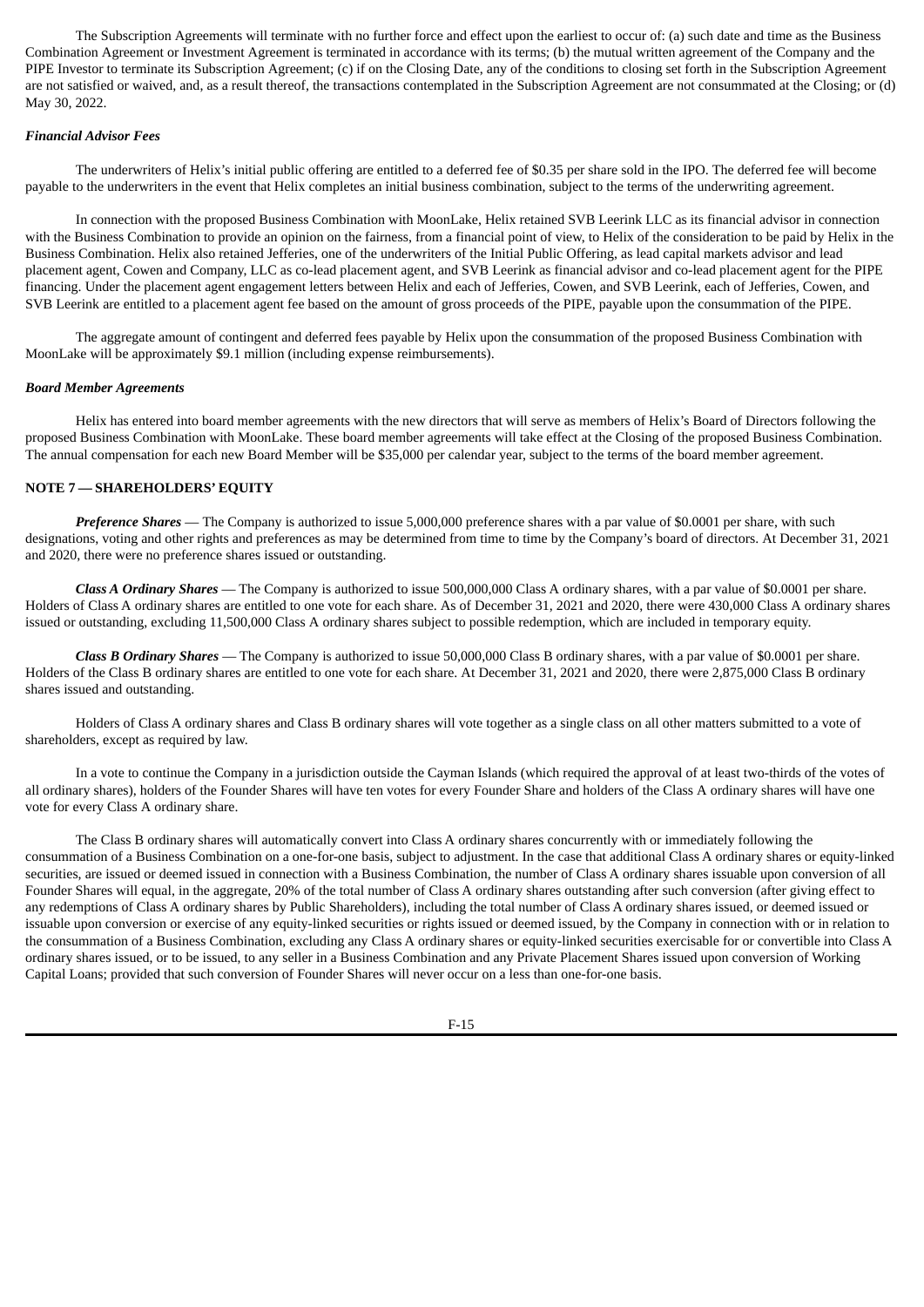The Subscription Agreements will terminate with no further force and effect upon the earliest to occur of: (a) such date and time as the Business Combination Agreement or Investment Agreement is terminated in accordance with its terms; (b) the mutual written agreement of the Company and the PIPE Investor to terminate its Subscription Agreement; (c) if on the Closing Date, any of the conditions to closing set forth in the Subscription Agreement are not satisfied or waived, and, as a result thereof, the transactions contemplated in the Subscription Agreement are not consummated at the Closing; or (d) May 30, 2022.

***Financial Advisor Fees***

The underwriters of Helix's initial public offering are entitled to a deferred fee of $0.35 per share sold in the IPO. The deferred fee will become payable to the underwriters in the event that Helix completes an initial business combination, subject to the terms of the underwriting agreement.

In connection with the proposed Business Combination with MoonLake, Helix retained SVB Leerink LLC as its financial advisor in connection with the Business Combination to provide an opinion on the fairness, from a financial point of view, to Helix of the consideration to be paid by Helix in the Business Combination. Helix also retained Jefferies, one of the underwriters of the Initial Public Offering, as lead capital markets advisor and lead placement agent, Cowen and Company, LLC as co-lead placement agent, and SVB Leerink as financial advisor and co-lead placement agent for the PIPE financing. Under the placement agent engagement letters between Helix and each of Jefferies, Cowen, and SVB Leerink, each of Jefferies, Cowen, and SVB Leerink are entitled to a placement agent fee based on the amount of gross proceeds of the PIPE, payable upon the consummation of the PIPE.

The aggregate amount of contingent and deferred fees payable by Helix upon the consummation of the proposed Business Combination with MoonLake will be approximately $9.1 million (including expense reimbursements).

***Board Member Agreements***

Helix has entered into board member agreements with the new directors that will serve as members of Helix's Board of Directors following the proposed Business Combination with MoonLake. These board member agreements will take effect at the Closing of the proposed Business Combination. The annual compensation for each new Board Member will be $35,000 per calendar year, subject to the terms of the board member agreement.

**NOTE 7 — SHAREHOLDERS' EQUITY**

***Preference Shares*** — The Company is authorized to issue 5,000,000 preference shares with a par value of $0.0001 per share, with such designations, voting and other rights and preferences as may be determined from time to time by the Company's board of directors. At December 31, 2021 and 2020, there were no preference shares issued or outstanding.

***Class A Ordinary Shares*** — The Company is authorized to issue 500,000,000 Class A ordinary shares, with a par value of $0.0001 per share. Holders of Class A ordinary shares are entitled to one vote for each share. As of December 31, 2021 and 2020, there were 430,000 Class A ordinary shares issued or outstanding, excluding 11,500,000 Class A ordinary shares subject to possible redemption, which are included in temporary equity.

***Class B Ordinary Shares*** — The Company is authorized to issue 50,000,000 Class B ordinary shares, with a par value of $0.0001 per share. Holders of the Class B ordinary shares are entitled to one vote for each share. At December 31, 2021 and 2020, there were 2,875,000 Class B ordinary shares issued and outstanding.

Holders of Class A ordinary shares and Class B ordinary shares will vote together as a single class on all other matters submitted to a vote of shareholders, except as required by law.

In a vote to continue the Company in a jurisdiction outside the Cayman Islands (which required the approval of at least two-thirds of the votes of all ordinary shares), holders of the Founder Shares will have ten votes for every Founder Share and holders of the Class A ordinary shares will have one vote for every Class A ordinary share.

The Class B ordinary shares will automatically convert into Class A ordinary shares concurrently with or immediately following the consummation of a Business Combination on a one-for-one basis, subject to adjustment. In the case that additional Class A ordinary shares or equity-linked securities, are issued or deemed issued in connection with a Business Combination, the number of Class A ordinary shares issuable upon conversion of all Founder Shares will equal, in the aggregate, 20% of the total number of Class A ordinary shares outstanding after such conversion (after giving effect to any redemptions of Class A ordinary shares by Public Shareholders), including the total number of Class A ordinary shares issued, or deemed issued or issuable upon conversion or exercise of any equity-linked securities or rights issued or deemed issued, by the Company in connection with or in relation to the consummation of a Business Combination, excluding any Class A ordinary shares or equity-linked securities exercisable for or convertible into Class A ordinary shares issued, or to be issued, to any seller in a Business Combination and any Private Placement Shares issued upon conversion of Working Capital Loans; provided that such conversion of Founder Shares will never occur on a less than one-for-one basis.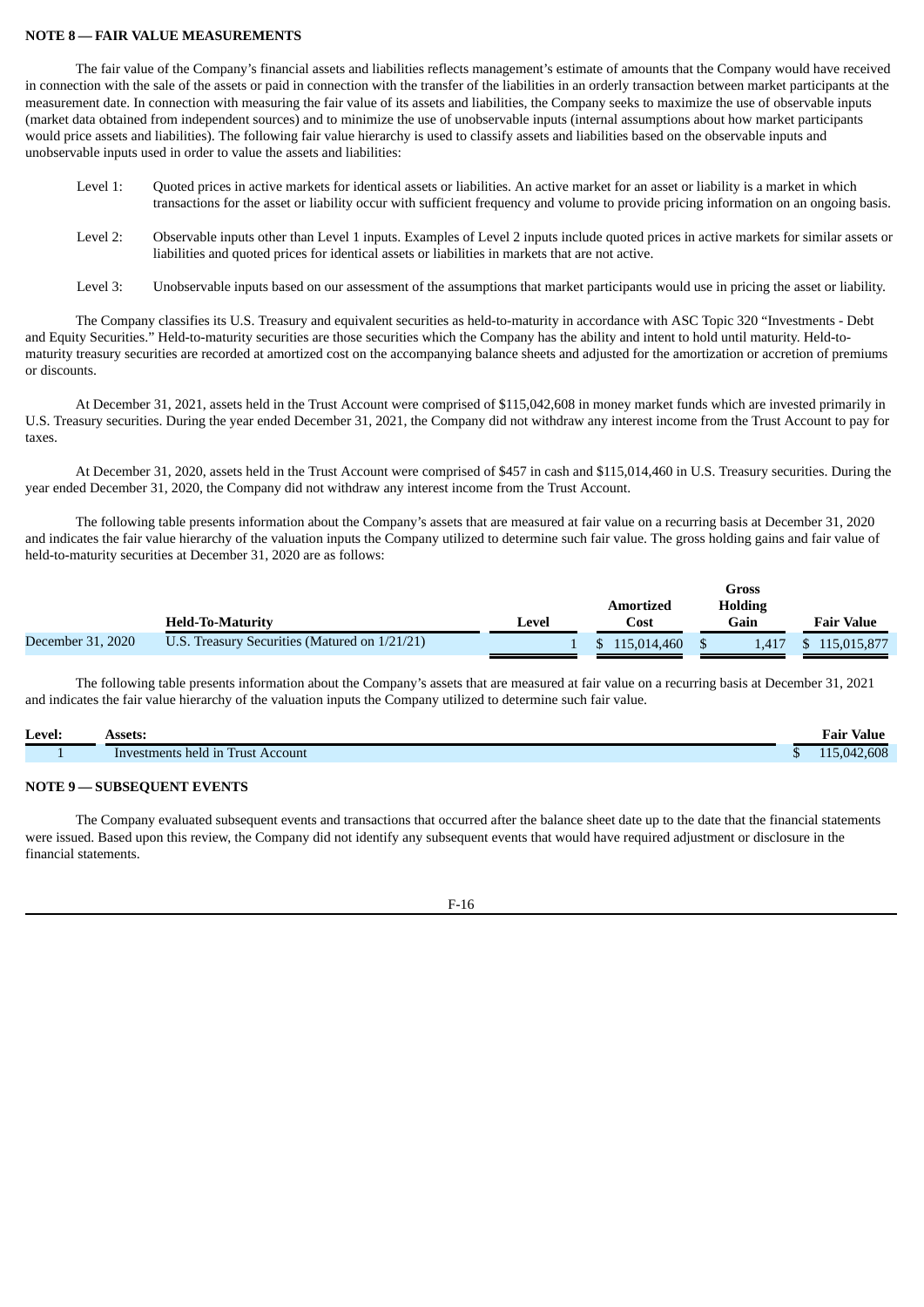**NOTE 8 — FAIR VALUE MEASUREMENTS**

The fair value of the Company's financial assets and liabilities reflects management's estimate of amounts that the Company would have received in connection with the sale of the assets or paid in connection with the transfer of the liabilities in an orderly transaction between market participants at the measurement date. In connection with measuring the fair value of its assets and liabilities, the Company seeks to maximize the use of observable inputs (market data obtained from independent sources) and to minimize the use of unobservable inputs (internal assumptions about how market participants would price assets and liabilities). The following fair value hierarchy is used to classify assets and liabilities based on the observable inputs and unobservable inputs used in order to value the assets and liabilities:

- Level 1: Quoted prices in active markets for identical assets or liabilities. An active market for an asset or liability is a market in which transactions for the asset or liability occur with sufficient frequency and volume to provide pricing information on an ongoing basis.
- Level 2: Observable inputs other than Level 1 inputs. Examples of Level 2 inputs include quoted prices in active markets for similar assets or liabilities and quoted prices for identical assets or liabilities in markets that are not active.
- Level 3: Unobservable inputs based on our assessment of the assumptions that market participants would use in pricing the asset or liability.

The Company classifies its U.S. Treasury and equivalent securities as held-to-maturity in accordance with ASC Topic 320 "Investments - Debt and Equity Securities." Held-to-maturity securities are those securities which the Company has the ability and intent to hold until maturity. Held-to-maturity treasury securities are recorded at amortized cost on the accompanying balance sheets and adjusted for the amortization or accretion of premiums or discounts.

At December 31, 2021, assets held in the Trust Account were comprised of $115,042,608 in money market funds which are invested primarily in U.S. Treasury securities. During the year ended December 31, 2021, the Company did not withdraw any interest income from the Trust Account to pay for taxes.

At December 31, 2020, assets held in the Trust Account were comprised of $457 in cash and $115,014,460 in U.S. Treasury securities. During the year ended December 31, 2020, the Company did not withdraw any interest income from the Trust Account.

The following table presents information about the Company's assets that are measured at fair value on a recurring basis at December 31, 2020 and indicates the fair value hierarchy of the valuation inputs the Company utilized to determine such fair value. The gross holding gains and fair value of held-to-maturity securities at December 31, 2020 are as follows:

| | Held-To-Maturity | Level | Amortized Cost | Gross Holding Gain | Fair Value |
|---|---|---|---|---|---|
| December 31, 2020 | U.S. Treasury Securities (Matured on 1/21/21) | 1 | $ 115,014,460 | $ 1,417 | $ 115,015,877 |

The following table presents information about the Company's assets that are measured at fair value on a recurring basis at December 31, 2021 and indicates the fair value hierarchy of the valuation inputs the Company utilized to determine such fair value.

| Level: | Assets: | Fair Value |
|---|---|---|
| 1 | Investments held in Trust Account | $ 115,042,608 |

**NOTE 9 — SUBSEQUENT EVENTS**

The Company evaluated subsequent events and transactions that occurred after the balance sheet date up to the date that the financial statements were issued. Based upon this review, the Company did not identify any subsequent events that would have required adjustment or disclosure in the financial statements.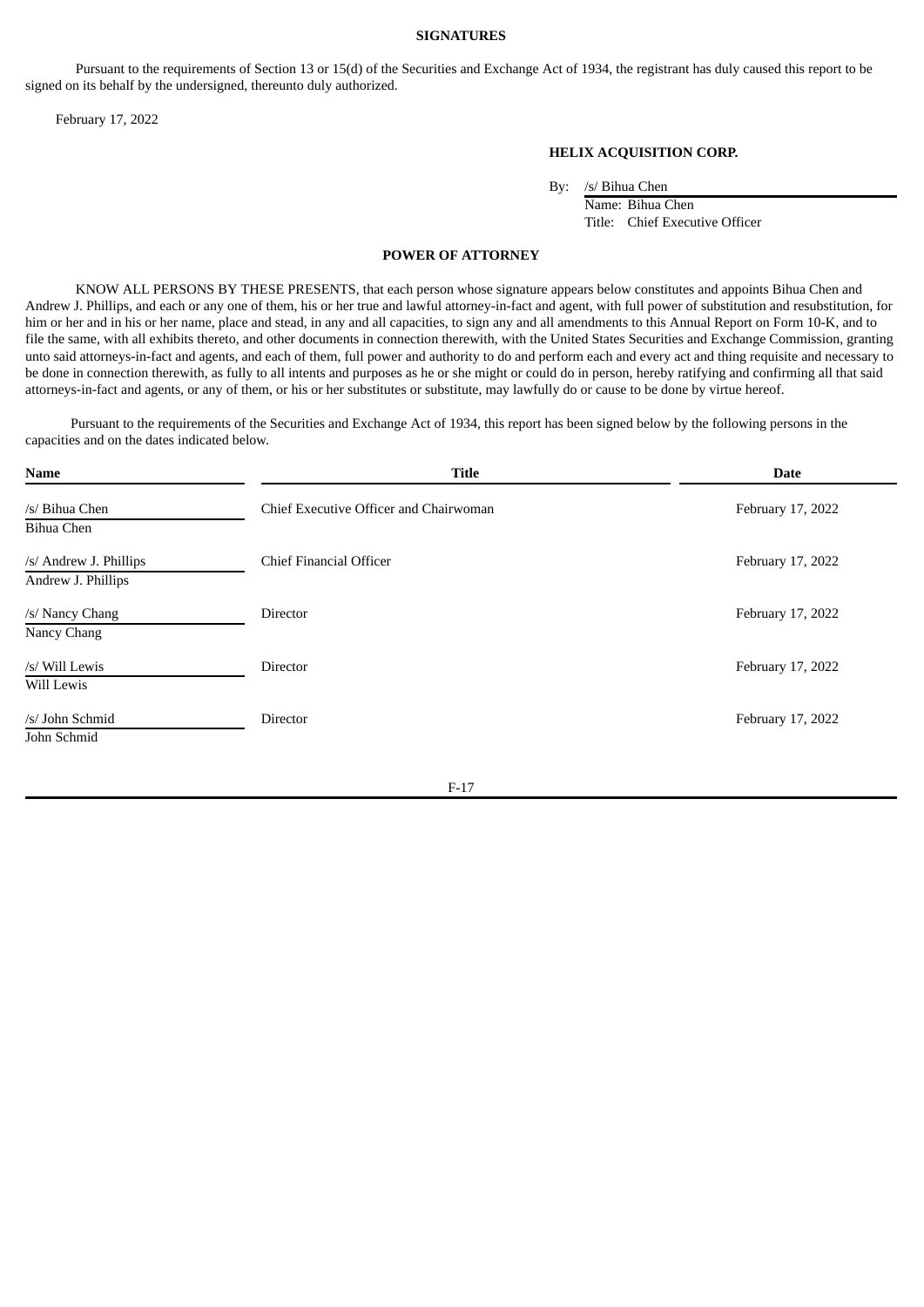## SIGNATURES

Pursuant to the requirements of Section 13 or 15(d) of the Securities and Exchange Act of 1934, the registrant has duly caused this report to be signed on its behalf by the undersigned, thereunto duly authorized.

February 17, 2022

**HELIX ACQUISITION CORP.**

By: /s/ Bihua Chen
Name: Bihua Chen
Title: Chief Executive Officer

## POWER OF ATTORNEY

KNOW ALL PERSONS BY THESE PRESENTS, that each person whose signature appears below constitutes and appoints Bihua Chen and Andrew J. Phillips, and each or any one of them, his or her true and lawful attorney-in-fact and agent, with full power of substitution and resubstitution, for him or her and in his or her name, place and stead, in any and all capacities, to sign any and all amendments to this Annual Report on Form 10-K, and to file the same, with all exhibits thereto, and other documents in connection therewith, with the United States Securities and Exchange Commission, granting unto said attorneys-in-fact and agents, and each of them, full power and authority to do and perform each and every act and thing requisite and necessary to be done in connection therewith, as fully to all intents and purposes as he or she might or could do in person, hereby ratifying and confirming all that said attorneys-in-fact and agents, or any of them, or his or her substitutes or substitute, may lawfully do or cause to be done by virtue hereof.

Pursuant to the requirements of the Securities and Exchange Act of 1934, this report has been signed below by the following persons in the capacities and on the dates indicated below.

| Name | Title | Date |
|---|---|---|
| /s/ Bihua Chen<br>Bihua Chen | Chief Executive Officer and Chairwoman | February 17, 2022 |
| /s/ Andrew J. Phillips<br>Andrew J. Phillips | Chief Financial Officer | February 17, 2022 |
| /s/ Nancy Chang<br>Nancy Chang | Director | February 17, 2022 |
| /s/ Will Lewis<br>Will Lewis | Director | February 17, 2022 |
| /s/ John Schmid<br>John Schmid | Director | February 17, 2022 |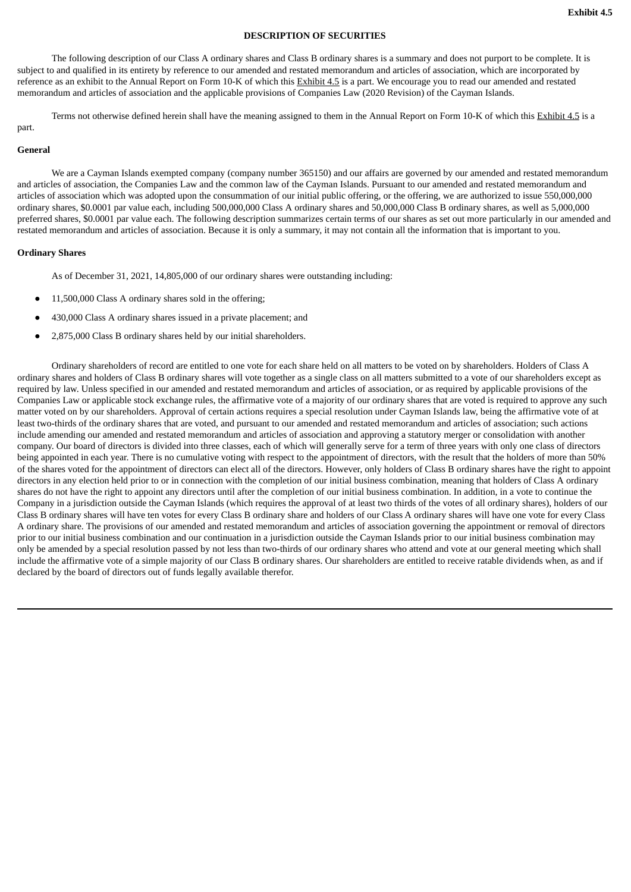**Exhibit 4.5**

**DESCRIPTION OF SECURITIES**

The following description of our Class A ordinary shares and Class B ordinary shares is a summary and does not purport to be complete. It is subject to and qualified in its entirety by reference to our amended and restated memorandum and articles of association, which are incorporated by reference as an exhibit to the Annual Report on Form 10-K of which this Exhibit 4.5 is a part. We encourage you to read our amended and restated memorandum and articles of association and the applicable provisions of Companies Law (2020 Revision) of the Cayman Islands.

Terms not otherwise defined herein shall have the meaning assigned to them in the Annual Report on Form 10-K of which this Exhibit 4.5 is a part.

**General**

We are a Cayman Islands exempted company (company number 365150) and our affairs are governed by our amended and restated memorandum and articles of association, the Companies Law and the common law of the Cayman Islands. Pursuant to our amended and restated memorandum and articles of association which was adopted upon the consummation of our initial public offering, or the offering, we are authorized to issue 550,000,000 ordinary shares, $0.0001 par value each, including 500,000,000 Class A ordinary shares and 50,000,000 Class B ordinary shares, as well as 5,000,000 preferred shares, $0.0001 par value each. The following description summarizes certain terms of our shares as set out more particularly in our amended and restated memorandum and articles of association. Because it is only a summary, it may not contain all the information that is important to you.

**Ordinary Shares**

As of December 31, 2021, 14,805,000 of our ordinary shares were outstanding including:

- 11,500,000 Class A ordinary shares sold in the offering;
- 430,000 Class A ordinary shares issued in a private placement; and
- 2,875,000 Class B ordinary shares held by our initial shareholders.

Ordinary shareholders of record are entitled to one vote for each share held on all matters to be voted on by shareholders. Holders of Class A ordinary shares and holders of Class B ordinary shares will vote together as a single class on all matters submitted to a vote of our shareholders except as required by law. Unless specified in our amended and restated memorandum and articles of association, or as required by applicable provisions of the Companies Law or applicable stock exchange rules, the affirmative vote of a majority of our ordinary shares that are voted is required to approve any such matter voted on by our shareholders. Approval of certain actions requires a special resolution under Cayman Islands law, being the affirmative vote of at least two-thirds of the ordinary shares that are voted, and pursuant to our amended and restated memorandum and articles of association; such actions include amending our amended and restated memorandum and articles of association and approving a statutory merger or consolidation with another company. Our board of directors is divided into three classes, each of which will generally serve for a term of three years with only one class of directors being appointed in each year. There is no cumulative voting with respect to the appointment of directors, with the result that the holders of more than 50% of the shares voted for the appointment of directors can elect all of the directors. However, only holders of Class B ordinary shares have the right to appoint directors in any election held prior to or in connection with the completion of our initial business combination, meaning that holders of Class A ordinary shares do not have the right to appoint any directors until after the completion of our initial business combination. In addition, in a vote to continue the Company in a jurisdiction outside the Cayman Islands (which requires the approval of at least two thirds of the votes of all ordinary shares), holders of our Class B ordinary shares will have ten votes for every Class B ordinary share and holders of our Class A ordinary shares will have one vote for every Class A ordinary share. The provisions of our amended and restated memorandum and articles of association governing the appointment or removal of directors prior to our initial business combination and our continuation in a jurisdiction outside the Cayman Islands prior to our initial business combination may only be amended by a special resolution passed by not less than two-thirds of our ordinary shares who attend and vote at our general meeting which shall include the affirmative vote of a simple majority of our Class B ordinary shares. Our shareholders are entitled to receive ratable dividends when, as and if declared by the board of directors out of funds legally available therefor.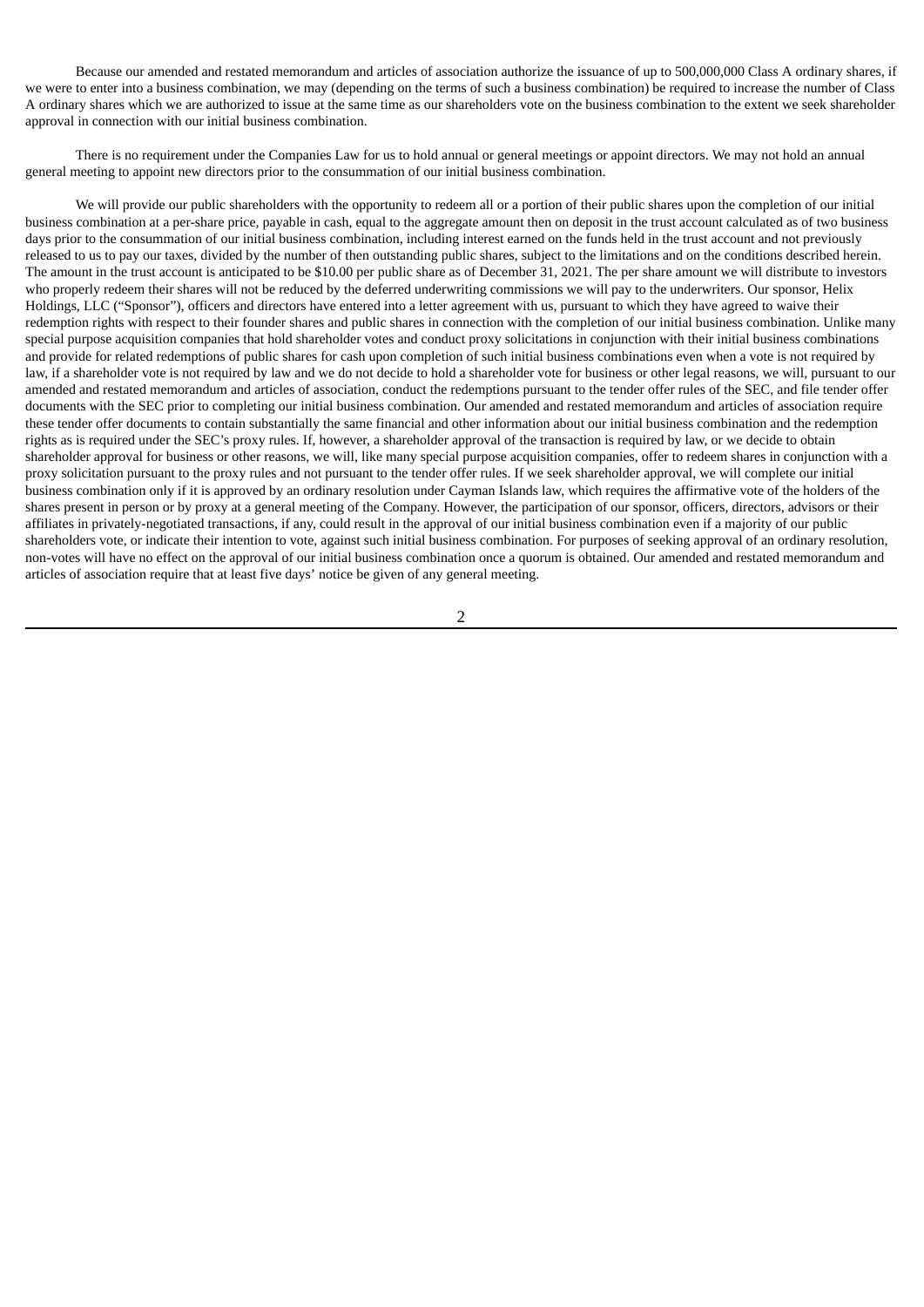Because our amended and restated memorandum and articles of association authorize the issuance of up to 500,000,000 Class A ordinary shares, if we were to enter into a business combination, we may (depending on the terms of such a business combination) be required to increase the number of Class A ordinary shares which we are authorized to issue at the same time as our shareholders vote on the business combination to the extent we seek shareholder approval in connection with our initial business combination.

There is no requirement under the Companies Law for us to hold annual or general meetings or appoint directors. We may not hold an annual general meeting to appoint new directors prior to the consummation of our initial business combination.

We will provide our public shareholders with the opportunity to redeem all or a portion of their public shares upon the completion of our initial business combination at a per-share price, payable in cash, equal to the aggregate amount then on deposit in the trust account calculated as of two business days prior to the consummation of our initial business combination, including interest earned on the funds held in the trust account and not previously released to us to pay our taxes, divided by the number of then outstanding public shares, subject to the limitations and on the conditions described herein. The amount in the trust account is anticipated to be $10.00 per public share as of December 31, 2021. The per share amount we will distribute to investors who properly redeem their shares will not be reduced by the deferred underwriting commissions we will pay to the underwriters. Our sponsor, Helix Holdings, LLC ("Sponsor"), officers and directors have entered into a letter agreement with us, pursuant to which they have agreed to waive their redemption rights with respect to their founder shares and public shares in connection with the completion of our initial business combination. Unlike many special purpose acquisition companies that hold shareholder votes and conduct proxy solicitations in conjunction with their initial business combinations and provide for related redemptions of public shares for cash upon completion of such initial business combinations even when a vote is not required by law, if a shareholder vote is not required by law and we do not decide to hold a shareholder vote for business or other legal reasons, we will, pursuant to our amended and restated memorandum and articles of association, conduct the redemptions pursuant to the tender offer rules of the SEC, and file tender offer documents with the SEC prior to completing our initial business combination. Our amended and restated memorandum and articles of association require these tender offer documents to contain substantially the same financial and other information about our initial business combination and the redemption rights as is required under the SEC's proxy rules. If, however, a shareholder approval of the transaction is required by law, or we decide to obtain shareholder approval for business or other reasons, we will, like many special purpose acquisition companies, offer to redeem shares in conjunction with a proxy solicitation pursuant to the proxy rules and not pursuant to the tender offer rules. If we seek shareholder approval, we will complete our initial business combination only if it is approved by an ordinary resolution under Cayman Islands law, which requires the affirmative vote of the holders of the shares present in person or by proxy at a general meeting of the Company. However, the participation of our sponsor, officers, directors, advisors or their affiliates in privately-negotiated transactions, if any, could result in the approval of our initial business combination even if a majority of our public shareholders vote, or indicate their intention to vote, against such initial business combination. For purposes of seeking approval of an ordinary resolution, non-votes will have no effect on the approval of our initial business combination once a quorum is obtained. Our amended and restated memorandum and articles of association require that at least five days' notice be given of any general meeting.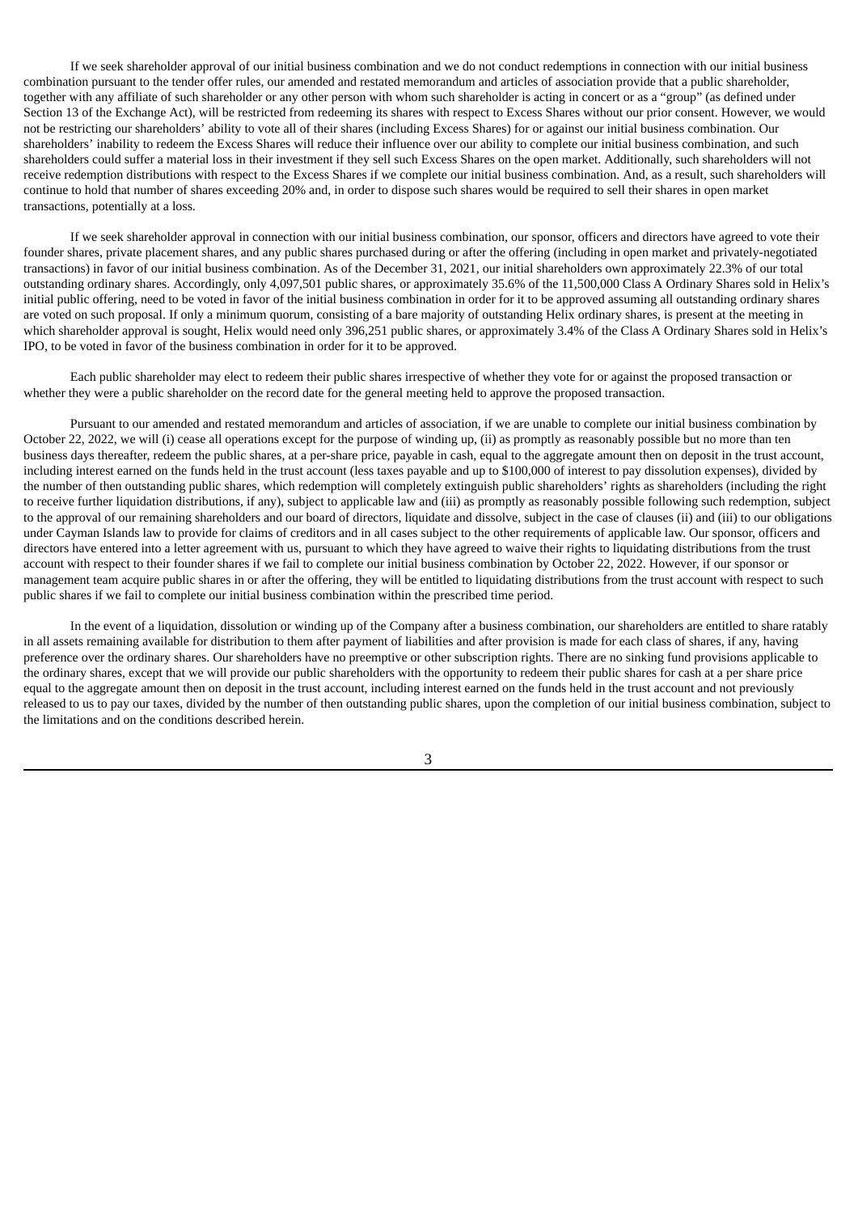If we seek shareholder approval of our initial business combination and we do not conduct redemptions in connection with our initial business combination pursuant to the tender offer rules, our amended and restated memorandum and articles of association provide that a public shareholder, together with any affiliate of such shareholder or any other person with whom such shareholder is acting in concert or as a "group" (as defined under Section 13 of the Exchange Act), will be restricted from redeeming its shares with respect to Excess Shares without our prior consent. However, we would not be restricting our shareholders' ability to vote all of their shares (including Excess Shares) for or against our initial business combination. Our shareholders' inability to redeem the Excess Shares will reduce their influence over our ability to complete our initial business combination, and such shareholders could suffer a material loss in their investment if they sell such Excess Shares on the open market. Additionally, such shareholders will not receive redemption distributions with respect to the Excess Shares if we complete our initial business combination. And, as a result, such shareholders will continue to hold that number of shares exceeding 20% and, in order to dispose such shares would be required to sell their shares in open market transactions, potentially at a loss.

If we seek shareholder approval in connection with our initial business combination, our sponsor, officers and directors have agreed to vote their founder shares, private placement shares, and any public shares purchased during or after the offering (including in open market and privately-negotiated transactions) in favor of our initial business combination. As of the December 31, 2021, our initial shareholders own approximately 22.3% of our total outstanding ordinary shares. Accordingly, only 4,097,501 public shares, or approximately 35.6% of the 11,500,000 Class A Ordinary Shares sold in Helix's initial public offering, need to be voted in favor of the initial business combination in order for it to be approved assuming all outstanding ordinary shares are voted on such proposal. If only a minimum quorum, consisting of a bare majority of outstanding Helix ordinary shares, is present at the meeting in which shareholder approval is sought, Helix would need only 396,251 public shares, or approximately 3.4% of the Class A Ordinary Shares sold in Helix's IPO, to be voted in favor of the business combination in order for it to be approved.

Each public shareholder may elect to redeem their public shares irrespective of whether they vote for or against the proposed transaction or whether they were a public shareholder on the record date for the general meeting held to approve the proposed transaction.

Pursuant to our amended and restated memorandum and articles of association, if we are unable to complete our initial business combination by October 22, 2022, we will (i) cease all operations except for the purpose of winding up, (ii) as promptly as reasonably possible but no more than ten business days thereafter, redeem the public shares, at a per-share price, payable in cash, equal to the aggregate amount then on deposit in the trust account, including interest earned on the funds held in the trust account (less taxes payable and up to $100,000 of interest to pay dissolution expenses), divided by the number of then outstanding public shares, which redemption will completely extinguish public shareholders' rights as shareholders (including the right to receive further liquidation distributions, if any), subject to applicable law and (iii) as promptly as reasonably possible following such redemption, subject to the approval of our remaining shareholders and our board of directors, liquidate and dissolve, subject in the case of clauses (ii) and (iii) to our obligations under Cayman Islands law to provide for claims of creditors and in all cases subject to the other requirements of applicable law. Our sponsor, officers and directors have entered into a letter agreement with us, pursuant to which they have agreed to waive their rights to liquidating distributions from the trust account with respect to their founder shares if we fail to complete our initial business combination by October 22, 2022. However, if our sponsor or management team acquire public shares in or after the offering, they will be entitled to liquidating distributions from the trust account with respect to such public shares if we fail to complete our initial business combination within the prescribed time period.

In the event of a liquidation, dissolution or winding up of the Company after a business combination, our shareholders are entitled to share ratably in all assets remaining available for distribution to them after payment of liabilities and after provision is made for each class of shares, if any, having preference over the ordinary shares. Our shareholders have no preemptive or other subscription rights. There are no sinking fund provisions applicable to the ordinary shares, except that we will provide our public shareholders with the opportunity to redeem their public shares for cash at a per share price equal to the aggregate amount then on deposit in the trust account, including interest earned on the funds held in the trust account and not previously released to us to pay our taxes, divided by the number of then outstanding public shares, upon the completion of our initial business combination, subject to the limitations and on the conditions described herein.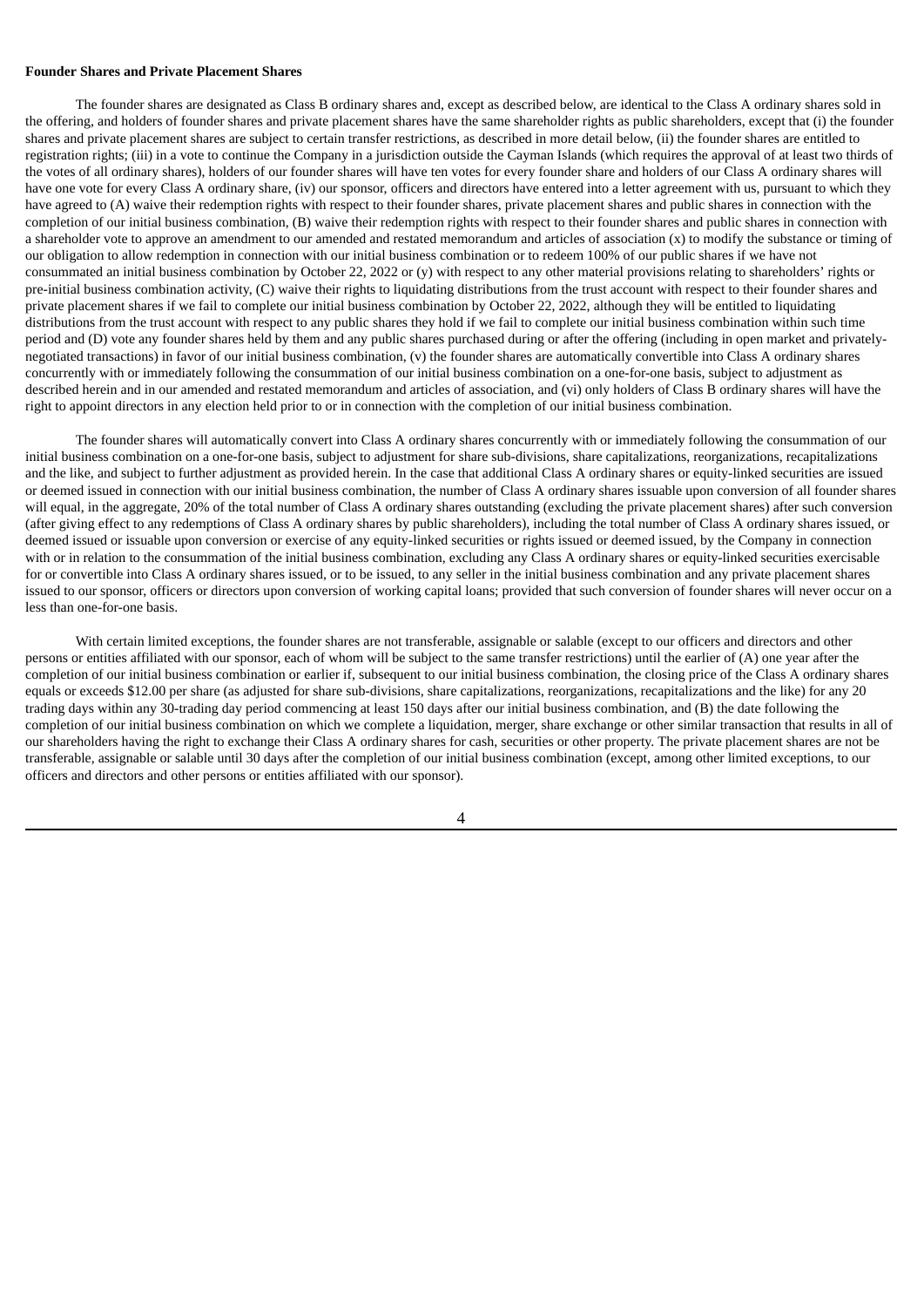**Founder Shares and Private Placement Shares**

The founder shares are designated as Class B ordinary shares and, except as described below, are identical to the Class A ordinary shares sold in the offering, and holders of founder shares and private placement shares have the same shareholder rights as public shareholders, except that (i) the founder shares and private placement shares are subject to certain transfer restrictions, as described in more detail below, (ii) the founder shares are entitled to registration rights; (iii) in a vote to continue the Company in a jurisdiction outside the Cayman Islands (which requires the approval of at least two thirds of the votes of all ordinary shares), holders of our founder shares will have ten votes for every founder share and holders of our Class A ordinary shares will have one vote for every Class A ordinary share, (iv) our sponsor, officers and directors have entered into a letter agreement with us, pursuant to which they have agreed to (A) waive their redemption rights with respect to their founder shares, private placement shares and public shares in connection with the completion of our initial business combination, (B) waive their redemption rights with respect to their founder shares and public shares in connection with a shareholder vote to approve an amendment to our amended and restated memorandum and articles of association (x) to modify the substance or timing of our obligation to allow redemption in connection with our initial business combination or to redeem 100% of our public shares if we have not consummated an initial business combination by October 22, 2022 or (y) with respect to any other material provisions relating to shareholders' rights or pre-initial business combination activity, (C) waive their rights to liquidating distributions from the trust account with respect to their founder shares and private placement shares if we fail to complete our initial business combination by October 22, 2022, although they will be entitled to liquidating distributions from the trust account with respect to any public shares they hold if we fail to complete our initial business combination within such time period and (D) vote any founder shares held by them and any public shares purchased during or after the offering (including in open market and privately-negotiated transactions) in favor of our initial business combination, (v) the founder shares are automatically convertible into Class A ordinary shares concurrently with or immediately following the consummation of our initial business combination on a one-for-one basis, subject to adjustment as described herein and in our amended and restated memorandum and articles of association, and (vi) only holders of Class B ordinary shares will have the right to appoint directors in any election held prior to or in connection with the completion of our initial business combination.

The founder shares will automatically convert into Class A ordinary shares concurrently with or immediately following the consummation of our initial business combination on a one-for-one basis, subject to adjustment for share sub-divisions, share capitalizations, reorganizations, recapitalizations and the like, and subject to further adjustment as provided herein. In the case that additional Class A ordinary shares or equity-linked securities are issued or deemed issued in connection with our initial business combination, the number of Class A ordinary shares issuable upon conversion of all founder shares will equal, in the aggregate, 20% of the total number of Class A ordinary shares outstanding (excluding the private placement shares) after such conversion (after giving effect to any redemptions of Class A ordinary shares by public shareholders), including the total number of Class A ordinary shares issued, or deemed issued or issuable upon conversion or exercise of any equity-linked securities or rights issued or deemed issued, by the Company in connection with or in relation to the consummation of the initial business combination, excluding any Class A ordinary shares or equity-linked securities exercisable for or convertible into Class A ordinary shares issued, or to be issued, to any seller in the initial business combination and any private placement shares issued to our sponsor, officers or directors upon conversion of working capital loans; provided that such conversion of founder shares will never occur on a less than one-for-one basis.

With certain limited exceptions, the founder shares are not transferable, assignable or salable (except to our officers and directors and other persons or entities affiliated with our sponsor, each of whom will be subject to the same transfer restrictions) until the earlier of (A) one year after the completion of our initial business combination or earlier if, subsequent to our initial business combination, the closing price of the Class A ordinary shares equals or exceeds $12.00 per share (as adjusted for share sub-divisions, share capitalizations, reorganizations, recapitalizations and the like) for any 20 trading days within any 30-trading day period commencing at least 150 days after our initial business combination, and (B) the date following the completion of our initial business combination on which we complete a liquidation, merger, share exchange or other similar transaction that results in all of our shareholders having the right to exchange their Class A ordinary shares for cash, securities or other property. The private placement shares are not be transferable, assignable or salable until 30 days after the completion of our initial business combination (except, among other limited exceptions, to our officers and directors and other persons or entities affiliated with our sponsor).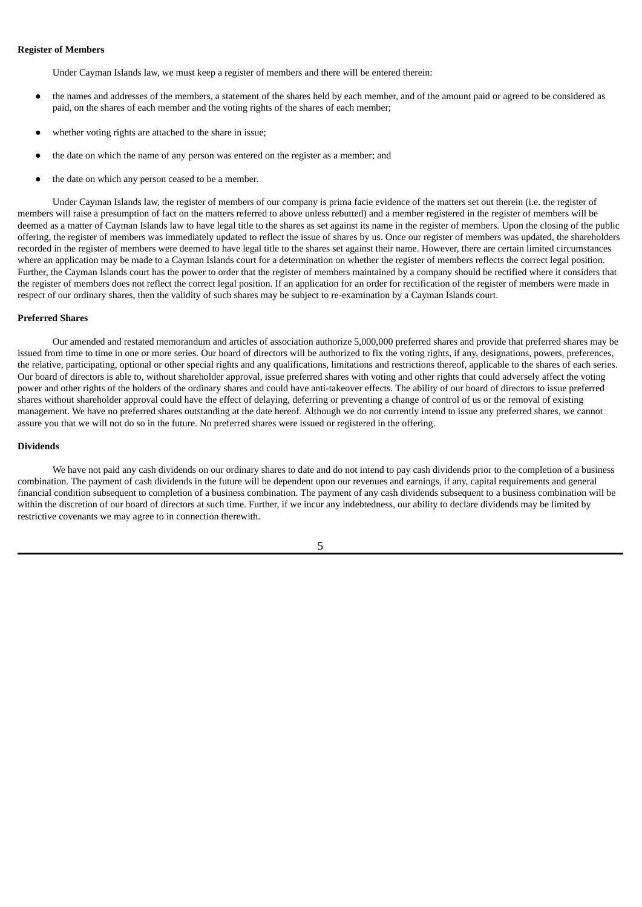**Register of Members**

Under Cayman Islands law, we must keep a register of members and there will be entered therein:

- the names and addresses of the members, a statement of the shares held by each member, and of the amount paid or agreed to be considered as paid, on the shares of each member and the voting rights of the shares of each member;
- whether voting rights are attached to the share in issue;
- the date on which the name of any person was entered on the register as a member; and
- the date on which any person ceased to be a member.

Under Cayman Islands law, the register of members of our company is prima facie evidence of the matters set out therein (i.e. the register of members will raise a presumption of fact on the matters referred to above unless rebutted) and a member registered in the register of members will be deemed as a matter of Cayman Islands law to have legal title to the shares as set against its name in the register of members. Upon the closing of the public offering, the register of members was immediately updated to reflect the issue of shares by us. Once our register of members was updated, the shareholders recorded in the register of members were deemed to have legal title to the shares set against their name. However, there are certain limited circumstances where an application may be made to a Cayman Islands court for a determination on whether the register of members reflects the correct legal position. Further, the Cayman Islands court has the power to order that the register of members maintained by a company should be rectified where it considers that the register of members does not reflect the correct legal position. If an application for an order for rectification of the register of members were made in respect of our ordinary shares, then the validity of such shares may be subject to re-examination by a Cayman Islands court.

**Preferred Shares**

Our amended and restated memorandum and articles of association authorize 5,000,000 preferred shares and provide that preferred shares may be issued from time to time in one or more series. Our board of directors will be authorized to fix the voting rights, if any, designations, powers, preferences, the relative, participating, optional or other special rights and any qualifications, limitations and restrictions thereof, applicable to the shares of each series. Our board of directors is able to, without shareholder approval, issue preferred shares with voting and other rights that could adversely affect the voting power and other rights of the holders of the ordinary shares and could have anti-takeover effects. The ability of our board of directors to issue preferred shares without shareholder approval could have the effect of delaying, deferring or preventing a change of control of us or the removal of existing management. We have no preferred shares outstanding at the date hereof. Although we do not currently intend to issue any preferred shares, we cannot assure you that we will not do so in the future. No preferred shares were issued or registered in the offering.

**Dividends**

We have not paid any cash dividends on our ordinary shares to date and do not intend to pay cash dividends prior to the completion of a business combination. The payment of cash dividends in the future will be dependent upon our revenues and earnings, if any, capital requirements and general financial condition subsequent to completion of a business combination. The payment of any cash dividends subsequent to a business combination will be within the discretion of our board of directors at such time. Further, if we incur any indebtedness, our ability to declare dividends may be limited by restrictive covenants we may agree to in connection therewith.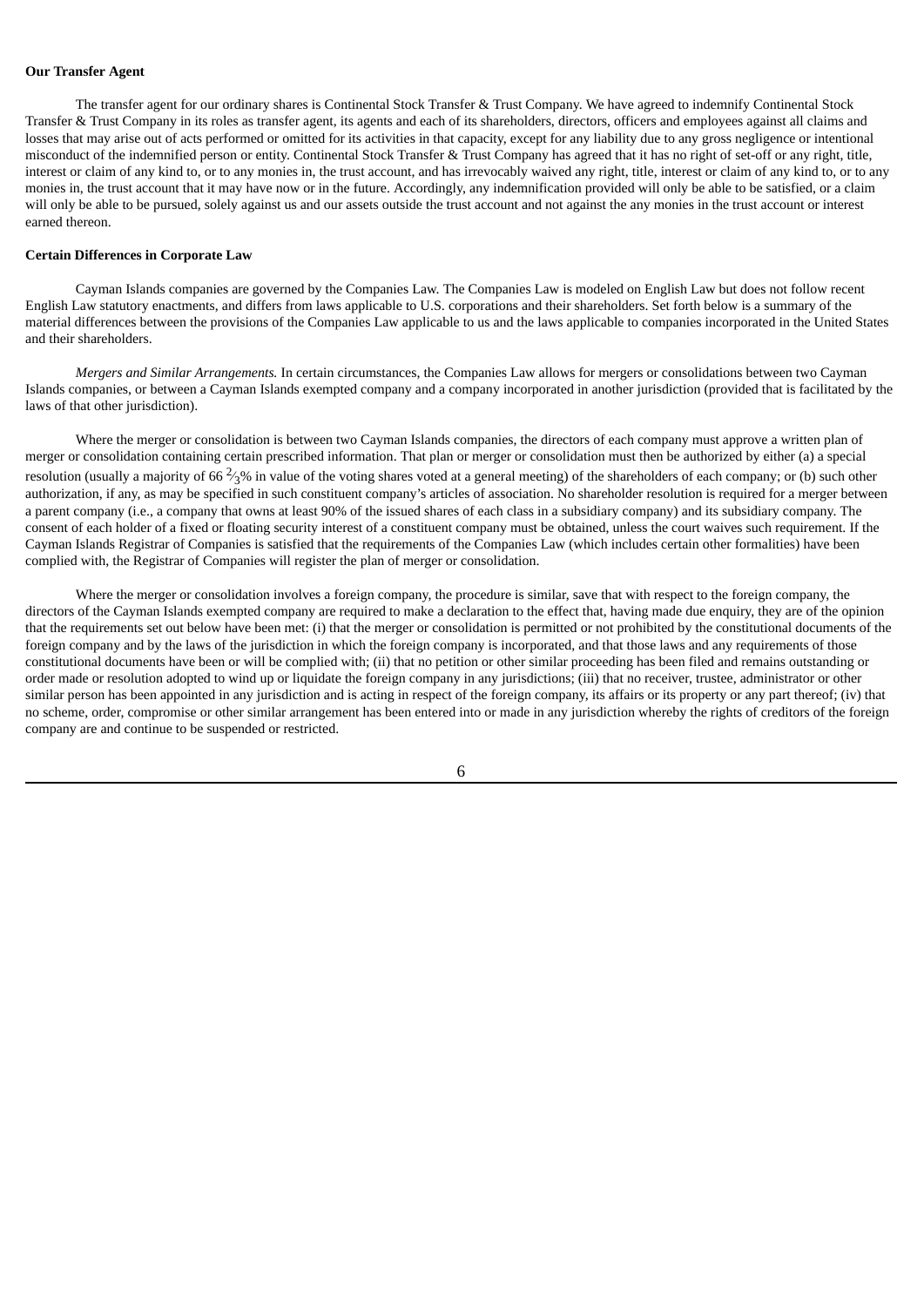**Our Transfer Agent**

The transfer agent for our ordinary shares is Continental Stock Transfer & Trust Company. We have agreed to indemnify Continental Stock Transfer & Trust Company in its roles as transfer agent, its agents and each of its shareholders, directors, officers and employees against all claims and losses that may arise out of acts performed or omitted for its activities in that capacity, except for any liability due to any gross negligence or intentional misconduct of the indemnified person or entity. Continental Stock Transfer & Trust Company has agreed that it has no right of set-off or any right, title, interest or claim of any kind to, or to any monies in, the trust account, and has irrevocably waived any right, title, interest or claim of any kind to, or to any monies in, the trust account that it may have now or in the future. Accordingly, any indemnification provided will only be able to be satisfied, or a claim will only be able to be pursued, solely against us and our assets outside the trust account and not against the any monies in the trust account or interest earned thereon.

**Certain Differences in Corporate Law**

Cayman Islands companies are governed by the Companies Law. The Companies Law is modeled on English Law but does not follow recent English Law statutory enactments, and differs from laws applicable to U.S. corporations and their shareholders. Set forth below is a summary of the material differences between the provisions of the Companies Law applicable to us and the laws applicable to companies incorporated in the United States and their shareholders.

*Mergers and Similar Arrangements.* In certain circumstances, the Companies Law allows for mergers or consolidations between two Cayman Islands companies, or between a Cayman Islands exempted company and a company incorporated in another jurisdiction (provided that is facilitated by the laws of that other jurisdiction).

Where the merger or consolidation is between two Cayman Islands companies, the directors of each company must approve a written plan of merger or consolidation containing certain prescribed information. That plan or merger or consolidation must then be authorized by either (a) a special resolution (usually a majority of 66 ⅔% in value of the voting shares voted at a general meeting) of the shareholders of each company; or (b) such other authorization, if any, as may be specified in such constituent company's articles of association. No shareholder resolution is required for a merger between a parent company (i.e., a company that owns at least 90% of the issued shares of each class in a subsidiary company) and its subsidiary company. The consent of each holder of a fixed or floating security interest of a constituent company must be obtained, unless the court waives such requirement. If the Cayman Islands Registrar of Companies is satisfied that the requirements of the Companies Law (which includes certain other formalities) have been complied with, the Registrar of Companies will register the plan of merger or consolidation.

Where the merger or consolidation involves a foreign company, the procedure is similar, save that with respect to the foreign company, the directors of the Cayman Islands exempted company are required to make a declaration to the effect that, having made due enquiry, they are of the opinion that the requirements set out below have been met: (i) that the merger or consolidation is permitted or not prohibited by the constitutional documents of the foreign company and by the laws of the jurisdiction in which the foreign company is incorporated, and that those laws and any requirements of those constitutional documents have been or will be complied with; (ii) that no petition or other similar proceeding has been filed and remains outstanding or order made or resolution adopted to wind up or liquidate the foreign company in any jurisdictions; (iii) that no receiver, trustee, administrator or other similar person has been appointed in any jurisdiction and is acting in respect of the foreign company, its affairs or its property or any part thereof; (iv) that no scheme, order, compromise or other similar arrangement has been entered into or made in any jurisdiction whereby the rights of creditors of the foreign company are and continue to be suspended or restricted.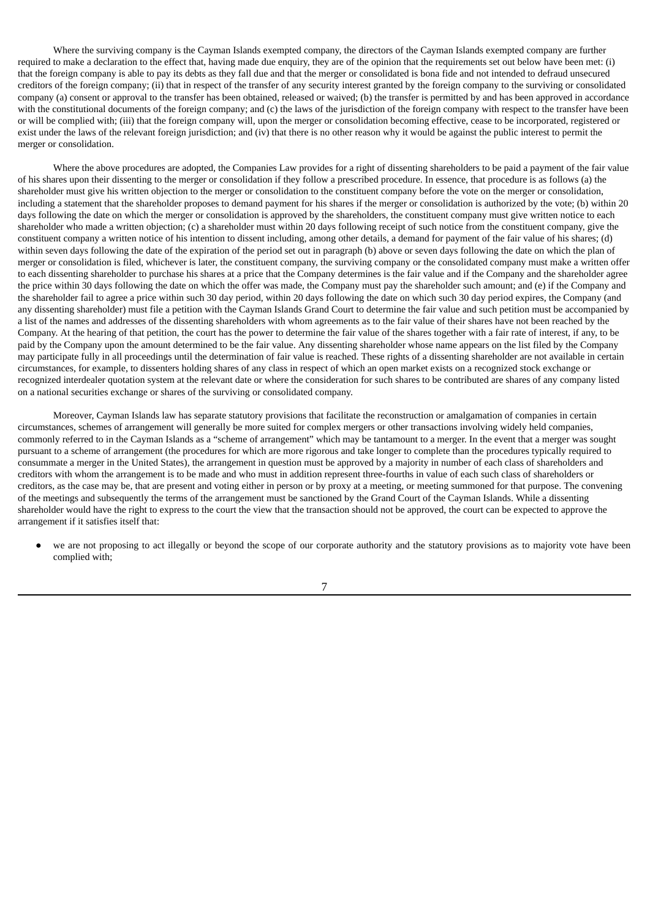Where the surviving company is the Cayman Islands exempted company, the directors of the Cayman Islands exempted company are further required to make a declaration to the effect that, having made due enquiry, they are of the opinion that the requirements set out below have been met: (i) that the foreign company is able to pay its debts as they fall due and that the merger or consolidated is bona fide and not intended to defraud unsecured creditors of the foreign company; (ii) that in respect of the transfer of any security interest granted by the foreign company to the surviving or consolidated company (a) consent or approval to the transfer has been obtained, released or waived; (b) the transfer is permitted by and has been approved in accordance with the constitutional documents of the foreign company; and (c) the laws of the jurisdiction of the foreign company with respect to the transfer have been or will be complied with; (iii) that the foreign company will, upon the merger or consolidation becoming effective, cease to be incorporated, registered or exist under the laws of the relevant foreign jurisdiction; and (iv) that there is no other reason why it would be against the public interest to permit the merger or consolidation.

Where the above procedures are adopted, the Companies Law provides for a right of dissenting shareholders to be paid a payment of the fair value of his shares upon their dissenting to the merger or consolidation if they follow a prescribed procedure. In essence, that procedure is as follows (a) the shareholder must give his written objection to the merger or consolidation to the constituent company before the vote on the merger or consolidation, including a statement that the shareholder proposes to demand payment for his shares if the merger or consolidation is authorized by the vote; (b) within 20 days following the date on which the merger or consolidation is approved by the shareholders, the constituent company must give written notice to each shareholder who made a written objection; (c) a shareholder must within 20 days following receipt of such notice from the constituent company, give the constituent company a written notice of his intention to dissent including, among other details, a demand for payment of the fair value of his shares; (d) within seven days following the date of the expiration of the period set out in paragraph (b) above or seven days following the date on which the plan of merger or consolidation is filed, whichever is later, the constituent company, the surviving company or the consolidated company must make a written offer to each dissenting shareholder to purchase his shares at a price that the Company determines is the fair value and if the Company and the shareholder agree the price within 30 days following the date on which the offer was made, the Company must pay the shareholder such amount; and (e) if the Company and the shareholder fail to agree a price within such 30 day period, within 20 days following the date on which such 30 day period expires, the Company (and any dissenting shareholder) must file a petition with the Cayman Islands Grand Court to determine the fair value and such petition must be accompanied by a list of the names and addresses of the dissenting shareholders with whom agreements as to the fair value of their shares have not been reached by the Company. At the hearing of that petition, the court has the power to determine the fair value of the shares together with a fair rate of interest, if any, to be paid by the Company upon the amount determined to be the fair value. Any dissenting shareholder whose name appears on the list filed by the Company may participate fully in all proceedings until the determination of fair value is reached. These rights of a dissenting shareholder are not available in certain circumstances, for example, to dissenters holding shares of any class in respect of which an open market exists on a recognized stock exchange or recognized interdealer quotation system at the relevant date or where the consideration for such shares to be contributed are shares of any company listed on a national securities exchange or shares of the surviving or consolidated company.

Moreover, Cayman Islands law has separate statutory provisions that facilitate the reconstruction or amalgamation of companies in certain circumstances, schemes of arrangement will generally be more suited for complex mergers or other transactions involving widely held companies, commonly referred to in the Cayman Islands as a "scheme of arrangement" which may be tantamount to a merger. In the event that a merger was sought pursuant to a scheme of arrangement (the procedures for which are more rigorous and take longer to complete than the procedures typically required to consummate a merger in the United States), the arrangement in question must be approved by a majority in number of each class of shareholders and creditors with whom the arrangement is to be made and who must in addition represent three-fourths in value of each such class of shareholders or creditors, as the case may be, that are present and voting either in person or by proxy at a meeting, or meeting summoned for that purpose. The convening of the meetings and subsequently the terms of the arrangement must be sanctioned by the Grand Court of the Cayman Islands. While a dissenting shareholder would have the right to express to the court the view that the transaction should not be approved, the court can be expected to approve the arrangement if it satisfies itself that:

- we are not proposing to act illegally or beyond the scope of our corporate authority and the statutory provisions as to majority vote have been complied with;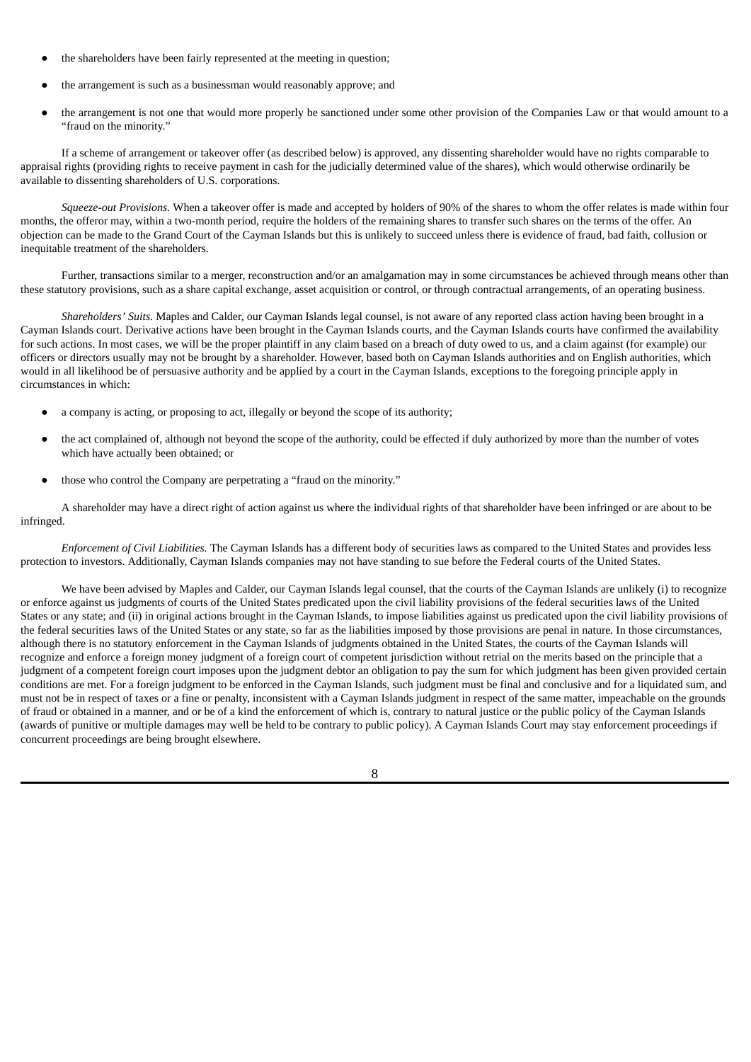- the shareholders have been fairly represented at the meeting in question;
- the arrangement is such as a businessman would reasonably approve; and
- the arrangement is not one that would more properly be sanctioned under some other provision of the Companies Law or that would amount to a "fraud on the minority."

If a scheme of arrangement or takeover offer (as described below) is approved, any dissenting shareholder would have no rights comparable to appraisal rights (providing rights to receive payment in cash for the judicially determined value of the shares), which would otherwise ordinarily be available to dissenting shareholders of U.S. corporations.

*Squeeze-out Provisions.* When a takeover offer is made and accepted by holders of 90% of the shares to whom the offer relates is made within four months, the offeror may, within a two-month period, require the holders of the remaining shares to transfer such shares on the terms of the offer. An objection can be made to the Grand Court of the Cayman Islands but this is unlikely to succeed unless there is evidence of fraud, bad faith, collusion or inequitable treatment of the shareholders.

Further, transactions similar to a merger, reconstruction and/or an amalgamation may in some circumstances be achieved through means other than these statutory provisions, such as a share capital exchange, asset acquisition or control, or through contractual arrangements, of an operating business.

*Shareholders' Suits.* Maples and Calder, our Cayman Islands legal counsel, is not aware of any reported class action having been brought in a Cayman Islands court. Derivative actions have been brought in the Cayman Islands courts, and the Cayman Islands courts have confirmed the availability for such actions. In most cases, we will be the proper plaintiff in any claim based on a breach of duty owed to us, and a claim against (for example) our officers or directors usually may not be brought by a shareholder. However, based both on Cayman Islands authorities and on English authorities, which would in all likelihood be of persuasive authority and be applied by a court in the Cayman Islands, exceptions to the foregoing principle apply in circumstances in which:

- a company is acting, or proposing to act, illegally or beyond the scope of its authority;
- the act complained of, although not beyond the scope of the authority, could be effected if duly authorized by more than the number of votes which have actually been obtained; or
- those who control the Company are perpetrating a "fraud on the minority."

A shareholder may have a direct right of action against us where the individual rights of that shareholder have been infringed or are about to be infringed.

*Enforcement of Civil Liabilities.* The Cayman Islands has a different body of securities laws as compared to the United States and provides less protection to investors. Additionally, Cayman Islands companies may not have standing to sue before the Federal courts of the United States.

We have been advised by Maples and Calder, our Cayman Islands legal counsel, that the courts of the Cayman Islands are unlikely (i) to recognize or enforce against us judgments of courts of the United States predicated upon the civil liability provisions of the federal securities laws of the United States or any state; and (ii) in original actions brought in the Cayman Islands, to impose liabilities against us predicated upon the civil liability provisions of the federal securities laws of the United States or any state, so far as the liabilities imposed by those provisions are penal in nature. In those circumstances, although there is no statutory enforcement in the Cayman Islands of judgments obtained in the United States, the courts of the Cayman Islands will recognize and enforce a foreign money judgment of a foreign court of competent jurisdiction without retrial on the merits based on the principle that a judgment of a competent foreign court imposes upon the judgment debtor an obligation to pay the sum for which judgment has been given provided certain conditions are met. For a foreign judgment to be enforced in the Cayman Islands, such judgment must be final and conclusive and for a liquidated sum, and must not be in respect of taxes or a fine or penalty, inconsistent with a Cayman Islands judgment in respect of the same matter, impeachable on the grounds of fraud or obtained in a manner, and or be of a kind the enforcement of which is, contrary to natural justice or the public policy of the Cayman Islands (awards of punitive or multiple damages may well be held to be contrary to public policy). A Cayman Islands Court may stay enforcement proceedings if concurrent proceedings are being brought elsewhere.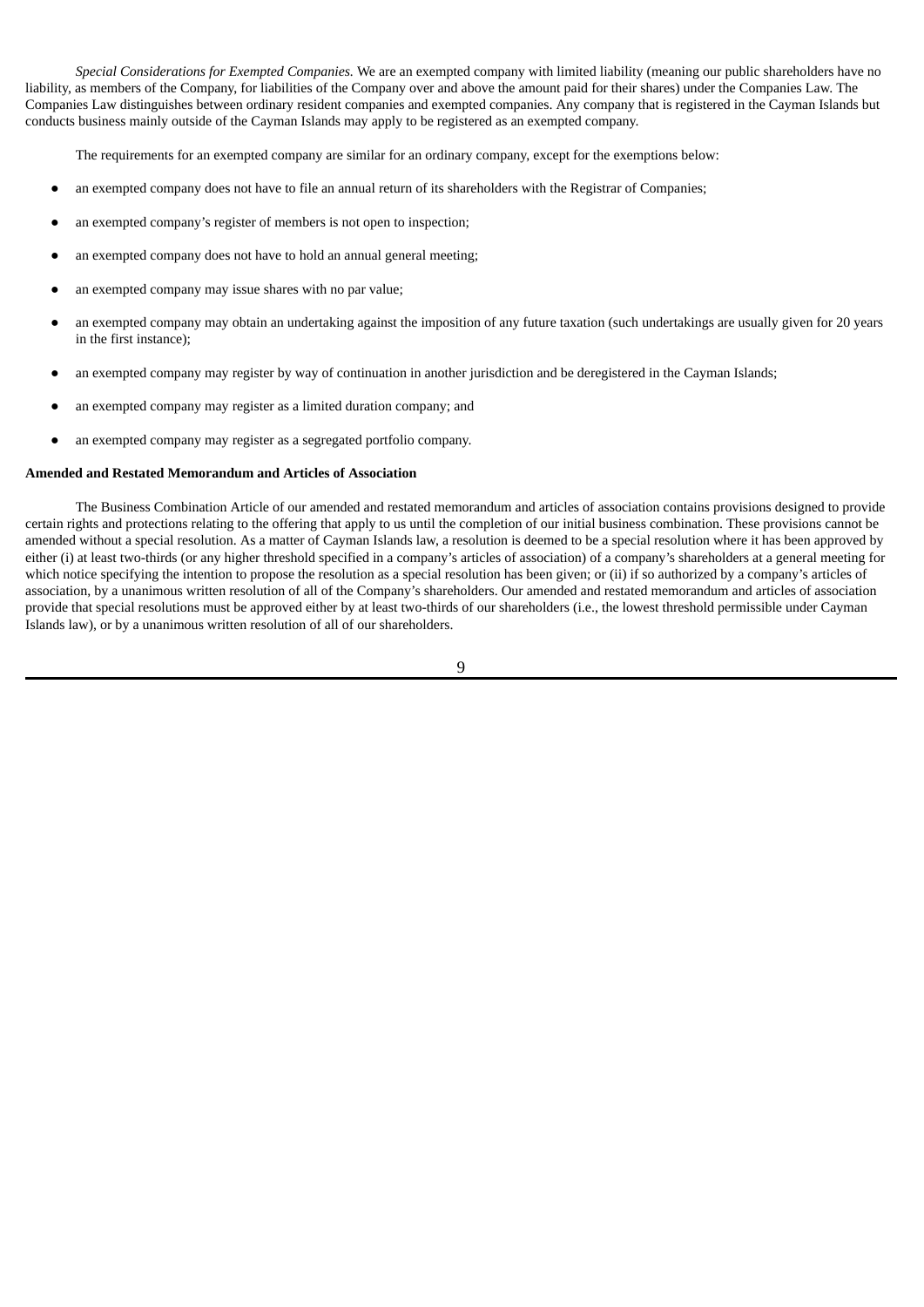*Special Considerations for Exempted Companies.* We are an exempted company with limited liability (meaning our public shareholders have no liability, as members of the Company, for liabilities of the Company over and above the amount paid for their shares) under the Companies Law. The Companies Law distinguishes between ordinary resident companies and exempted companies. Any company that is registered in the Cayman Islands but conducts business mainly outside of the Cayman Islands may apply to be registered as an exempted company.

The requirements for an exempted company are similar for an ordinary company, except for the exemptions below:

- an exempted company does not have to file an annual return of its shareholders with the Registrar of Companies;
- an exempted company's register of members is not open to inspection;
- an exempted company does not have to hold an annual general meeting;
- an exempted company may issue shares with no par value;
- an exempted company may obtain an undertaking against the imposition of any future taxation (such undertakings are usually given for 20 years in the first instance);
- an exempted company may register by way of continuation in another jurisdiction and be deregistered in the Cayman Islands;
- an exempted company may register as a limited duration company; and
- an exempted company may register as a segregated portfolio company.

**Amended and Restated Memorandum and Articles of Association**

The Business Combination Article of our amended and restated memorandum and articles of association contains provisions designed to provide certain rights and protections relating to the offering that apply to us until the completion of our initial business combination. These provisions cannot be amended without a special resolution. As a matter of Cayman Islands law, a resolution is deemed to be a special resolution where it has been approved by either (i) at least two-thirds (or any higher threshold specified in a company's articles of association) of a company's shareholders at a general meeting for which notice specifying the intention to propose the resolution as a special resolution has been given; or (ii) if so authorized by a company's articles of association, by a unanimous written resolution of all of the Company's shareholders. Our amended and restated memorandum and articles of association provide that special resolutions must be approved either by at least two-thirds of our shareholders (i.e., the lowest threshold permissible under Cayman Islands law), or by a unanimous written resolution of all of our shareholders.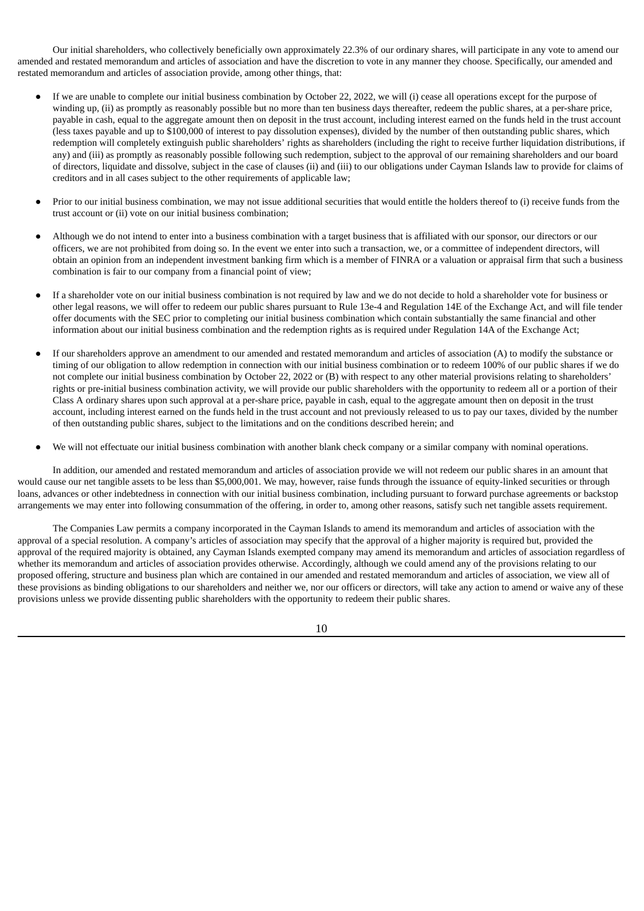Our initial shareholders, who collectively beneficially own approximately 22.3% of our ordinary shares, will participate in any vote to amend our amended and restated memorandum and articles of association and have the discretion to vote in any manner they choose. Specifically, our amended and restated memorandum and articles of association provide, among other things, that:

- If we are unable to complete our initial business combination by October 22, 2022, we will (i) cease all operations except for the purpose of winding up, (ii) as promptly as reasonably possible but no more than ten business days thereafter, redeem the public shares, at a per-share price, payable in cash, equal to the aggregate amount then on deposit in the trust account, including interest earned on the funds held in the trust account (less taxes payable and up to $100,000 of interest to pay dissolution expenses), divided by the number of then outstanding public shares, which redemption will completely extinguish public shareholders' rights as shareholders (including the right to receive further liquidation distributions, if any) and (iii) as promptly as reasonably possible following such redemption, subject to the approval of our remaining shareholders and our board of directors, liquidate and dissolve, subject in the case of clauses (ii) and (iii) to our obligations under Cayman Islands law to provide for claims of creditors and in all cases subject to the other requirements of applicable law;

- Prior to our initial business combination, we may not issue additional securities that would entitle the holders thereof to (i) receive funds from the trust account or (ii) vote on our initial business combination;

- Although we do not intend to enter into a business combination with a target business that is affiliated with our sponsor, our directors or our officers, we are not prohibited from doing so. In the event we enter into such a transaction, we, or a committee of independent directors, will obtain an opinion from an independent investment banking firm which is a member of FINRA or a valuation or appraisal firm that such a business combination is fair to our company from a financial point of view;

- If a shareholder vote on our initial business combination is not required by law and we do not decide to hold a shareholder vote for business or other legal reasons, we will offer to redeem our public shares pursuant to Rule 13e-4 and Regulation 14E of the Exchange Act, and will file tender offer documents with the SEC prior to completing our initial business combination which contain substantially the same financial and other information about our initial business combination and the redemption rights as is required under Regulation 14A of the Exchange Act;

- If our shareholders approve an amendment to our amended and restated memorandum and articles of association (A) to modify the substance or timing of our obligation to allow redemption in connection with our initial business combination or to redeem 100% of our public shares if we do not complete our initial business combination by October 22, 2022 or (B) with respect to any other material provisions relating to shareholders' rights or pre-initial business combination activity, we will provide our public shareholders with the opportunity to redeem all or a portion of their Class A ordinary shares upon such approval at a per-share price, payable in cash, equal to the aggregate amount then on deposit in the trust account, including interest earned on the funds held in the trust account and not previously released to us to pay our taxes, divided by the number of then outstanding public shares, subject to the limitations and on the conditions described herein; and

- We will not effectuate our initial business combination with another blank check company or a similar company with nominal operations.

In addition, our amended and restated memorandum and articles of association provide we will not redeem our public shares in an amount that would cause our net tangible assets to be less than $5,000,001. We may, however, raise funds through the issuance of equity-linked securities or through loans, advances or other indebtedness in connection with our initial business combination, including pursuant to forward purchase agreements or backstop arrangements we may enter into following consummation of the offering, in order to, among other reasons, satisfy such net tangible assets requirement.

The Companies Law permits a company incorporated in the Cayman Islands to amend its memorandum and articles of association with the approval of a special resolution. A company's articles of association may specify that the approval of a higher majority is required but, provided the approval of the required majority is obtained, any Cayman Islands exempted company may amend its memorandum and articles of association regardless of whether its memorandum and articles of association provides otherwise. Accordingly, although we could amend any of the provisions relating to our proposed offering, structure and business plan which are contained in our amended and restated memorandum and articles of association, we view all of these provisions as binding obligations to our shareholders and neither we, nor our officers or directors, will take any action to amend or waive any of these provisions unless we provide dissenting public shareholders with the opportunity to redeem their public shares.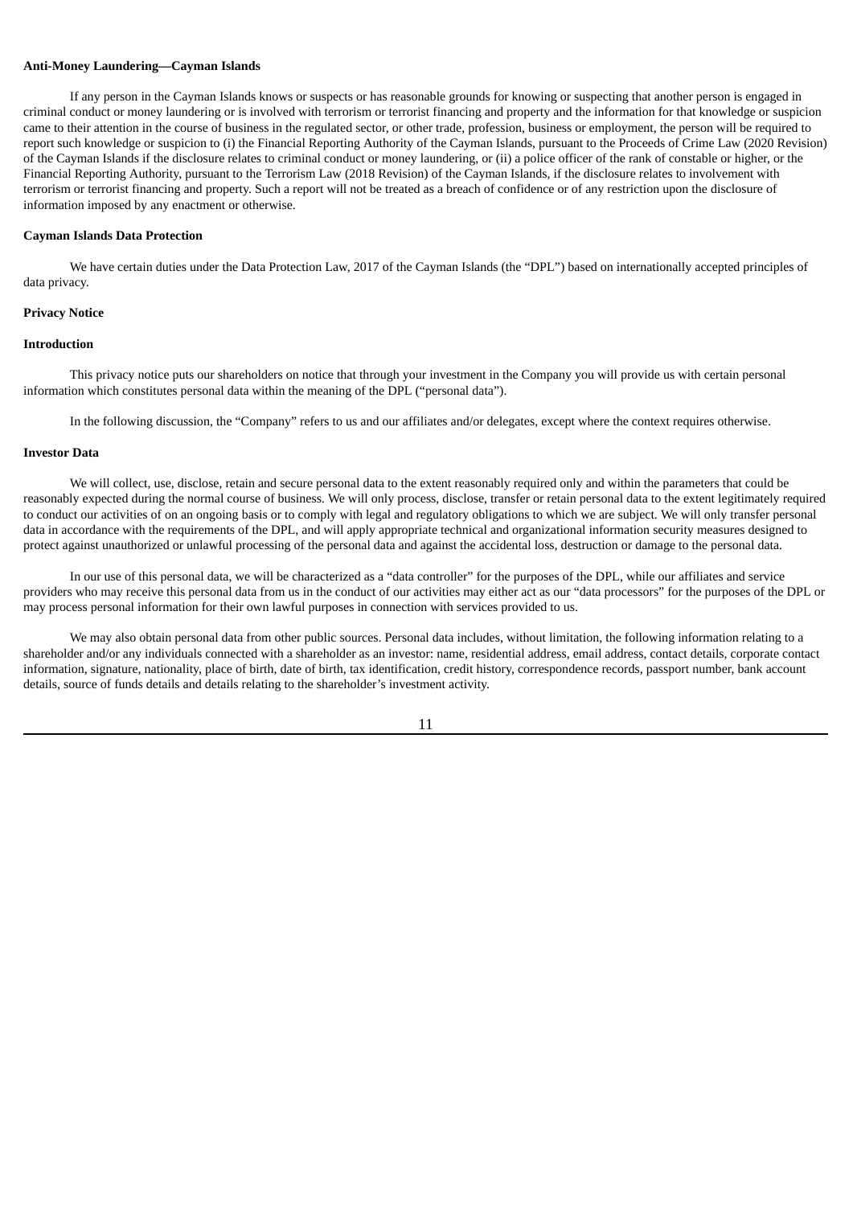**Anti-Money Laundering—Cayman Islands**

If any person in the Cayman Islands knows or suspects or has reasonable grounds for knowing or suspecting that another person is engaged in criminal conduct or money laundering or is involved with terrorism or terrorist financing and property and the information for that knowledge or suspicion came to their attention in the course of business in the regulated sector, or other trade, profession, business or employment, the person will be required to report such knowledge or suspicion to (i) the Financial Reporting Authority of the Cayman Islands, pursuant to the Proceeds of Crime Law (2020 Revision) of the Cayman Islands if the disclosure relates to criminal conduct or money laundering, or (ii) a police officer of the rank of constable or higher, or the Financial Reporting Authority, pursuant to the Terrorism Law (2018 Revision) of the Cayman Islands, if the disclosure relates to involvement with terrorism or terrorist financing and property. Such a report will not be treated as a breach of confidence or of any restriction upon the disclosure of information imposed by any enactment or otherwise.

**Cayman Islands Data Protection**

We have certain duties under the Data Protection Law, 2017 of the Cayman Islands (the "DPL") based on internationally accepted principles of data privacy.

**Privacy Notice**

**Introduction**

This privacy notice puts our shareholders on notice that through your investment in the Company you will provide us with certain personal information which constitutes personal data within the meaning of the DPL ("personal data").

In the following discussion, the "Company" refers to us and our affiliates and/or delegates, except where the context requires otherwise.

**Investor Data**

We will collect, use, disclose, retain and secure personal data to the extent reasonably required only and within the parameters that could be reasonably expected during the normal course of business. We will only process, disclose, transfer or retain personal data to the extent legitimately required to conduct our activities of on an ongoing basis or to comply with legal and regulatory obligations to which we are subject. We will only transfer personal data in accordance with the requirements of the DPL, and will apply appropriate technical and organizational information security measures designed to protect against unauthorized or unlawful processing of the personal data and against the accidental loss, destruction or damage to the personal data.

In our use of this personal data, we will be characterized as a "data controller" for the purposes of the DPL, while our affiliates and service providers who may receive this personal data from us in the conduct of our activities may either act as our "data processors" for the purposes of the DPL or may process personal information for their own lawful purposes in connection with services provided to us.

We may also obtain personal data from other public sources. Personal data includes, without limitation, the following information relating to a shareholder and/or any individuals connected with a shareholder as an investor: name, residential address, email address, contact details, corporate contact information, signature, nationality, place of birth, date of birth, tax identification, credit history, correspondence records, passport number, bank account details, source of funds details and details relating to the shareholder's investment activity.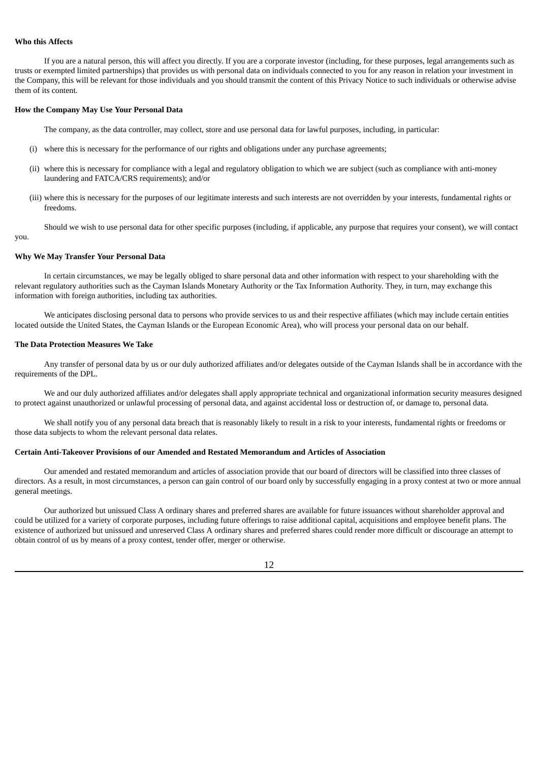**Who this Affects**

If you are a natural person, this will affect you directly. If you are a corporate investor (including, for these purposes, legal arrangements such as trusts or exempted limited partnerships) that provides us with personal data on individuals connected to you for any reason in relation your investment in the Company, this will be relevant for those individuals and you should transmit the content of this Privacy Notice to such individuals or otherwise advise them of its content.

**How the Company May Use Your Personal Data**

The company, as the data controller, may collect, store and use personal data for lawful purposes, including, in particular:

(i) where this is necessary for the performance of our rights and obligations under any purchase agreements;

(ii) where this is necessary for compliance with a legal and regulatory obligation to which we are subject (such as compliance with anti-money laundering and FATCA/CRS requirements); and/or

(iii) where this is necessary for the purposes of our legitimate interests and such interests are not overridden by your interests, fundamental rights or freedoms.

Should we wish to use personal data for other specific purposes (including, if applicable, any purpose that requires your consent), we will contact you.

**Why We May Transfer Your Personal Data**

In certain circumstances, we may be legally obliged to share personal data and other information with respect to your shareholding with the relevant regulatory authorities such as the Cayman Islands Monetary Authority or the Tax Information Authority. They, in turn, may exchange this information with foreign authorities, including tax authorities.

We anticipates disclosing personal data to persons who provide services to us and their respective affiliates (which may include certain entities located outside the United States, the Cayman Islands or the European Economic Area), who will process your personal data on our behalf.

**The Data Protection Measures We Take**

Any transfer of personal data by us or our duly authorized affiliates and/or delegates outside of the Cayman Islands shall be in accordance with the requirements of the DPL.

We and our duly authorized affiliates and/or delegates shall apply appropriate technical and organizational information security measures designed to protect against unauthorized or unlawful processing of personal data, and against accidental loss or destruction of, or damage to, personal data.

We shall notify you of any personal data breach that is reasonably likely to result in a risk to your interests, fundamental rights or freedoms or those data subjects to whom the relevant personal data relates.

**Certain Anti-Takeover Provisions of our Amended and Restated Memorandum and Articles of Association**

Our amended and restated memorandum and articles of association provide that our board of directors will be classified into three classes of directors. As a result, in most circumstances, a person can gain control of our board only by successfully engaging in a proxy contest at two or more annual general meetings.

Our authorized but unissued Class A ordinary shares and preferred shares are available for future issuances without shareholder approval and could be utilized for a variety of corporate purposes, including future offerings to raise additional capital, acquisitions and employee benefit plans. The existence of authorized but unissued and unreserved Class A ordinary shares and preferred shares could render more difficult or discourage an attempt to obtain control of us by means of a proxy contest, tender offer, merger or otherwise.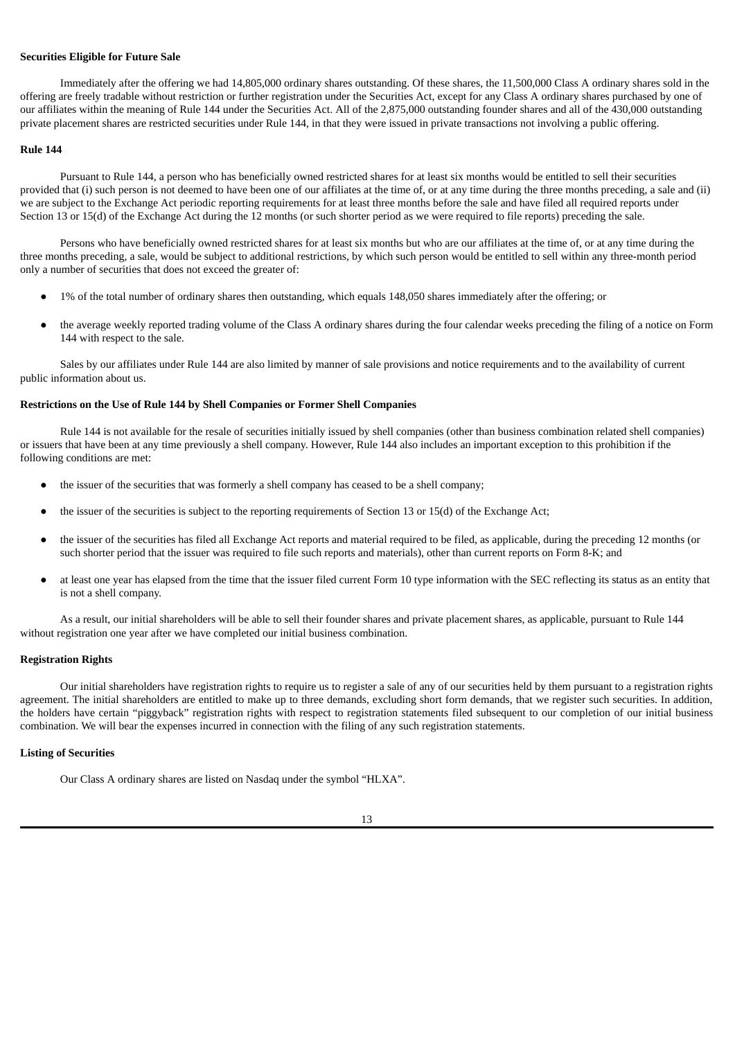**Securities Eligible for Future Sale**

Immediately after the offering we had 14,805,000 ordinary shares outstanding. Of these shares, the 11,500,000 Class A ordinary shares sold in the offering are freely tradable without restriction or further registration under the Securities Act, except for any Class A ordinary shares purchased by one of our affiliates within the meaning of Rule 144 under the Securities Act. All of the 2,875,000 outstanding founder shares and all of the 430,000 outstanding private placement shares are restricted securities under Rule 144, in that they were issued in private transactions not involving a public offering.

**Rule 144**

Pursuant to Rule 144, a person who has beneficially owned restricted shares for at least six months would be entitled to sell their securities provided that (i) such person is not deemed to have been one of our affiliates at the time of, or at any time during the three months preceding, a sale and (ii) we are subject to the Exchange Act periodic reporting requirements for at least three months before the sale and have filed all required reports under Section 13 or 15(d) of the Exchange Act during the 12 months (or such shorter period as we were required to file reports) preceding the sale.

Persons who have beneficially owned restricted shares for at least six months but who are our affiliates at the time of, or at any time during the three months preceding, a sale, would be subject to additional restrictions, by which such person would be entitled to sell within any three-month period only a number of securities that does not exceed the greater of:

- 1% of the total number of ordinary shares then outstanding, which equals 148,050 shares immediately after the offering; or
- the average weekly reported trading volume of the Class A ordinary shares during the four calendar weeks preceding the filing of a notice on Form 144 with respect to the sale.

Sales by our affiliates under Rule 144 are also limited by manner of sale provisions and notice requirements and to the availability of current public information about us.

**Restrictions on the Use of Rule 144 by Shell Companies or Former Shell Companies**

Rule 144 is not available for the resale of securities initially issued by shell companies (other than business combination related shell companies) or issuers that have been at any time previously a shell company. However, Rule 144 also includes an important exception to this prohibition if the following conditions are met:

- the issuer of the securities that was formerly a shell company has ceased to be a shell company;
- the issuer of the securities is subject to the reporting requirements of Section 13 or 15(d) of the Exchange Act;
- the issuer of the securities has filed all Exchange Act reports and material required to be filed, as applicable, during the preceding 12 months (or such shorter period that the issuer was required to file such reports and materials), other than current reports on Form 8-K; and
- at least one year has elapsed from the time that the issuer filed current Form 10 type information with the SEC reflecting its status as an entity that is not a shell company.

As a result, our initial shareholders will be able to sell their founder shares and private placement shares, as applicable, pursuant to Rule 144 without registration one year after we have completed our initial business combination.

**Registration Rights**

Our initial shareholders have registration rights to require us to register a sale of any of our securities held by them pursuant to a registration rights agreement. The initial shareholders are entitled to make up to three demands, excluding short form demands, that we register such securities. In addition, the holders have certain "piggyback" registration rights with respect to registration statements filed subsequent to our completion of our initial business combination. We will bear the expenses incurred in connection with the filing of any such registration statements.

**Listing of Securities**

Our Class A ordinary shares are listed on Nasdaq under the symbol "HLXA".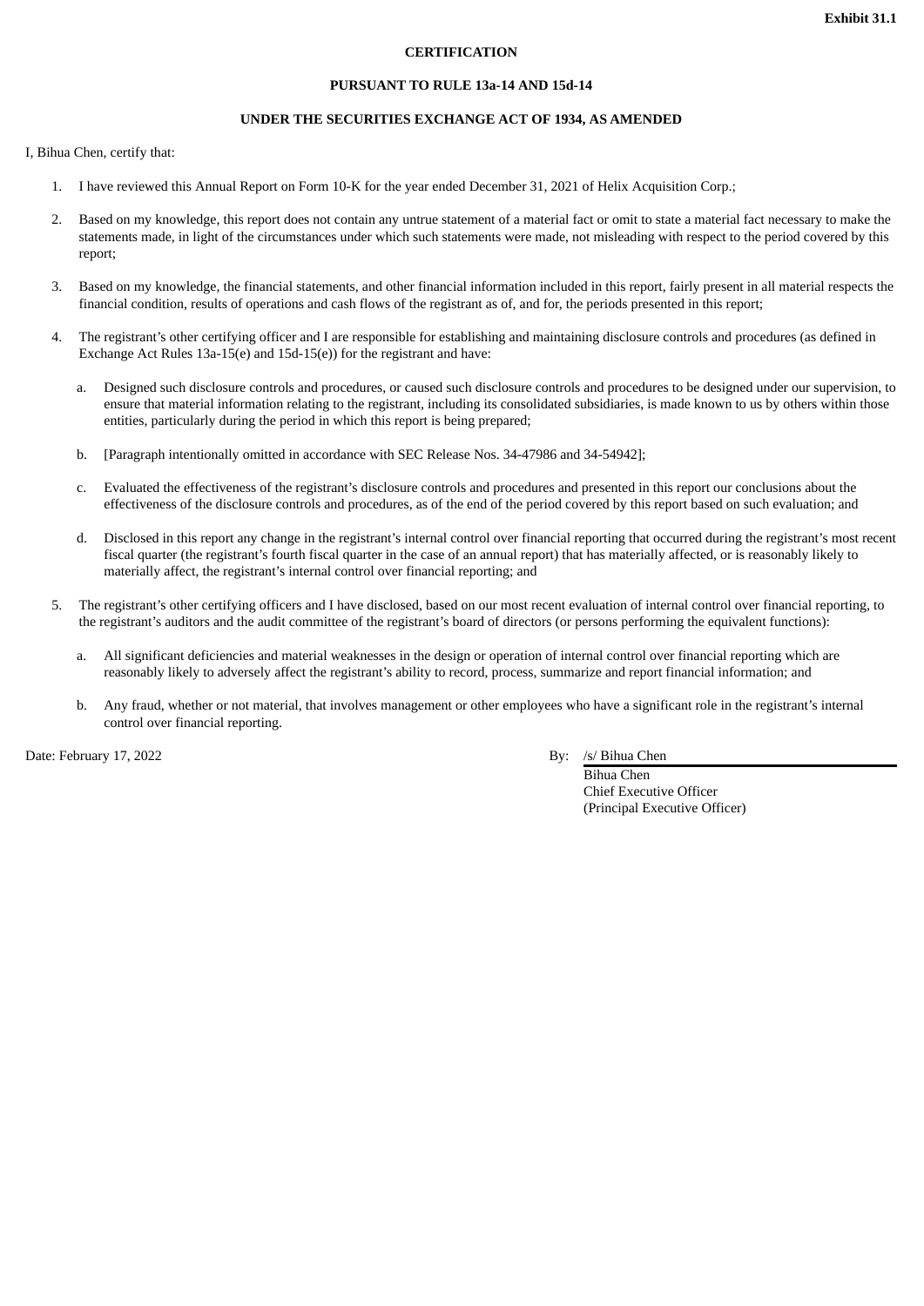**Exhibit 31.1**

**CERTIFICATION**

**PURSUANT TO RULE 13a-14 AND 15d-14**

**UNDER THE SECURITIES EXCHANGE ACT OF 1934, AS AMENDED**

I, Bihua Chen, certify that:

1. I have reviewed this Annual Report on Form 10-K for the year ended December 31, 2021 of Helix Acquisition Corp.;

2. Based on my knowledge, this report does not contain any untrue statement of a material fact or omit to state a material fact necessary to make the statements made, in light of the circumstances under which such statements were made, not misleading with respect to the period covered by this report;

3. Based on my knowledge, the financial statements, and other financial information included in this report, fairly present in all material respects the financial condition, results of operations and cash flows of the registrant as of, and for, the periods presented in this report;

4. The registrant's other certifying officer and I are responsible for establishing and maintaining disclosure controls and procedures (as defined in Exchange Act Rules 13a-15(e) and 15d-15(e)) for the registrant and have:

   a. Designed such disclosure controls and procedures, or caused such disclosure controls and procedures to be designed under our supervision, to ensure that material information relating to the registrant, including its consolidated subsidiaries, is made known to us by others within those entities, particularly during the period in which this report is being prepared;

   b. [Paragraph intentionally omitted in accordance with SEC Release Nos. 34-47986 and 34-54942];

   c. Evaluated the effectiveness of the registrant's disclosure controls and procedures and presented in this report our conclusions about the effectiveness of the disclosure controls and procedures, as of the end of the period covered by this report based on such evaluation; and

   d. Disclosed in this report any change in the registrant's internal control over financial reporting that occurred during the registrant's most recent fiscal quarter (the registrant's fourth fiscal quarter in the case of an annual report) that has materially affected, or is reasonably likely to materially affect, the registrant's internal control over financial reporting; and

5. The registrant's other certifying officers and I have disclosed, based on our most recent evaluation of internal control over financial reporting, to the registrant's auditors and the audit committee of the registrant's board of directors (or persons performing the equivalent functions):

   a. All significant deficiencies and material weaknesses in the design or operation of internal control over financial reporting which are reasonably likely to adversely affect the registrant's ability to record, process, summarize and report financial information; and

   b. Any fraud, whether or not material, that involves management or other employees who have a significant role in the registrant's internal control over financial reporting.

Date: February 17, 2022

By: /s/ Bihua Chen
Bihua Chen
Chief Executive Officer
(Principal Executive Officer)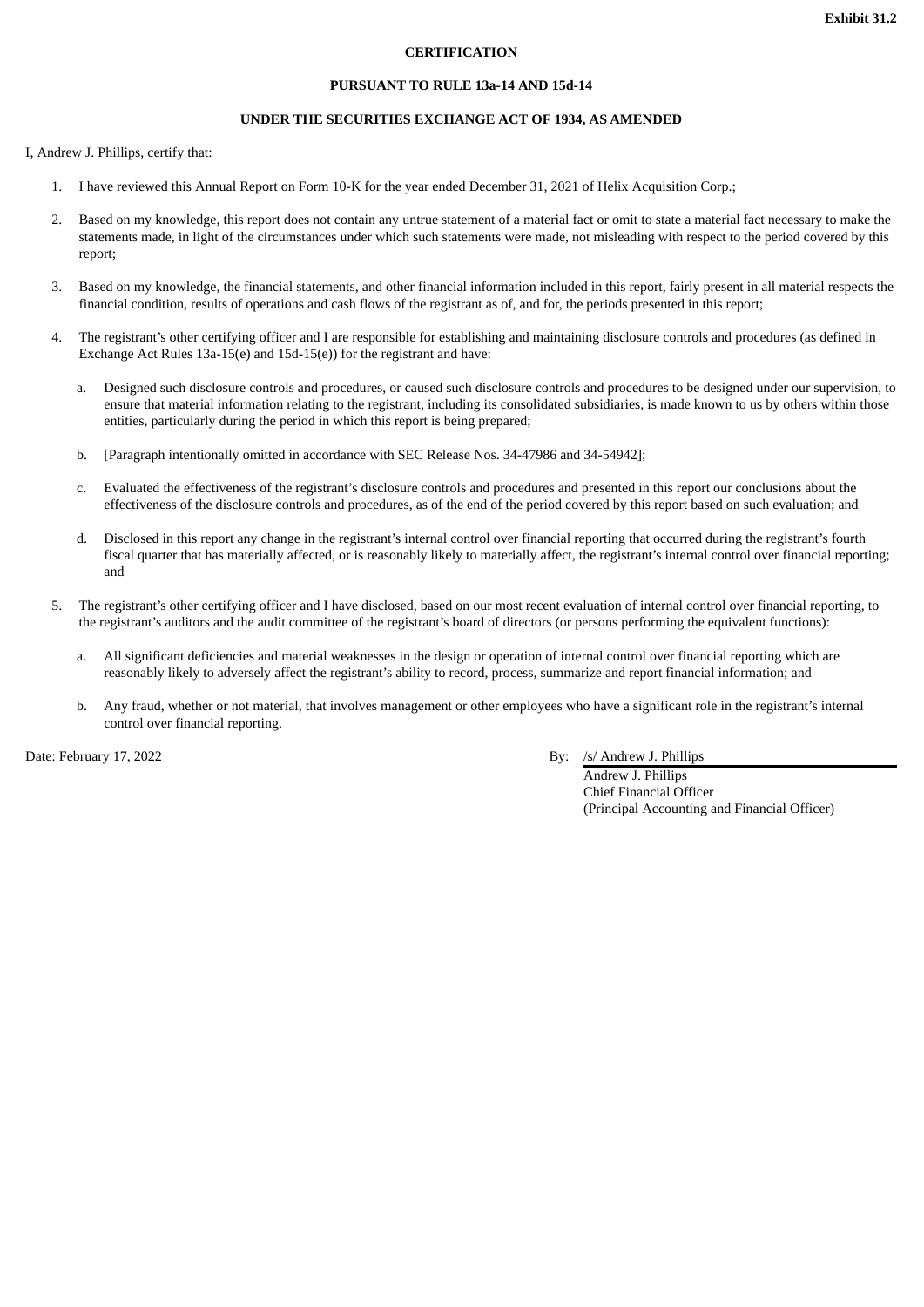**Exhibit 31.2**

**CERTIFICATION**

**PURSUANT TO RULE 13a-14 AND 15d-14**

**UNDER THE SECURITIES EXCHANGE ACT OF 1934, AS AMENDED**

I, Andrew J. Phillips, certify that:

1. I have reviewed this Annual Report on Form 10-K for the year ended December 31, 2021 of Helix Acquisition Corp.;

2. Based on my knowledge, this report does not contain any untrue statement of a material fact or omit to state a material fact necessary to make the statements made, in light of the circumstances under which such statements were made, not misleading with respect to the period covered by this report;

3. Based on my knowledge, the financial statements, and other financial information included in this report, fairly present in all material respects the financial condition, results of operations and cash flows of the registrant as of, and for, the periods presented in this report;

4. The registrant's other certifying officer and I are responsible for establishing and maintaining disclosure controls and procedures (as defined in Exchange Act Rules 13a-15(e) and 15d-15(e)) for the registrant and have:

   a. Designed such disclosure controls and procedures, or caused such disclosure controls and procedures to be designed under our supervision, to ensure that material information relating to the registrant, including its consolidated subsidiaries, is made known to us by others within those entities, particularly during the period in which this report is being prepared;

   b. [Paragraph intentionally omitted in accordance with SEC Release Nos. 34-47986 and 34-54942];

   c. Evaluated the effectiveness of the registrant's disclosure controls and procedures and presented in this report our conclusions about the effectiveness of the disclosure controls and procedures, as of the end of the period covered by this report based on such evaluation; and

   d. Disclosed in this report any change in the registrant's internal control over financial reporting that occurred during the registrant's fourth fiscal quarter that has materially affected, or is reasonably likely to materially affect, the registrant's internal control over financial reporting; and

5. The registrant's other certifying officer and I have disclosed, based on our most recent evaluation of internal control over financial reporting, to the registrant's auditors and the audit committee of the registrant's board of directors (or persons performing the equivalent functions):

   a. All significant deficiencies and material weaknesses in the design or operation of internal control over financial reporting which are reasonably likely to adversely affect the registrant's ability to record, process, summarize and report financial information; and

   b. Any fraud, whether or not material, that involves management or other employees who have a significant role in the registrant's internal control over financial reporting.

Date: February 17, 2022

By: /s/ Andrew J. Phillips
Andrew J. Phillips
Chief Financial Officer
(Principal Accounting and Financial Officer)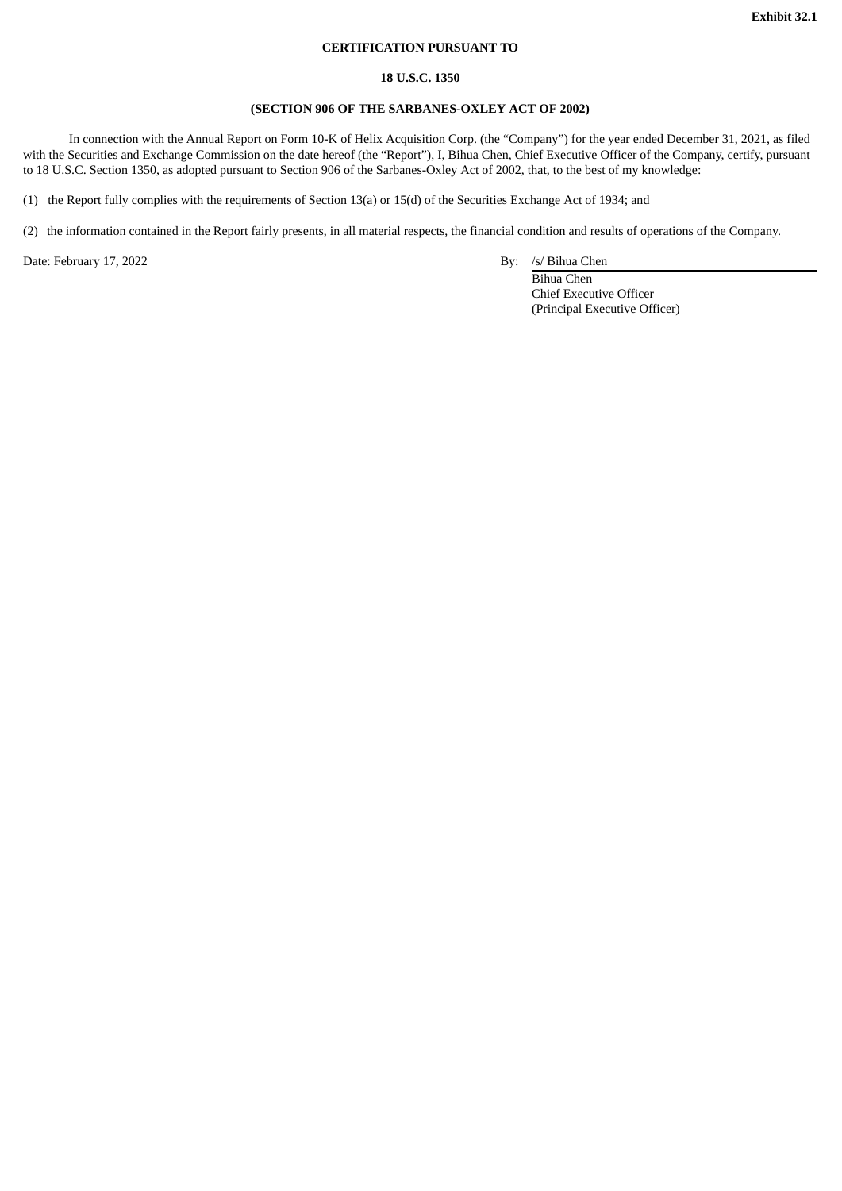**Exhibit 32.1**

**CERTIFICATION PURSUANT TO**

**18 U.S.C. 1350**

**(SECTION 906 OF THE SARBANES-OXLEY ACT OF 2002)**

In connection with the Annual Report on Form 10-K of Helix Acquisition Corp. (the "Company") for the year ended December 31, 2021, as filed with the Securities and Exchange Commission on the date hereof (the "Report"), I, Bihua Chen, Chief Executive Officer of the Company, certify, pursuant to 18 U.S.C. Section 1350, as adopted pursuant to Section 906 of the Sarbanes-Oxley Act of 2002, that, to the best of my knowledge:

(1) the Report fully complies with the requirements of Section 13(a) or 15(d) of the Securities Exchange Act of 1934; and

(2) the information contained in the Report fairly presents, in all material respects, the financial condition and results of operations of the Company.

Date: February 17, 2022

By: /s/ Bihua Chen
Bihua Chen
Chief Executive Officer
(Principal Executive Officer)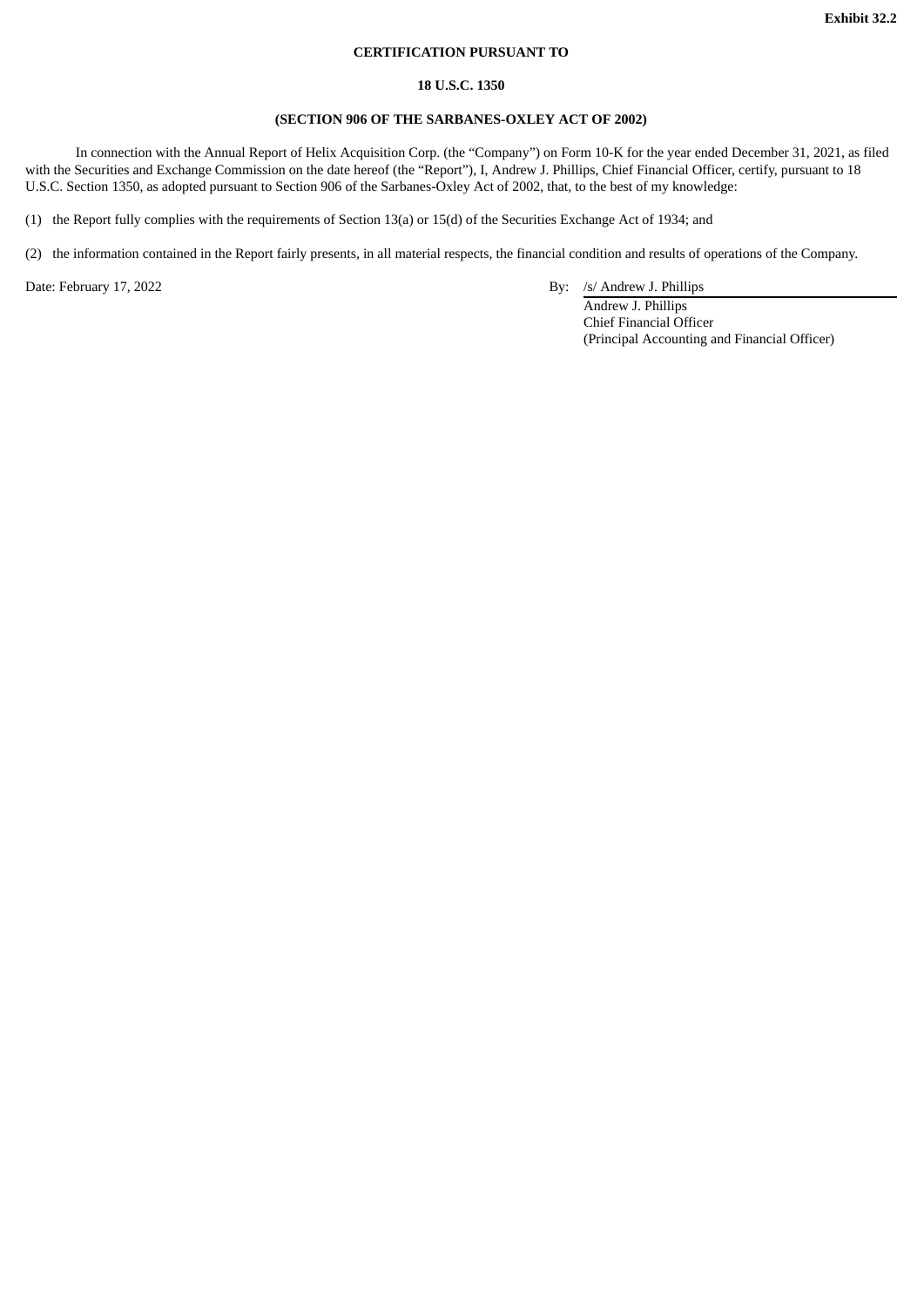**Exhibit 32.2**

**CERTIFICATION PURSUANT TO**

**18 U.S.C. 1350**

**(SECTION 906 OF THE SARBANES-OXLEY ACT OF 2002)**

In connection with the Annual Report of Helix Acquisition Corp. (the “Company”) on Form 10-K for the year ended December 31, 2021, as filed with the Securities and Exchange Commission on the date hereof (the “Report”), I, Andrew J. Phillips, Chief Financial Officer, certify, pursuant to 18 U.S.C. Section 1350, as adopted pursuant to Section 906 of the Sarbanes-Oxley Act of 2002, that, to the best of my knowledge:

(1) the Report fully complies with the requirements of Section 13(a) or 15(d) of the Securities Exchange Act of 1934; and

(2) the information contained in the Report fairly presents, in all material respects, the financial condition and results of operations of the Company.

Date: February 17, 2022

By: /s/ Andrew J. Phillips
Andrew J. Phillips
Chief Financial Officer
(Principal Accounting and Financial Officer)